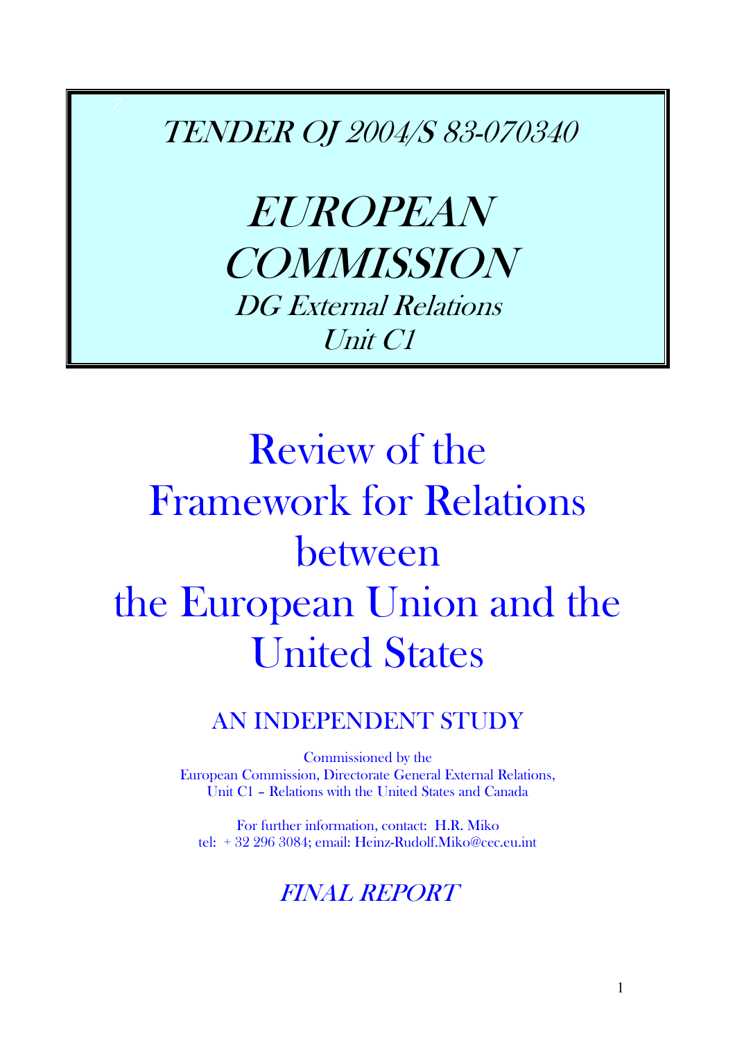*TENDER OJ 2004/S 83-070340*

# *EUROPEAN COMMISSION*

*DG External Relations*
*Unit C1*

# Review of the Framework for Relations between the European Union and the United States

## AN INDEPENDENT STUDY

Commissioned by the
European Commission, Directorate General External Relations,
Unit C1 – Relations with the United States and Canada

For further information, contact: H.R. Miko
tel: + 32 296 3084; email: Heinz-Rudolf.Miko@cec.eu.int

## *FINAL REPORT*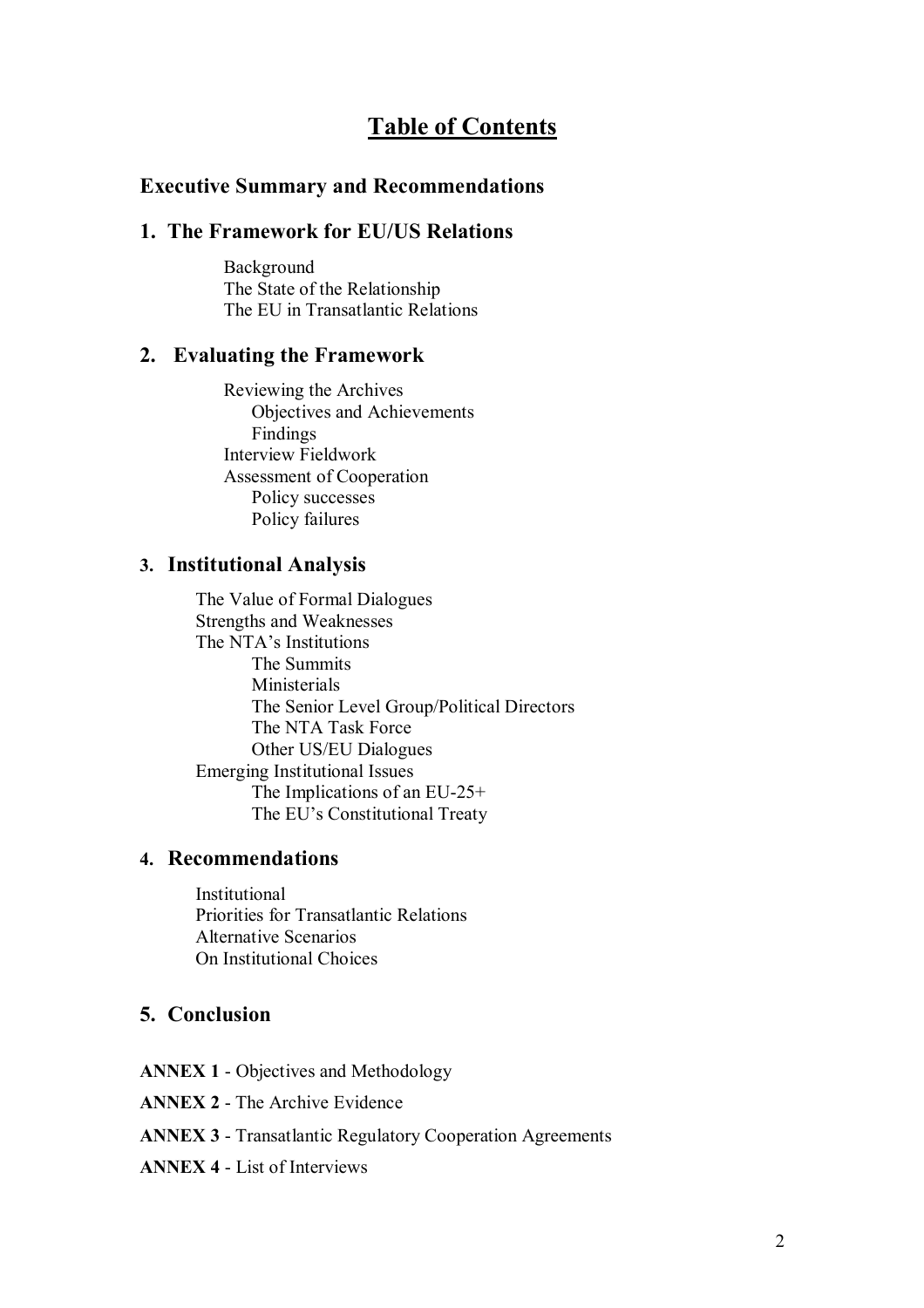# Table of Contents

## Executive Summary and Recommendations

## 1. The Framework for EU/US Relations

- Background
- The State of the Relationship
- The EU in Transatlantic Relations

## 2. Evaluating the Framework

- Reviewing the Archives
  - Objectives and Achievements
  - Findings
- Interview Fieldwork
- Assessment of Cooperation
  - Policy successes
  - Policy failures

## 3. Institutional Analysis

- The Value of Formal Dialogues
- Strengths and Weaknesses
- The NTA's Institutions
  - The Summits
  - Ministerials
  - The Senior Level Group/Political Directors
  - The NTA Task Force
  - Other US/EU Dialogues
- Emerging Institutional Issues
  - The Implications of an EU-25+
  - The EU's Constitutional Treaty

## 4. Recommendations

- Institutional
- Priorities for Transatlantic Relations
- Alternative Scenarios
- On Institutional Choices

## 5. Conclusion

**ANNEX 1** - Objectives and Methodology

**ANNEX 2** - The Archive Evidence

**ANNEX 3** - Transatlantic Regulatory Cooperation Agreements

**ANNEX 4** - List of Interviews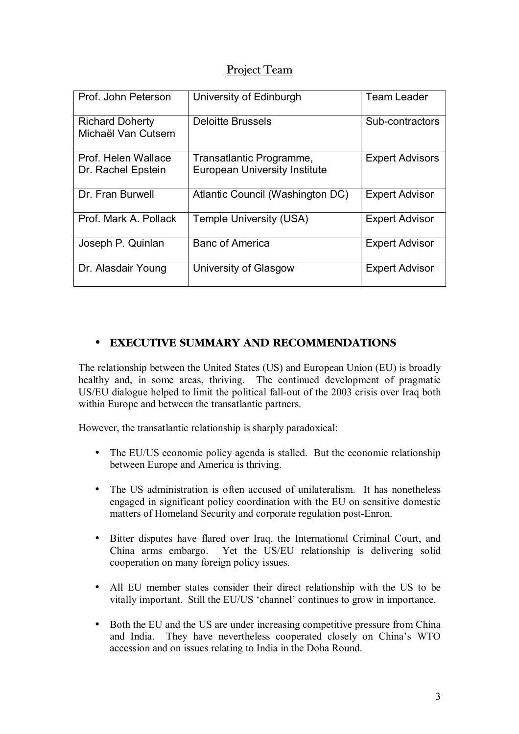## Project Team

| | | |
|---|---|---|
| Prof. John Peterson | University of Edinburgh | Team Leader |
| Richard Doherty<br>Michaël Van Cutsem | Deloitte Brussels | Sub-contractors |
| Prof. Helen Wallace<br>Dr. Rachel Epstein | Transatlantic Programme,<br>European University Institute | Expert Advisors |
| Dr. Fran Burwell | Atlantic Council (Washington DC) | Expert Advisor |
| Prof. Mark A. Pollack | Temple University (USA) | Expert Advisor |
| Joseph P. Quinlan | Banc of America | Expert Advisor |
| Dr. Alasdair Young | University of Glasgow | Expert Advisor |

## • EXECUTIVE SUMMARY AND RECOMMENDATIONS

The relationship between the United States (US) and European Union (EU) is broadly healthy and, in some areas, thriving. The continued development of pragmatic US/EU dialogue helped to limit the political fall-out of the 2003 crisis over Iraq both within Europe and between the transatlantic partners.

However, the transatlantic relationship is sharply paradoxical:

- The EU/US economic policy agenda is stalled. But the economic relationship between Europe and America is thriving.
- The US administration is often accused of unilateralism. It has nonetheless engaged in significant policy coordination with the EU on sensitive domestic matters of Homeland Security and corporate regulation post-Enron.
- Bitter disputes have flared over Iraq, the International Criminal Court, and China arms embargo. Yet the US/EU relationship is delivering solid cooperation on many foreign policy issues.
- All EU member states consider their direct relationship with the US to be vitally important. Still the EU/US 'channel' continues to grow in importance.
- Both the EU and the US are under increasing competitive pressure from China and India. They have nevertheless cooperated closely on China's WTO accession and on issues relating to India in the Doha Round.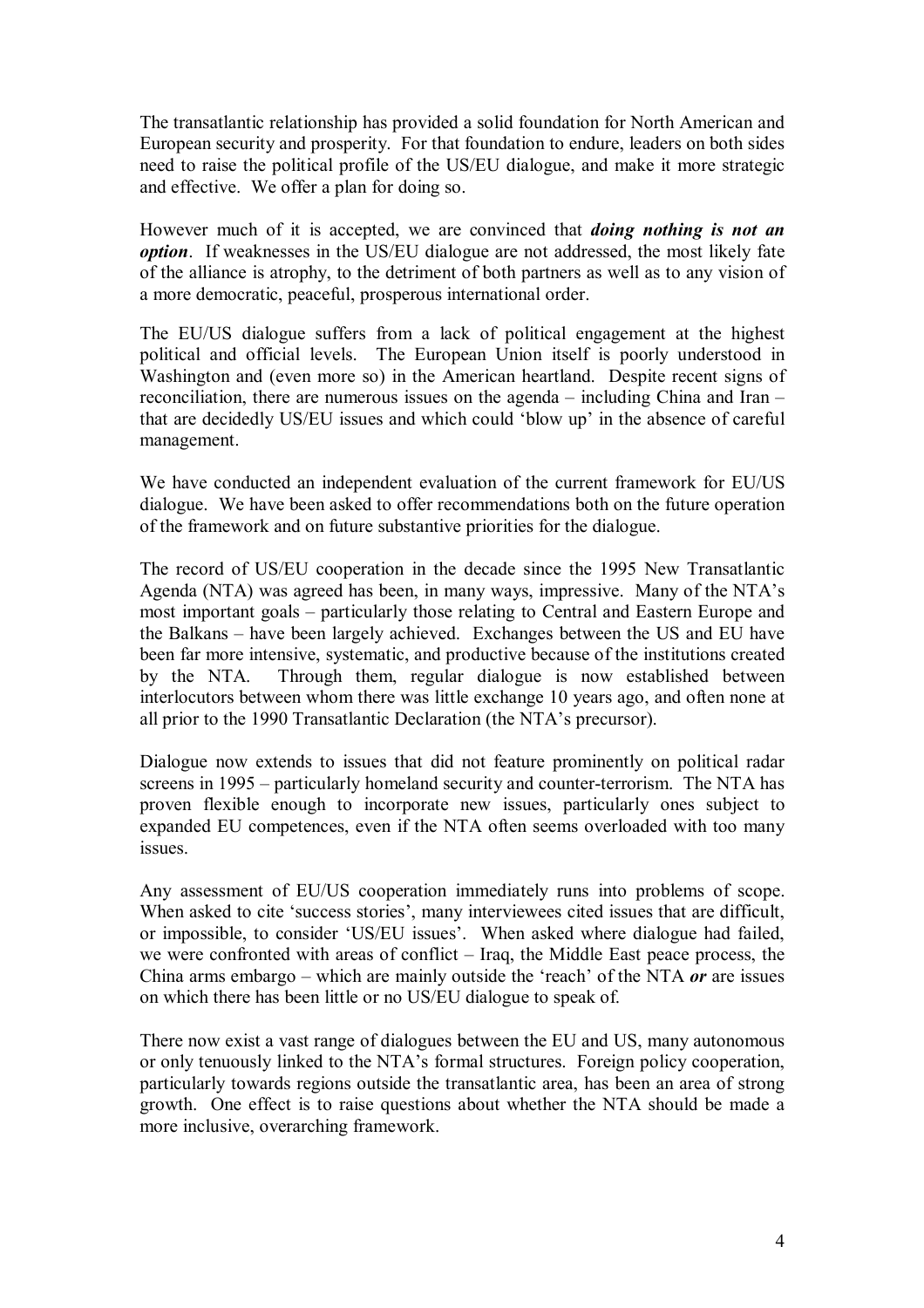The transatlantic relationship has provided a solid foundation for North American and European security and prosperity. For that foundation to endure, leaders on both sides need to raise the political profile of the US/EU dialogue, and make it more strategic and effective. We offer a plan for doing so.

However much of it is accepted, we are convinced that ***doing nothing is not an option***. If weaknesses in the US/EU dialogue are not addressed, the most likely fate of the alliance is atrophy, to the detriment of both partners as well as to any vision of a more democratic, peaceful, prosperous international order.

The EU/US dialogue suffers from a lack of political engagement at the highest political and official levels. The European Union itself is poorly understood in Washington and (even more so) in the American heartland. Despite recent signs of reconciliation, there are numerous issues on the agenda – including China and Iran – that are decidedly US/EU issues and which could 'blow up' in the absence of careful management.

We have conducted an independent evaluation of the current framework for EU/US dialogue. We have been asked to offer recommendations both on the future operation of the framework and on future substantive priorities for the dialogue.

The record of US/EU cooperation in the decade since the 1995 New Transatlantic Agenda (NTA) was agreed has been, in many ways, impressive. Many of the NTA's most important goals – particularly those relating to Central and Eastern Europe and the Balkans – have been largely achieved. Exchanges between the US and EU have been far more intensive, systematic, and productive because of the institutions created by the NTA. Through them, regular dialogue is now established between interlocutors between whom there was little exchange 10 years ago, and often none at all prior to the 1990 Transatlantic Declaration (the NTA's precursor).

Dialogue now extends to issues that did not feature prominently on political radar screens in 1995 – particularly homeland security and counter-terrorism. The NTA has proven flexible enough to incorporate new issues, particularly ones subject to expanded EU competences, even if the NTA often seems overloaded with too many issues.

Any assessment of EU/US cooperation immediately runs into problems of scope. When asked to cite 'success stories', many interviewees cited issues that are difficult, or impossible, to consider 'US/EU issues'. When asked where dialogue had failed, we were confronted with areas of conflict – Iraq, the Middle East peace process, the China arms embargo – which are mainly outside the 'reach' of the NTA ***or*** are issues on which there has been little or no US/EU dialogue to speak of.

There now exist a vast range of dialogues between the EU and US, many autonomous or only tenuously linked to the NTA's formal structures. Foreign policy cooperation, particularly towards regions outside the transatlantic area, has been an area of strong growth. One effect is to raise questions about whether the NTA should be made a more inclusive, overarching framework.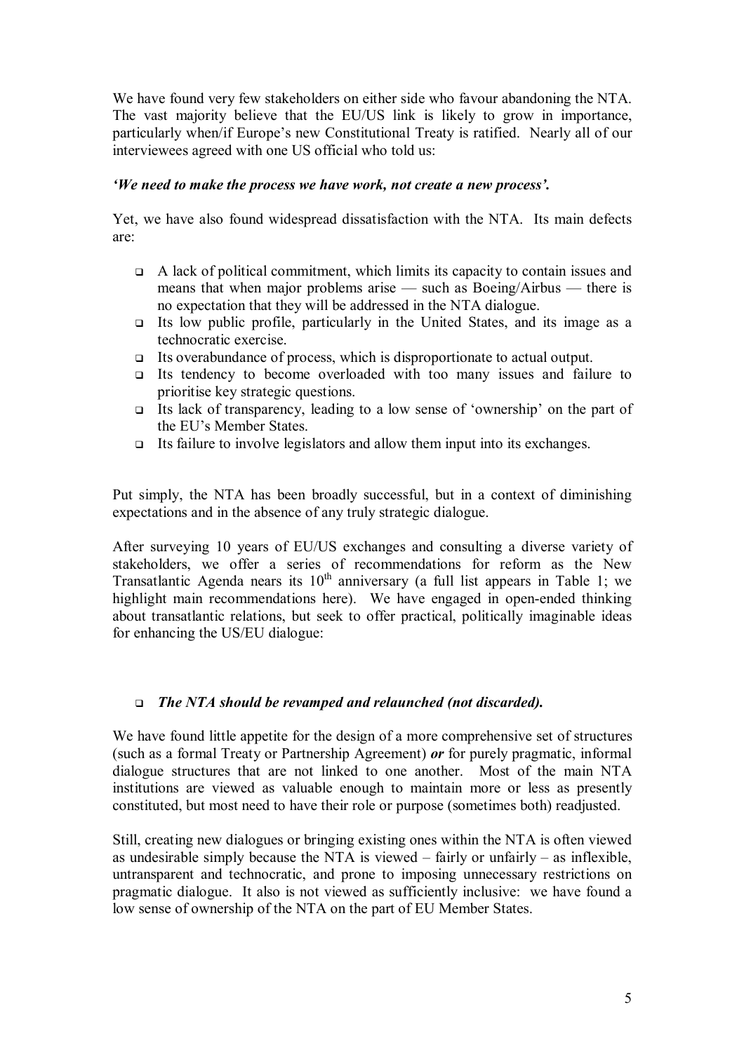We have found very few stakeholders on either side who favour abandoning the NTA. The vast majority believe that the EU/US link is likely to grow in importance, particularly when/if Europe's new Constitutional Treaty is ratified. Nearly all of our interviewees agreed with one US official who told us:

***'We need to make the process we have work, not create a new process'.***

Yet, we have also found widespread dissatisfaction with the NTA. Its main defects are:

- A lack of political commitment, which limits its capacity to contain issues and means that when major problems arise — such as Boeing/Airbus — there is no expectation that they will be addressed in the NTA dialogue.
- Its low public profile, particularly in the United States, and its image as a technocratic exercise.
- Its overabundance of process, which is disproportionate to actual output.
- Its tendency to become overloaded with too many issues and failure to prioritise key strategic questions.
- Its lack of transparency, leading to a low sense of 'ownership' on the part of the EU's Member States.
- Its failure to involve legislators and allow them input into its exchanges.

Put simply, the NTA has been broadly successful, but in a context of diminishing expectations and in the absence of any truly strategic dialogue.

After surveying 10 years of EU/US exchanges and consulting a diverse variety of stakeholders, we offer a series of recommendations for reform as the New Transatlantic Agenda nears its 10th anniversary (a full list appears in Table 1; we highlight main recommendations here). We have engaged in open-ended thinking about transatlantic relations, but seek to offer practical, politically imaginable ideas for enhancing the US/EU dialogue:

- ***The NTA should be revamped and relaunched (not discarded).***

We have found little appetite for the design of a more comprehensive set of structures (such as a formal Treaty or Partnership Agreement) ***or*** for purely pragmatic, informal dialogue structures that are not linked to one another. Most of the main NTA institutions are viewed as valuable enough to maintain more or less as presently constituted, but most need to have their role or purpose (sometimes both) readjusted.

Still, creating new dialogues or bringing existing ones within the NTA is often viewed as undesirable simply because the NTA is viewed – fairly or unfairly – as inflexible, untransparent and technocratic, and prone to imposing unnecessary restrictions on pragmatic dialogue. It also is not viewed as sufficiently inclusive: we have found a low sense of ownership of the NTA on the part of EU Member States.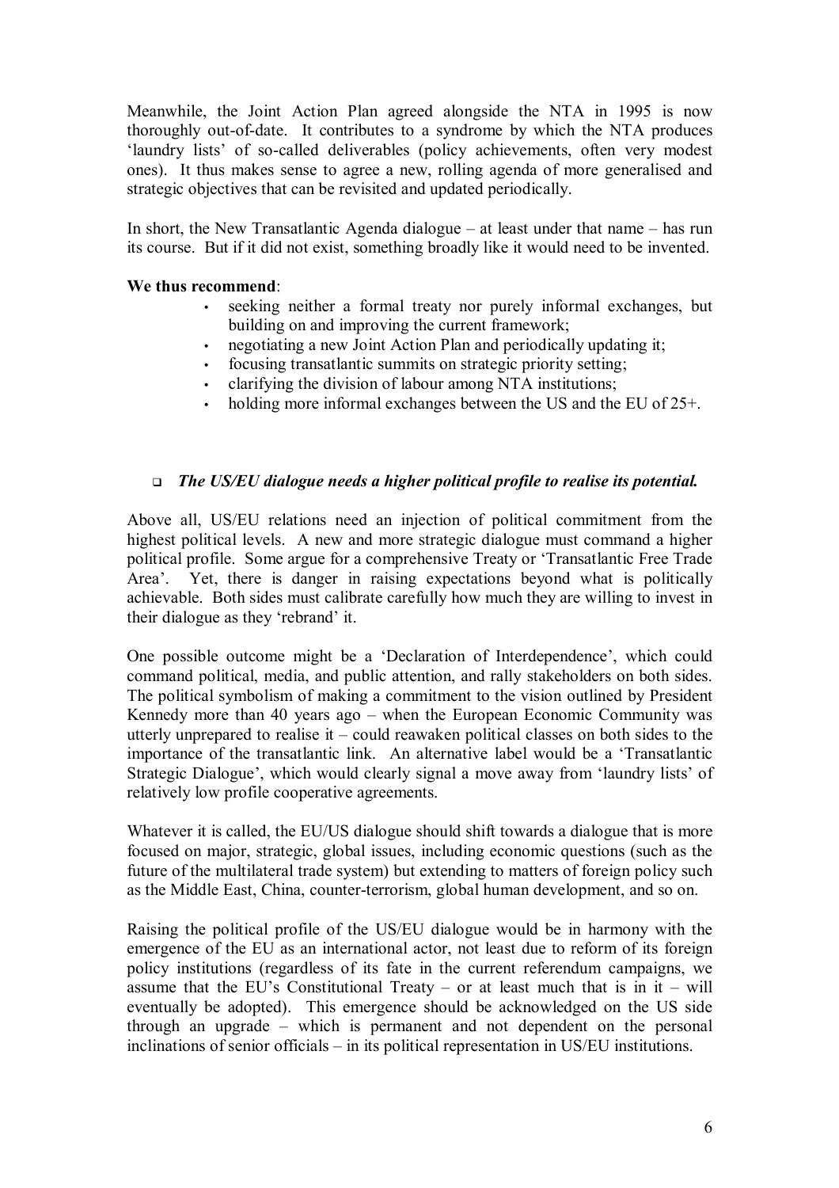Meanwhile, the Joint Action Plan agreed alongside the NTA in 1995 is now thoroughly out-of-date. It contributes to a syndrome by which the NTA produces 'laundry lists' of so-called deliverables (policy achievements, often very modest ones). It thus makes sense to agree a new, rolling agenda of more generalised and strategic objectives that can be revisited and updated periodically.

In short, the New Transatlantic Agenda dialogue – at least under that name – has run its course. But if it did not exist, something broadly like it would need to be invented.

**We thus recommend**:

- seeking neither a formal treaty nor purely informal exchanges, but building on and improving the current framework;
- negotiating a new Joint Action Plan and periodically updating it;
- focusing transatlantic summits on strategic priority setting;
- clarifying the division of labour among NTA institutions;
- holding more informal exchanges between the US and the EU of 25+.

- ***The US/EU dialogue needs a higher political profile to realise its potential.***

Above all, US/EU relations need an injection of political commitment from the highest political levels. A new and more strategic dialogue must command a higher political profile. Some argue for a comprehensive Treaty or 'Transatlantic Free Trade Area'. Yet, there is danger in raising expectations beyond what is politically achievable. Both sides must calibrate carefully how much they are willing to invest in their dialogue as they 'rebrand' it.

One possible outcome might be a 'Declaration of Interdependence', which could command political, media, and public attention, and rally stakeholders on both sides. The political symbolism of making a commitment to the vision outlined by President Kennedy more than 40 years ago – when the European Economic Community was utterly unprepared to realise it – could reawaken political classes on both sides to the importance of the transatlantic link. An alternative label would be a 'Transatlantic Strategic Dialogue', which would clearly signal a move away from 'laundry lists' of relatively low profile cooperative agreements.

Whatever it is called, the EU/US dialogue should shift towards a dialogue that is more focused on major, strategic, global issues, including economic questions (such as the future of the multilateral trade system) but extending to matters of foreign policy such as the Middle East, China, counter-terrorism, global human development, and so on.

Raising the political profile of the US/EU dialogue would be in harmony with the emergence of the EU as an international actor, not least due to reform of its foreign policy institutions (regardless of its fate in the current referendum campaigns, we assume that the EU's Constitutional Treaty – or at least much that is in it – will eventually be adopted). This emergence should be acknowledged on the US side through an upgrade – which is permanent and not dependent on the personal inclinations of senior officials – in its political representation in US/EU institutions.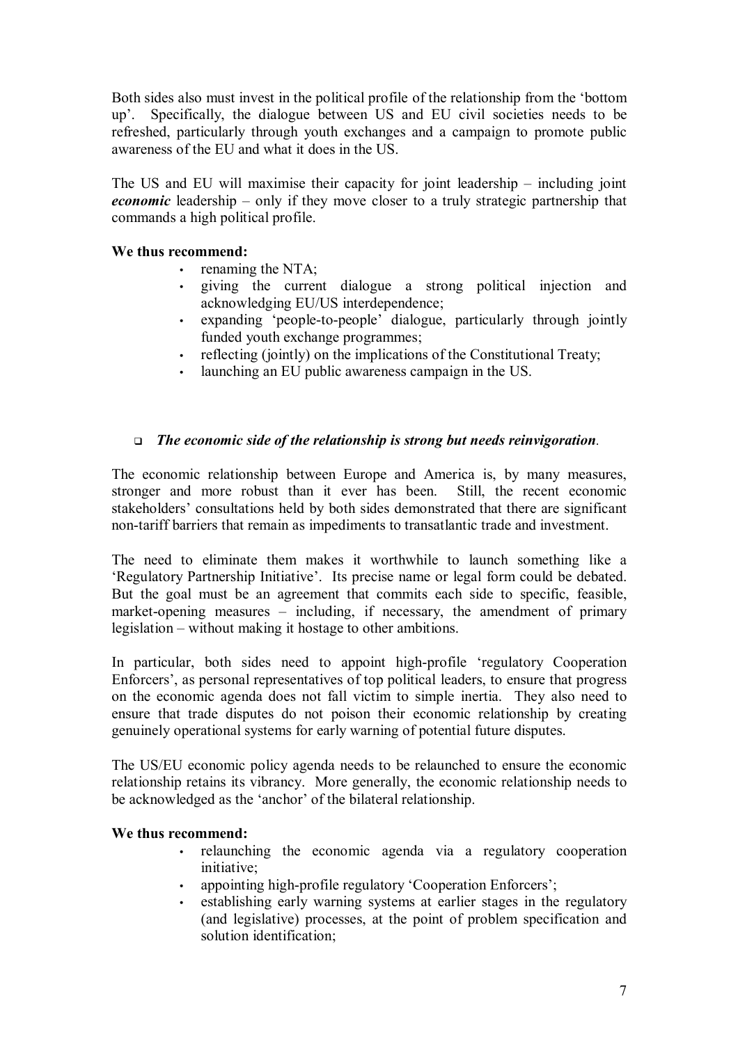Both sides also must invest in the political profile of the relationship from the 'bottom up'. Specifically, the dialogue between US and EU civil societies needs to be refreshed, particularly through youth exchanges and a campaign to promote public awareness of the EU and what it does in the US.

The US and EU will maximise their capacity for joint leadership – including joint ***economic*** leadership – only if they move closer to a truly strategic partnership that commands a high political profile.

**We thus recommend:**

- renaming the NTA;
- giving the current dialogue a strong political injection and acknowledging EU/US interdependence;
- expanding 'people-to-people' dialogue, particularly through jointly funded youth exchange programmes;
- reflecting (jointly) on the implications of the Constitutional Treaty;
- launching an EU public awareness campaign in the US.

- ***The economic side of the relationship is strong but needs reinvigoration.***

The economic relationship between Europe and America is, by many measures, stronger and more robust than it ever has been. Still, the recent economic stakeholders' consultations held by both sides demonstrated that there are significant non-tariff barriers that remain as impediments to transatlantic trade and investment.

The need to eliminate them makes it worthwhile to launch something like a 'Regulatory Partnership Initiative'. Its precise name or legal form could be debated. But the goal must be an agreement that commits each side to specific, feasible, market-opening measures – including, if necessary, the amendment of primary legislation – without making it hostage to other ambitions.

In particular, both sides need to appoint high-profile 'regulatory Cooperation Enforcers', as personal representatives of top political leaders, to ensure that progress on the economic agenda does not fall victim to simple inertia. They also need to ensure that trade disputes do not poison their economic relationship by creating genuinely operational systems for early warning of potential future disputes.

The US/EU economic policy agenda needs to be relaunched to ensure the economic relationship retains its vibrancy. More generally, the economic relationship needs to be acknowledged as the 'anchor' of the bilateral relationship.

**We thus recommend:**

- relaunching the economic agenda via a regulatory cooperation initiative;
- appointing high-profile regulatory 'Cooperation Enforcers';
- establishing early warning systems at earlier stages in the regulatory (and legislative) processes, at the point of problem specification and solution identification;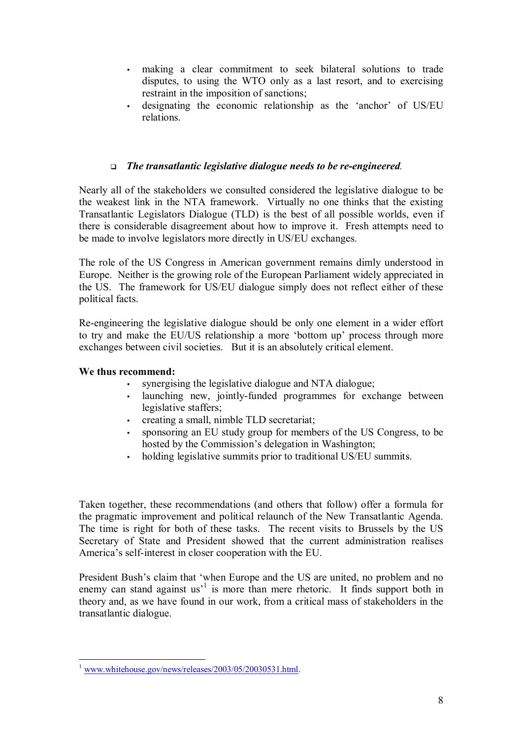- making a clear commitment to seek bilateral solutions to trade disputes, to using the WTO only as a last resort, and to exercising restraint in the imposition of sanctions;
- designating the economic relationship as the 'anchor' of US/EU relations.

- ***The transatlantic legislative dialogue needs to be re-engineered.***

Nearly all of the stakeholders we consulted considered the legislative dialogue to be the weakest link in the NTA framework. Virtually no one thinks that the existing Transatlantic Legislators Dialogue (TLD) is the best of all possible worlds, even if there is considerable disagreement about how to improve it. Fresh attempts need to be made to involve legislators more directly in US/EU exchanges.

The role of the US Congress in American government remains dimly understood in Europe. Neither is the growing role of the European Parliament widely appreciated in the US. The framework for US/EU dialogue simply does not reflect either of these political facts.

Re-engineering the legislative dialogue should be only one element in a wider effort to try and make the EU/US relationship a more 'bottom up' process through more exchanges between civil societies. But it is an absolutely critical element.

**We thus recommend:**

- synergising the legislative dialogue and NTA dialogue;
- launching new, jointly-funded programmes for exchange between legislative staffers;
- creating a small, nimble TLD secretariat;
- sponsoring an EU study group for members of the US Congress, to be hosted by the Commission's delegation in Washington;
- holding legislative summits prior to traditional US/EU summits.

Taken together, these recommendations (and others that follow) offer a formula for the pragmatic improvement and political relaunch of the New Transatlantic Agenda. The time is right for both of these tasks. The recent visits to Brussels by the US Secretary of State and President showed that the current administration realises America's self-interest in closer cooperation with the EU.

President Bush's claim that 'when Europe and the US are united, no problem and no enemy can stand against us'[1] is more than mere rhetoric. It finds support both in theory and, as we have found in our work, from a critical mass of stakeholders in the transatlantic dialogue.

[1] www.whitehouse.gov/news/releases/2003/05/20030531.html.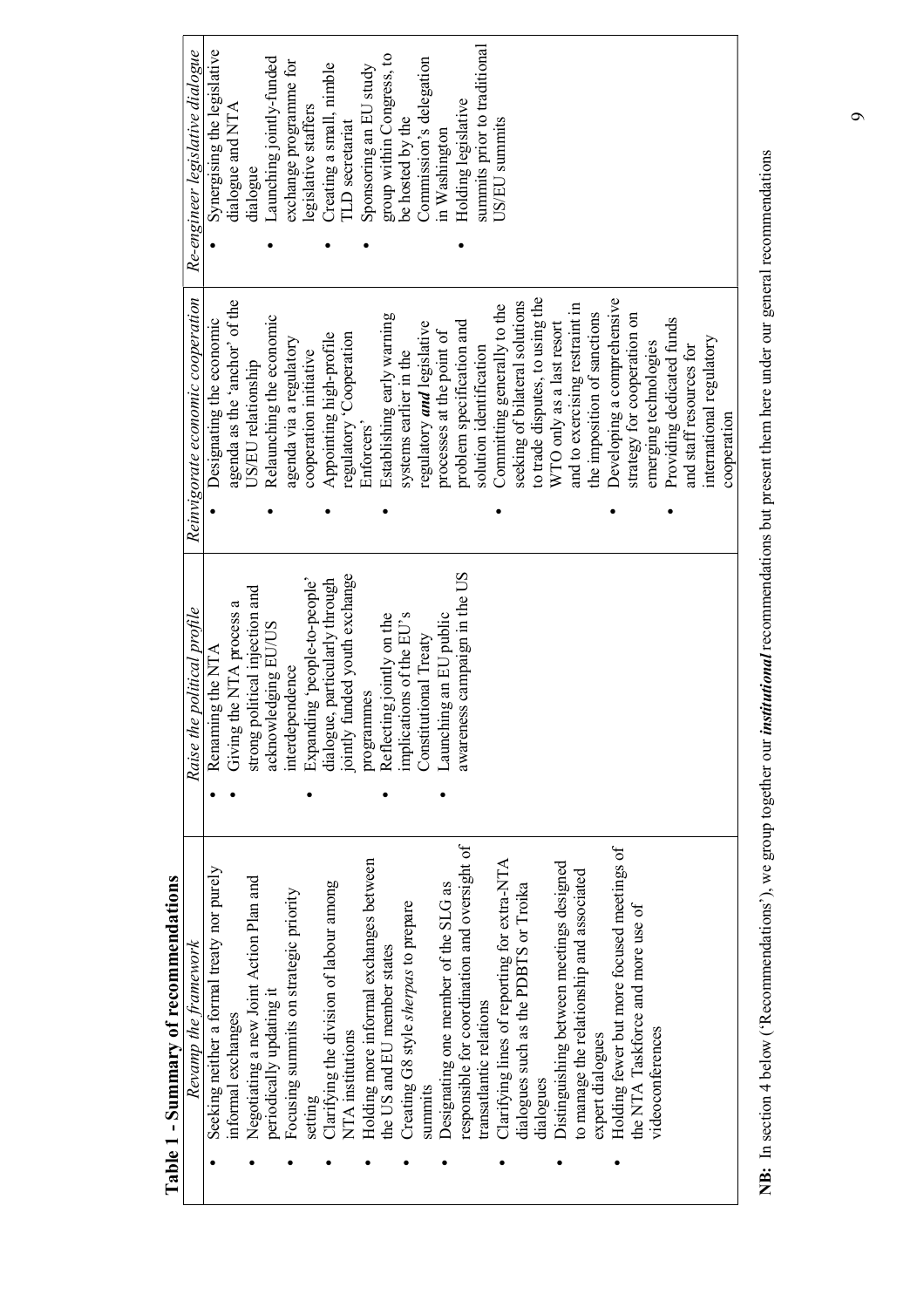**Table 1 - Summary of recommendations**

| *Revamp the framework* | *Raise the political profile* | *Reinvigorate economic cooperation* | *Re-engineer legislative dialogue* |
|---|---|---|---|
| • Seeking neither a formal treaty nor purely informal exchanges<br>• Negotiating a new Joint Action Plan and periodically updating it<br>• Focusing summits on strategic priority setting<br>• Clarifying the division of labour among NTA institutions<br>• Holding more informal exchanges between the US and EU member states<br>• Creating G8 style *sherpas* to prepare summits<br>• Designating one member of the SLG as responsible for coordination and oversight of transatlantic relations<br>• Clarifying lines of reporting for extra-NTA dialogues such as the PDBTS or Troika dialogues<br>• Distinguishing between meetings designed to manage the relationship and associated expert dialogues<br>• Holding fewer but more focused meetings of the NTA Taskforce and more use of videoconferences | • Renaming the NTA<br>• Giving the NTA process a strong political injection and acknowledging EU/US interdependence<br>• Expanding 'people-to-people' dialogue, particularly through jointly funded youth exchange programmes<br>• Reflecting jointly on the implications of the EU's Constitutional Treaty<br>• Launching an EU public awareness campaign in the US | • Designating the economic agenda as the 'anchor' of the US/EU relationship<br>• Relaunching the economic agenda via a regulatory cooperation initiative<br>• Appointing high-profile regulatory 'Cooperation Enforcers'<br>• Establishing early warning systems earlier in the regulatory ***and*** legislative processes at the point of problem specification and solution identification<br>• Committing generally to the seeking of bilateral solutions to trade disputes, to using the WTO only as a last resort and to exercising restraint in the imposition of sanctions<br>• Developing a comprehensive strategy for cooperation on emerging technologies<br>• Providing dedicated funds and staff resources for international regulatory cooperation | • Synergising the legislative dialogue and NTA dialogue<br>• Launching jointly-funded exchange programme for legislative staffers<br>• Creating a small, nimble TLD secretariat<br>• Sponsoring an EU study group within Congress, to be hosted by the Commission's delegation in Washington<br>• Holding legislative summits prior to traditional US/EU summits |

**NB:** In section 4 below ('Recommendations'), we group together our ***institutional*** recommendations but present them here under our general recommendations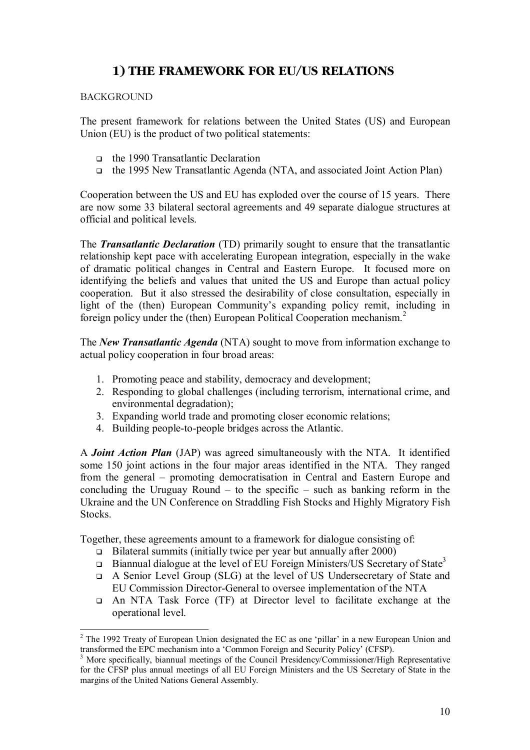# 1) THE FRAMEWORK FOR EU/US RELATIONS

BACKGROUND

The present framework for relations between the United States (US) and European Union (EU) is the product of two political statements:

- the 1990 Transatlantic Declaration
- the 1995 New Transatlantic Agenda (NTA, and associated Joint Action Plan)

Cooperation between the US and EU has exploded over the course of 15 years. There are now some 33 bilateral sectoral agreements and 49 separate dialogue structures at official and political levels.

The ***Transatlantic Declaration*** (TD) primarily sought to ensure that the transatlantic relationship kept pace with accelerating European integration, especially in the wake of dramatic political changes in Central and Eastern Europe. It focused more on identifying the beliefs and values that united the US and Europe than actual policy cooperation. But it also stressed the desirability of close consultation, especially in light of the (then) European Community's expanding policy remit, including in foreign policy under the (then) European Political Cooperation mechanism.[2]

The ***New Transatlantic Agenda*** (NTA) sought to move from information exchange to actual policy cooperation in four broad areas:

1. Promoting peace and stability, democracy and development;
2. Responding to global challenges (including terrorism, international crime, and environmental degradation);
3. Expanding world trade and promoting closer economic relations;
4. Building people-to-people bridges across the Atlantic.

A ***Joint Action Plan*** (JAP) was agreed simultaneously with the NTA. It identified some 150 joint actions in the four major areas identified in the NTA. They ranged from the general – promoting democratisation in Central and Eastern Europe and concluding the Uruguay Round – to the specific – such as banking reform in the Ukraine and the UN Conference on Straddling Fish Stocks and Highly Migratory Fish Stocks.

Together, these agreements amount to a framework for dialogue consisting of:

- Bilateral summits (initially twice per year but annually after 2000)
- Biannual dialogue at the level of EU Foreign Ministers/US Secretary of State[3]
- A Senior Level Group (SLG) at the level of US Undersecretary of State and EU Commission Director-General to oversee implementation of the NTA
- An NTA Task Force (TF) at Director level to facilitate exchange at the operational level.

---

[2] The 1992 Treaty of European Union designated the EC as one 'pillar' in a new European Union and transformed the EPC mechanism into a 'Common Foreign and Security Policy' (CFSP).

[3] More specifically, biannual meetings of the Council Presidency/Commissioner/High Representative for the CFSP plus annual meetings of all EU Foreign Ministers and the US Secretary of State in the margins of the United Nations General Assembly.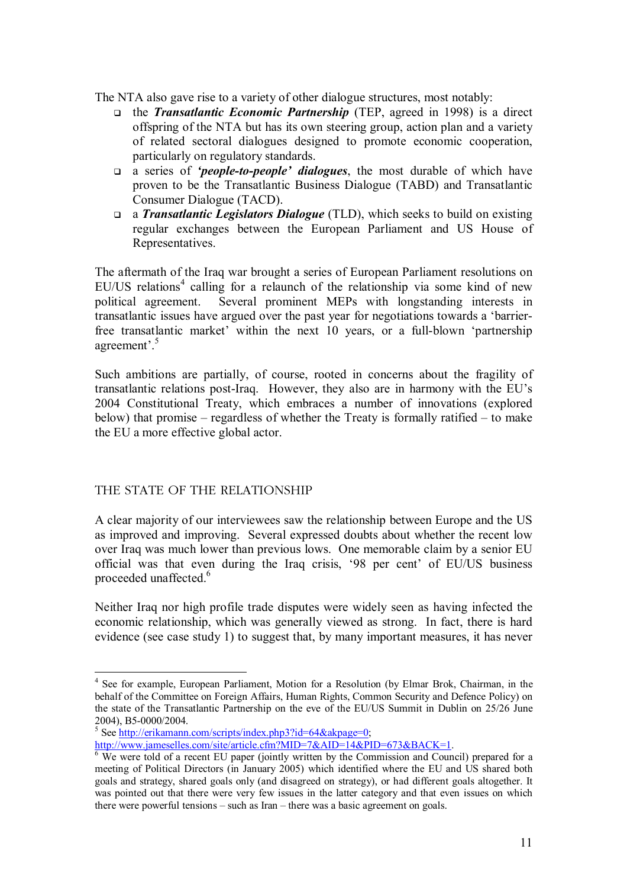The NTA also gave rise to a variety of other dialogue structures, most notably:

- the ***Transatlantic Economic Partnership*** (TEP, agreed in 1998) is a direct offspring of the NTA but has its own steering group, action plan and a variety of related sectoral dialogues designed to promote economic cooperation, particularly on regulatory standards.
- a series of ***'people-to-people' dialogues***, the most durable of which have proven to be the Transatlantic Business Dialogue (TABD) and Transatlantic Consumer Dialogue (TACD).
- a ***Transatlantic Legislators Dialogue*** (TLD), which seeks to build on existing regular exchanges between the European Parliament and US House of Representatives.

The aftermath of the Iraq war brought a series of European Parliament resolutions on EU/US relations[4] calling for a relaunch of the relationship via some kind of new political agreement. Several prominent MEPs with longstanding interests in transatlantic issues have argued over the past year for negotiations towards a 'barrier-free transatlantic market' within the next 10 years, or a full-blown 'partnership agreement'.[5]

Such ambitions are partially, of course, rooted in concerns about the fragility of transatlantic relations post-Iraq. However, they also are in harmony with the EU's 2004 Constitutional Treaty, which embraces a number of innovations (explored below) that promise – regardless of whether the Treaty is formally ratified – to make the EU a more effective global actor.

## THE STATE OF THE RELATIONSHIP

A clear majority of our interviewees saw the relationship between Europe and the US as improved and improving. Several expressed doubts about whether the recent low over Iraq was much lower than previous lows. One memorable claim by a senior EU official was that even during the Iraq crisis, '98 per cent' of EU/US business proceeded unaffected.[6]

Neither Iraq nor high profile trade disputes were widely seen as having infected the economic relationship, which was generally viewed as strong. In fact, there is hard evidence (see case study 1) to suggest that, by many important measures, it has never

---

[4] See for example, European Parliament, Motion for a Resolution (by Elmar Brok, Chairman, in the behalf of the Committee on Foreign Affairs, Human Rights, Common Security and Defence Policy) on the state of the Transatlantic Partnership on the eve of the EU/US Summit in Dublin on 25/26 June 2004), B5-0000/2004.

[5] See http://erikamann.com/scripts/index.php3?id=64&akpage=0; http://www.jameselles.com/site/article.cfm?MID=7&AID=14&PID=673&BACK=1.

[6] We were told of a recent EU paper (jointly written by the Commission and Council) prepared for a meeting of Political Directors (in January 2005) which identified where the EU and US shared both goals and strategy, shared goals only (and disagreed on strategy), or had different goals altogether. It was pointed out that there were very few issues in the latter category and that even issues on which there were powerful tensions – such as Iran – there was a basic agreement on goals.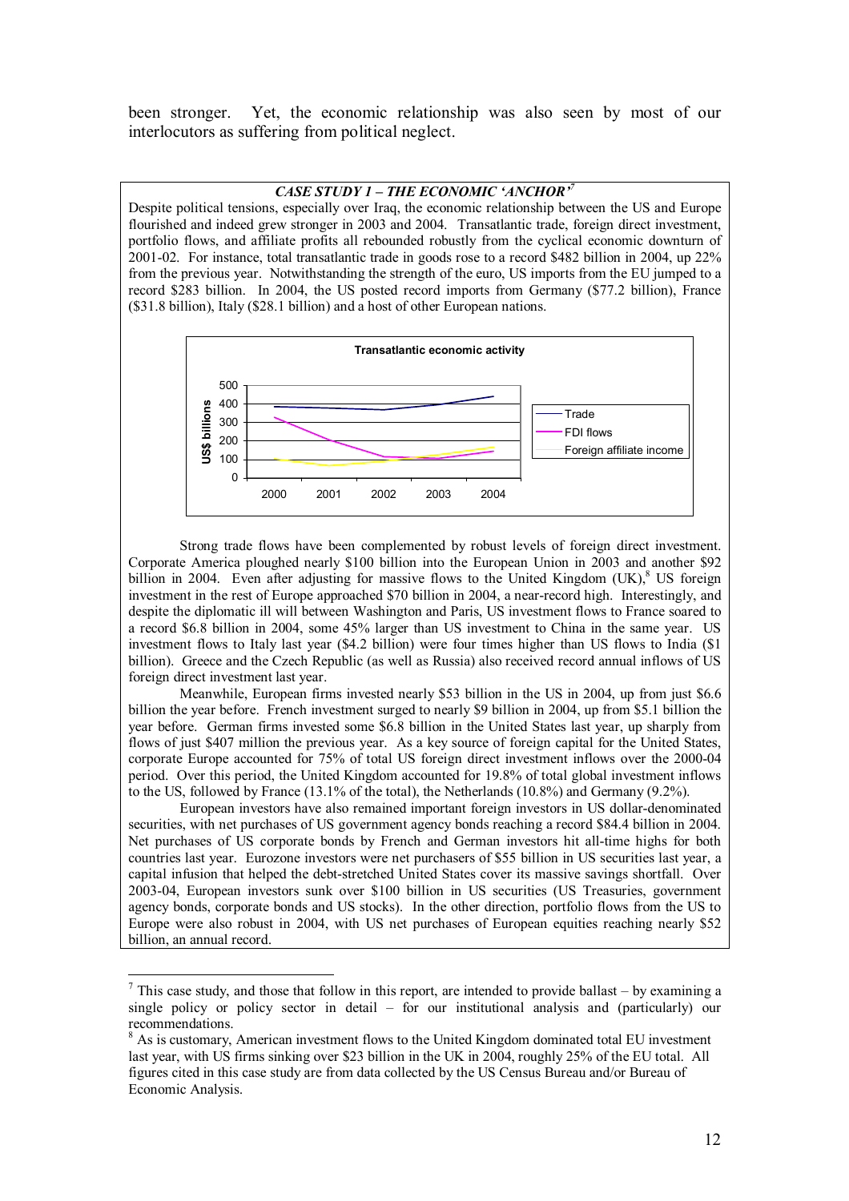been stronger. Yet, the economic relationship was also seen by most of our interlocutors as suffering from political neglect.

### *CASE STUDY 1 – THE ECONOMIC 'ANCHOR'*[7]

Despite political tensions, especially over Iraq, the economic relationship between the US and Europe flourished and indeed grew stronger in 2003 and 2004. Transatlantic trade, foreign direct investment, portfolio flows, and affiliate profits all rebounded robustly from the cyclical economic downturn of 2001-02. For instance, total transatlantic trade in goods rose to a record \$482 billion in 2004, up 22% from the previous year. Notwithstanding the strength of the euro, US imports from the EU jumped to a record \$283 billion. In 2004, the US posted record imports from Germany (\$77.2 billion), France (\$31.8 billion), Italy (\$28.1 billion) and a host of other European nations.

**Transatlantic economic activity**

(Chart: US\$ billions, 2000–2004; series: Trade, FDI flows, Foreign affiliate income)

Strong trade flows have been complemented by robust levels of foreign direct investment. Corporate America ploughed nearly \$100 billion into the European Union in 2003 and another \$92 billion in 2004. Even after adjusting for massive flows to the United Kingdom (UK),[8] US foreign investment in the rest of Europe approached \$70 billion in 2004, a near-record high. Interestingly, and despite the diplomatic ill will between Washington and Paris, US investment flows to France soared to a record \$6.8 billion in 2004, some 45% larger than US investment to China in the same year. US investment flows to Italy last year (\$4.2 billion) were four times higher than US flows to India (\$1 billion). Greece and the Czech Republic (as well as Russia) also received record annual inflows of US foreign direct investment last year.

Meanwhile, European firms invested nearly \$53 billion in the US in 2004, up from just \$6.6 billion the year before. French investment surged to nearly \$9 billion in 2004, up from \$5.1 billion the year before. German firms invested some \$6.8 billion in the United States last year, up sharply from flows of just \$407 million the previous year. As a key source of foreign capital for the United States, corporate Europe accounted for 75% of total US foreign direct investment inflows over the 2000-04 period. Over this period, the United Kingdom accounted for 19.8% of total global investment inflows to the US, followed by France (13.1% of the total), the Netherlands (10.8%) and Germany (9.2%).

European investors have also remained important foreign investors in US dollar-denominated securities, with net purchases of US government agency bonds reaching a record \$84.4 billion in 2004. Net purchases of US corporate bonds by French and German investors hit all-time highs for both countries last year. Eurozone investors were net purchasers of \$55 billion in US securities last year, a capital infusion that helped the debt-stretched United States cover its massive savings shortfall. Over 2003-04, European investors sunk over \$100 billion in US securities (US Treasuries, government agency bonds, corporate bonds and US stocks). In the other direction, portfolio flows from the US to Europe were also robust in 2004, with US net purchases of European equities reaching nearly \$52 billion, an annual record.

---

[7] This case study, and those that follow in this report, are intended to provide ballast – by examining a single policy or policy sector in detail – for our institutional analysis and (particularly) our recommendations.

[8] As is customary, American investment flows to the United Kingdom dominated total EU investment last year, with US firms sinking over \$23 billion in the UK in 2004, roughly 25% of the EU total. All figures cited in this case study are from data collected by the US Census Bureau and/or Bureau of Economic Analysis.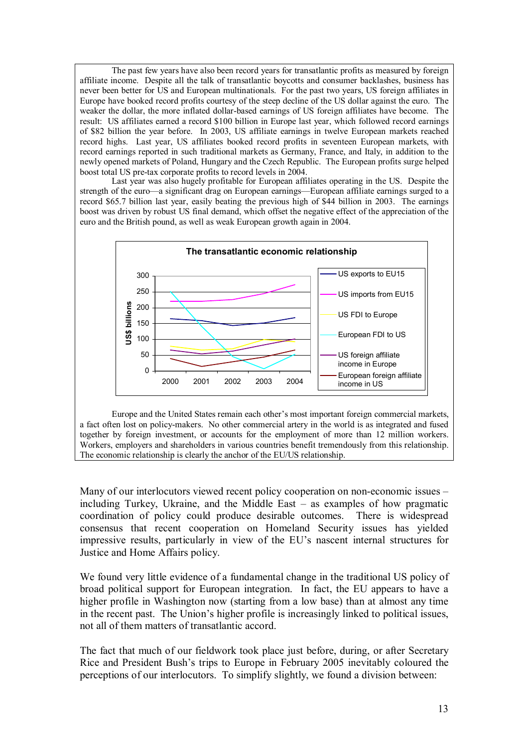The past few years have also been record years for transatlantic profits as measured by foreign affiliate income. Despite all the talk of transatlantic boycotts and consumer backlashes, business has never been better for US and European multinationals. For the past two years, US foreign affiliates in Europe have booked record profits courtesy of the steep decline of the US dollar against the euro. The weaker the dollar, the more inflated dollar-based earnings of US foreign affiliates have become. The result: US affiliates earned a record $100 billion in Europe last year, which followed record earnings of $82 billion the year before. In 2003, US affiliate earnings in twelve European markets reached record highs. Last year, US affiliates booked record profits in seventeen European markets, with record earnings reported in such traditional markets as Germany, France, and Italy, in addition to the newly opened markets of Poland, Hungary and the Czech Republic. The European profits surge helped boost total US pre-tax corporate profits to record levels in 2004.

Last year was also hugely profitable for European affiliates operating in the US. Despite the strength of the euro—a significant drag on European earnings—European affiliate earnings surged to a record $65.7 billion last year, easily beating the previous high of $44 billion in 2003. The earnings boost was driven by robust US final demand, which offset the negative effect of the appreciation of the euro and the British pound, as well as weak European growth again in 2004.

**The transatlantic economic relationship**

(Chart: US$ billions, 2000–2004. Series: US exports to EU15; US imports from EU15; US FDI to Europe; European FDI to US; US foreign affiliate income in Europe; European foreign affiliate income in US)

Europe and the United States remain each other's most important foreign commercial markets, a fact often lost on policy-makers. No other commercial artery in the world is as integrated and fused together by foreign investment, or accounts for the employment of more than 12 million workers. Workers, employers and shareholders in various countries benefit tremendously from this relationship. The economic relationship is clearly the anchor of the EU/US relationship.

Many of our interlocutors viewed recent policy cooperation on non-economic issues – including Turkey, Ukraine, and the Middle East – as examples of how pragmatic coordination of policy could produce desirable outcomes. There is widespread consensus that recent cooperation on Homeland Security issues has yielded impressive results, particularly in view of the EU's nascent internal structures for Justice and Home Affairs policy.

We found very little evidence of a fundamental change in the traditional US policy of broad political support for European integration. In fact, the EU appears to have a higher profile in Washington now (starting from a low base) than at almost any time in the recent past. The Union's higher profile is increasingly linked to political issues, not all of them matters of transatlantic accord.

The fact that much of our fieldwork took place just before, during, or after Secretary Rice and President Bush's trips to Europe in February 2005 inevitably coloured the perceptions of our interlocutors. To simplify slightly, we found a division between: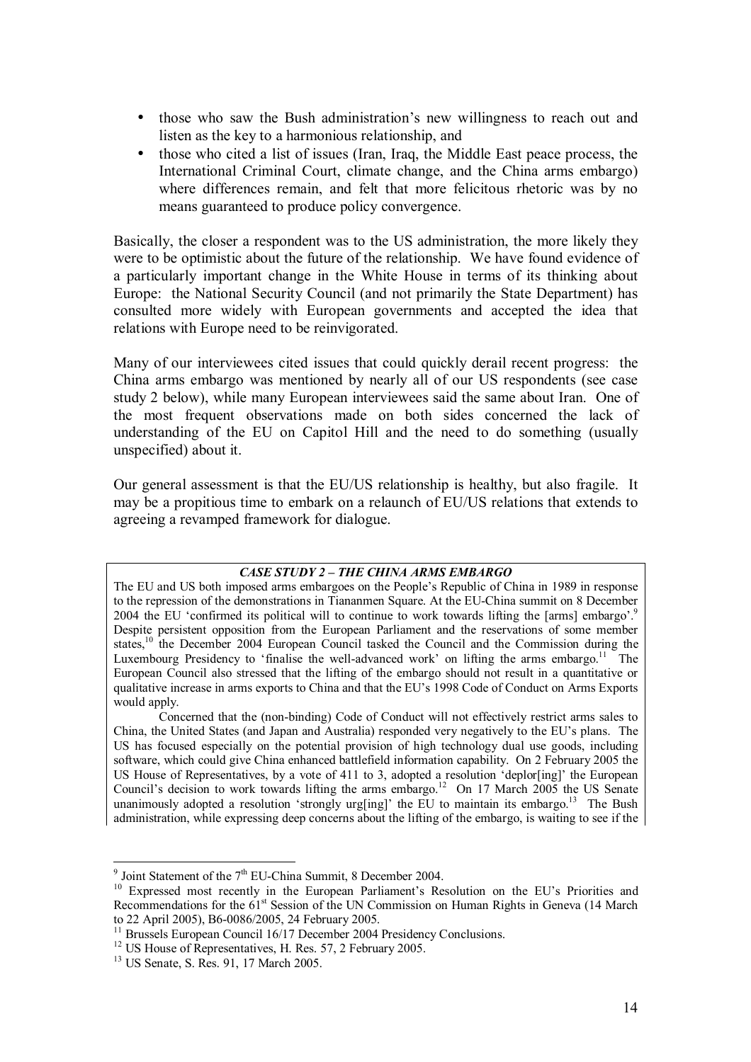- those who saw the Bush administration's new willingness to reach out and listen as the key to a harmonious relationship, and
- those who cited a list of issues (Iran, Iraq, the Middle East peace process, the International Criminal Court, climate change, and the China arms embargo) where differences remain, and felt that more felicitous rhetoric was by no means guaranteed to produce policy convergence.

Basically, the closer a respondent was to the US administration, the more likely they were to be optimistic about the future of the relationship. We have found evidence of a particularly important change in the White House in terms of its thinking about Europe: the National Security Council (and not primarily the State Department) has consulted more widely with European governments and accepted the idea that relations with Europe need to be reinvigorated.

Many of our interviewees cited issues that could quickly derail recent progress: the China arms embargo was mentioned by nearly all of our US respondents (see case study 2 below), while many European interviewees said the same about Iran. One of the most frequent observations made on both sides concerned the lack of understanding of the EU on Capitol Hill and the need to do something (usually unspecified) about it.

Our general assessment is that the EU/US relationship is healthy, but also fragile. It may be a propitious time to embark on a relaunch of EU/US relations that extends to agreeing a revamped framework for dialogue.

***CASE STUDY 2 – THE CHINA ARMS EMBARGO***

The EU and US both imposed arms embargoes on the People's Republic of China in 1989 in response to the repression of the demonstrations in Tiananmen Square. At the EU-China summit on 8 December 2004 the EU 'confirmed its political will to continue to work towards lifting the [arms] embargo'.[9] Despite persistent opposition from the European Parliament and the reservations of some member states,[10] the December 2004 European Council tasked the Council and the Commission during the Luxembourg Presidency to 'finalise the well-advanced work' on lifting the arms embargo.[11] The European Council also stressed that the lifting of the embargo should not result in a quantitative or qualitative increase in arms exports to China and that the EU's 1998 Code of Conduct on Arms Exports would apply.

Concerned that the (non-binding) Code of Conduct will not effectively restrict arms sales to China, the United States (and Japan and Australia) responded very negatively to the EU's plans. The US has focused especially on the potential provision of high technology dual use goods, including software, which could give China enhanced battlefield information capability. On 2 February 2005 the US House of Representatives, by a vote of 411 to 3, adopted a resolution 'deplor[ing]' the European Council's decision to work towards lifting the arms embargo.[12] On 17 March 2005 the US Senate unanimously adopted a resolution 'strongly urg[ing]' the EU to maintain its embargo.[13] The Bush administration, while expressing deep concerns about the lifting of the embargo, is waiting to see if the

---

[9] Joint Statement of the 7th EU-China Summit, 8 December 2004.

[10] Expressed most recently in the European Parliament's Resolution on the EU's Priorities and Recommendations for the 61st Session of the UN Commission on Human Rights in Geneva (14 March to 22 April 2005), B6-0086/2005, 24 February 2005.

[11] Brussels European Council 16/17 December 2004 Presidency Conclusions.

[12] US House of Representatives, H. Res. 57, 2 February 2005.

[13] US Senate, S. Res. 91, 17 March 2005.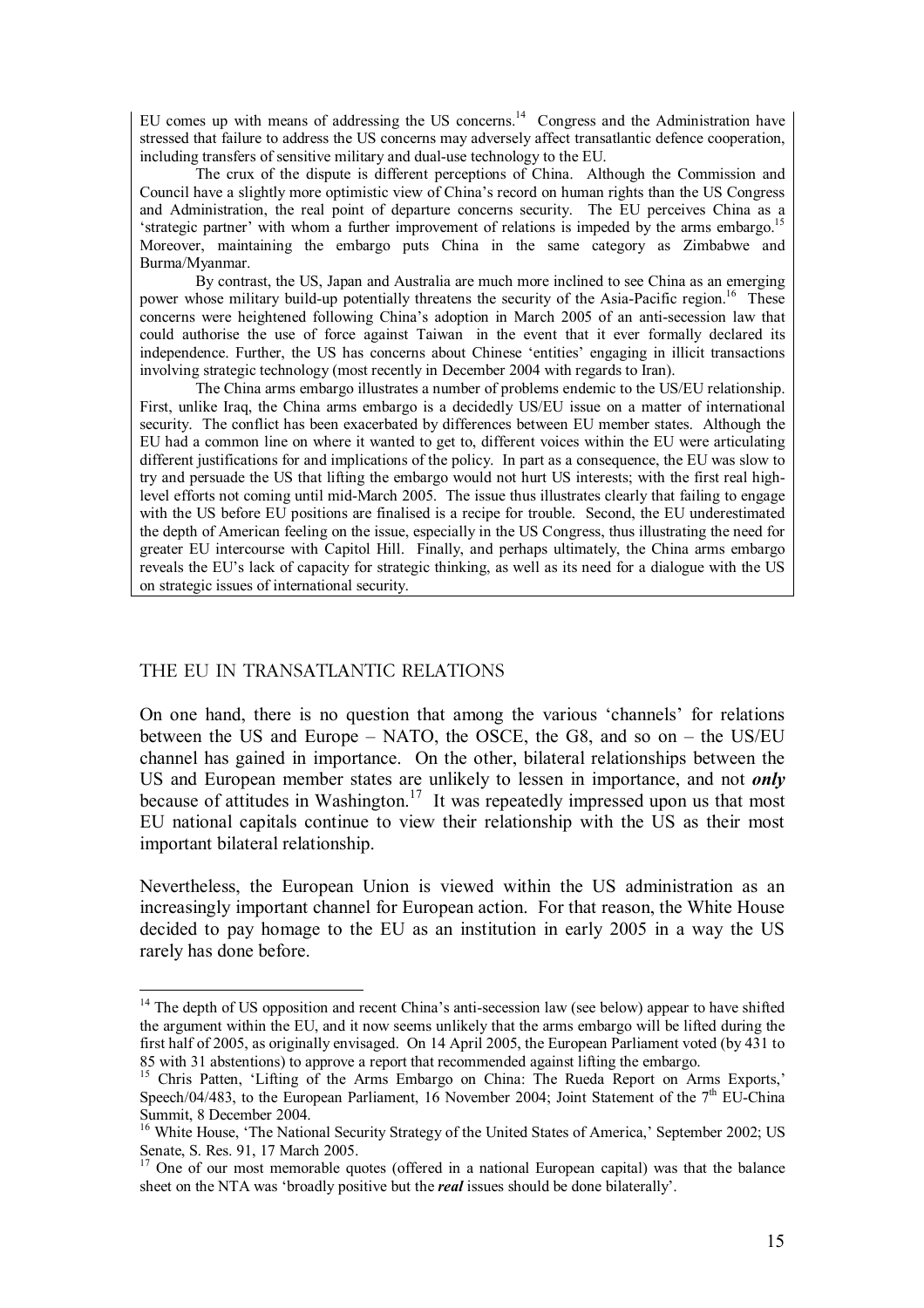EU comes up with means of addressing the US concerns.[14] Congress and the Administration have stressed that failure to address the US concerns may adversely affect transatlantic defence cooperation, including transfers of sensitive military and dual-use technology to the EU.

The crux of the dispute is different perceptions of China. Although the Commission and Council have a slightly more optimistic view of China's record on human rights than the US Congress and Administration, the real point of departure concerns security. The EU perceives China as a 'strategic partner' with whom a further improvement of relations is impeded by the arms embargo.[15] Moreover, maintaining the embargo puts China in the same category as Zimbabwe and Burma/Myanmar.

By contrast, the US, Japan and Australia are much more inclined to see China as an emerging power whose military build-up potentially threatens the security of the Asia-Pacific region.[16] These concerns were heightened following China's adoption in March 2005 of an anti-secession law that could authorise the use of force against Taiwan in the event that it ever formally declared its independence. Further, the US has concerns about Chinese 'entities' engaging in illicit transactions involving strategic technology (most recently in December 2004 with regards to Iran).

The China arms embargo illustrates a number of problems endemic to the US/EU relationship. First, unlike Iraq, the China arms embargo is a decidedly US/EU issue on a matter of international security. The conflict has been exacerbated by differences between EU member states. Although the EU had a common line on where it wanted to get to, different voices within the EU were articulating different justifications for and implications of the policy. In part as a consequence, the EU was slow to try and persuade the US that lifting the embargo would not hurt US interests; with the first real high-level efforts not coming until mid-March 2005. The issue thus illustrates clearly that failing to engage with the US before EU positions are finalised is a recipe for trouble. Second, the EU underestimated the depth of American feeling on the issue, especially in the US Congress, thus illustrating the need for greater EU intercourse with Capitol Hill. Finally, and perhaps ultimately, the China arms embargo reveals the EU's lack of capacity for strategic thinking, as well as its need for a dialogue with the US on strategic issues of international security.

## THE EU IN TRANSATLANTIC RELATIONS

On one hand, there is no question that among the various 'channels' for relations between the US and Europe – NATO, the OSCE, the G8, and so on – the US/EU channel has gained in importance. On the other, bilateral relationships between the US and European member states are unlikely to lessen in importance, and not ***only*** because of attitudes in Washington.[17] It was repeatedly impressed upon us that most EU national capitals continue to view their relationship with the US as their most important bilateral relationship.

Nevertheless, the European Union is viewed within the US administration as an increasingly important channel for European action. For that reason, the White House decided to pay homage to the EU as an institution in early 2005 in a way the US rarely has done before.

---

[14] The depth of US opposition and recent China's anti-secession law (see below) appear to have shifted the argument within the EU, and it now seems unlikely that the arms embargo will be lifted during the first half of 2005, as originally envisaged. On 14 April 2005, the European Parliament voted (by 431 to 85 with 31 abstentions) to approve a report that recommended against lifting the embargo.

[15] Chris Patten, 'Lifting of the Arms Embargo on China: The Rueda Report on Arms Exports,' Speech/04/483, to the European Parliament, 16 November 2004; Joint Statement of the 7th EU-China Summit, 8 December 2004.

[16] White House, 'The National Security Strategy of the United States of America,' September 2002; US Senate, S. Res. 91, 17 March 2005.

[17] One of our most memorable quotes (offered in a national European capital) was that the balance sheet on the NTA was 'broadly positive but the ***real*** issues should be done bilaterally'.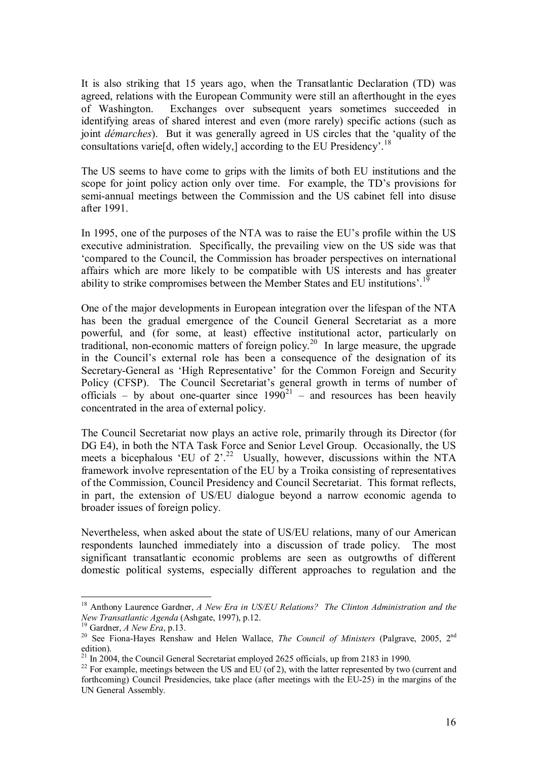It is also striking that 15 years ago, when the Transatlantic Declaration (TD) was agreed, relations with the European Community were still an afterthought in the eyes of Washington. Exchanges over subsequent years sometimes succeeded in identifying areas of shared interest and even (more rarely) specific actions (such as joint *démarches*). But it was generally agreed in US circles that the 'quality of the consultations varie[d, often widely,] according to the EU Presidency'.[18]

The US seems to have come to grips with the limits of both EU institutions and the scope for joint policy action only over time. For example, the TD's provisions for semi-annual meetings between the Commission and the US cabinet fell into disuse after 1991.

In 1995, one of the purposes of the NTA was to raise the EU's profile within the US executive administration. Specifically, the prevailing view on the US side was that 'compared to the Council, the Commission has broader perspectives on international affairs which are more likely to be compatible with US interests and has greater ability to strike compromises between the Member States and EU institutions'.[19]

One of the major developments in European integration over the lifespan of the NTA has been the gradual emergence of the Council General Secretariat as a more powerful, and (for some, at least) effective institutional actor, particularly on traditional, non-economic matters of foreign policy.[20] In large measure, the upgrade in the Council's external role has been a consequence of the designation of its Secretary-General as 'High Representative' for the Common Foreign and Security Policy (CFSP). The Council Secretariat's general growth in terms of number of officials – by about one-quarter since 1990[21] – and resources has been heavily concentrated in the area of external policy.

The Council Secretariat now plays an active role, primarily through its Director (for DG E4), in both the NTA Task Force and Senior Level Group. Occasionally, the US meets a bicephalous 'EU of 2'.[22] Usually, however, discussions within the NTA framework involve representation of the EU by a Troika consisting of representatives of the Commission, Council Presidency and Council Secretariat. This format reflects, in part, the extension of US/EU dialogue beyond a narrow economic agenda to broader issues of foreign policy.

Nevertheless, when asked about the state of US/EU relations, many of our American respondents launched immediately into a discussion of trade policy. The most significant transatlantic economic problems are seen as outgrowths of different domestic political systems, especially different approaches to regulation and the

---

[18] Anthony Laurence Gardner, *A New Era in US/EU Relations? The Clinton Administration and the New Transatlantic Agenda* (Ashgate, 1997), p.12.

[19] Gardner, *A New Era*, p.13.

[20] See Fiona-Hayes Renshaw and Helen Wallace, *The Council of Ministers* (Palgrave, 2005, 2nd edition).

[21] In 2004, the Council General Secretariat employed 2625 officials, up from 2183 in 1990.

[22] For example, meetings between the US and EU (of 2), with the latter represented by two (current and forthcoming) Council Presidencies, take place (after meetings with the EU-25) in the margins of the UN General Assembly.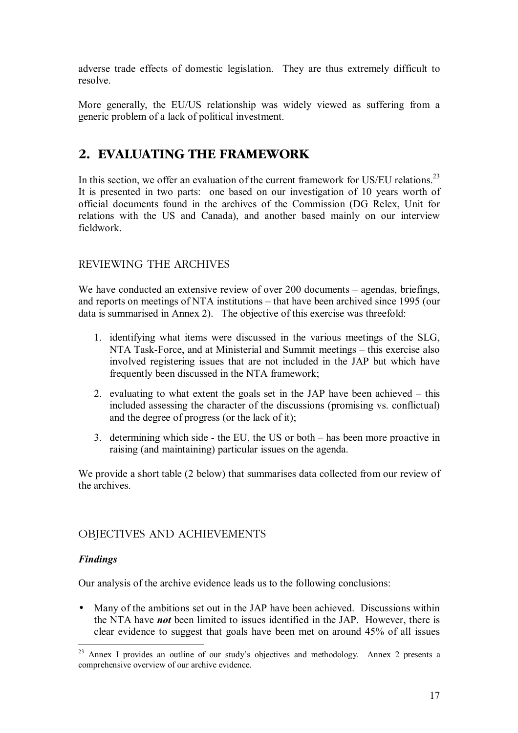adverse trade effects of domestic legislation. They are thus extremely difficult to resolve.

More generally, the EU/US relationship was widely viewed as suffering from a generic problem of a lack of political investment.

## 2. EVALUATING THE FRAMEWORK

In this section, we offer an evaluation of the current framework for US/EU relations.[23] It is presented in two parts: one based on our investigation of 10 years worth of official documents found in the archives of the Commission (DG Relex, Unit for relations with the US and Canada), and another based mainly on our interview fieldwork.

### REVIEWING THE ARCHIVES

We have conducted an extensive review of over 200 documents – agendas, briefings, and reports on meetings of NTA institutions – that have been archived since 1995 (our data is summarised in Annex 2). The objective of this exercise was threefold:

1. identifying what items were discussed in the various meetings of the SLG, NTA Task-Force, and at Ministerial and Summit meetings – this exercise also involved registering issues that are not included in the JAP but which have frequently been discussed in the NTA framework;
2. evaluating to what extent the goals set in the JAP have been achieved – this included assessing the character of the discussions (promising vs. conflictual) and the degree of progress (or the lack of it);
3. determining which side - the EU, the US or both – has been more proactive in raising (and maintaining) particular issues on the agenda.

We provide a short table (2 below) that summarises data collected from our review of the archives.

### OBJECTIVES AND ACHIEVEMENTS

#### *Findings*

Our analysis of the archive evidence leads us to the following conclusions:

- Many of the ambitions set out in the JAP have been achieved. Discussions within the NTA have ***not*** been limited to issues identified in the JAP. However, there is clear evidence to suggest that goals have been met on around 45% of all issues

---

[23] Annex I provides an outline of our study's objectives and methodology. Annex 2 presents a comprehensive overview of our archive evidence.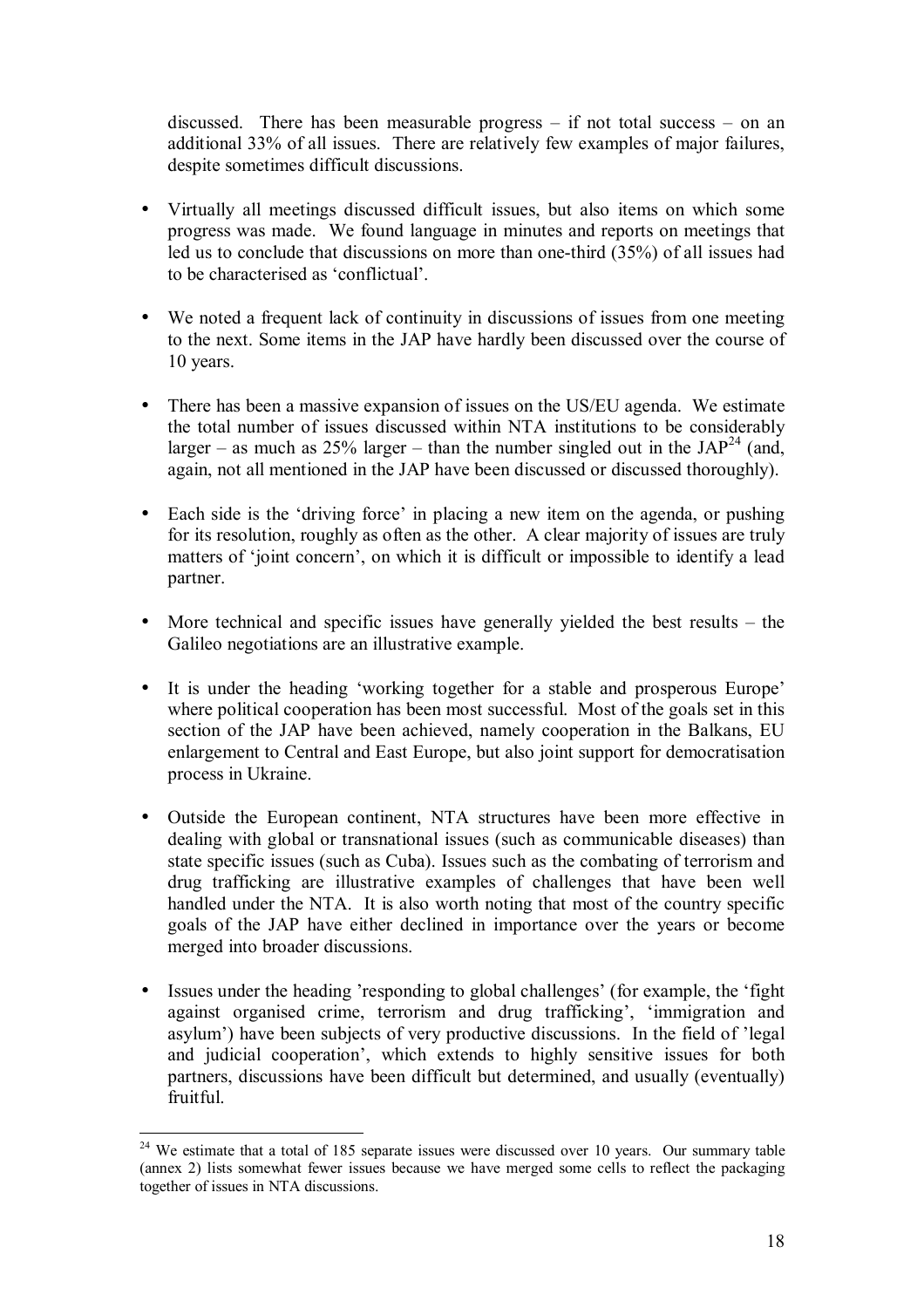discussed. There has been measurable progress – if not total success – on an additional 33% of all issues. There are relatively few examples of major failures, despite sometimes difficult discussions.

- Virtually all meetings discussed difficult issues, but also items on which some progress was made. We found language in minutes and reports on meetings that led us to conclude that discussions on more than one-third (35%) of all issues had to be characterised as 'conflictual'.

- We noted a frequent lack of continuity in discussions of issues from one meeting to the next. Some items in the JAP have hardly been discussed over the course of 10 years.

- There has been a massive expansion of issues on the US/EU agenda. We estimate the total number of issues discussed within NTA institutions to be considerably larger – as much as 25% larger – than the number singled out in the JAP[24] (and, again, not all mentioned in the JAP have been discussed or discussed thoroughly).

- Each side is the 'driving force' in placing a new item on the agenda, or pushing for its resolution, roughly as often as the other. A clear majority of issues are truly matters of 'joint concern', on which it is difficult or impossible to identify a lead partner.

- More technical and specific issues have generally yielded the best results – the Galileo negotiations are an illustrative example.

- It is under the heading 'working together for a stable and prosperous Europe' where political cooperation has been most successful. Most of the goals set in this section of the JAP have been achieved, namely cooperation in the Balkans, EU enlargement to Central and East Europe, but also joint support for democratisation process in Ukraine.

- Outside the European continent, NTA structures have been more effective in dealing with global or transnational issues (such as communicable diseases) than state specific issues (such as Cuba). Issues such as the combating of terrorism and drug trafficking are illustrative examples of challenges that have been well handled under the NTA. It is also worth noting that most of the country specific goals of the JAP have either declined in importance over the years or become merged into broader discussions.

- Issues under the heading 'responding to global challenges' (for example, the 'fight against organised crime, terrorism and drug trafficking', 'immigration and asylum') have been subjects of very productive discussions. In the field of 'legal and judicial cooperation', which extends to highly sensitive issues for both partners, discussions have been difficult but determined, and usually (eventually) fruitful.

---

[24] We estimate that a total of 185 separate issues were discussed over 10 years. Our summary table (annex 2) lists somewhat fewer issues because we have merged some cells to reflect the packaging together of issues in NTA discussions.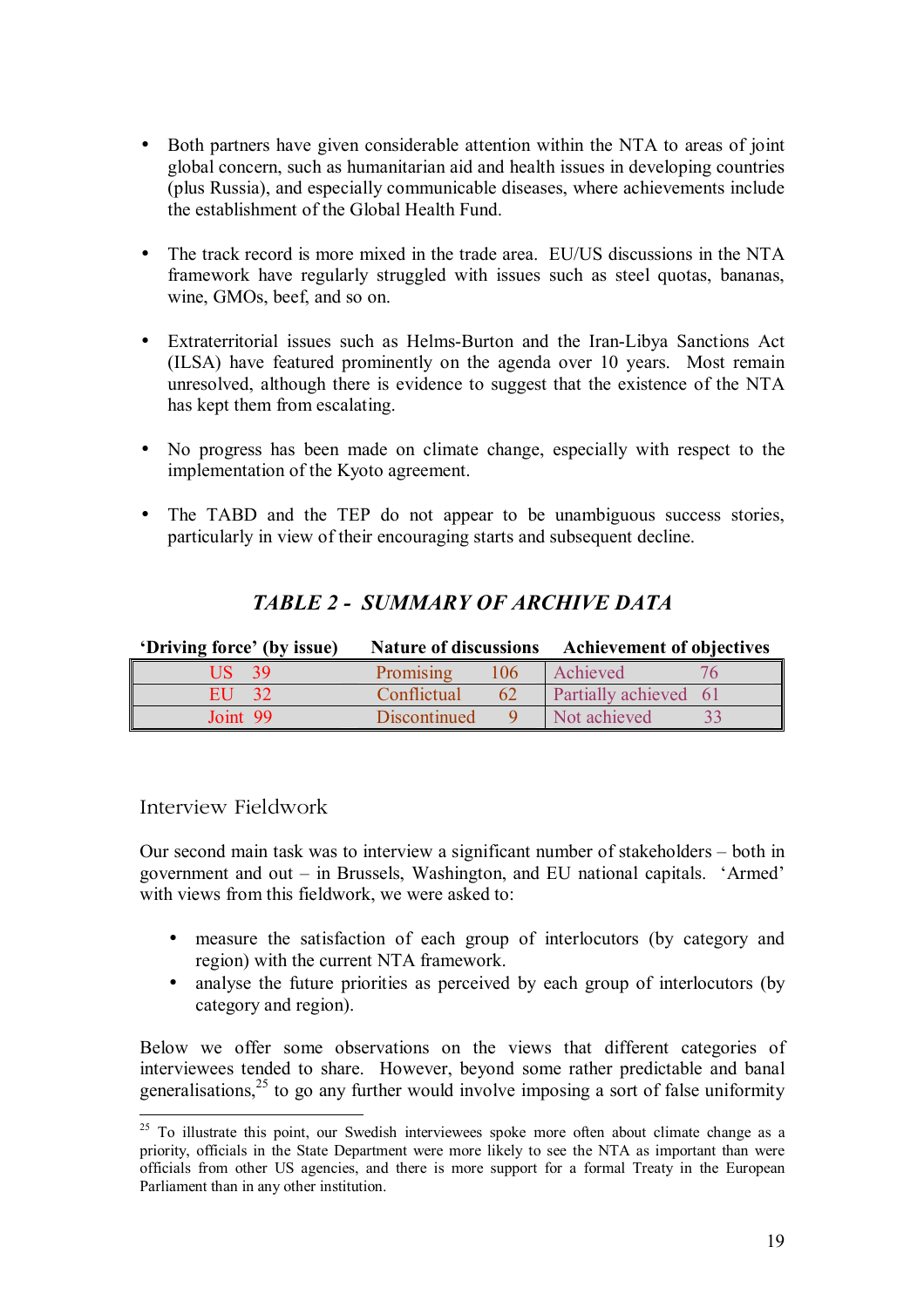- Both partners have given considerable attention within the NTA to areas of joint global concern, such as humanitarian aid and health issues in developing countries (plus Russia), and especially communicable diseases, where achievements include the establishment of the Global Health Fund.

- The track record is more mixed in the trade area. EU/US discussions in the NTA framework have regularly struggled with issues such as steel quotas, bananas, wine, GMOs, beef, and so on.

- Extraterritorial issues such as Helms-Burton and the Iran-Libya Sanctions Act (ILSA) have featured prominently on the agenda over 10 years. Most remain unresolved, although there is evidence to suggest that the existence of the NTA has kept them from escalating.

- No progress has been made on climate change, especially with respect to the implementation of the Kyoto agreement.

- The TABD and the TEP do not appear to be unambiguous success stories, particularly in view of their encouraging starts and subsequent decline.

### *TABLE 2 - SUMMARY OF ARCHIVE DATA*

| 'Driving force' (by issue) | | Nature of discussions | | Achievement of objectives | |
|---|---|---|---|---|---|
| US | 39 | Promising | 106 | Achieved | 76 |
| EU | 32 | Conflictual | 62 | Partially achieved | 61 |
| Joint | 99 | Discontinued | 9 | Not achieved | 33 |

## Interview Fieldwork

Our second main task was to interview a significant number of stakeholders – both in government and out – in Brussels, Washington, and EU national capitals. 'Armed' with views from this fieldwork, we were asked to:

- measure the satisfaction of each group of interlocutors (by category and region) with the current NTA framework.
- analyse the future priorities as perceived by each group of interlocutors (by category and region).

Below we offer some observations on the views that different categories of interviewees tended to share. However, beyond some rather predictable and banal generalisations,[25] to go any further would involve imposing a sort of false uniformity

[25] To illustrate this point, our Swedish interviewees spoke more often about climate change as a priority, officials in the State Department were more likely to see the NTA as important than were officials from other US agencies, and there is more support for a formal Treaty in the European Parliament than in any other institution.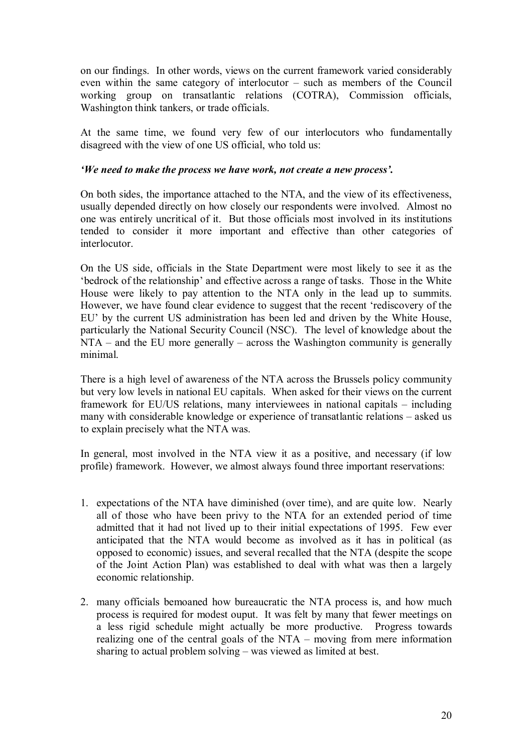on our findings. In other words, views on the current framework varied considerably even within the same category of interlocutor – such as members of the Council working group on transatlantic relations (COTRA), Commission officials, Washington think tankers, or trade officials.

At the same time, we found very few of our interlocutors who fundamentally disagreed with the view of one US official, who told us:

***'We need to make the process we have work, not create a new process'.***

On both sides, the importance attached to the NTA, and the view of its effectiveness, usually depended directly on how closely our respondents were involved. Almost no one was entirely uncritical of it. But those officials most involved in its institutions tended to consider it more important and effective than other categories of interlocutor.

On the US side, officials in the State Department were most likely to see it as the 'bedrock of the relationship' and effective across a range of tasks. Those in the White House were likely to pay attention to the NTA only in the lead up to summits. However, we have found clear evidence to suggest that the recent 'rediscovery of the EU' by the current US administration has been led and driven by the White House, particularly the National Security Council (NSC). The level of knowledge about the NTA – and the EU more generally – across the Washington community is generally minimal.

There is a high level of awareness of the NTA across the Brussels policy community but very low levels in national EU capitals. When asked for their views on the current framework for EU/US relations, many interviewees in national capitals – including many with considerable knowledge or experience of transatlantic relations – asked us to explain precisely what the NTA was.

In general, most involved in the NTA view it as a positive, and necessary (if low profile) framework. However, we almost always found three important reservations:

1. expectations of the NTA have diminished (over time), and are quite low. Nearly all of those who have been privy to the NTA for an extended period of time admitted that it had not lived up to their initial expectations of 1995. Few ever anticipated that the NTA would become as involved as it has in political (as opposed to economic) issues, and several recalled that the NTA (despite the scope of the Joint Action Plan) was established to deal with what was then a largely economic relationship.

2. many officials bemoaned how bureaucratic the NTA process is, and how much process is required for modest ouput. It was felt by many that fewer meetings on a less rigid schedule might actually be more productive. Progress towards realizing one of the central goals of the NTA – moving from mere information sharing to actual problem solving – was viewed as limited at best.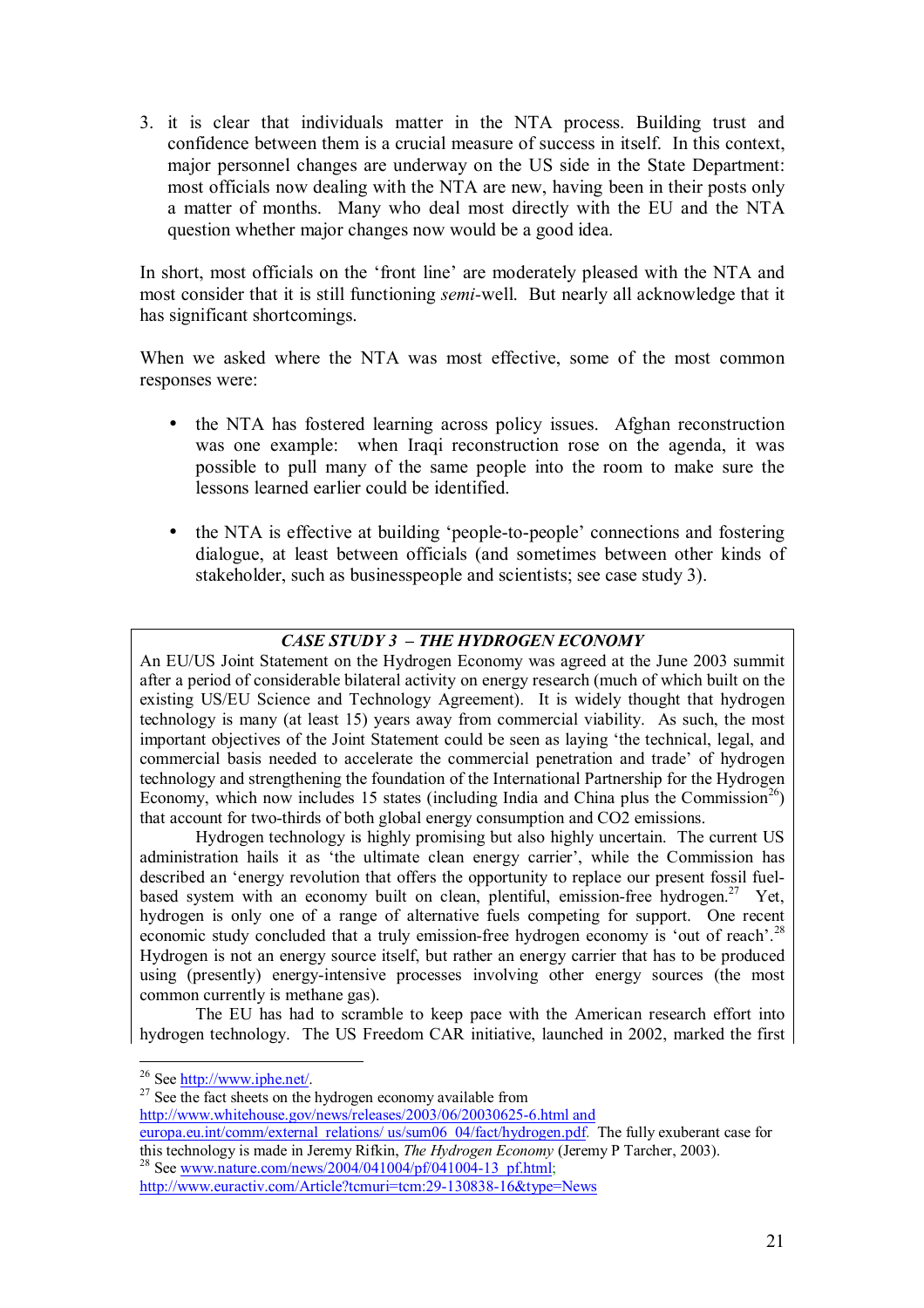3. it is clear that individuals matter in the NTA process. Building trust and confidence between them is a crucial measure of success in itself. In this context, major personnel changes are underway on the US side in the State Department: most officials now dealing with the NTA are new, having been in their posts only a matter of months. Many who deal most directly with the EU and the NTA question whether major changes now would be a good idea.

In short, most officials on the 'front line' are moderately pleased with the NTA and most consider that it is still functioning *semi*-well. But nearly all acknowledge that it has significant shortcomings.

When we asked where the NTA was most effective, some of the most common responses were:

- the NTA has fostered learning across policy issues. Afghan reconstruction was one example: when Iraqi reconstruction rose on the agenda, it was possible to pull many of the same people into the room to make sure the lessons learned earlier could be identified.

- the NTA is effective at building 'people-to-people' connections and fostering dialogue, at least between officials (and sometimes between other kinds of stakeholder, such as businesspeople and scientists; see case study 3).

***CASE STUDY 3 – THE HYDROGEN ECONOMY***

An EU/US Joint Statement on the Hydrogen Economy was agreed at the June 2003 summit after a period of considerable bilateral activity on energy research (much of which built on the existing US/EU Science and Technology Agreement). It is widely thought that hydrogen technology is many (at least 15) years away from commercial viability. As such, the most important objectives of the Joint Statement could be seen as laying 'the technical, legal, and commercial basis needed to accelerate the commercial penetration and trade' of hydrogen technology and strengthening the foundation of the International Partnership for the Hydrogen Economy, which now includes 15 states (including India and China plus the Commission[26]) that account for two-thirds of both global energy consumption and CO2 emissions.

Hydrogen technology is highly promising but also highly uncertain. The current US administration hails it as 'the ultimate clean energy carrier', while the Commission has described an 'energy revolution that offers the opportunity to replace our present fossil fuel-based system with an economy built on clean, plentiful, emission-free hydrogen.[27] Yet, hydrogen is only one of a range of alternative fuels competing for support. One recent economic study concluded that a truly emission-free hydrogen economy is 'out of reach'.[28] Hydrogen is not an energy source itself, but rather an energy carrier that has to be produced using (presently) energy-intensive processes involving other energy sources (the most common currently is methane gas).

The EU has had to scramble to keep pace with the American research effort into hydrogen technology. The US Freedom CAR initiative, launched in 2002, marked the first

---

[26] See http://www.iphe.net/.

[27] See the fact sheets on the hydrogen economy available from http://www.whitehouse.gov/news/releases/2003/06/20030625-6.html and europa.eu.int/comm/external_relations/ us/sum06_04/fact/hydrogen.pdf. The fully exuberant case for this technology is made in Jeremy Rifkin, *The Hydrogen Economy* (Jeremy P Tarcher, 2003).

[28] See www.nature.com/news/2004/041004/pf/041004-13_pf.html; http://www.euractiv.com/Article?tcmuri=tcm:29-130838-16&type=News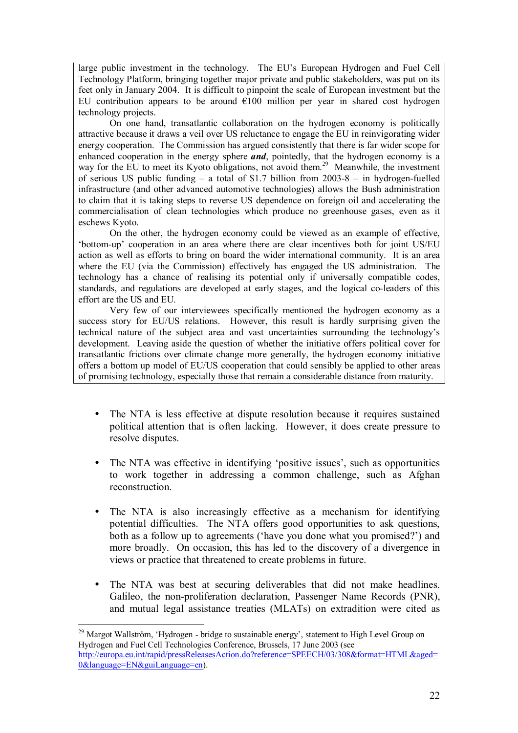large public investment in the technology. The EU's European Hydrogen and Fuel Cell Technology Platform, bringing together major private and public stakeholders, was put on its feet only in January 2004. It is difficult to pinpoint the scale of European investment but the EU contribution appears to be around €100 million per year in shared cost hydrogen technology projects.

On one hand, transatlantic collaboration on the hydrogen economy is politically attractive because it draws a veil over US reluctance to engage the EU in reinvigorating wider energy cooperation. The Commission has argued consistently that there is far wider scope for enhanced cooperation in the energy sphere ***and***, pointedly, that the hydrogen economy is a way for the EU to meet its Kyoto obligations, not avoid them.[29] Meanwhile, the investment of serious US public funding – a total of $1.7 billion from 2003-8 – in hydrogen-fuelled infrastructure (and other advanced automotive technologies) allows the Bush administration to claim that it is taking steps to reverse US dependence on foreign oil and accelerating the commercialisation of clean technologies which produce no greenhouse gases, even as it eschews Kyoto.

On the other, the hydrogen economy could be viewed as an example of effective, 'bottom-up' cooperation in an area where there are clear incentives both for joint US/EU action as well as efforts to bring on board the wider international community. It is an area where the EU (via the Commission) effectively has engaged the US administration. The technology has a chance of realising its potential only if universally compatible codes, standards, and regulations are developed at early stages, and the logical co-leaders of this effort are the US and EU.

Very few of our interviewees specifically mentioned the hydrogen economy as a success story for EU/US relations. However, this result is hardly surprising given the technical nature of the subject area and vast uncertainties surrounding the technology's development. Leaving aside the question of whether the initiative offers political cover for transatlantic frictions over climate change more generally, the hydrogen economy initiative offers a bottom up model of EU/US cooperation that could sensibly be applied to other areas of promising technology, especially those that remain a considerable distance from maturity.

- The NTA is less effective at dispute resolution because it requires sustained political attention that is often lacking. However, it does create pressure to resolve disputes.

- The NTA was effective in identifying 'positive issues', such as opportunities to work together in addressing a common challenge, such as Afghan reconstruction.

- The NTA is also increasingly effective as a mechanism for identifying potential difficulties. The NTA offers good opportunities to ask questions, both as a follow up to agreements ('have you done what you promised?') and more broadly. On occasion, this has led to the discovery of a divergence in views or practice that threatened to create problems in future.

- The NTA was best at securing deliverables that did not make headlines. Galileo, the non-proliferation declaration, Passenger Name Records (PNR), and mutual legal assistance treaties (MLATs) on extradition were cited as

[29] Margot Wallström, 'Hydrogen - bridge to sustainable energy', statement to High Level Group on Hydrogen and Fuel Cell Technologies Conference, Brussels, 17 June 2003 (see http://europa.eu.int/rapid/pressReleasesAction.do?reference=SPEECH/03/308&format=HTML&aged=0&language=EN&guiLanguage=en).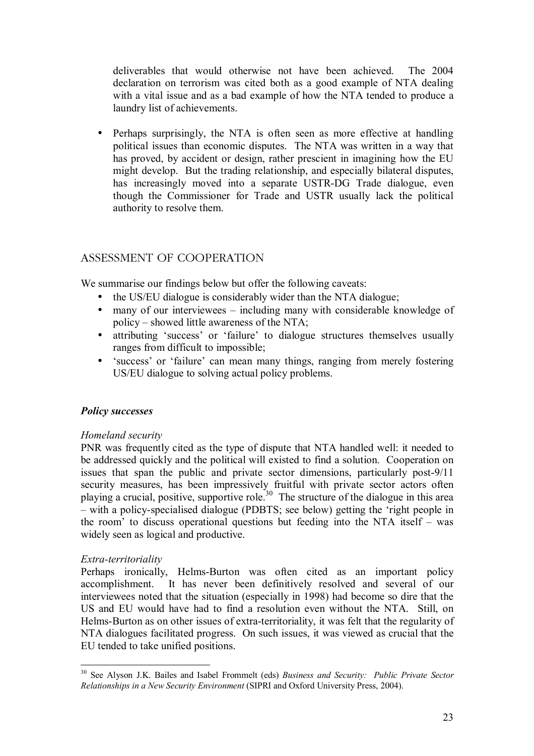deliverables that would otherwise not have been achieved. The 2004 declaration on terrorism was cited both as a good example of NTA dealing with a vital issue and as a bad example of how the NTA tended to produce a laundry list of achievements.

- Perhaps surprisingly, the NTA is often seen as more effective at handling political issues than economic disputes. The NTA was written in a way that has proved, by accident or design, rather prescient in imagining how the EU might develop. But the trading relationship, and especially bilateral disputes, has increasingly moved into a separate USTR-DG Trade dialogue, even though the Commissioner for Trade and USTR usually lack the political authority to resolve them.

## ASSESSMENT OF COOPERATION

We summarise our findings below but offer the following caveats:

- the US/EU dialogue is considerably wider than the NTA dialogue;
- many of our interviewees – including many with considerable knowledge of policy – showed little awareness of the NTA;
- attributing 'success' or 'failure' to dialogue structures themselves usually ranges from difficult to impossible;
- 'success' or 'failure' can mean many things, ranging from merely fostering US/EU dialogue to solving actual policy problems.

### *Policy successes*

*Homeland security*

PNR was frequently cited as the type of dispute that NTA handled well: it needed to be addressed quickly and the political will existed to find a solution. Cooperation on issues that span the public and private sector dimensions, particularly post-9/11 security measures, has been impressively fruitful with private sector actors often playing a crucial, positive, supportive role.[30] The structure of the dialogue in this area – with a policy-specialised dialogue (PDBTS; see below) getting the 'right people in the room' to discuss operational questions but feeding into the NTA itself – was widely seen as logical and productive.

*Extra-territoriality*

Perhaps ironically, Helms-Burton was often cited as an important policy accomplishment. It has never been definitively resolved and several of our interviewees noted that the situation (especially in 1998) had become so dire that the US and EU would have had to find a resolution even without the NTA. Still, on Helms-Burton as on other issues of extra-territoriality, it was felt that the regularity of NTA dialogues facilitated progress. On such issues, it was viewed as crucial that the EU tended to take unified positions.

---

[30] See Alyson J.K. Bailes and Isabel Frommelt (eds) *Business and Security: Public Private Sector Relationships in a New Security Environment* (SIPRI and Oxford University Press, 2004).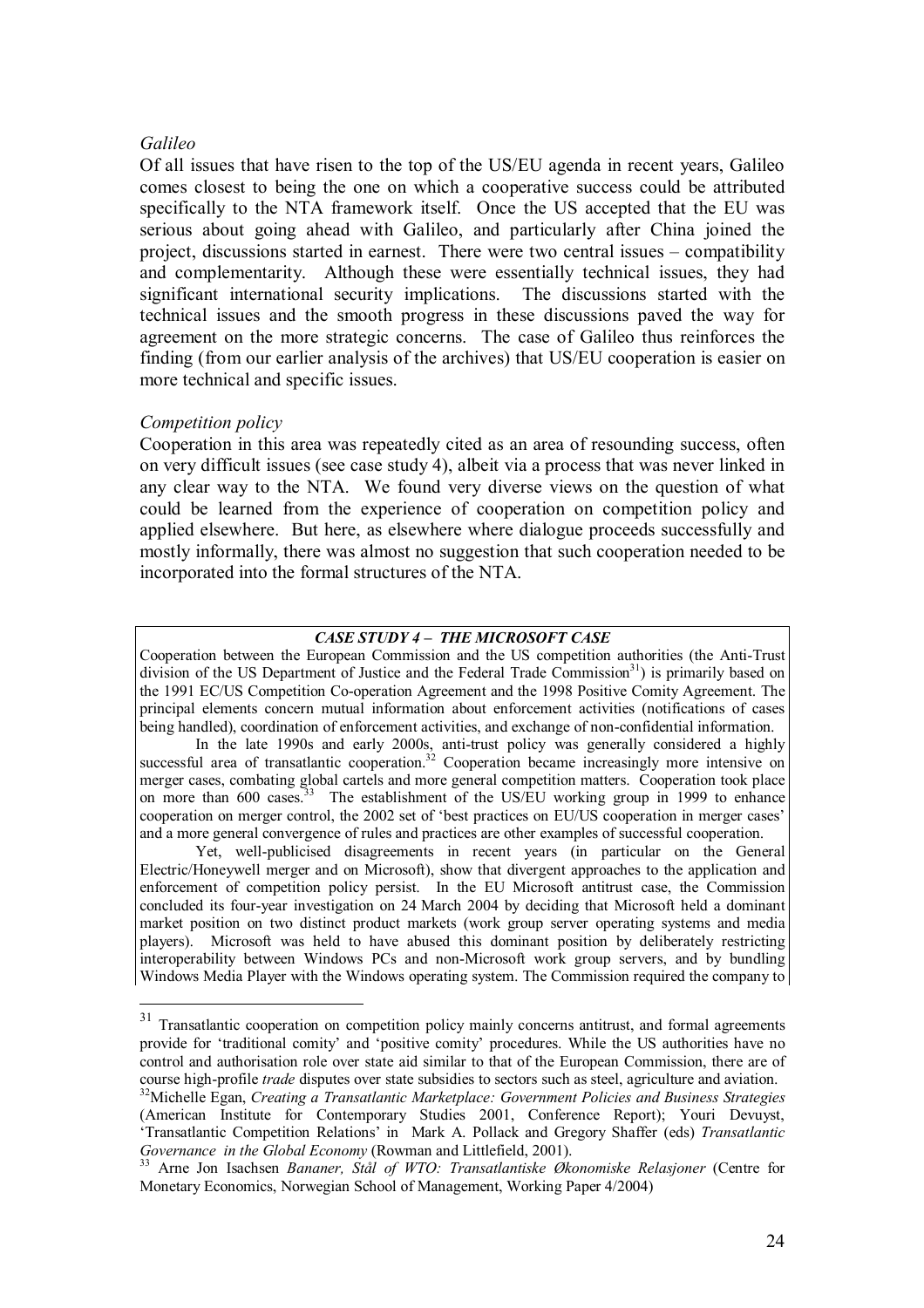*Galileo*

Of all issues that have risen to the top of the US/EU agenda in recent years, Galileo comes closest to being the one on which a cooperative success could be attributed specifically to the NTA framework itself. Once the US accepted that the EU was serious about going ahead with Galileo, and particularly after China joined the project, discussions started in earnest. There were two central issues – compatibility and complementarity. Although these were essentially technical issues, they had significant international security implications. The discussions started with the technical issues and the smooth progress in these discussions paved the way for agreement on the more strategic concerns. The case of Galileo thus reinforces the finding (from our earlier analysis of the archives) that US/EU cooperation is easier on more technical and specific issues.

*Competition policy*

Cooperation in this area was repeatedly cited as an area of resounding success, often on very difficult issues (see case study 4), albeit via a process that was never linked in any clear way to the NTA. We found very diverse views on the question of what could be learned from the experience of cooperation on competition policy and applied elsewhere. But here, as elsewhere where dialogue proceeds successfully and mostly informally, there was almost no suggestion that such cooperation needed to be incorporated into the formal structures of the NTA.

***CASE STUDY 4 – THE MICROSOFT CASE***

Cooperation between the European Commission and the US competition authorities (the Anti-Trust division of the US Department of Justice and the Federal Trade Commission[31]) is primarily based on the 1991 EC/US Competition Co-operation Agreement and the 1998 Positive Comity Agreement. The principal elements concern mutual information about enforcement activities (notifications of cases being handled), coordination of enforcement activities, and exchange of non-confidential information.

In the late 1990s and early 2000s, anti-trust policy was generally considered a highly successful area of transatlantic cooperation.[32] Cooperation became increasingly more intensive on merger cases, combating global cartels and more general competition matters. Cooperation took place on more than 600 cases.[33] The establishment of the US/EU working group in 1999 to enhance cooperation on merger control, the 2002 set of 'best practices on EU/US cooperation in merger cases' and a more general convergence of rules and practices are other examples of successful cooperation.

Yet, well-publicised disagreements in recent years (in particular on the General Electric/Honeywell merger and on Microsoft), show that divergent approaches to the application and enforcement of competition policy persist. In the EU Microsoft antitrust case, the Commission concluded its four-year investigation on 24 March 2004 by deciding that Microsoft held a dominant market position on two distinct product markets (work group server operating systems and media players). Microsoft was held to have abused this dominant position by deliberately restricting interoperability between Windows PCs and non-Microsoft work group servers, and by bundling Windows Media Player with the Windows operating system. The Commission required the company to

---

[31] Transatlantic cooperation on competition policy mainly concerns antitrust, and formal agreements provide for 'traditional comity' and 'positive comity' procedures. While the US authorities have no control and authorisation role over state aid similar to that of the European Commission, there are of course high-profile *trade* disputes over state subsidies to sectors such as steel, agriculture and aviation.

[32] Michelle Egan, *Creating a Transatlantic Marketplace: Government Policies and Business Strategies* (American Institute for Contemporary Studies 2001, Conference Report); Youri Devuyst, 'Transatlantic Competition Relations' in Mark A. Pollack and Gregory Shaffer (eds) *Transatlantic Governance in the Global Economy* (Rowman and Littlefield, 2001).

[33] Arne Jon Isachsen *Bananer, Stål og WTO: Transatlantiske Økonomiske Relasjoner* (Centre for Monetary Economics, Norwegian School of Management, Working Paper 4/2004)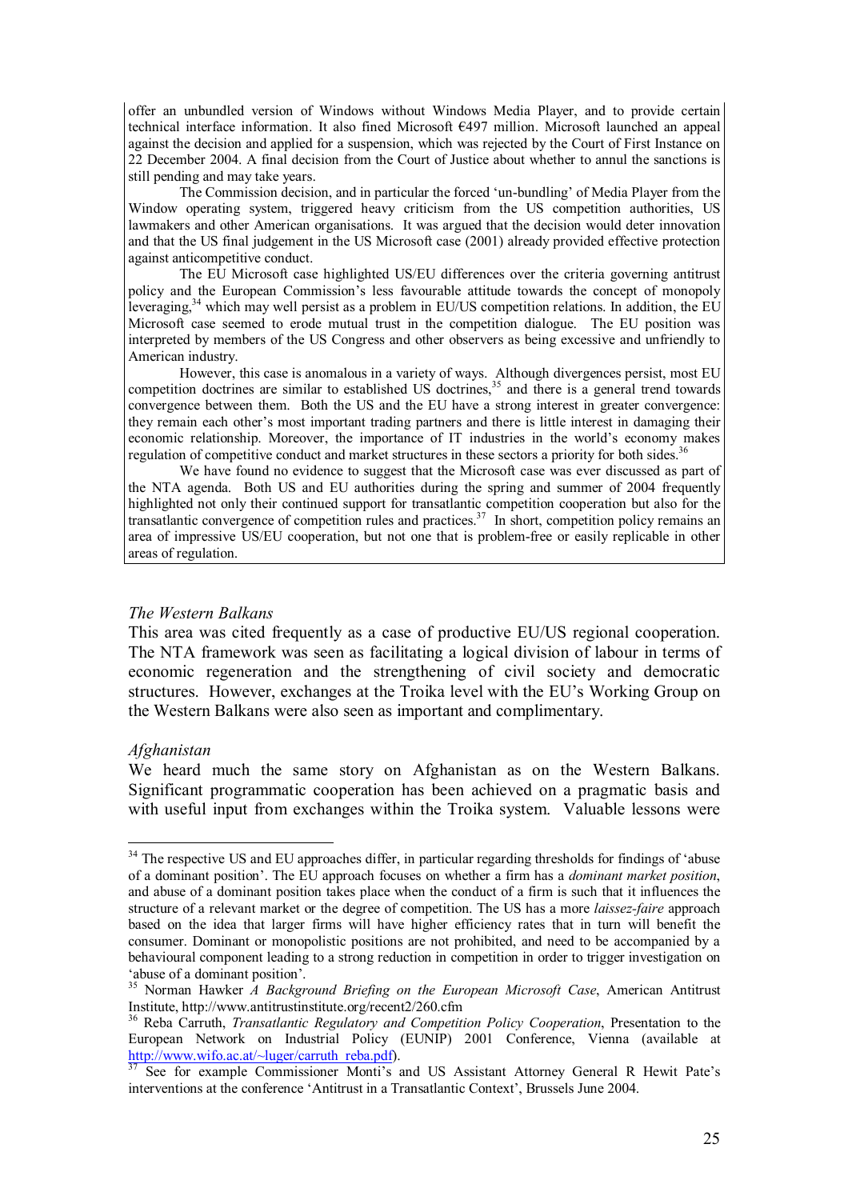offer an unbundled version of Windows without Windows Media Player, and to provide certain technical interface information. It also fined Microsoft €497 million. Microsoft launched an appeal against the decision and applied for a suspension, which was rejected by the Court of First Instance on 22 December 2004. A final decision from the Court of Justice about whether to annul the sanctions is still pending and may take years.

The Commission decision, and in particular the forced 'un-bundling' of Media Player from the Window operating system, triggered heavy criticism from the US competition authorities, US lawmakers and other American organisations. It was argued that the decision would deter innovation and that the US final judgement in the US Microsoft case (2001) already provided effective protection against anticompetitive conduct.

The EU Microsoft case highlighted US/EU differences over the criteria governing antitrust policy and the European Commission's less favourable attitude towards the concept of monopoly leveraging,[34] which may well persist as a problem in EU/US competition relations. In addition, the EU Microsoft case seemed to erode mutual trust in the competition dialogue. The EU position was interpreted by members of the US Congress and other observers as being excessive and unfriendly to American industry.

However, this case is anomalous in a variety of ways. Although divergences persist, most EU competition doctrines are similar to established US doctrines,[35] and there is a general trend towards convergence between them. Both the US and the EU have a strong interest in greater convergence: they remain each other's most important trading partners and there is little interest in damaging their economic relationship. Moreover, the importance of IT industries in the world's economy makes regulation of competitive conduct and market structures in these sectors a priority for both sides.[36]

We have found no evidence to suggest that the Microsoft case was ever discussed as part of the NTA agenda. Both US and EU authorities during the spring and summer of 2004 frequently highlighted not only their continued support for transatlantic competition cooperation but also for the transatlantic convergence of competition rules and practices.[37] In short, competition policy remains an area of impressive US/EU cooperation, but not one that is problem-free or easily replicable in other areas of regulation.

*The Western Balkans*

This area was cited frequently as a case of productive EU/US regional cooperation. The NTA framework was seen as facilitating a logical division of labour in terms of economic regeneration and the strengthening of civil society and democratic structures. However, exchanges at the Troika level with the EU's Working Group on the Western Balkans were also seen as important and complimentary.

*Afghanistan*

We heard much the same story on Afghanistan as on the Western Balkans. Significant programmatic cooperation has been achieved on a pragmatic basis and with useful input from exchanges within the Troika system. Valuable lessons were

---

[34] The respective US and EU approaches differ, in particular regarding thresholds for findings of 'abuse of a dominant position'. The EU approach focuses on whether a firm has a *dominant market position*, and abuse of a dominant position takes place when the conduct of a firm is such that it influences the structure of a relevant market or the degree of competition. The US has a more *laissez-faire* approach based on the idea that larger firms will have higher efficiency rates that in turn will benefit the consumer. Dominant or monopolistic positions are not prohibited, and need to be accompanied by a behavioural component leading to a strong reduction in competition in order to trigger investigation on 'abuse of a dominant position'.

[35] Norman Hawker *A Background Briefing on the European Microsoft Case*, American Antitrust Institute, http://www.antitrustinstitute.org/recent2/260.cfm

[36] Reba Carruth, *Transatlantic Regulatory and Competition Policy Cooperation*, Presentation to the European Network on Industrial Policy (EUNIP) 2001 Conference, Vienna (available at http://www.wifo.ac.at/~luger/carruth_reba.pdf).

[37] See for example Commissioner Monti's and US Assistant Attorney General R Hewit Pate's interventions at the conference 'Antitrust in a Transatlantic Context', Brussels June 2004.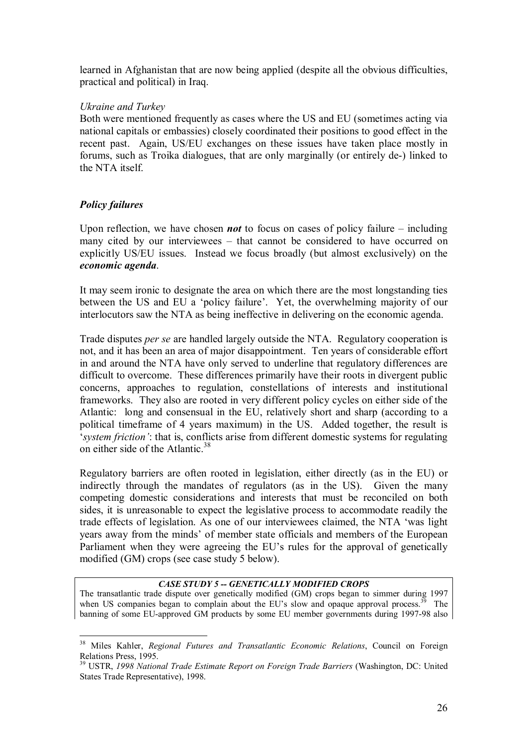learned in Afghanistan that are now being applied (despite all the obvious difficulties, practical and political) in Iraq.

*Ukraine and Turkey*

Both were mentioned frequently as cases where the US and EU (sometimes acting via national capitals or embassies) closely coordinated their positions to good effect in the recent past. Again, US/EU exchanges on these issues have taken place mostly in forums, such as Troika dialogues, that are only marginally (or entirely de-) linked to the NTA itself.

### *Policy failures*

Upon reflection, we have chosen ***not*** to focus on cases of policy failure – including many cited by our interviewees – that cannot be considered to have occurred on explicitly US/EU issues. Instead we focus broadly (but almost exclusively) on the ***economic agenda***.

It may seem ironic to designate the area on which there are the most longstanding ties between the US and EU a 'policy failure'. Yet, the overwhelming majority of our interlocutors saw the NTA as being ineffective in delivering on the economic agenda.

Trade disputes *per se* are handled largely outside the NTA. Regulatory cooperation is not, and it has been an area of major disappointment. Ten years of considerable effort in and around the NTA have only served to underline that regulatory differences are difficult to overcome. These differences primarily have their roots in divergent public concerns, approaches to regulation, constellations of interests and institutional frameworks. They also are rooted in very different policy cycles on either side of the Atlantic: long and consensual in the EU, relatively short and sharp (according to a political timeframe of 4 years maximum) in the US. Added together, the result is '*system friction'*: that is, conflicts arise from different domestic systems for regulating on either side of the Atlantic.[38]

Regulatory barriers are often rooted in legislation, either directly (as in the EU) or indirectly through the mandates of regulators (as in the US). Given the many competing domestic considerations and interests that must be reconciled on both sides, it is unreasonable to expect the legislative process to accommodate readily the trade effects of legislation. As one of our interviewees claimed, the NTA 'was light years away from the minds' of member state officials and members of the European Parliament when they were agreeing the EU's rules for the approval of genetically modified (GM) crops (see case study 5 below).

***CASE STUDY 5 -- GENETICALLY MODIFIED CROPS***

The transatlantic trade dispute over genetically modified (GM) crops began to simmer during 1997 when US companies began to complain about the EU's slow and opaque approval process.[39] The banning of some EU-approved GM products by some EU member governments during 1997-98 also

---

[38] Miles Kahler, *Regional Futures and Transatlantic Economic Relations*, Council on Foreign Relations Press, 1995.

[39] USTR, *1998 National Trade Estimate Report on Foreign Trade Barriers* (Washington, DC: United States Trade Representative), 1998.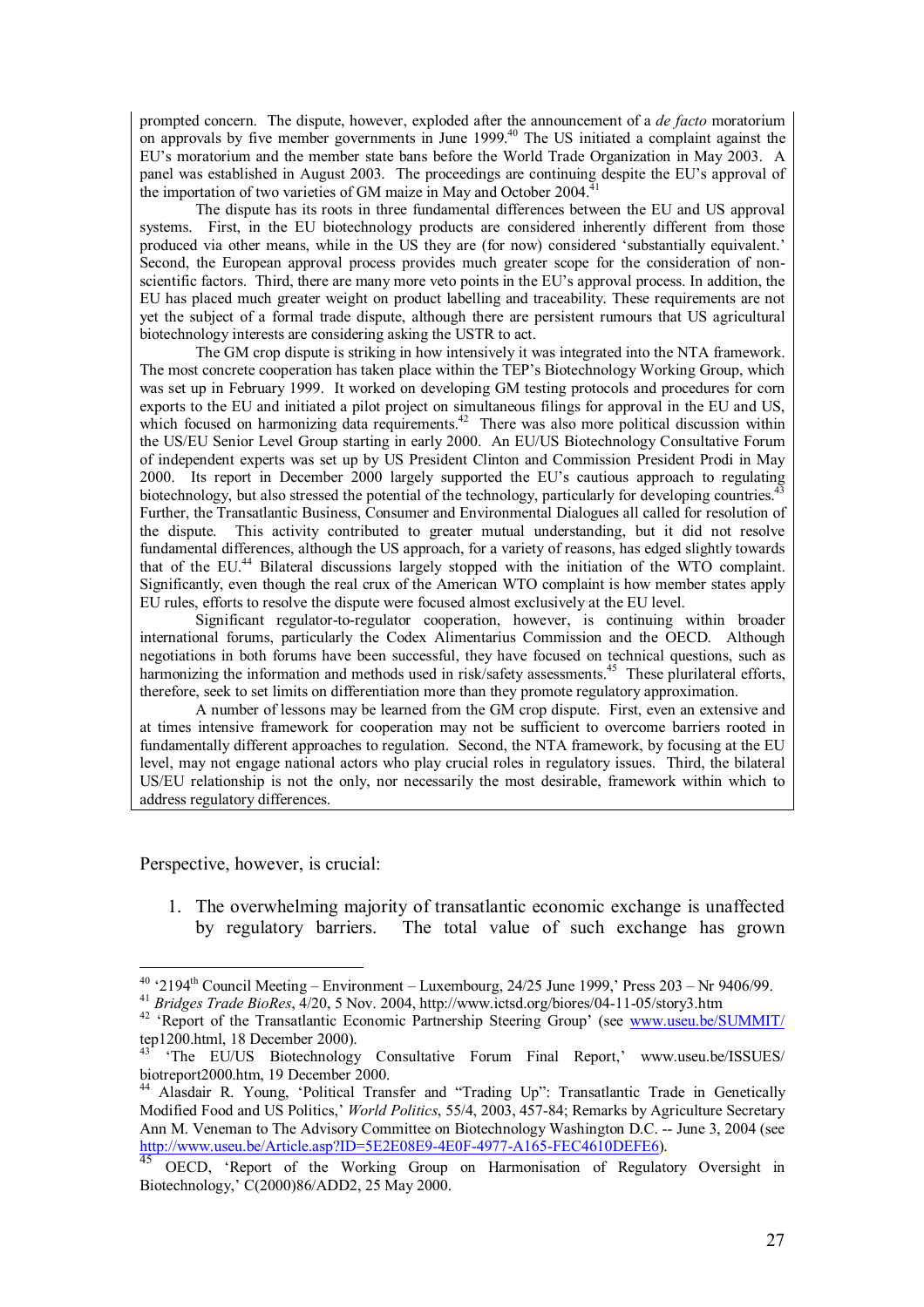prompted concern. The dispute, however, exploded after the announcement of a *de facto* moratorium on approvals by five member governments in June 1999.[40] The US initiated a complaint against the EU's moratorium and the member state bans before the World Trade Organization in May 2003. A panel was established in August 2003. The proceedings are continuing despite the EU's approval of the importation of two varieties of GM maize in May and October 2004.[41]

The dispute has its roots in three fundamental differences between the EU and US approval systems. First, in the EU biotechnology products are considered inherently different from those produced via other means, while in the US they are (for now) considered 'substantially equivalent.' Second, the European approval process provides much greater scope for the consideration of non-scientific factors. Third, there are many more veto points in the EU's approval process. In addition, the EU has placed much greater weight on product labelling and traceability. These requirements are not yet the subject of a formal trade dispute, although there are persistent rumours that US agricultural biotechnology interests are considering asking the USTR to act.

The GM crop dispute is striking in how intensively it was integrated into the NTA framework. The most concrete cooperation has taken place within the TEP's Biotechnology Working Group, which was set up in February 1999. It worked on developing GM testing protocols and procedures for corn exports to the EU and initiated a pilot project on simultaneous filings for approval in the EU and US, which focused on harmonizing data requirements.[42] There was also more political discussion within the US/EU Senior Level Group starting in early 2000. An EU/US Biotechnology Consultative Forum of independent experts was set up by US President Clinton and Commission President Prodi in May 2000. Its report in December 2000 largely supported the EU's cautious approach to regulating biotechnology, but also stressed the potential of the technology, particularly for developing countries.[43] Further, the Transatlantic Business, Consumer and Environmental Dialogues all called for resolution of the dispute. This activity contributed to greater mutual understanding, but it did not resolve fundamental differences, although the US approach, for a variety of reasons, has edged slightly towards that of the EU.[44] Bilateral discussions largely stopped with the initiation of the WTO complaint. Significantly, even though the real crux of the American WTO complaint is how member states apply EU rules, efforts to resolve the dispute were focused almost exclusively at the EU level.

Significant regulator-to-regulator cooperation, however, is continuing within broader international forums, particularly the Codex Alimentarius Commission and the OECD. Although negotiations in both forums have been successful, they have focused on technical questions, such as harmonizing the information and methods used in risk/safety assessments.[45] These plurilateral efforts, therefore, seek to set limits on differentiation more than they promote regulatory approximation.

A number of lessons may be learned from the GM crop dispute. First, even an extensive and at times intensive framework for cooperation may not be sufficient to overcome barriers rooted in fundamentally different approaches to regulation. Second, the NTA framework, by focusing at the EU level, may not engage national actors who play crucial roles in regulatory issues. Third, the bilateral US/EU relationship is not the only, nor necessarily the most desirable, framework within which to address regulatory differences.

Perspective, however, is crucial:

1. The overwhelming majority of transatlantic economic exchange is unaffected by regulatory barriers. The total value of such exchange has grown

---

[40] '2194th Council Meeting – Environment – Luxembourg, 24/25 June 1999,' Press 203 – Nr 9406/99.

[41] *Bridges Trade BioRes*, 4/20, 5 Nov. 2004, http://www.ictsd.org/biores/04-11-05/story3.htm

[42] 'Report of the Transatlantic Economic Partnership Steering Group' (see www.useu.be/SUMMIT/tep1200.html, 18 December 2000).

[43] 'The EU/US Biotechnology Consultative Forum Final Report,' www.useu.be/ISSUES/biotreport2000.htm, 19 December 2000.

[44] Alasdair R. Young, 'Political Transfer and "Trading Up": Transatlantic Trade in Genetically Modified Food and US Politics,' *World Politics*, 55/4, 2003, 457-84; Remarks by Agriculture Secretary Ann M. Veneman to The Advisory Committee on Biotechnology Washington D.C. -- June 3, 2004 (see http://www.useu.be/Article.asp?ID=5E2E08E9-4E0F-4977-A165-FEC4610DEFE6).

[45] OECD, 'Report of the Working Group on Harmonisation of Regulatory Oversight in Biotechnology,' C(2000)86/ADD2, 25 May 2000.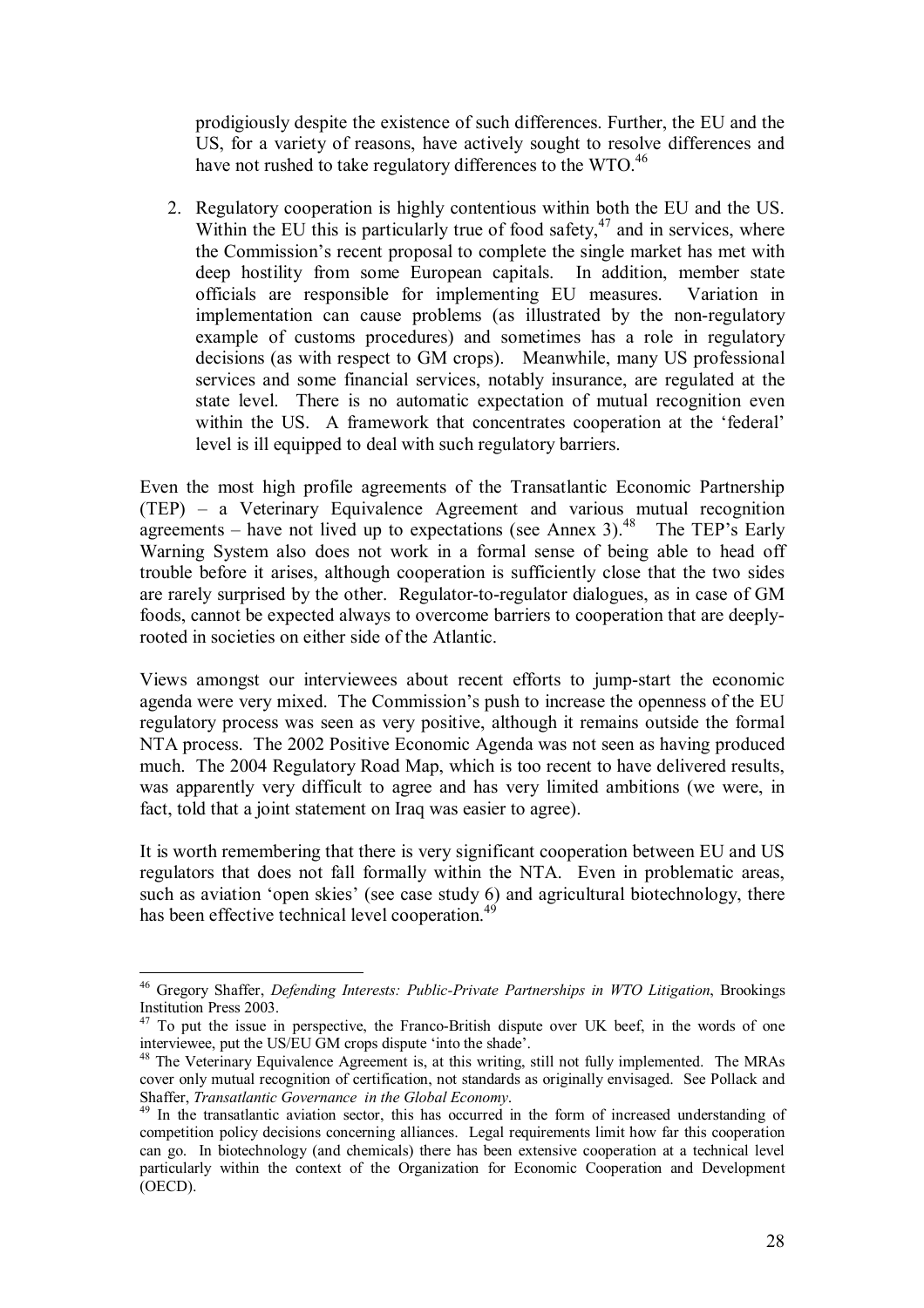prodigiously despite the existence of such differences. Further, the EU and the US, for a variety of reasons, have actively sought to resolve differences and have not rushed to take regulatory differences to the WTO.[46]

2. Regulatory cooperation is highly contentious within both the EU and the US. Within the EU this is particularly true of food safety,[47] and in services, where the Commission's recent proposal to complete the single market has met with deep hostility from some European capitals. In addition, member state officials are responsible for implementing EU measures. Variation in implementation can cause problems (as illustrated by the non-regulatory example of customs procedures) and sometimes has a role in regulatory decisions (as with respect to GM crops). Meanwhile, many US professional services and some financial services, notably insurance, are regulated at the state level. There is no automatic expectation of mutual recognition even within the US. A framework that concentrates cooperation at the 'federal' level is ill equipped to deal with such regulatory barriers.

Even the most high profile agreements of the Transatlantic Economic Partnership (TEP) – a Veterinary Equivalence Agreement and various mutual recognition agreements – have not lived up to expectations (see Annex 3).[48] The TEP's Early Warning System also does not work in a formal sense of being able to head off trouble before it arises, although cooperation is sufficiently close that the two sides are rarely surprised by the other. Regulator-to-regulator dialogues, as in case of GM foods, cannot be expected always to overcome barriers to cooperation that are deeply-rooted in societies on either side of the Atlantic.

Views amongst our interviewees about recent efforts to jump-start the economic agenda were very mixed. The Commission's push to increase the openness of the EU regulatory process was seen as very positive, although it remains outside the formal NTA process. The 2002 Positive Economic Agenda was not seen as having produced much. The 2004 Regulatory Road Map, which is too recent to have delivered results, was apparently very difficult to agree and has very limited ambitions (we were, in fact, told that a joint statement on Iraq was easier to agree).

It is worth remembering that there is very significant cooperation between EU and US regulators that does not fall formally within the NTA. Even in problematic areas, such as aviation 'open skies' (see case study 6) and agricultural biotechnology, there has been effective technical level cooperation.[49]

---

[46] Gregory Shaffer, *Defending Interests: Public-Private Partnerships in WTO Litigation*, Brookings Institution Press 2003.

[47] To put the issue in perspective, the Franco-British dispute over UK beef, in the words of one interviewee, put the US/EU GM crops dispute 'into the shade'.

[48] The Veterinary Equivalence Agreement is, at this writing, still not fully implemented. The MRAs cover only mutual recognition of certification, not standards as originally envisaged. See Pollack and Shaffer, *Transatlantic Governance in the Global Economy*.

[49] In the transatlantic aviation sector, this has occurred in the form of increased understanding of competition policy decisions concerning alliances. Legal requirements limit how far this cooperation can go. In biotechnology (and chemicals) there has been extensive cooperation at a technical level particularly within the context of the Organization for Economic Cooperation and Development (OECD).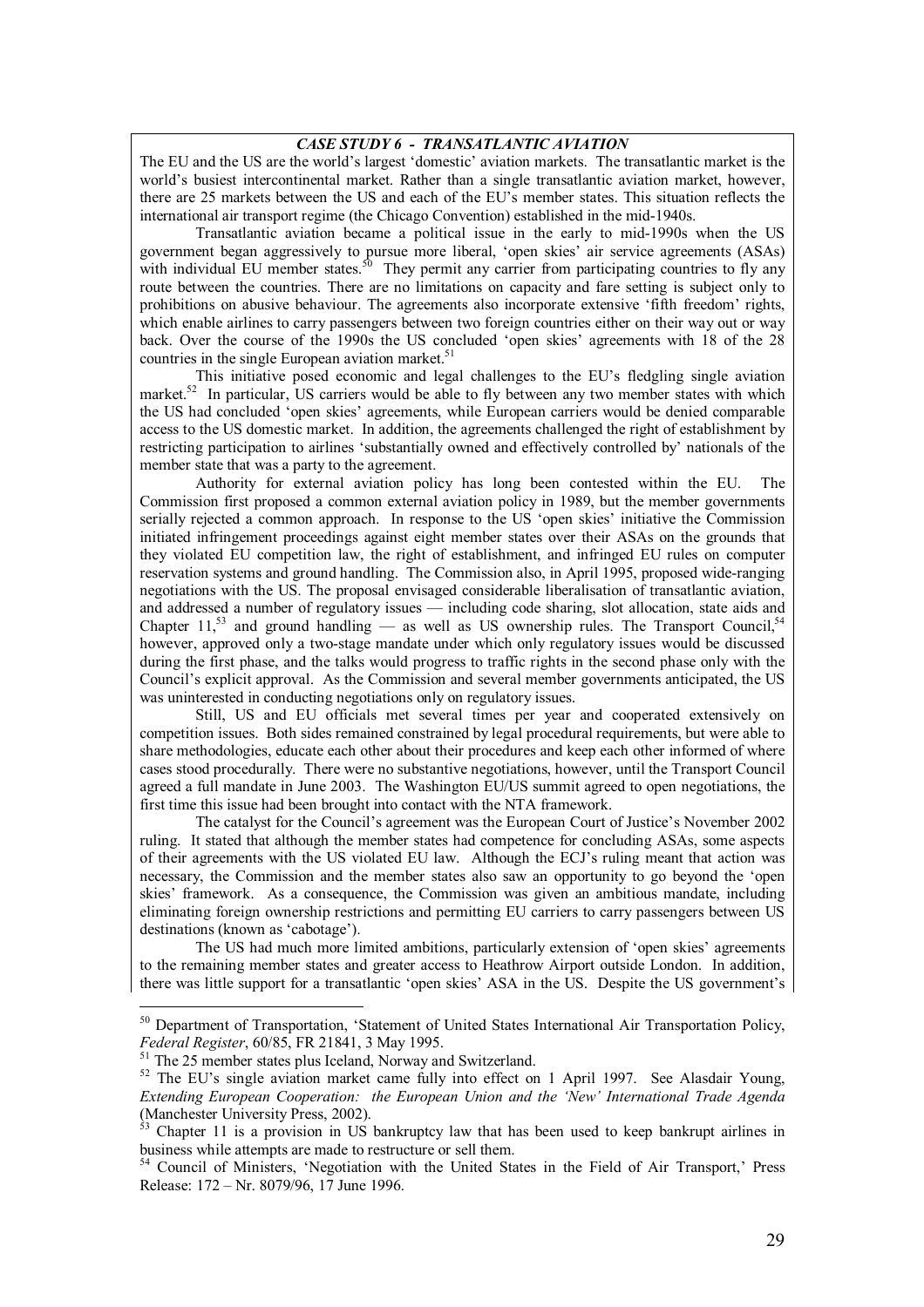### *CASE STUDY 6 - TRANSATLANTIC AVIATION*

The EU and the US are the world's largest 'domestic' aviation markets. The transatlantic market is the world's busiest intercontinental market. Rather than a single transatlantic aviation market, however, there are 25 markets between the US and each of the EU's member states. This situation reflects the international air transport regime (the Chicago Convention) established in the mid-1940s.

Transatlantic aviation became a political issue in the early to mid-1990s when the US government began aggressively to pursue more liberal, 'open skies' air service agreements (ASAs) with individual EU member states.[50] They permit any carrier from participating countries to fly any route between the countries. There are no limitations on capacity and fare setting is subject only to prohibitions on abusive behaviour. The agreements also incorporate extensive 'fifth freedom' rights, which enable airlines to carry passengers between two foreign countries either on their way out or way back. Over the course of the 1990s the US concluded 'open skies' agreements with 18 of the 28 countries in the single European aviation market.[51]

This initiative posed economic and legal challenges to the EU's fledgling single aviation market.[52] In particular, US carriers would be able to fly between any two member states with which the US had concluded 'open skies' agreements, while European carriers would be denied comparable access to the US domestic market. In addition, the agreements challenged the right of establishment by restricting participation to airlines 'substantially owned and effectively controlled by' nationals of the member state that was a party to the agreement.

Authority for external aviation policy has long been contested within the EU. The Commission first proposed a common external aviation policy in 1989, but the member governments serially rejected a common approach. In response to the US 'open skies' initiative the Commission initiated infringement proceedings against eight member states over their ASAs on the grounds that they violated EU competition law, the right of establishment, and infringed EU rules on computer reservation systems and ground handling. The Commission also, in April 1995, proposed wide-ranging negotiations with the US. The proposal envisaged considerable liberalisation of transatlantic aviation, and addressed a number of regulatory issues — including code sharing, slot allocation, state aids and Chapter 11,[53] and ground handling — as well as US ownership rules. The Transport Council,[54] however, approved only a two-stage mandate under which only regulatory issues would be discussed during the first phase, and the talks would progress to traffic rights in the second phase only with the Council's explicit approval. As the Commission and several member governments anticipated, the US was uninterested in conducting negotiations only on regulatory issues.

Still, US and EU officials met several times per year and cooperated extensively on competition issues. Both sides remained constrained by legal procedural requirements, but were able to share methodologies, educate each other about their procedures and keep each other informed of where cases stood procedurally. There were no substantive negotiations, however, until the Transport Council agreed a full mandate in June 2003. The Washington EU/US summit agreed to open negotiations, the first time this issue had been brought into contact with the NTA framework.

The catalyst for the Council's agreement was the European Court of Justice's November 2002 ruling. It stated that although the member states had competence for concluding ASAs, some aspects of their agreements with the US violated EU law. Although the ECJ's ruling meant that action was necessary, the Commission and the member states also saw an opportunity to go beyond the 'open skies' framework. As a consequence, the Commission was given an ambitious mandate, including eliminating foreign ownership restrictions and permitting EU carriers to carry passengers between US destinations (known as 'cabotage').

The US had much more limited ambitions, particularly extension of 'open skies' agreements to the remaining member states and greater access to Heathrow Airport outside London. In addition, there was little support for a transatlantic 'open skies' ASA in the US. Despite the US government's

---

[50] Department of Transportation, 'Statement of United States International Air Transportation Policy, *Federal Register*, 60/85, FR 21841, 3 May 1995.

[51] The 25 member states plus Iceland, Norway and Switzerland.

[52] The EU's single aviation market came fully into effect on 1 April 1997. See Alasdair Young, *Extending European Cooperation: the European Union and the 'New' International Trade Agenda* (Manchester University Press, 2002).

[53] Chapter 11 is a provision in US bankruptcy law that has been used to keep bankrupt airlines in business while attempts are made to restructure or sell them.

[54] Council of Ministers, 'Negotiation with the United States in the Field of Air Transport,' Press Release: 172 – Nr. 8079/96, 17 June 1996.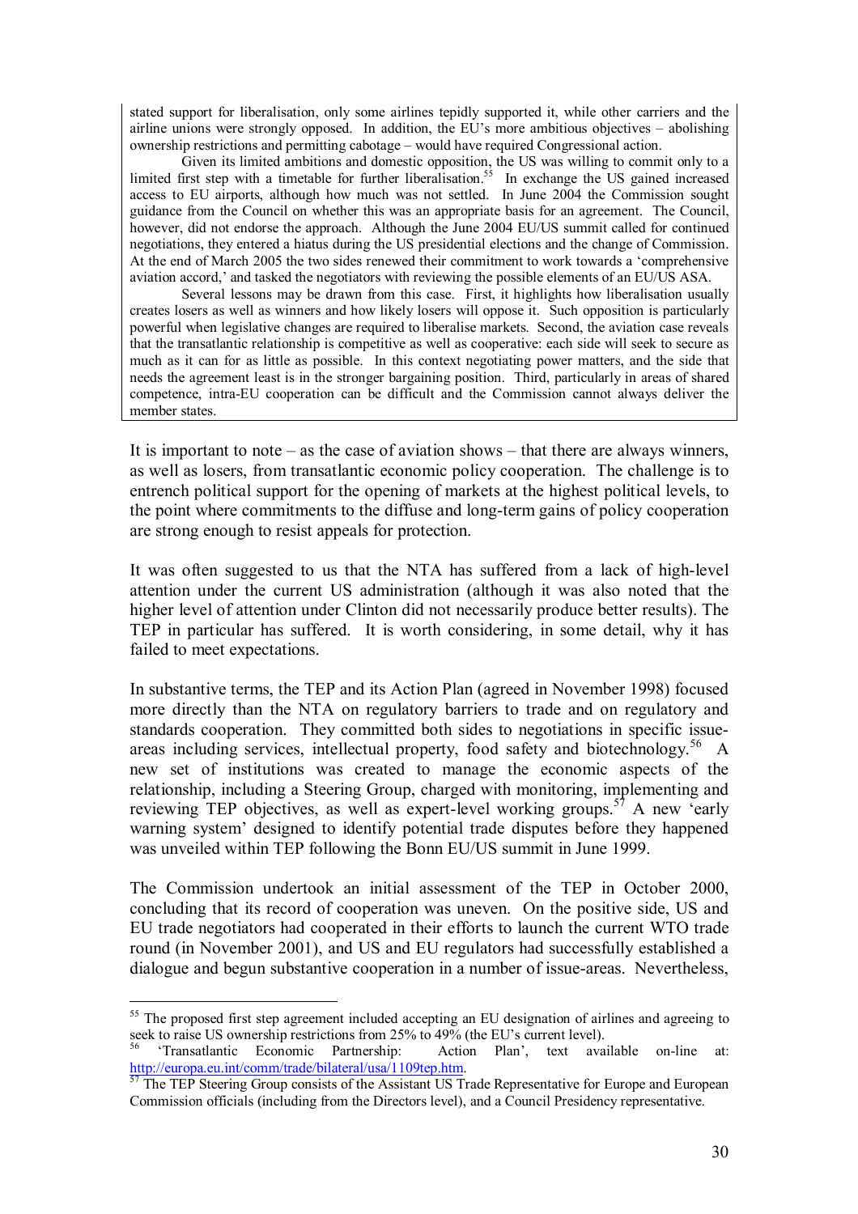stated support for liberalisation, only some airlines tepidly supported it, while other carriers and the airline unions were strongly opposed. In addition, the EU's more ambitious objectives – abolishing ownership restrictions and permitting cabotage – would have required Congressional action.

Given its limited ambitions and domestic opposition, the US was willing to commit only to a limited first step with a timetable for further liberalisation.[55] In exchange the US gained increased access to EU airports, although how much was not settled. In June 2004 the Commission sought guidance from the Council on whether this was an appropriate basis for an agreement. The Council, however, did not endorse the approach. Although the June 2004 EU/US summit called for continued negotiations, they entered a hiatus during the US presidential elections and the change of Commission. At the end of March 2005 the two sides renewed their commitment to work towards a 'comprehensive aviation accord,' and tasked the negotiators with reviewing the possible elements of an EU/US ASA.

Several lessons may be drawn from this case. First, it highlights how liberalisation usually creates losers as well as winners and how likely losers will oppose it. Such opposition is particularly powerful when legislative changes are required to liberalise markets. Second, the aviation case reveals that the transatlantic relationship is competitive as well as cooperative: each side will seek to secure as much as it can for as little as possible. In this context negotiating power matters, and the side that needs the agreement least is in the stronger bargaining position. Third, particularly in areas of shared competence, intra-EU cooperation can be difficult and the Commission cannot always deliver the member states.

It is important to note – as the case of aviation shows – that there are always winners, as well as losers, from transatlantic economic policy cooperation. The challenge is to entrench political support for the opening of markets at the highest political levels, to the point where commitments to the diffuse and long-term gains of policy cooperation are strong enough to resist appeals for protection.

It was often suggested to us that the NTA has suffered from a lack of high-level attention under the current US administration (although it was also noted that the higher level of attention under Clinton did not necessarily produce better results). The TEP in particular has suffered. It is worth considering, in some detail, why it has failed to meet expectations.

In substantive terms, the TEP and its Action Plan (agreed in November 1998) focused more directly than the NTA on regulatory barriers to trade and on regulatory and standards cooperation. They committed both sides to negotiations in specific issue-areas including services, intellectual property, food safety and biotechnology.[56] A new set of institutions was created to manage the economic aspects of the relationship, including a Steering Group, charged with monitoring, implementing and reviewing TEP objectives, as well as expert-level working groups.[57] A new 'early warning system' designed to identify potential trade disputes before they happened was unveiled within TEP following the Bonn EU/US summit in June 1999.

The Commission undertook an initial assessment of the TEP in October 2000, concluding that its record of cooperation was uneven. On the positive side, US and EU trade negotiators had cooperated in their efforts to launch the current WTO trade round (in November 2001), and US and EU regulators had successfully established a dialogue and begun substantive cooperation in a number of issue-areas. Nevertheless,

---

[55] The proposed first step agreement included accepting an EU designation of airlines and agreeing to seek to raise US ownership restrictions from 25% to 49% (the EU's current level).

[56] 'Transatlantic Economic Partnership: Action Plan', text available on-line at: http://europa.eu.int/comm/trade/bilateral/usa/1109tep.htm.

[57] The TEP Steering Group consists of the Assistant US Trade Representative for Europe and European Commission officials (including from the Directors level), and a Council Presidency representative.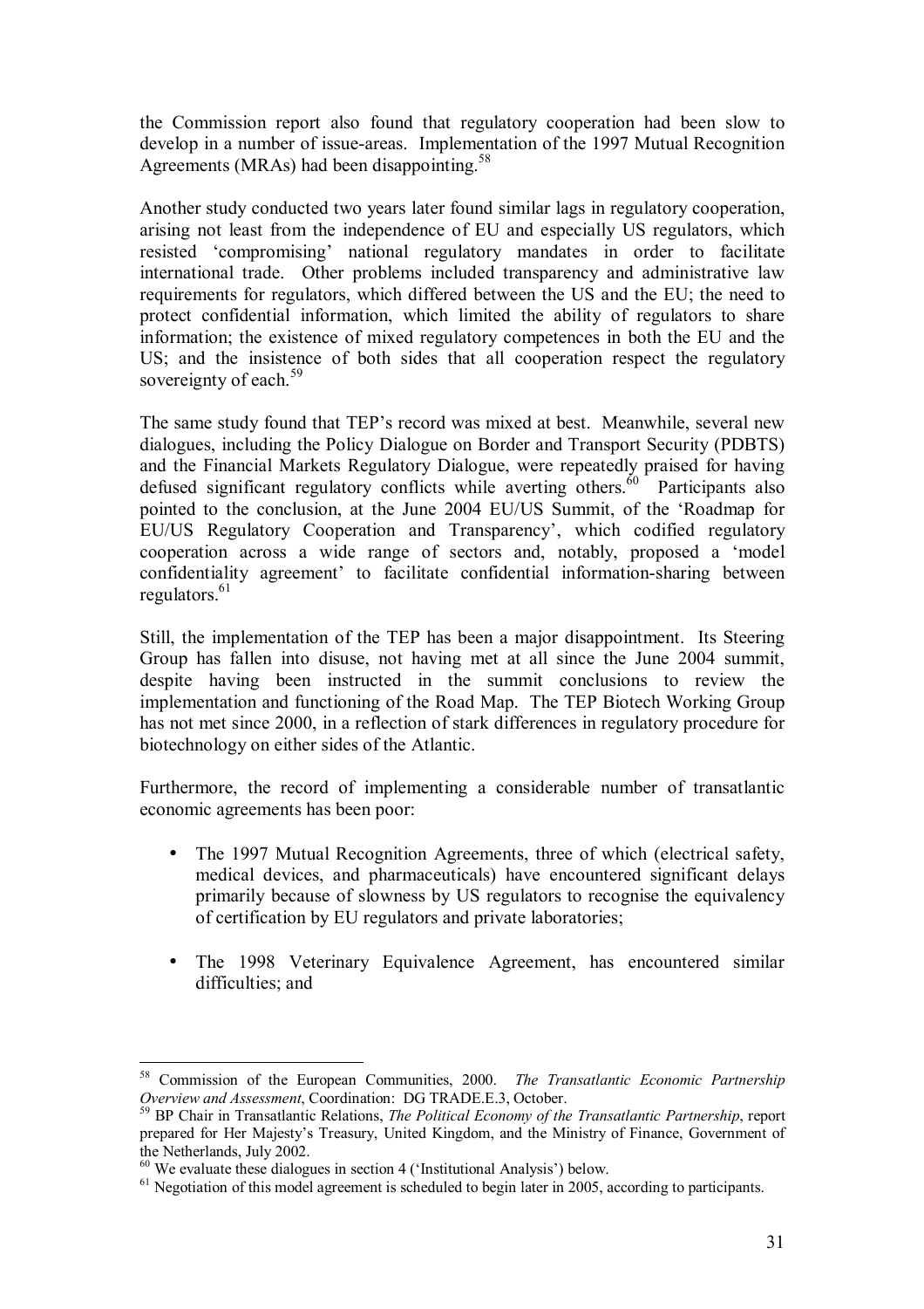the Commission report also found that regulatory cooperation had been slow to develop in a number of issue-areas. Implementation of the 1997 Mutual Recognition Agreements (MRAs) had been disappointing.[58]

Another study conducted two years later found similar lags in regulatory cooperation, arising not least from the independence of EU and especially US regulators, which resisted 'compromising' national regulatory mandates in order to facilitate international trade. Other problems included transparency and administrative law requirements for regulators, which differed between the US and the EU; the need to protect confidential information, which limited the ability of regulators to share information; the existence of mixed regulatory competences in both the EU and the US; and the insistence of both sides that all cooperation respect the regulatory sovereignty of each.[59]

The same study found that TEP's record was mixed at best. Meanwhile, several new dialogues, including the Policy Dialogue on Border and Transport Security (PDBTS) and the Financial Markets Regulatory Dialogue, were repeatedly praised for having defused significant regulatory conflicts while averting others.[60] Participants also pointed to the conclusion, at the June 2004 EU/US Summit, of the 'Roadmap for EU/US Regulatory Cooperation and Transparency', which codified regulatory cooperation across a wide range of sectors and, notably, proposed a 'model confidentiality agreement' to facilitate confidential information-sharing between regulators.[61]

Still, the implementation of the TEP has been a major disappointment. Its Steering Group has fallen into disuse, not having met at all since the June 2004 summit, despite having been instructed in the summit conclusions to review the implementation and functioning of the Road Map. The TEP Biotech Working Group has not met since 2000, in a reflection of stark differences in regulatory procedure for biotechnology on either sides of the Atlantic.

Furthermore, the record of implementing a considerable number of transatlantic economic agreements has been poor:

- The 1997 Mutual Recognition Agreements, three of which (electrical safety, medical devices, and pharmaceuticals) have encountered significant delays primarily because of slowness by US regulators to recognise the equivalency of certification by EU regulators and private laboratories;

- The 1998 Veterinary Equivalence Agreement, has encountered similar difficulties; and

---

[58] Commission of the European Communities, 2000. *The Transatlantic Economic Partnership Overview and Assessment*, Coordination: DG TRADE.E.3, October.

[59] BP Chair in Transatlantic Relations, *The Political Economy of the Transatlantic Partnership*, report prepared for Her Majesty's Treasury, United Kingdom, and the Ministry of Finance, Government of the Netherlands, July 2002.

[60] We evaluate these dialogues in section 4 ('Institutional Analysis') below.

[61] Negotiation of this model agreement is scheduled to begin later in 2005, according to participants.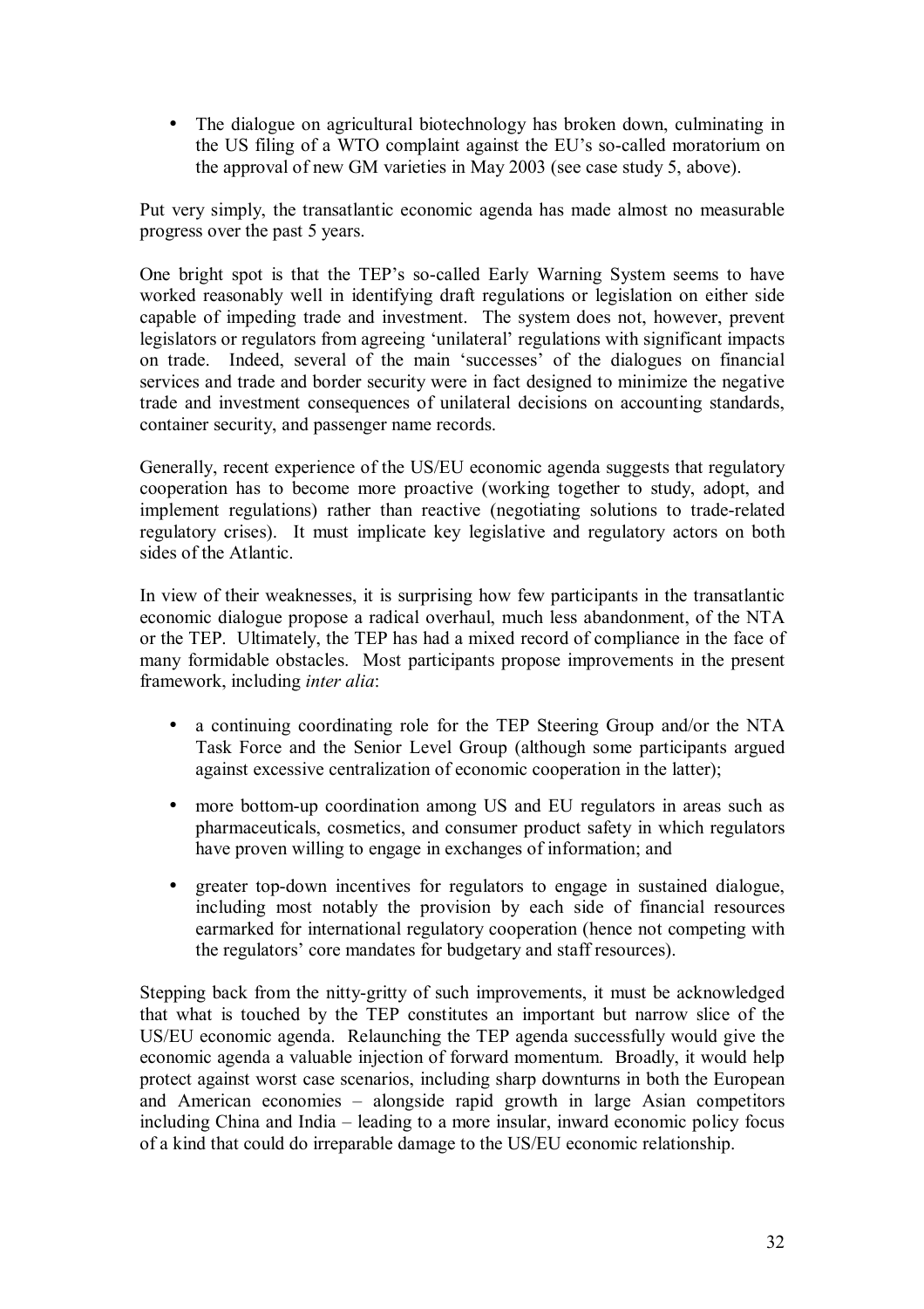- The dialogue on agricultural biotechnology has broken down, culminating in the US filing of a WTO complaint against the EU's so-called moratorium on the approval of new GM varieties in May 2003 (see case study 5, above).

Put very simply, the transatlantic economic agenda has made almost no measurable progress over the past 5 years.

One bright spot is that the TEP's so-called Early Warning System seems to have worked reasonably well in identifying draft regulations or legislation on either side capable of impeding trade and investment. The system does not, however, prevent legislators or regulators from agreeing 'unilateral' regulations with significant impacts on trade. Indeed, several of the main 'successes' of the dialogues on financial services and trade and border security were in fact designed to minimize the negative trade and investment consequences of unilateral decisions on accounting standards, container security, and passenger name records.

Generally, recent experience of the US/EU economic agenda suggests that regulatory cooperation has to become more proactive (working together to study, adopt, and implement regulations) rather than reactive (negotiating solutions to trade-related regulatory crises). It must implicate key legislative and regulatory actors on both sides of the Atlantic.

In view of their weaknesses, it is surprising how few participants in the transatlantic economic dialogue propose a radical overhaul, much less abandonment, of the NTA or the TEP. Ultimately, the TEP has had a mixed record of compliance in the face of many formidable obstacles. Most participants propose improvements in the present framework, including *inter alia*:

- a continuing coordinating role for the TEP Steering Group and/or the NTA Task Force and the Senior Level Group (although some participants argued against excessive centralization of economic cooperation in the latter);
- more bottom-up coordination among US and EU regulators in areas such as pharmaceuticals, cosmetics, and consumer product safety in which regulators have proven willing to engage in exchanges of information; and
- greater top-down incentives for regulators to engage in sustained dialogue, including most notably the provision by each side of financial resources earmarked for international regulatory cooperation (hence not competing with the regulators' core mandates for budgetary and staff resources).

Stepping back from the nitty-gritty of such improvements, it must be acknowledged that what is touched by the TEP constitutes an important but narrow slice of the US/EU economic agenda. Relaunching the TEP agenda successfully would give the economic agenda a valuable injection of forward momentum. Broadly, it would help protect against worst case scenarios, including sharp downturns in both the European and American economies – alongside rapid growth in large Asian competitors including China and India – leading to a more insular, inward economic policy focus of a kind that could do irreparable damage to the US/EU economic relationship.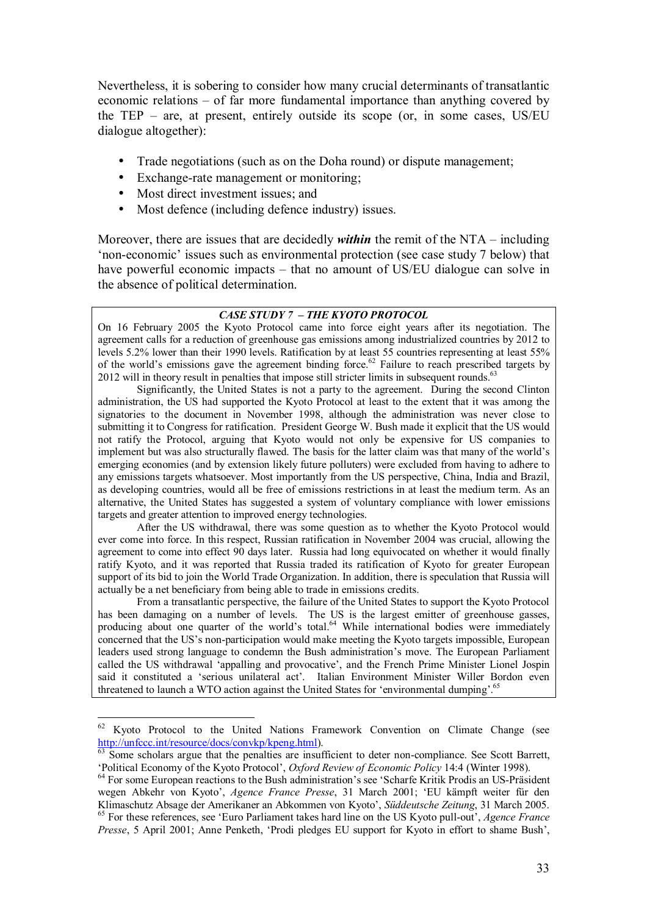Nevertheless, it is sobering to consider how many crucial determinants of transatlantic economic relations – of far more fundamental importance than anything covered by the TEP – are, at present, entirely outside its scope (or, in some cases, US/EU dialogue altogether):

- Trade negotiations (such as on the Doha round) or dispute management;
- Exchange-rate management or monitoring;
- Most direct investment issues; and
- Most defence (including defence industry) issues.

Moreover, there are issues that are decidedly ***within*** the remit of the NTA – including 'non-economic' issues such as environmental protection (see case study 7 below) that have powerful economic impacts – that no amount of US/EU dialogue can solve in the absence of political determination.

***CASE STUDY 7 – THE KYOTO PROTOCOL***

On 16 February 2005 the Kyoto Protocol came into force eight years after its negotiation. The agreement calls for a reduction of greenhouse gas emissions among industrialized countries by 2012 to levels 5.2% lower than their 1990 levels. Ratification by at least 55 countries representing at least 55% of the world's emissions gave the agreement binding force.[62] Failure to reach prescribed targets by 2012 will in theory result in penalties that impose still stricter limits in subsequent rounds.[63]

Significantly, the United States is not a party to the agreement. During the second Clinton administration, the US had supported the Kyoto Protocol at least to the extent that it was among the signatories to the document in November 1998, although the administration was never close to submitting it to Congress for ratification. President George W. Bush made it explicit that the US would not ratify the Protocol, arguing that Kyoto would not only be expensive for US companies to implement but was also structurally flawed. The basis for the latter claim was that many of the world's emerging economies (and by extension likely future polluters) were excluded from having to adhere to any emissions targets whatsoever. Most importantly from the US perspective, China, India and Brazil, as developing countries, would all be free of emissions restrictions in at least the medium term. As an alternative, the United States has suggested a system of voluntary compliance with lower emissions targets and greater attention to improved energy technologies.

After the US withdrawal, there was some question as to whether the Kyoto Protocol would ever come into force. In this respect, Russian ratification in November 2004 was crucial, allowing the agreement to come into effect 90 days later. Russia had long equivocated on whether it would finally ratify Kyoto, and it was reported that Russia traded its ratification of Kyoto for greater European support of its bid to join the World Trade Organization. In addition, there is speculation that Russia will actually be a net beneficiary from being able to trade in emissions credits.

From a transatlantic perspective, the failure of the United States to support the Kyoto Protocol has been damaging on a number of levels. The US is the largest emitter of greenhouse gasses, producing about one quarter of the world's total.[64] While international bodies were immediately concerned that the US's non-participation would make meeting the Kyoto targets impossible, European leaders used strong language to condemn the Bush administration's move. The European Parliament called the US withdrawal 'appalling and provocative', and the French Prime Minister Lionel Jospin said it constituted a 'serious unilateral act'. Italian Environment Minister Willer Bordon even threatened to launch a WTO action against the United States for 'environmental dumping'.[65]

---

[62] Kyoto Protocol to the United Nations Framework Convention on Climate Change (see http://unfccc.int/resource/docs/convkp/kpeng.html).

[63] Some scholars argue that the penalties are insufficient to deter non-compliance. See Scott Barrett, 'Political Economy of the Kyoto Protocol', *Oxford Review of Economic Policy* 14:4 (Winter 1998).

[64] For some European reactions to the Bush administration's see 'Scharfe Kritik Prodis an US-Präsident wegen Abkehr von Kyoto', *Agence France Presse*, 31 March 2001; 'EU kämpft weiter für den Klimaschutz Absage der Amerikaner an Abkommen von Kyoto', *Süddeutsche Zeitung*, 31 March 2005.

[65] For these references, see 'Euro Parliament takes hard line on the US Kyoto pull-out', *Agence France Presse*, 5 April 2001; Anne Penketh, 'Prodi pledges EU support for Kyoto in effort to shame Bush',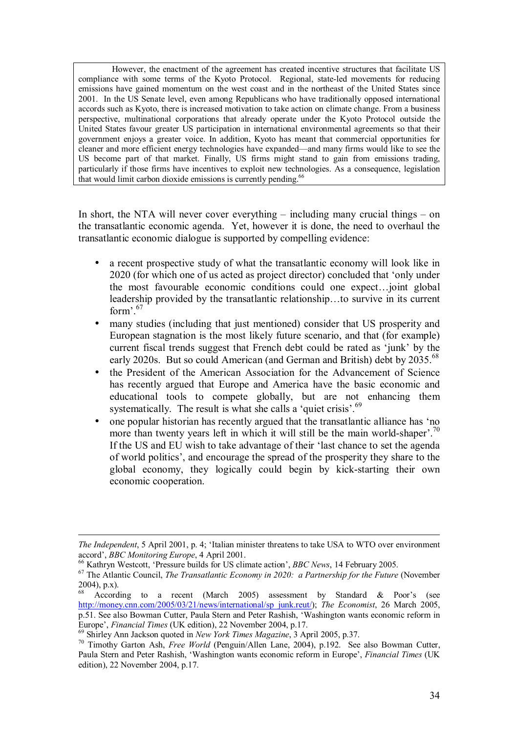However, the enactment of the agreement has created incentive structures that facilitate US compliance with some terms of the Kyoto Protocol. Regional, state-led movements for reducing emissions have gained momentum on the west coast and in the northeast of the United States since 2001. In the US Senate level, even among Republicans who have traditionally opposed international accords such as Kyoto, there is increased motivation to take action on climate change. From a business perspective, multinational corporations that already operate under the Kyoto Protocol outside the United States favour greater US participation in international environmental agreements so that their government enjoys a greater voice. In addition, Kyoto has meant that commercial opportunities for cleaner and more efficient energy technologies have expanded—and many firms would like to see the US become part of that market. Finally, US firms might stand to gain from emissions trading, particularly if those firms have incentives to exploit new technologies. As a consequence, legislation that would limit carbon dioxide emissions is currently pending.[66]

In short, the NTA will never cover everything – including many crucial things – on the transatlantic economic agenda. Yet, however it is done, the need to overhaul the transatlantic economic dialogue is supported by compelling evidence:

- a recent prospective study of what the transatlantic economy will look like in 2020 (for which one of us acted as project director) concluded that 'only under the most favourable economic conditions could one expect…joint global leadership provided by the transatlantic relationship…to survive in its current form'.[67]
- many studies (including that just mentioned) consider that US prosperity and European stagnation is the most likely future scenario, and that (for example) current fiscal trends suggest that French debt could be rated as 'junk' by the early 2020s. But so could American (and German and British) debt by 2035.[68]
- the President of the American Association for the Advancement of Science has recently argued that Europe and America have the basic economic and educational tools to compete globally, but are not enhancing them systematically. The result is what she calls a 'quiet crisis'.[69]
- one popular historian has recently argued that the transatlantic alliance has 'no more than twenty years left in which it will still be the main world-shaper'.[70] If the US and EU wish to take advantage of their 'last chance to set the agenda of world politics', and encourage the spread of the prosperity they share to the global economy, they logically could begin by kick-starting their own economic cooperation.

---

*The Independent*, 5 April 2001, p. 4; 'Italian minister threatens to take USA to WTO over environment accord', *BBC Monitoring Europe*, 4 April 2001.

[66] Kathryn Westcott, 'Pressure builds for US climate action', *BBC News*, 14 February 2005.

[67] The Atlantic Council, *The Transatlantic Economy in 2020: a Partnership for the Future* (November 2004), p.x).

[68] According to a recent (March 2005) assessment by Standard & Poor's (see http://money.cnn.com/2005/03/21/news/international/sp_junk.reut/); *The Economist*, 26 March 2005, p.51. See also Bowman Cutter, Paula Stern and Peter Rashish, 'Washington wants economic reform in Europe', *Financial Times* (UK edition), 22 November 2004, p.17.

[69] Shirley Ann Jackson quoted in *New York Times Magazine*, 3 April 2005, p.37.

[70] Timothy Garton Ash, *Free World* (Penguin/Allen Lane, 2004), p.192. See also Bowman Cutter, Paula Stern and Peter Rashish, 'Washington wants economic reform in Europe', *Financial Times* (UK edition), 22 November 2004, p.17.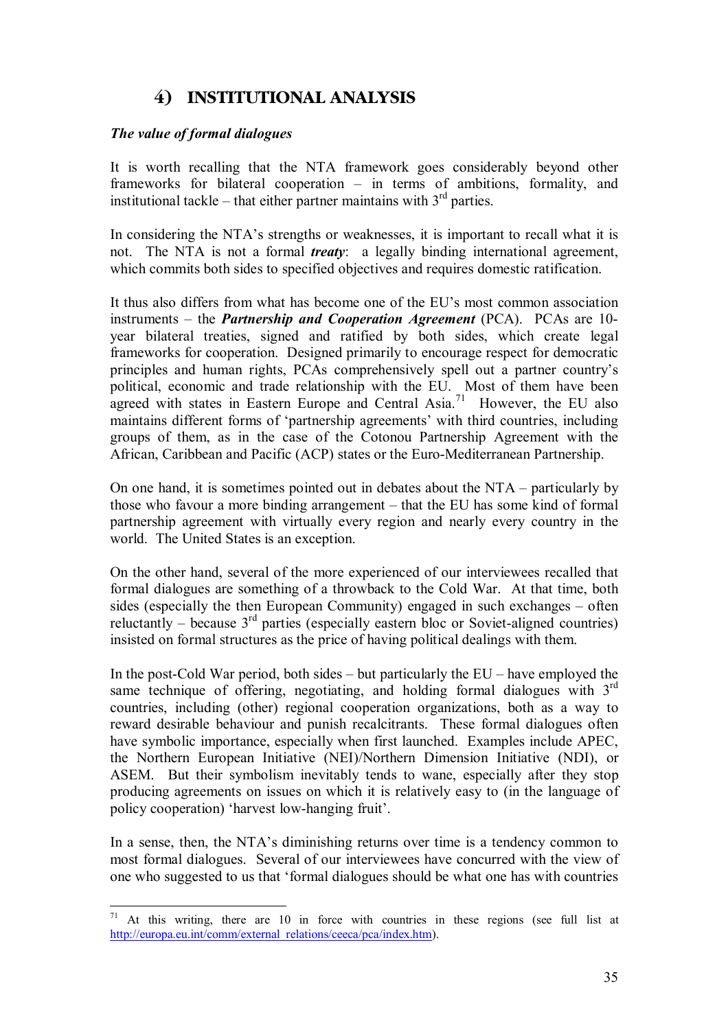## 4) INSTITUTIONAL ANALYSIS

### *The value of formal dialogues*

It is worth recalling that the NTA framework goes considerably beyond other frameworks for bilateral cooperation – in terms of ambitions, formality, and institutional tackle – that either partner maintains with 3rd parties.

In considering the NTA's strengths or weaknesses, it is important to recall what it is not. The NTA is not a formal ***treaty***: a legally binding international agreement, which commits both sides to specified objectives and requires domestic ratification.

It thus also differs from what has become one of the EU's most common association instruments – the ***Partnership and Cooperation Agreement*** (PCA). PCAs are 10-year bilateral treaties, signed and ratified by both sides, which create legal frameworks for cooperation. Designed primarily to encourage respect for democratic principles and human rights, PCAs comprehensively spell out a partner country's political, economic and trade relationship with the EU. Most of them have been agreed with states in Eastern Europe and Central Asia.[71] However, the EU also maintains different forms of 'partnership agreements' with third countries, including groups of them, as in the case of the Cotonou Partnership Agreement with the African, Caribbean and Pacific (ACP) states or the Euro-Mediterranean Partnership.

On one hand, it is sometimes pointed out in debates about the NTA – particularly by those who favour a more binding arrangement – that the EU has some kind of formal partnership agreement with virtually every region and nearly every country in the world. The United States is an exception.

On the other hand, several of the more experienced of our interviewees recalled that formal dialogues are something of a throwback to the Cold War. At that time, both sides (especially the then European Community) engaged in such exchanges – often reluctantly – because 3rd parties (especially eastern bloc or Soviet-aligned countries) insisted on formal structures as the price of having political dealings with them.

In the post-Cold War period, both sides – but particularly the EU – have employed the same technique of offering, negotiating, and holding formal dialogues with 3rd countries, including (other) regional cooperation organizations, both as a way to reward desirable behaviour and punish recalcitrants. These formal dialogues often have symbolic importance, especially when first launched. Examples include APEC, the Northern European Initiative (NEI)/Northern Dimension Initiative (NDI), or ASEM. But their symbolism inevitably tends to wane, especially after they stop producing agreements on issues on which it is relatively easy to (in the language of policy cooperation) 'harvest low-hanging fruit'.

In a sense, then, the NTA's diminishing returns over time is a tendency common to most formal dialogues. Several of our interviewees have concurred with the view of one who suggested to us that 'formal dialogues should be what one has with countries

---

[71] At this writing, there are 10 in force with countries in these regions (see full list at http://europa.eu.int/comm/external_relations/ceeca/pca/index.htm).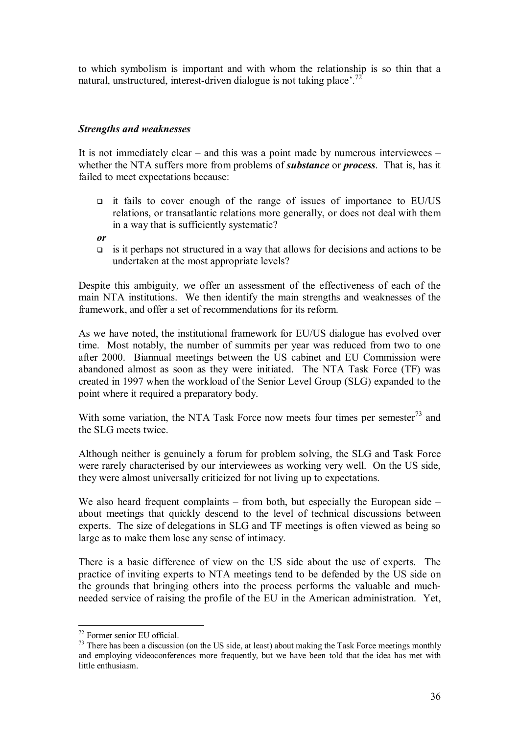to which symbolism is important and with whom the relationship is so thin that a natural, unstructured, interest-driven dialogue is not taking place'.[72]

### *Strengths and weaknesses*

It is not immediately clear – and this was a point made by numerous interviewees – whether the NTA suffers more from problems of ***substance*** or ***process***. That is, has it failed to meet expectations because:

- it fails to cover enough of the range of issues of importance to EU/US relations, or transatlantic relations more generally, or does not deal with them in a way that is sufficiently systematic?

***or***

- is it perhaps not structured in a way that allows for decisions and actions to be undertaken at the most appropriate levels?

Despite this ambiguity, we offer an assessment of the effectiveness of each of the main NTA institutions. We then identify the main strengths and weaknesses of the framework, and offer a set of recommendations for its reform.

As we have noted, the institutional framework for EU/US dialogue has evolved over time. Most notably, the number of summits per year was reduced from two to one after 2000. Biannual meetings between the US cabinet and EU Commission were abandoned almost as soon as they were initiated. The NTA Task Force (TF) was created in 1997 when the workload of the Senior Level Group (SLG) expanded to the point where it required a preparatory body.

With some variation, the NTA Task Force now meets four times per semester[73] and the SLG meets twice.

Although neither is genuinely a forum for problem solving, the SLG and Task Force were rarely characterised by our interviewees as working very well. On the US side, they were almost universally criticized for not living up to expectations.

We also heard frequent complaints – from both, but especially the European side – about meetings that quickly descend to the level of technical discussions between experts. The size of delegations in SLG and TF meetings is often viewed as being so large as to make them lose any sense of intimacy.

There is a basic difference of view on the US side about the use of experts. The practice of inviting experts to NTA meetings tend to be defended by the US side on the grounds that bringing others into the process performs the valuable and much-needed service of raising the profile of the EU in the American administration. Yet,

---

[72] Former senior EU official.

[73] There has been a discussion (on the US side, at least) about making the Task Force meetings monthly and employing videoconferences more frequently, but we have been told that the idea has met with little enthusiasm.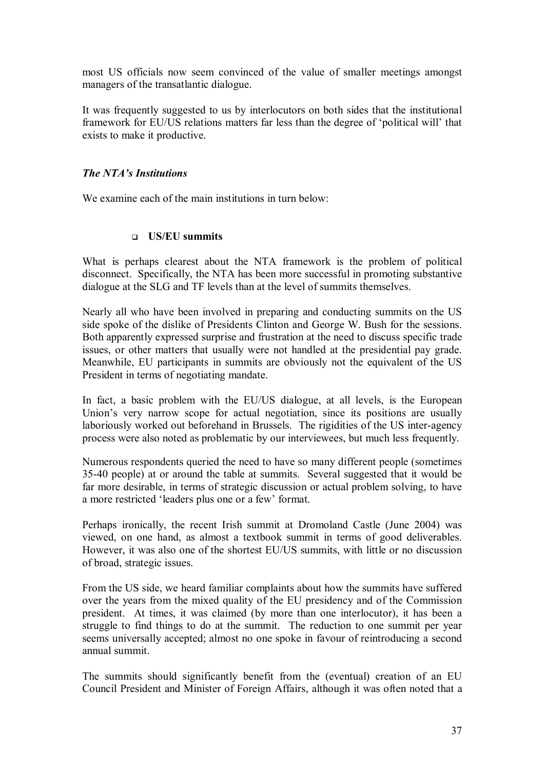most US officials now seem convinced of the value of smaller meetings amongst managers of the transatlantic dialogue.

It was frequently suggested to us by interlocutors on both sides that the institutional framework for EU/US relations matters far less than the degree of 'political will' that exists to make it productive.

### *The NTA's Institutions*

We examine each of the main institutions in turn below:

- **US/EU summits**

What is perhaps clearest about the NTA framework is the problem of political disconnect. Specifically, the NTA has been more successful in promoting substantive dialogue at the SLG and TF levels than at the level of summits themselves.

Nearly all who have been involved in preparing and conducting summits on the US side spoke of the dislike of Presidents Clinton and George W. Bush for the sessions. Both apparently expressed surprise and frustration at the need to discuss specific trade issues, or other matters that usually were not handled at the presidential pay grade. Meanwhile, EU participants in summits are obviously not the equivalent of the US President in terms of negotiating mandate.

In fact, a basic problem with the EU/US dialogue, at all levels, is the European Union's very narrow scope for actual negotiation, since its positions are usually laboriously worked out beforehand in Brussels. The rigidities of the US inter-agency process were also noted as problematic by our interviewees, but much less frequently.

Numerous respondents queried the need to have so many different people (sometimes 35-40 people) at or around the table at summits. Several suggested that it would be far more desirable, in terms of strategic discussion or actual problem solving, to have a more restricted 'leaders plus one or a few' format.

Perhaps ironically, the recent Irish summit at Dromoland Castle (June 2004) was viewed, on one hand, as almost a textbook summit in terms of good deliverables. However, it was also one of the shortest EU/US summits, with little or no discussion of broad, strategic issues.

From the US side, we heard familiar complaints about how the summits have suffered over the years from the mixed quality of the EU presidency and of the Commission president. At times, it was claimed (by more than one interlocutor), it has been a struggle to find things to do at the summit. The reduction to one summit per year seems universally accepted; almost no one spoke in favour of reintroducing a second annual summit.

The summits should significantly benefit from the (eventual) creation of an EU Council President and Minister of Foreign Affairs, although it was often noted that a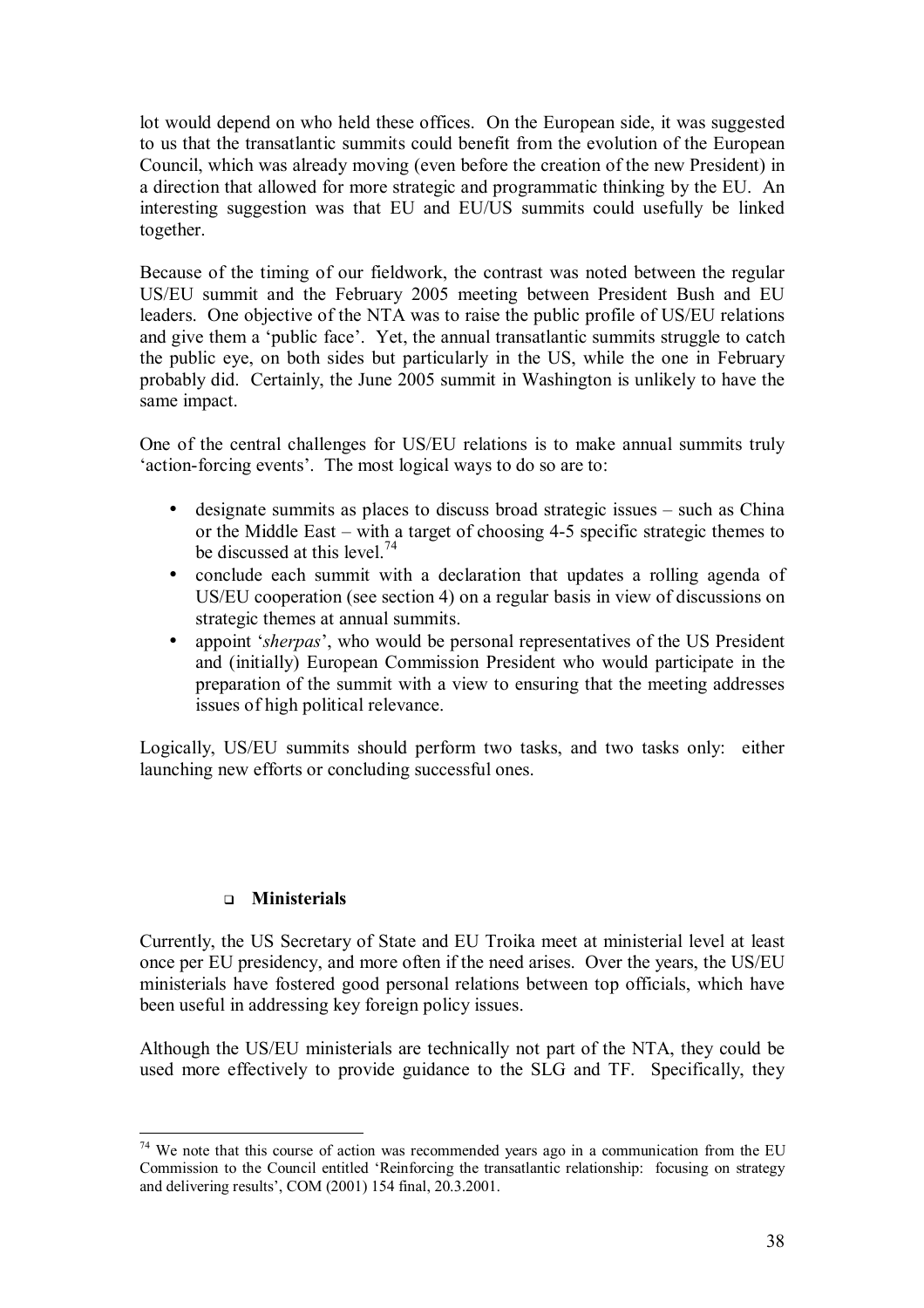lot would depend on who held these offices. On the European side, it was suggested to us that the transatlantic summits could benefit from the evolution of the European Council, which was already moving (even before the creation of the new President) in a direction that allowed for more strategic and programmatic thinking by the EU. An interesting suggestion was that EU and EU/US summits could usefully be linked together.

Because of the timing of our fieldwork, the contrast was noted between the regular US/EU summit and the February 2005 meeting between President Bush and EU leaders. One objective of the NTA was to raise the public profile of US/EU relations and give them a 'public face'. Yet, the annual transatlantic summits struggle to catch the public eye, on both sides but particularly in the US, while the one in February probably did. Certainly, the June 2005 summit in Washington is unlikely to have the same impact.

One of the central challenges for US/EU relations is to make annual summits truly 'action-forcing events'. The most logical ways to do so are to:

- designate summits as places to discuss broad strategic issues – such as China or the Middle East – with a target of choosing 4-5 specific strategic themes to be discussed at this level.[74]
- conclude each summit with a declaration that updates a rolling agenda of US/EU cooperation (see section 4) on a regular basis in view of discussions on strategic themes at annual summits.
- appoint '*sherpas*', who would be personal representatives of the US President and (initially) European Commission President who would participate in the preparation of the summit with a view to ensuring that the meeting addresses issues of high political relevance.

Logically, US/EU summits should perform two tasks, and two tasks only: either launching new efforts or concluding successful ones.

- **Ministerials**

Currently, the US Secretary of State and EU Troika meet at ministerial level at least once per EU presidency, and more often if the need arises. Over the years, the US/EU ministerials have fostered good personal relations between top officials, which have been useful in addressing key foreign policy issues.

Although the US/EU ministerials are technically not part of the NTA, they could be used more effectively to provide guidance to the SLG and TF. Specifically, they

---

[74] We note that this course of action was recommended years ago in a communication from the EU Commission to the Council entitled 'Reinforcing the transatlantic relationship: focusing on strategy and delivering results', COM (2001) 154 final, 20.3.2001.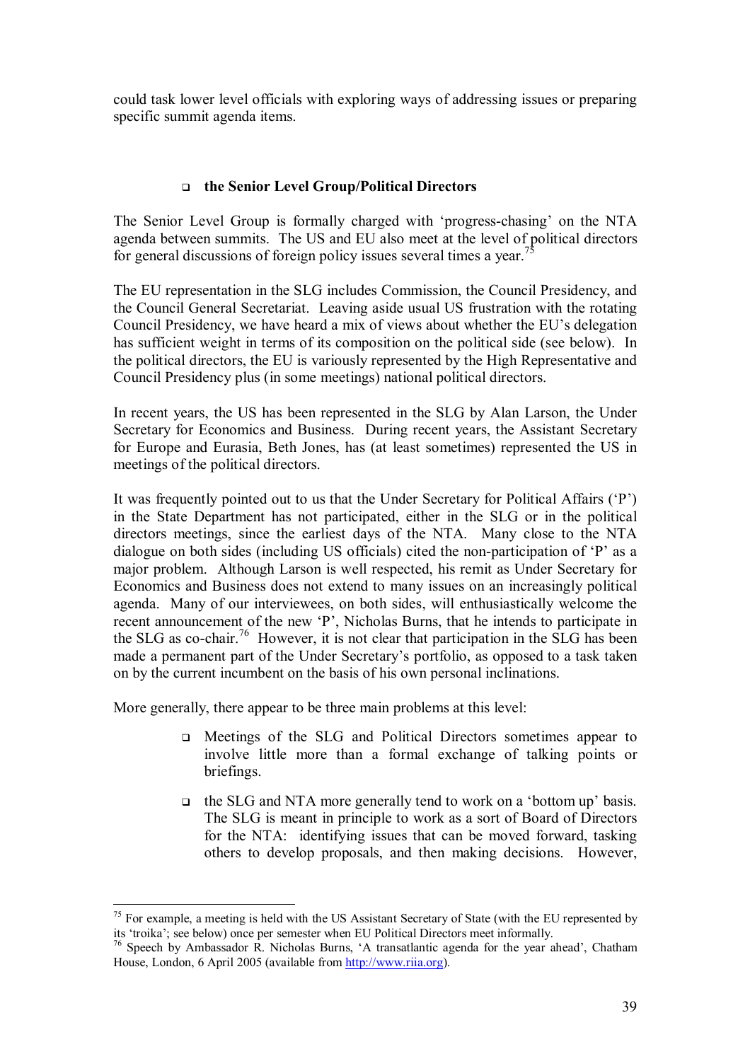could task lower level officials with exploring ways of addressing issues or preparing specific summit agenda items.

- **the Senior Level Group/Political Directors**

The Senior Level Group is formally charged with 'progress-chasing' on the NTA agenda between summits. The US and EU also meet at the level of political directors for general discussions of foreign policy issues several times a year.[75]

The EU representation in the SLG includes Commission, the Council Presidency, and the Council General Secretariat. Leaving aside usual US frustration with the rotating Council Presidency, we have heard a mix of views about whether the EU's delegation has sufficient weight in terms of its composition on the political side (see below). In the political directors, the EU is variously represented by the High Representative and Council Presidency plus (in some meetings) national political directors.

In recent years, the US has been represented in the SLG by Alan Larson, the Under Secretary for Economics and Business. During recent years, the Assistant Secretary for Europe and Eurasia, Beth Jones, has (at least sometimes) represented the US in meetings of the political directors.

It was frequently pointed out to us that the Under Secretary for Political Affairs ('P') in the State Department has not participated, either in the SLG or in the political directors meetings, since the earliest days of the NTA. Many close to the NTA dialogue on both sides (including US officials) cited the non-participation of 'P' as a major problem. Although Larson is well respected, his remit as Under Secretary for Economics and Business does not extend to many issues on an increasingly political agenda. Many of our interviewees, on both sides, will enthusiastically welcome the recent announcement of the new 'P', Nicholas Burns, that he intends to participate in the SLG as co-chair.[76] However, it is not clear that participation in the SLG has been made a permanent part of the Under Secretary's portfolio, as opposed to a task taken on by the current incumbent on the basis of his own personal inclinations.

More generally, there appear to be three main problems at this level:

- Meetings of the SLG and Political Directors sometimes appear to involve little more than a formal exchange of talking points or briefings.
- the SLG and NTA more generally tend to work on a 'bottom up' basis. The SLG is meant in principle to work as a sort of Board of Directors for the NTA: identifying issues that can be moved forward, tasking others to develop proposals, and then making decisions. However,

---

[75] For example, a meeting is held with the US Assistant Secretary of State (with the EU represented by its 'troika'; see below) once per semester when EU Political Directors meet informally.

[76] Speech by Ambassador R. Nicholas Burns, 'A transatlantic agenda for the year ahead', Chatham House, London, 6 April 2005 (available from [http://www.riia.org](http://www.riia.org)).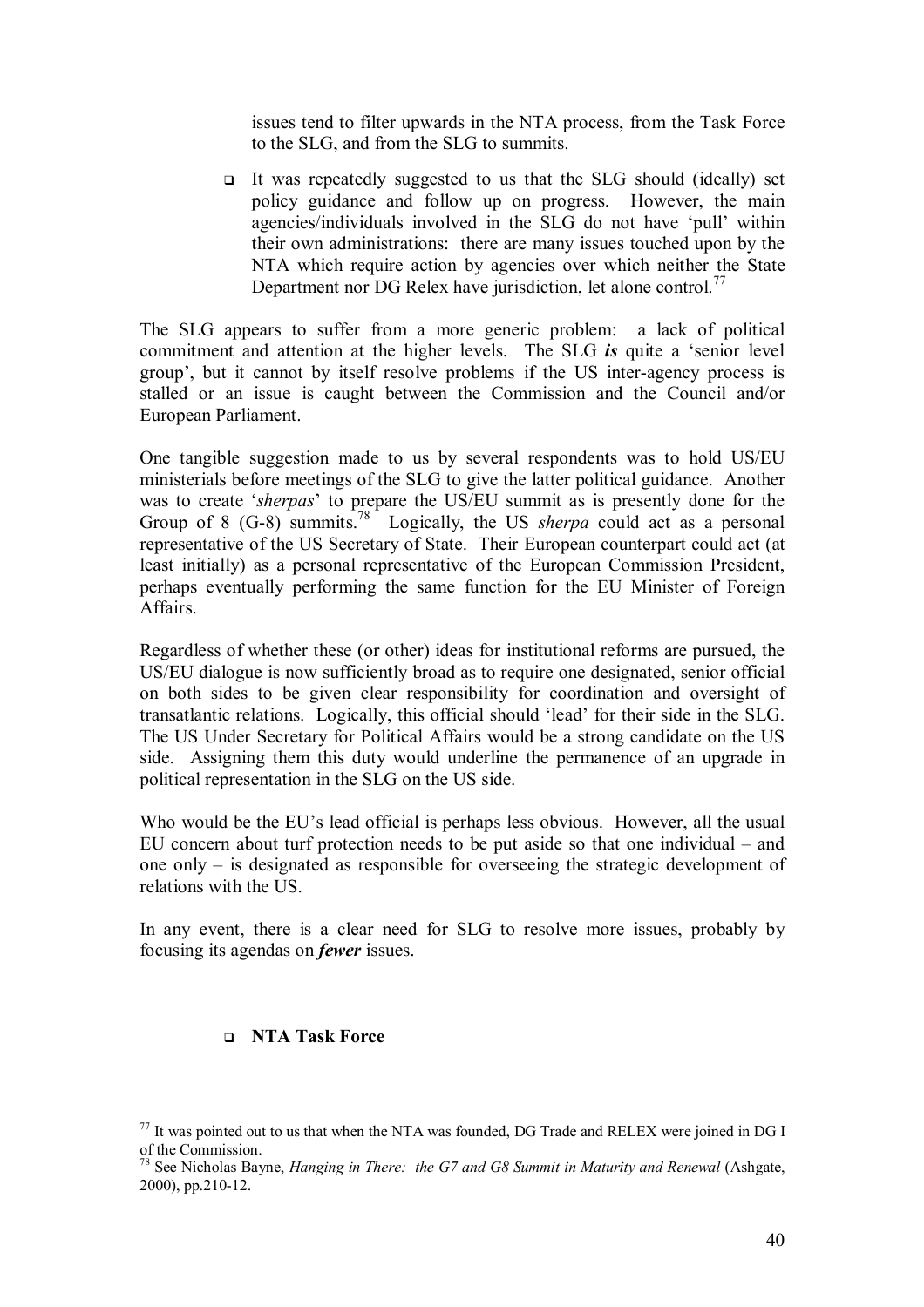issues tend to filter upwards in the NTA process, from the Task Force to the SLG, and from the SLG to summits.

- It was repeatedly suggested to us that the SLG should (ideally) set policy guidance and follow up on progress. However, the main agencies/individuals involved in the SLG do not have 'pull' within their own administrations: there are many issues touched upon by the NTA which require action by agencies over which neither the State Department nor DG Relex have jurisdiction, let alone control.[77]

The SLG appears to suffer from a more generic problem: a lack of political commitment and attention at the higher levels. The SLG ***is*** quite a 'senior level group', but it cannot by itself resolve problems if the US inter-agency process is stalled or an issue is caught between the Commission and the Council and/or European Parliament.

One tangible suggestion made to us by several respondents was to hold US/EU ministerials before meetings of the SLG to give the latter political guidance. Another was to create '*sherpas*' to prepare the US/EU summit as is presently done for the Group of 8 (G-8) summits.[78] Logically, the US *sherpa* could act as a personal representative of the US Secretary of State. Their European counterpart could act (at least initially) as a personal representative of the European Commission President, perhaps eventually performing the same function for the EU Minister of Foreign Affairs.

Regardless of whether these (or other) ideas for institutional reforms are pursued, the US/EU dialogue is now sufficiently broad as to require one designated, senior official on both sides to be given clear responsibility for coordination and oversight of transatlantic relations. Logically, this official should 'lead' for their side in the SLG. The US Under Secretary for Political Affairs would be a strong candidate on the US side. Assigning them this duty would underline the permanence of an upgrade in political representation in the SLG on the US side.

Who would be the EU's lead official is perhaps less obvious. However, all the usual EU concern about turf protection needs to be put aside so that one individual – and one only – is designated as responsible for overseeing the strategic development of relations with the US.

In any event, there is a clear need for SLG to resolve more issues, probably by focusing its agendas on ***fewer*** issues.

- **NTA Task Force**

---

[77] It was pointed out to us that when the NTA was founded, DG Trade and RELEX were joined in DG I of the Commission.

[78] See Nicholas Bayne, *Hanging in There: the G7 and G8 Summit in Maturity and Renewal* (Ashgate, 2000), pp.210-12.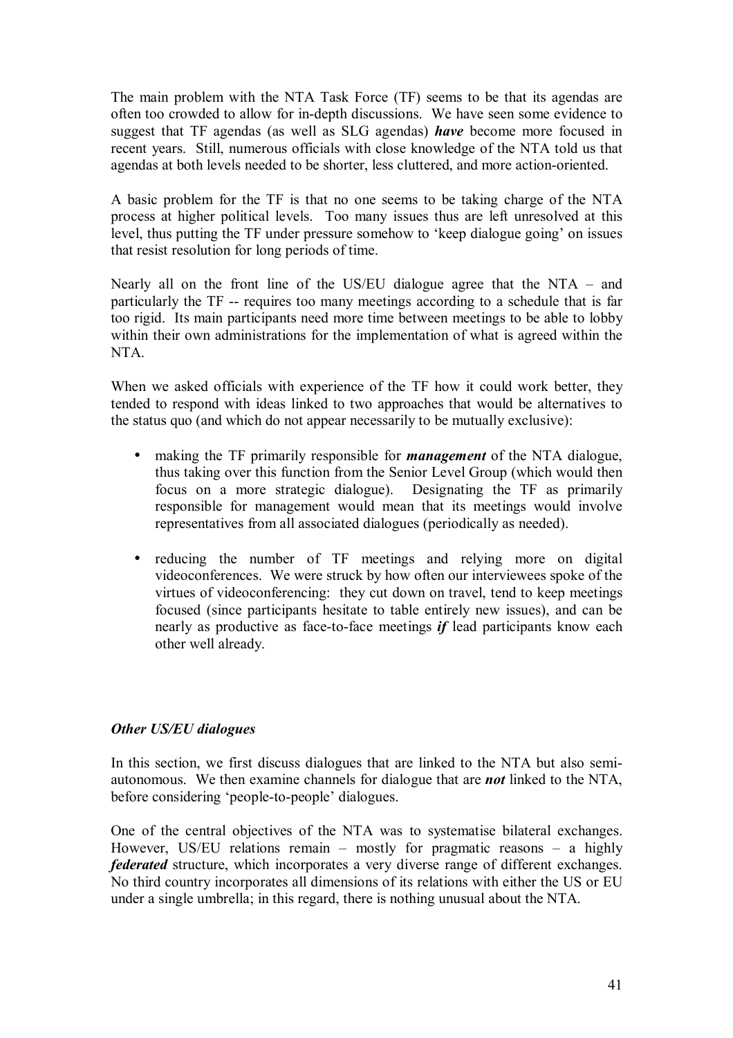The main problem with the NTA Task Force (TF) seems to be that its agendas are often too crowded to allow for in-depth discussions. We have seen some evidence to suggest that TF agendas (as well as SLG agendas) ***have*** become more focused in recent years. Still, numerous officials with close knowledge of the NTA told us that agendas at both levels needed to be shorter, less cluttered, and more action-oriented.

A basic problem for the TF is that no one seems to be taking charge of the NTA process at higher political levels. Too many issues thus are left unresolved at this level, thus putting the TF under pressure somehow to 'keep dialogue going' on issues that resist resolution for long periods of time.

Nearly all on the front line of the US/EU dialogue agree that the NTA – and particularly the TF -- requires too many meetings according to a schedule that is far too rigid. Its main participants need more time between meetings to be able to lobby within their own administrations for the implementation of what is agreed within the NTA.

When we asked officials with experience of the TF how it could work better, they tended to respond with ideas linked to two approaches that would be alternatives to the status quo (and which do not appear necessarily to be mutually exclusive):

- making the TF primarily responsible for ***management*** of the NTA dialogue, thus taking over this function from the Senior Level Group (which would then focus on a more strategic dialogue). Designating the TF as primarily responsible for management would mean that its meetings would involve representatives from all associated dialogues (periodically as needed).

- reducing the number of TF meetings and relying more on digital videoconferences. We were struck by how often our interviewees spoke of the virtues of videoconferencing: they cut down on travel, tend to keep meetings focused (since participants hesitate to table entirely new issues), and can be nearly as productive as face-to-face meetings ***if*** lead participants know each other well already.

### *Other US/EU dialogues*

In this section, we first discuss dialogues that are linked to the NTA but also semi-autonomous. We then examine channels for dialogue that are ***not*** linked to the NTA, before considering 'people-to-people' dialogues.

One of the central objectives of the NTA was to systematise bilateral exchanges. However, US/EU relations remain – mostly for pragmatic reasons – a highly ***federated*** structure, which incorporates a very diverse range of different exchanges. No third country incorporates all dimensions of its relations with either the US or EU under a single umbrella; in this regard, there is nothing unusual about the NTA.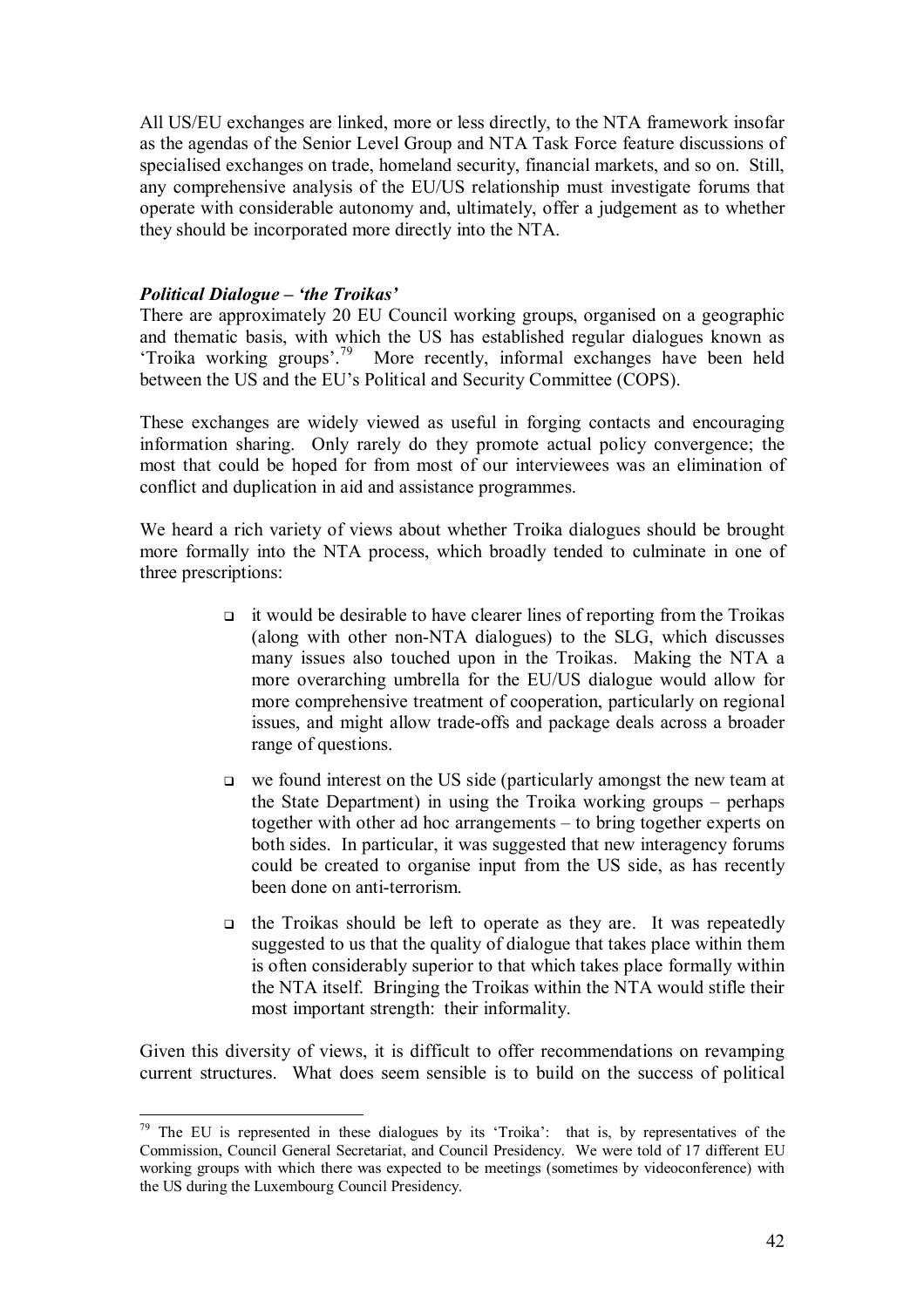All US/EU exchanges are linked, more or less directly, to the NTA framework insofar as the agendas of the Senior Level Group and NTA Task Force feature discussions of specialised exchanges on trade, homeland security, financial markets, and so on. Still, any comprehensive analysis of the EU/US relationship must investigate forums that operate with considerable autonomy and, ultimately, offer a judgement as to whether they should be incorporated more directly into the NTA.

### *Political Dialogue – 'the Troikas'*

There are approximately 20 EU Council working groups, organised on a geographic and thematic basis, with which the US has established regular dialogues known as 'Troika working groups'.[79] More recently, informal exchanges have been held between the US and the EU's Political and Security Committee (COPS).

These exchanges are widely viewed as useful in forging contacts and encouraging information sharing. Only rarely do they promote actual policy convergence; the most that could be hoped for from most of our interviewees was an elimination of conflict and duplication in aid and assistance programmes.

We heard a rich variety of views about whether Troika dialogues should be brought more formally into the NTA process, which broadly tended to culminate in one of three prescriptions:

- it would be desirable to have clearer lines of reporting from the Troikas (along with other non-NTA dialogues) to the SLG, which discusses many issues also touched upon in the Troikas. Making the NTA a more overarching umbrella for the EU/US dialogue would allow for more comprehensive treatment of cooperation, particularly on regional issues, and might allow trade-offs and package deals across a broader range of questions.
- we found interest on the US side (particularly amongst the new team at the State Department) in using the Troika working groups – perhaps together with other ad hoc arrangements – to bring together experts on both sides. In particular, it was suggested that new interagency forums could be created to organise input from the US side, as has recently been done on anti-terrorism.
- the Troikas should be left to operate as they are. It was repeatedly suggested to us that the quality of dialogue that takes place within them is often considerably superior to that which takes place formally within the NTA itself. Bringing the Troikas within the NTA would stifle their most important strength: their informality.

Given this diversity of views, it is difficult to offer recommendations on revamping current structures. What does seem sensible is to build on the success of political

[79] The EU is represented in these dialogues by its 'Troika': that is, by representatives of the Commission, Council General Secretariat, and Council Presidency. We were told of 17 different EU working groups with which there was expected to be meetings (sometimes by videoconference) with the US during the Luxembourg Council Presidency.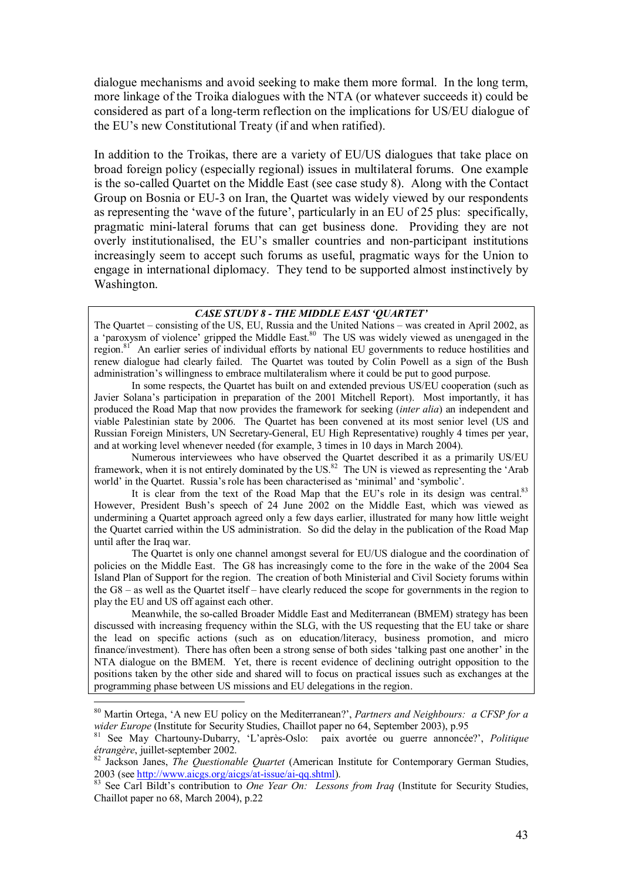dialogue mechanisms and avoid seeking to make them more formal. In the long term, more linkage of the Troika dialogues with the NTA (or whatever succeeds it) could be considered as part of a long-term reflection on the implications for US/EU dialogue of the EU's new Constitutional Treaty (if and when ratified).

In addition to the Troikas, there are a variety of EU/US dialogues that take place on broad foreign policy (especially regional) issues in multilateral forums. One example is the so-called Quartet on the Middle East (see case study 8). Along with the Contact Group on Bosnia or EU-3 on Iran, the Quartet was widely viewed by our respondents as representing the 'wave of the future', particularly in an EU of 25 plus: specifically, pragmatic mini-lateral forums that can get business done. Providing they are not overly institutionalised, the EU's smaller countries and non-participant institutions increasingly seem to accept such forums as useful, pragmatic ways for the Union to engage in international diplomacy. They tend to be supported almost instinctively by Washington.

***CASE STUDY 8 - THE MIDDLE EAST 'QUARTET'***

The Quartet – consisting of the US, EU, Russia and the United Nations – was created in April 2002, as a 'paroxysm of violence' gripped the Middle East.[80] The US was widely viewed as unengaged in the region.[81] An earlier series of individual efforts by national EU governments to reduce hostilities and renew dialogue had clearly failed. The Quartet was touted by Colin Powell as a sign of the Bush administration's willingness to embrace multilateralism where it could be put to good purpose.

In some respects, the Quartet has built on and extended previous US/EU cooperation (such as Javier Solana's participation in preparation of the 2001 Mitchell Report). Most importantly, it has produced the Road Map that now provides the framework for seeking (*inter alia*) an independent and viable Palestinian state by 2006. The Quartet has been convened at its most senior level (US and Russian Foreign Ministers, UN Secretary-General, EU High Representative) roughly 4 times per year, and at working level whenever needed (for example, 3 times in 10 days in March 2004).

Numerous interviewees who have observed the Quartet described it as a primarily US/EU framework, when it is not entirely dominated by the US.[82] The UN is viewed as representing the 'Arab world' in the Quartet. Russia's role has been characterised as 'minimal' and 'symbolic'.

It is clear from the text of the Road Map that the EU's role in its design was central.[83] However, President Bush's speech of 24 June 2002 on the Middle East, which was viewed as undermining a Quartet approach agreed only a few days earlier, illustrated for many how little weight the Quartet carried within the US administration. So did the delay in the publication of the Road Map until after the Iraq war.

The Quartet is only one channel amongst several for EU/US dialogue and the coordination of policies on the Middle East. The G8 has increasingly come to the fore in the wake of the 2004 Sea Island Plan of Support for the region. The creation of both Ministerial and Civil Society forums within the G8 – as well as the Quartet itself – have clearly reduced the scope for governments in the region to play the EU and US off against each other.

Meanwhile, the so-called Broader Middle East and Mediterranean (BMEM) strategy has been discussed with increasing frequency within the SLG, with the US requesting that the EU take or share the lead on specific actions (such as on education/literacy, business promotion, and micro finance/investment). There has often been a strong sense of both sides 'talking past one another' in the NTA dialogue on the BMEM. Yet, there is recent evidence of declining outright opposition to the positions taken by the other side and shared will to focus on practical issues such as exchanges at the programming phase between US missions and EU delegations in the region.

---

[80] Martin Ortega, 'A new EU policy on the Mediterranean?', *Partners and Neighbours: a CFSP for a wider Europe* (Institute for Security Studies, Chaillot paper no 64, September 2003), p.95

[81] See May Chartouny-Dubarry, 'L'après-Oslo: paix avortée ou guerre annoncée?', *Politique étrangère*, juillet-september 2002.

[82] Jackson Janes, *The Questionable Quartet* (American Institute for Contemporary German Studies, 2003 (see http://www.aicgs.org/aicgs/at-issue/ai-qq.shtml).

[83] See Carl Bildt's contribution to *One Year On: Lessons from Iraq* (Institute for Security Studies, Chaillot paper no 68, March 2004), p.22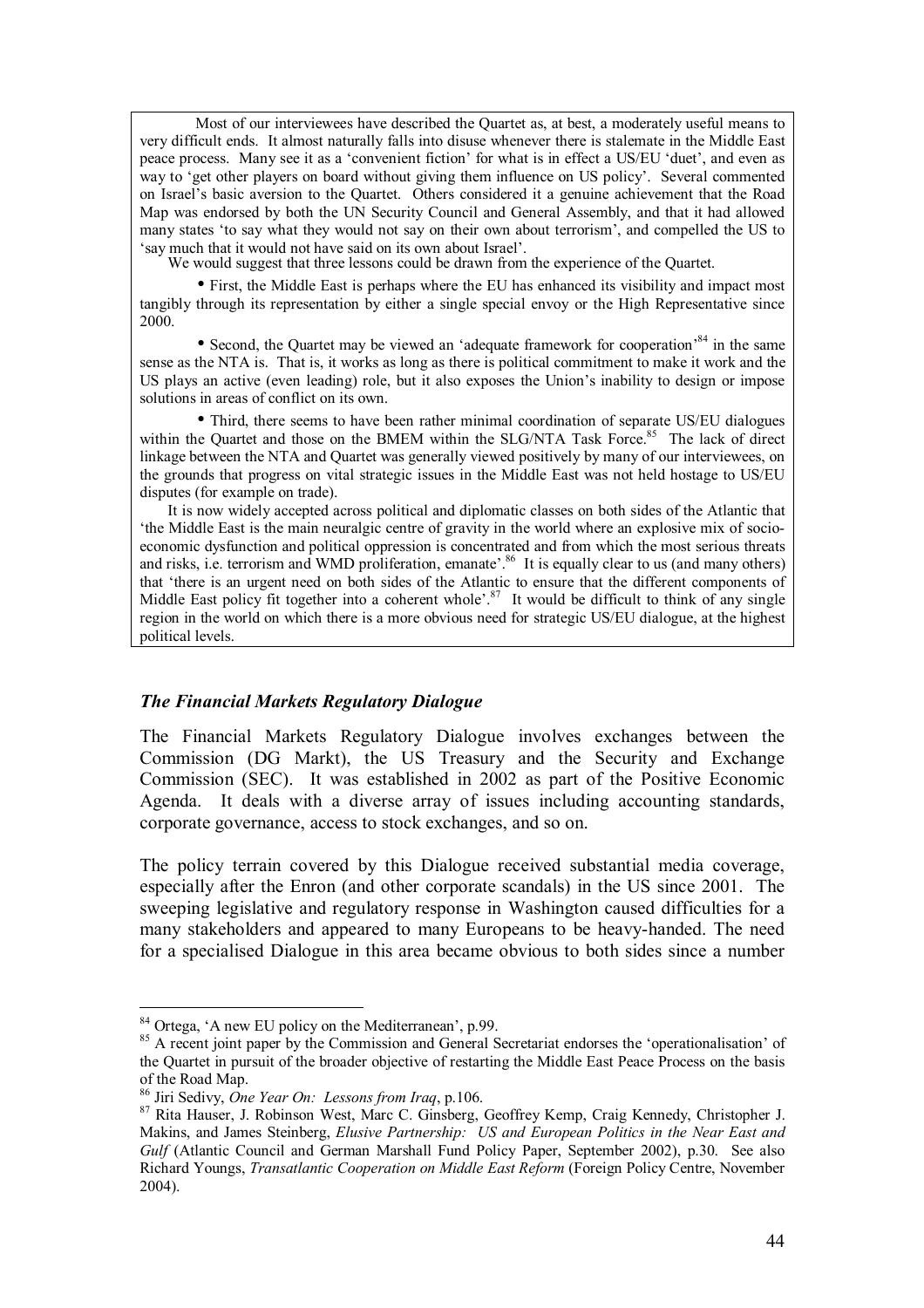Most of our interviewees have described the Quartet as, at best, a moderately useful means to very difficult ends. It almost naturally falls into disuse whenever there is stalemate in the Middle East peace process. Many see it as a 'convenient fiction' for what is in effect a US/EU 'duet', and even as way to 'get other players on board without giving them influence on US policy'. Several commented on Israel's basic aversion to the Quartet. Others considered it a genuine achievement that the Road Map was endorsed by both the UN Security Council and General Assembly, and that it had allowed many states 'to say what they would not say on their own about terrorism', and compelled the US to 'say much that it would not have said on its own about Israel'.

We would suggest that three lessons could be drawn from the experience of the Quartet.

- First, the Middle East is perhaps where the EU has enhanced its visibility and impact most tangibly through its representation by either a single special envoy or the High Representative since 2000.
- Second, the Quartet may be viewed an 'adequate framework for cooperation'[84] in the same sense as the NTA is. That is, it works as long as there is political commitment to make it work and the US plays an active (even leading) role, but it also exposes the Union's inability to design or impose solutions in areas of conflict on its own.
- Third, there seems to have been rather minimal coordination of separate US/EU dialogues within the Quartet and those on the BMEM within the SLG/NTA Task Force.[85] The lack of direct linkage between the NTA and Quartet was generally viewed positively by many of our interviewees, on the grounds that progress on vital strategic issues in the Middle East was not held hostage to US/EU disputes (for example on trade).

It is now widely accepted across political and diplomatic classes on both sides of the Atlantic that 'the Middle East is the main neuralgic centre of gravity in the world where an explosive mix of socio-economic dysfunction and political oppression is concentrated and from which the most serious threats and risks, i.e. terrorism and WMD proliferation, emanate'.[86] It is equally clear to us (and many others) that 'there is an urgent need on both sides of the Atlantic to ensure that the different components of Middle East policy fit together into a coherent whole'.[87] It would be difficult to think of any single region in the world on which there is a more obvious need for strategic US/EU dialogue, at the highest political levels.

### *The Financial Markets Regulatory Dialogue*

The Financial Markets Regulatory Dialogue involves exchanges between the Commission (DG Markt), the US Treasury and the Security and Exchange Commission (SEC). It was established in 2002 as part of the Positive Economic Agenda. It deals with a diverse array of issues including accounting standards, corporate governance, access to stock exchanges, and so on.

The policy terrain covered by this Dialogue received substantial media coverage, especially after the Enron (and other corporate scandals) in the US since 2001. The sweeping legislative and regulatory response in Washington caused difficulties for a many stakeholders and appeared to many Europeans to be heavy-handed. The need for a specialised Dialogue in this area became obvious to both sides since a number

---

[84] Ortega, 'A new EU policy on the Mediterranean', p.99.

[85] A recent joint paper by the Commission and General Secretariat endorses the 'operationalisation' of the Quartet in pursuit of the broader objective of restarting the Middle East Peace Process on the basis of the Road Map.

[86] Jiri Sedivy, *One Year On: Lessons from Iraq*, p.106.

[87] Rita Hauser, J. Robinson West, Marc C. Ginsberg, Geoffrey Kemp, Craig Kennedy, Christopher J. Makins, and James Steinberg, *Elusive Partnership: US and European Politics in the Near East and Gulf* (Atlantic Council and German Marshall Fund Policy Paper, September 2002), p.30. See also Richard Youngs, *Transatlantic Cooperation on Middle East Reform* (Foreign Policy Centre, November 2004).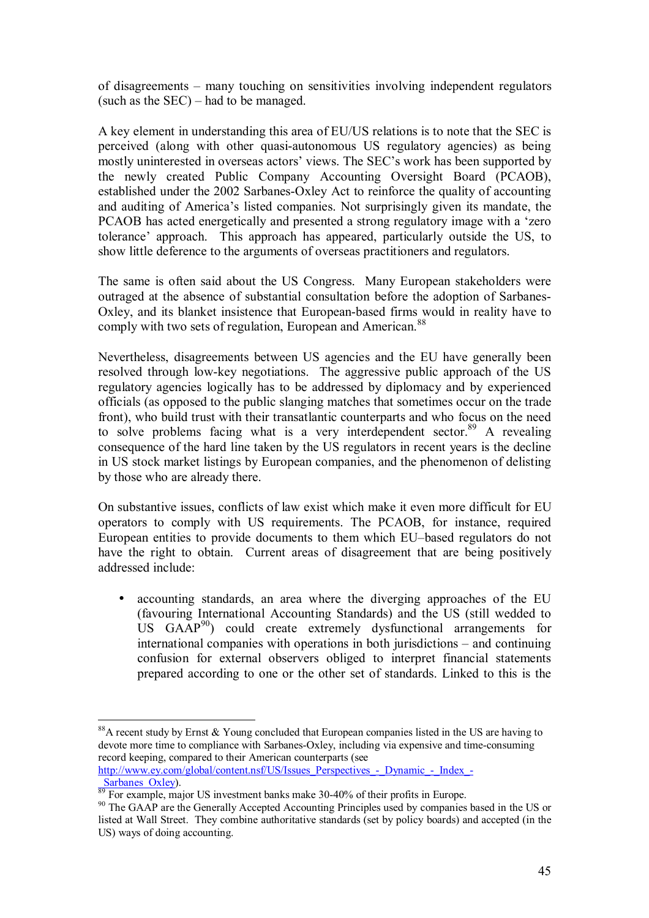of disagreements – many touching on sensitivities involving independent regulators (such as the SEC) – had to be managed.

A key element in understanding this area of EU/US relations is to note that the SEC is perceived (along with other quasi-autonomous US regulatory agencies) as being mostly uninterested in overseas actors' views. The SEC's work has been supported by the newly created Public Company Accounting Oversight Board (PCAOB), established under the 2002 Sarbanes-Oxley Act to reinforce the quality of accounting and auditing of America's listed companies. Not surprisingly given its mandate, the PCAOB has acted energetically and presented a strong regulatory image with a 'zero tolerance' approach. This approach has appeared, particularly outside the US, to show little deference to the arguments of overseas practitioners and regulators.

The same is often said about the US Congress. Many European stakeholders were outraged at the absence of substantial consultation before the adoption of Sarbanes-Oxley, and its blanket insistence that European-based firms would in reality have to comply with two sets of regulation, European and American.[88]

Nevertheless, disagreements between US agencies and the EU have generally been resolved through low-key negotiations. The aggressive public approach of the US regulatory agencies logically has to be addressed by diplomacy and by experienced officials (as opposed to the public slanging matches that sometimes occur on the trade front), who build trust with their transatlantic counterparts and who focus on the need to solve problems facing what is a very interdependent sector.[89] A revealing consequence of the hard line taken by the US regulators in recent years is the decline in US stock market listings by European companies, and the phenomenon of delisting by those who are already there.

On substantive issues, conflicts of law exist which make it even more difficult for EU operators to comply with US requirements. The PCAOB, for instance, required European entities to provide documents to them which EU–based regulators do not have the right to obtain. Current areas of disagreement that are being positively addressed include:

- accounting standards, an area where the diverging approaches of the EU (favouring International Accounting Standards) and the US (still wedded to US GAAP[90]) could create extremely dysfunctional arrangements for international companies with operations in both jurisdictions – and continuing confusion for external observers obliged to interpret financial statements prepared according to one or the other set of standards. Linked to this is the

---

[88] A recent study by Ernst & Young concluded that European companies listed in the US are having to devote more time to compliance with Sarbanes-Oxley, including via expensive and time-consuming record keeping, compared to their American counterparts (see http://www.ey.com/global/content.nsf/US/Issues_Perspectives_-_Dynamic_-_Index_-_Sarbanes_Oxley).

[89] For example, major US investment banks make 30-40% of their profits in Europe.

[90] The GAAP are the Generally Accepted Accounting Principles used by companies based in the US or listed at Wall Street. They combine authoritative standards (set by policy boards) and accepted (in the US) ways of doing accounting.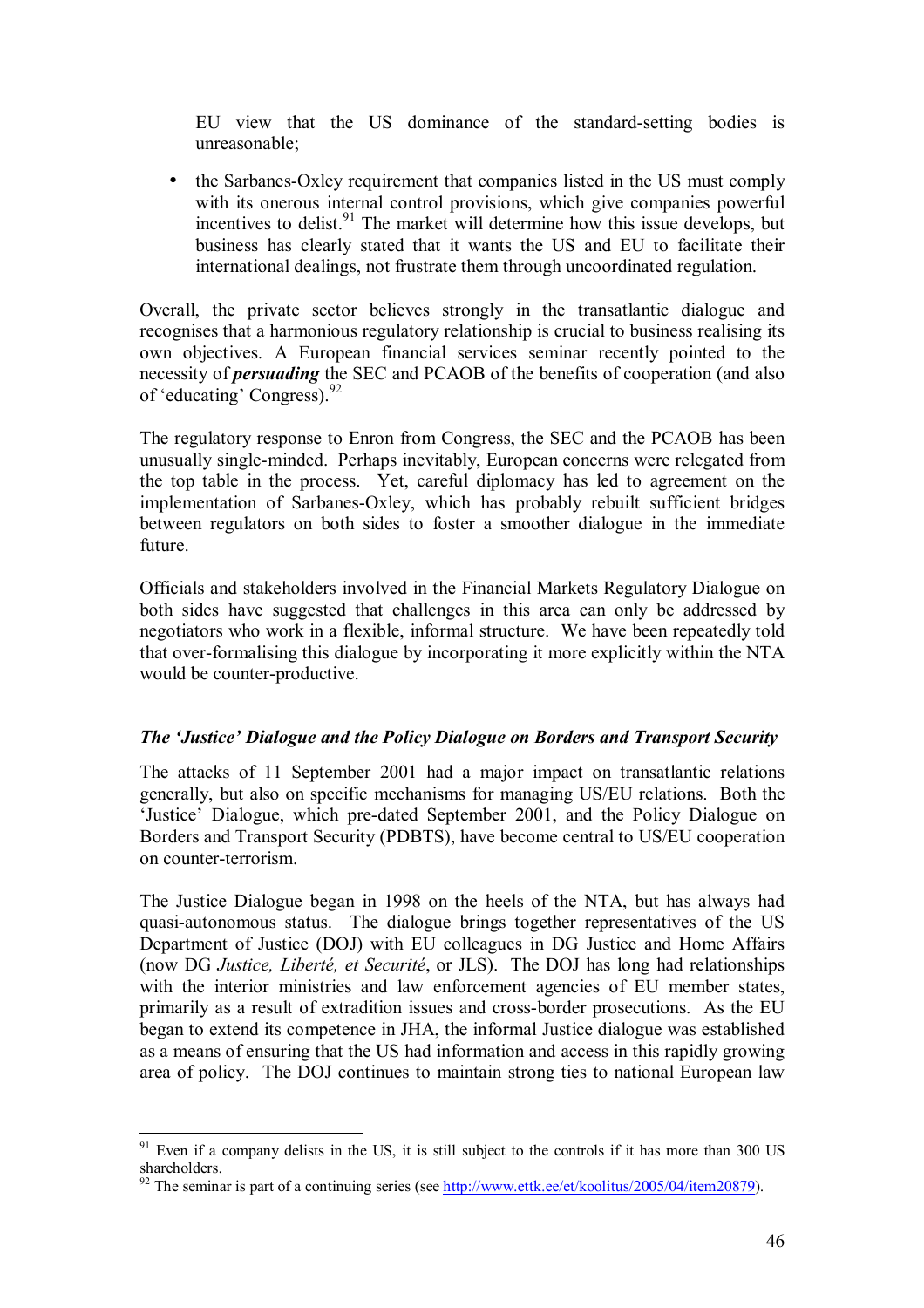EU view that the US dominance of the standard-setting bodies is unreasonable;

- the Sarbanes-Oxley requirement that companies listed in the US must comply with its onerous internal control provisions, which give companies powerful incentives to delist.[91] The market will determine how this issue develops, but business has clearly stated that it wants the US and EU to facilitate their international dealings, not frustrate them through uncoordinated regulation.

Overall, the private sector believes strongly in the transatlantic dialogue and recognises that a harmonious regulatory relationship is crucial to business realising its own objectives. A European financial services seminar recently pointed to the necessity of ***persuading*** the SEC and PCAOB of the benefits of cooperation (and also of 'educating' Congress).[92]

The regulatory response to Enron from Congress, the SEC and the PCAOB has been unusually single-minded. Perhaps inevitably, European concerns were relegated from the top table in the process. Yet, careful diplomacy has led to agreement on the implementation of Sarbanes-Oxley, which has probably rebuilt sufficient bridges between regulators on both sides to foster a smoother dialogue in the immediate future.

Officials and stakeholders involved in the Financial Markets Regulatory Dialogue on both sides have suggested that challenges in this area can only be addressed by negotiators who work in a flexible, informal structure. We have been repeatedly told that over-formalising this dialogue by incorporating it more explicitly within the NTA would be counter-productive.

### *The 'Justice' Dialogue and the Policy Dialogue on Borders and Transport Security*

The attacks of 11 September 2001 had a major impact on transatlantic relations generally, but also on specific mechanisms for managing US/EU relations. Both the 'Justice' Dialogue, which pre-dated September 2001, and the Policy Dialogue on Borders and Transport Security (PDBTS), have become central to US/EU cooperation on counter-terrorism.

The Justice Dialogue began in 1998 on the heels of the NTA, but has always had quasi-autonomous status. The dialogue brings together representatives of the US Department of Justice (DOJ) with EU colleagues in DG Justice and Home Affairs (now DG *Justice, Liberté, et Securité*, or JLS). The DOJ has long had relationships with the interior ministries and law enforcement agencies of EU member states, primarily as a result of extradition issues and cross-border prosecutions. As the EU began to extend its competence in JHA, the informal Justice dialogue was established as a means of ensuring that the US had information and access in this rapidly growing area of policy. The DOJ continues to maintain strong ties to national European law

---

[91] Even if a company delists in the US, it is still subject to the controls if it has more than 300 US shareholders.

[92] The seminar is part of a continuing series (see http://www.ettk.ee/et/koolitus/2005/04/item20879).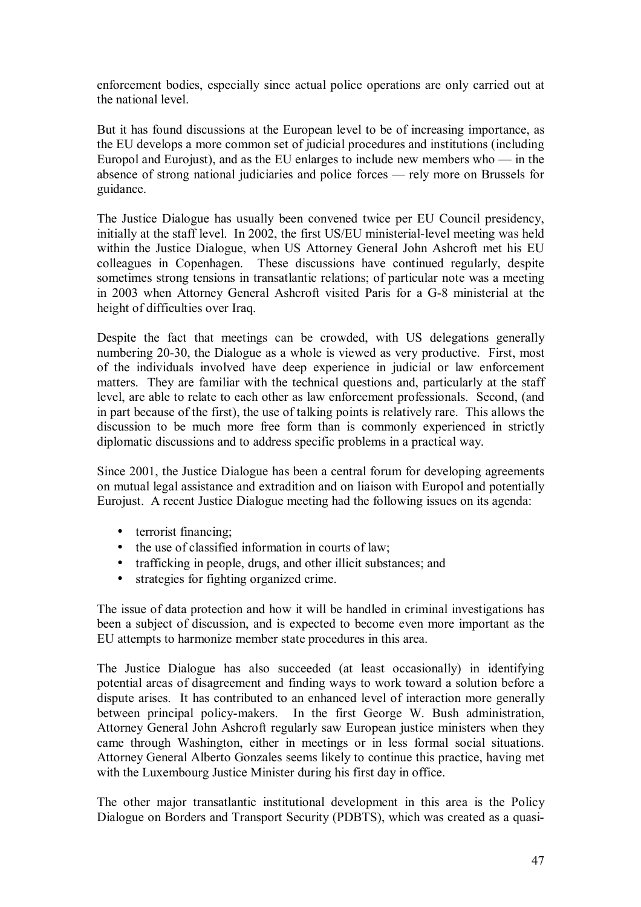enforcement bodies, especially since actual police operations are only carried out at the national level.

But it has found discussions at the European level to be of increasing importance, as the EU develops a more common set of judicial procedures and institutions (including Europol and Eurojust), and as the EU enlarges to include new members who — in the absence of strong national judiciaries and police forces — rely more on Brussels for guidance.

The Justice Dialogue has usually been convened twice per EU Council presidency, initially at the staff level. In 2002, the first US/EU ministerial-level meeting was held within the Justice Dialogue, when US Attorney General John Ashcroft met his EU colleagues in Copenhagen. These discussions have continued regularly, despite sometimes strong tensions in transatlantic relations; of particular note was a meeting in 2003 when Attorney General Ashcroft visited Paris for a G-8 ministerial at the height of difficulties over Iraq.

Despite the fact that meetings can be crowded, with US delegations generally numbering 20-30, the Dialogue as a whole is viewed as very productive. First, most of the individuals involved have deep experience in judicial or law enforcement matters. They are familiar with the technical questions and, particularly at the staff level, are able to relate to each other as law enforcement professionals. Second, (and in part because of the first), the use of talking points is relatively rare. This allows the discussion to be much more free form than is commonly experienced in strictly diplomatic discussions and to address specific problems in a practical way.

Since 2001, the Justice Dialogue has been a central forum for developing agreements on mutual legal assistance and extradition and on liaison with Europol and potentially Eurojust. A recent Justice Dialogue meeting had the following issues on its agenda:

- terrorist financing;
- the use of classified information in courts of law;
- trafficking in people, drugs, and other illicit substances; and
- strategies for fighting organized crime.

The issue of data protection and how it will be handled in criminal investigations has been a subject of discussion, and is expected to become even more important as the EU attempts to harmonize member state procedures in this area.

The Justice Dialogue has also succeeded (at least occasionally) in identifying potential areas of disagreement and finding ways to work toward a solution before a dispute arises. It has contributed to an enhanced level of interaction more generally between principal policy-makers. In the first George W. Bush administration, Attorney General John Ashcroft regularly saw European justice ministers when they came through Washington, either in meetings or in less formal social situations. Attorney General Alberto Gonzales seems likely to continue this practice, having met with the Luxembourg Justice Minister during his first day in office.

The other major transatlantic institutional development in this area is the Policy Dialogue on Borders and Transport Security (PDBTS), which was created as a quasi-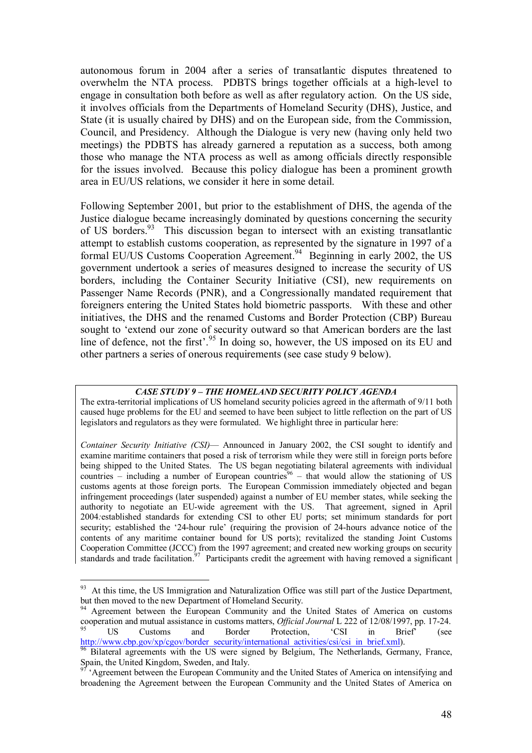autonomous forum in 2004 after a series of transatlantic disputes threatened to overwhelm the NTA process. PDBTS brings together officials at a high-level to engage in consultation both before as well as after regulatory action. On the US side, it involves officials from the Departments of Homeland Security (DHS), Justice, and State (it is usually chaired by DHS) and on the European side, from the Commission, Council, and Presidency. Although the Dialogue is very new (having only held two meetings) the PDBTS has already garnered a reputation as a success, both among those who manage the NTA process as well as among officials directly responsible for the issues involved. Because this policy dialogue has been a prominent growth area in EU/US relations, we consider it here in some detail.

Following September 2001, but prior to the establishment of DHS, the agenda of the Justice dialogue became increasingly dominated by questions concerning the security of US borders.[93] This discussion began to intersect with an existing transatlantic attempt to establish customs cooperation, as represented by the signature in 1997 of a formal EU/US Customs Cooperation Agreement.[94] Beginning in early 2002, the US government undertook a series of measures designed to increase the security of US borders, including the Container Security Initiative (CSI), new requirements on Passenger Name Records (PNR), and a Congressionally mandated requirement that foreigners entering the United States hold biometric passports. With these and other initiatives, the DHS and the renamed Customs and Border Protection (CBP) Bureau sought to 'extend our zone of security outward so that American borders are the last line of defence, not the first'.[95] In doing so, however, the US imposed on its EU and other partners a series of onerous requirements (see case study 9 below).

***CASE STUDY 9 – THE HOMELAND SECURITY POLICY AGENDA***

The extra-territorial implications of US homeland security policies agreed in the aftermath of 9/11 both caused huge problems for the EU and seemed to have been subject to little reflection on the part of US legislators and regulators as they were formulated. We highlight three in particular here:

*Container Security Initiative (CSI)*— Announced in January 2002, the CSI sought to identify and examine maritime containers that posed a risk of terrorism while they were still in foreign ports before being shipped to the United States. The US began negotiating bilateral agreements with individual countries – including a number of European countries[96] – that would allow the stationing of US customs agents at those foreign ports. The European Commission immediately objected and began infringement proceedings (later suspended) against a number of EU member states, while seeking the authority to negotiate an EU-wide agreement with the US. That agreement, signed in April 2004*:* established standards for extending CSI to other EU ports; set minimum standards for port security; established the '24-hour rule' (requiring the provision of 24-hours advance notice of the contents of any maritime container bound for US ports); revitalized the standing Joint Customs Cooperation Committee (JCCC) from the 1997 agreement; and created new working groups on security standards and trade facilitation.[97] Participants credit the agreement with having removed a significant

---

[93] At this time, the US Immigration and Naturalization Office was still part of the Justice Department, but then moved to the new Department of Homeland Security.

[94] Agreement between the European Community and the United States of America on customs cooperation and mutual assistance in customs matters, *Official Journal* L 222 of 12/08/1997, pp. 17-24.

[95] US Customs and Border Protection, 'CSI in Brief' (see http://www.cbp.gov/xp/cgov/border_security/international_activities/csi/csi_in_brief.xml).

[96] Bilateral agreements with the US were signed by Belgium, The Netherlands, Germany, France, Spain, the United Kingdom, Sweden, and Italy.

[97] 'Agreement between the European Community and the United States of America on intensifying and broadening the Agreement between the European Community and the United States of America on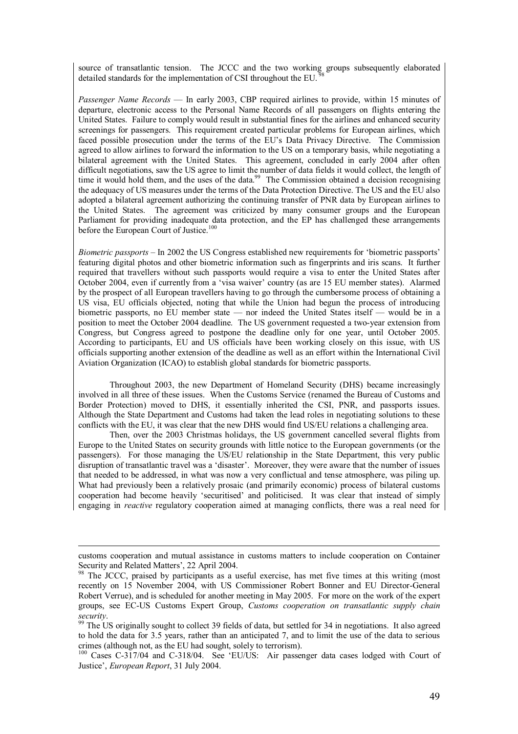source of transatlantic tension. The JCCC and the two working groups subsequently elaborated detailed standards for the implementation of CSI throughout the EU.[98]

*Passenger Name Records* — In early 2003, CBP required airlines to provide, within 15 minutes of departure, electronic access to the Personal Name Records of all passengers on flights entering the United States. Failure to comply would result in substantial fines for the airlines and enhanced security screenings for passengers. This requirement created particular problems for European airlines, which faced possible prosecution under the terms of the EU's Data Privacy Directive. The Commission agreed to allow airlines to forward the information to the US on a temporary basis, while negotiating a bilateral agreement with the United States. This agreement, concluded in early 2004 after often difficult negotiations, saw the US agree to limit the number of data fields it would collect, the length of time it would hold them, and the uses of the data.[99] The Commission obtained a decision recognising the adequacy of US measures under the terms of the Data Protection Directive. The US and the EU also adopted a bilateral agreement authorizing the continuing transfer of PNR data by European airlines to the United States. The agreement was criticized by many consumer groups and the European Parliament for providing inadequate data protection, and the EP has challenged these arrangements before the European Court of Justice.[100]

*Biometric passports* – In 2002 the US Congress established new requirements for 'biometric passports' featuring digital photos and other biometric information such as fingerprints and iris scans. It further required that travellers without such passports would require a visa to enter the United States after October 2004, even if currently from a 'visa waiver' country (as are 15 EU member states). Alarmed by the prospect of all European travellers having to go through the cumbersome process of obtaining a US visa, EU officials objected, noting that while the Union had begun the process of introducing biometric passports, no EU member state — nor indeed the United States itself — would be in a position to meet the October 2004 deadline. The US government requested a two-year extension from Congress, but Congress agreed to postpone the deadline only for one year, until October 2005. According to participants, EU and US officials have been working closely on this issue, with US officials supporting another extension of the deadline as well as an effort within the International Civil Aviation Organization (ICAO) to establish global standards for biometric passports.

Throughout 2003, the new Department of Homeland Security (DHS) became increasingly involved in all three of these issues. When the Customs Service (renamed the Bureau of Customs and Border Protection) moved to DHS, it essentially inherited the CSI, PNR, and passports issues. Although the State Department and Customs had taken the lead roles in negotiating solutions to these conflicts with the EU, it was clear that the new DHS would find US/EU relations a challenging area.

Then, over the 2003 Christmas holidays, the US government cancelled several flights from Europe to the United States on security grounds with little notice to the European governments (or the passengers). For those managing the US/EU relationship in the State Department, this very public disruption of transatlantic travel was a 'disaster'. Moreover, they were aware that the number of issues that needed to be addressed, in what was now a very conflictual and tense atmosphere, was piling up. What had previously been a relatively prosaic (and primarily economic) process of bilateral customs cooperation had become heavily 'securitised' and politicised. It was clear that instead of simply engaging in *reactive* regulatory cooperation aimed at managing conflicts, there was a real need for

---

customs cooperation and mutual assistance in customs matters to include cooperation on Container Security and Related Matters', 22 April 2004.

[98] The JCCC, praised by participants as a useful exercise, has met five times at this writing (most recently on 15 November 2004, with US Commissioner Robert Bonner and EU Director-General Robert Verrue), and is scheduled for another meeting in May 2005. For more on the work of the expert groups, see EC-US Customs Expert Group, *Customs cooperation on transatlantic supply chain security*.

[99] The US originally sought to collect 39 fields of data, but settled for 34 in negotiations. It also agreed to hold the data for 3.5 years, rather than an anticipated 7, and to limit the use of the data to serious crimes (although not, as the EU had sought, solely to terrorism).

[100] Cases C-317/04 and C-318/04. See 'EU/US: Air passenger data cases lodged with Court of Justice', *European Report*, 31 July 2004.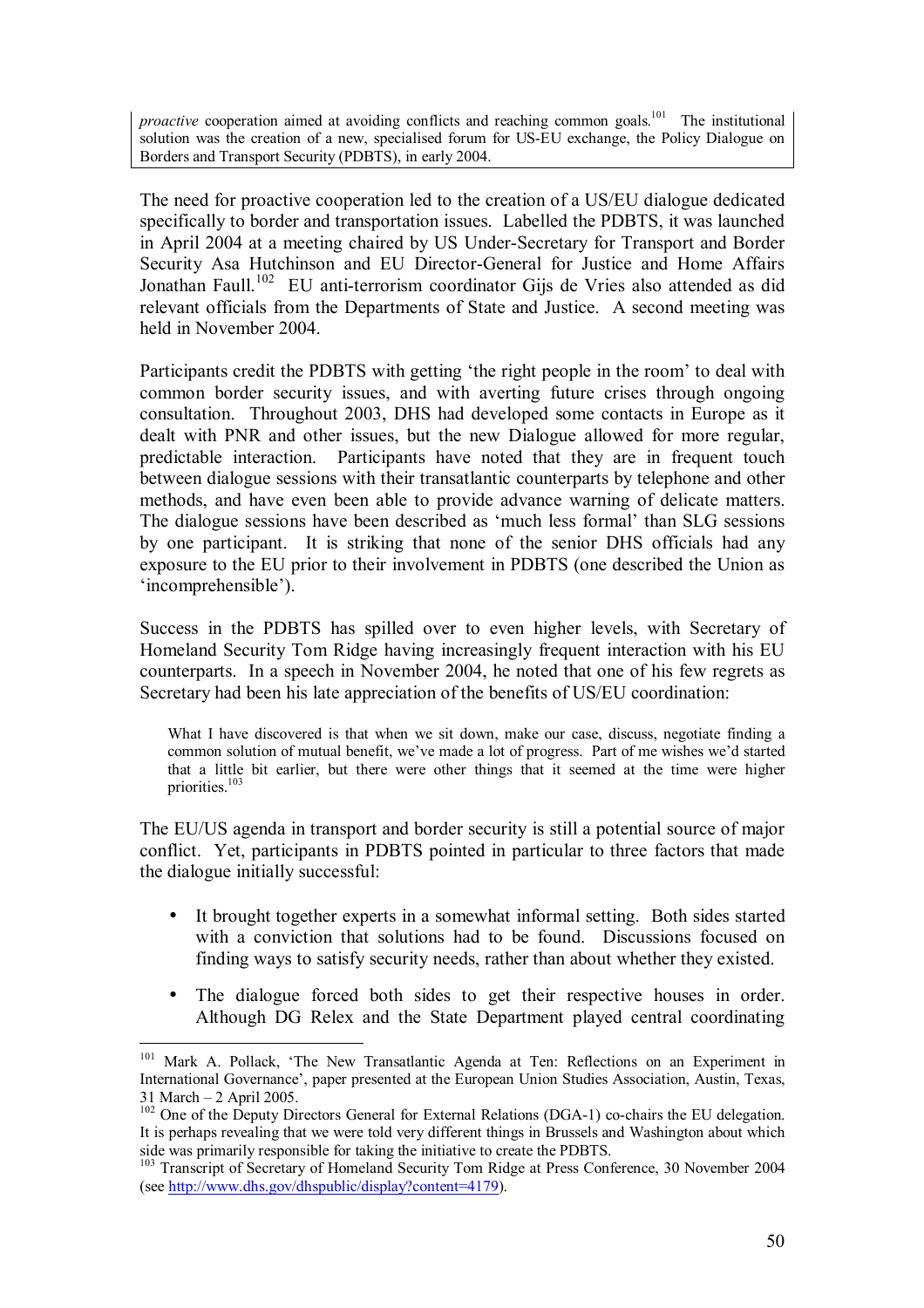*proactive* cooperation aimed at avoiding conflicts and reaching common goals.[101] The institutional solution was the creation of a new, specialised forum for US-EU exchange, the Policy Dialogue on Borders and Transport Security (PDBTS), in early 2004.

The need for proactive cooperation led to the creation of a US/EU dialogue dedicated specifically to border and transportation issues. Labelled the PDBTS, it was launched in April 2004 at a meeting chaired by US Under-Secretary for Transport and Border Security Asa Hutchinson and EU Director-General for Justice and Home Affairs Jonathan Faull.[102] EU anti-terrorism coordinator Gijs de Vries also attended as did relevant officials from the Departments of State and Justice. A second meeting was held in November 2004.

Participants credit the PDBTS with getting 'the right people in the room' to deal with common border security issues, and with averting future crises through ongoing consultation. Throughout 2003, DHS had developed some contacts in Europe as it dealt with PNR and other issues, but the new Dialogue allowed for more regular, predictable interaction. Participants have noted that they are in frequent touch between dialogue sessions with their transatlantic counterparts by telephone and other methods, and have even been able to provide advance warning of delicate matters. The dialogue sessions have been described as 'much less formal' than SLG sessions by one participant. It is striking that none of the senior DHS officials had any exposure to the EU prior to their involvement in PDBTS (one described the Union as 'incomprehensible').

Success in the PDBTS has spilled over to even higher levels, with Secretary of Homeland Security Tom Ridge having increasingly frequent interaction with his EU counterparts. In a speech in November 2004, he noted that one of his few regrets as Secretary had been his late appreciation of the benefits of US/EU coordination:

> What I have discovered is that when we sit down, make our case, discuss, negotiate finding a common solution of mutual benefit, we've made a lot of progress. Part of me wishes we'd started that a little bit earlier, but there were other things that it seemed at the time were higher priorities.[103]

The EU/US agenda in transport and border security is still a potential source of major conflict. Yet, participants in PDBTS pointed in particular to three factors that made the dialogue initially successful:

- It brought together experts in a somewhat informal setting. Both sides started with a conviction that solutions had to be found. Discussions focused on finding ways to satisfy security needs, rather than about whether they existed.
- The dialogue forced both sides to get their respective houses in order. Although DG Relex and the State Department played central coordinating

---

[101] Mark A. Pollack, 'The New Transatlantic Agenda at Ten: Reflections on an Experiment in International Governance', paper presented at the European Union Studies Association, Austin, Texas, 31 March – 2 April 2005.

[102] One of the Deputy Directors General for External Relations (DGA-1) co-chairs the EU delegation. It is perhaps revealing that we were told very different things in Brussels and Washington about which side was primarily responsible for taking the initiative to create the PDBTS.

[103] Transcript of Secretary of Homeland Security Tom Ridge at Press Conference, 30 November 2004 (see http://www.dhs.gov/dhspublic/display?content=4179).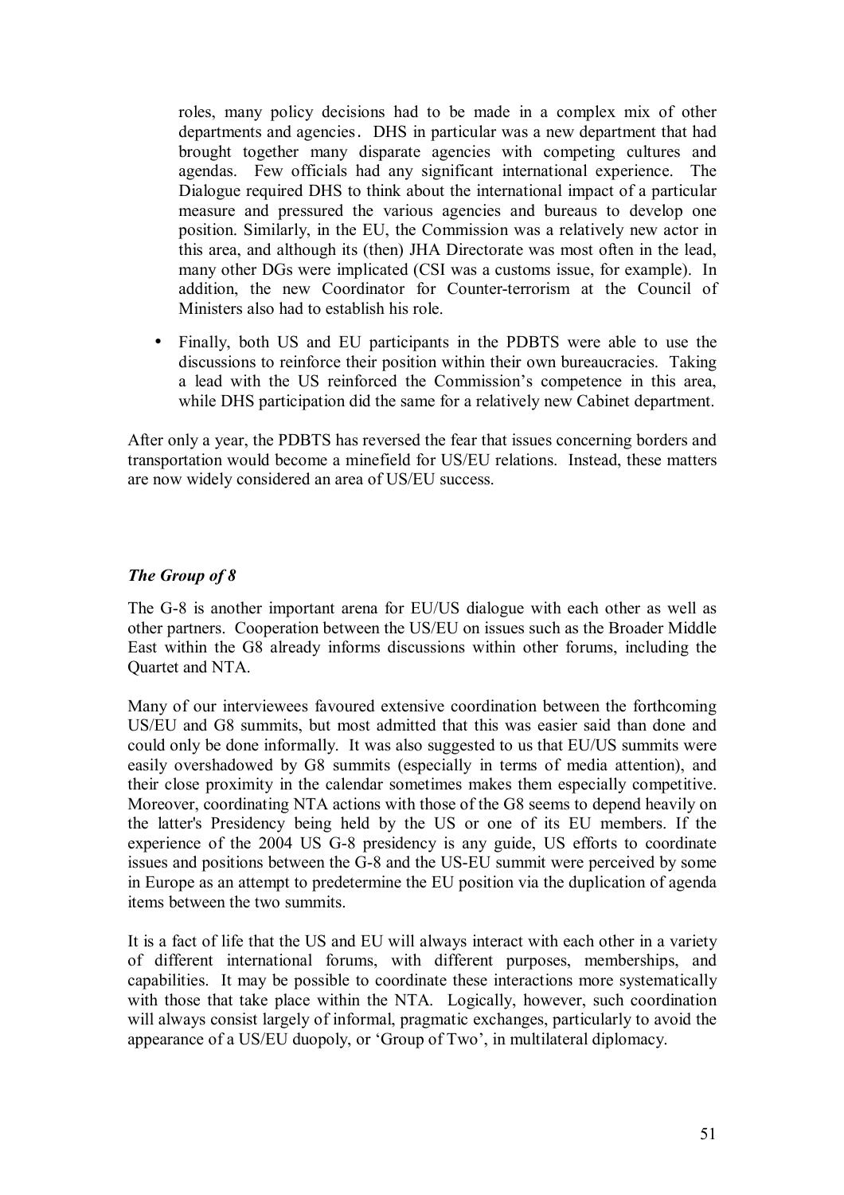roles, many policy decisions had to be made in a complex mix of other departments and agencies. DHS in particular was a new department that had brought together many disparate agencies with competing cultures and agendas. Few officials had any significant international experience. The Dialogue required DHS to think about the international impact of a particular measure and pressured the various agencies and bureaus to develop one position. Similarly, in the EU, the Commission was a relatively new actor in this area, and although its (then) JHA Directorate was most often in the lead, many other DGs were implicated (CSI was a customs issue, for example). In addition, the new Coordinator for Counter-terrorism at the Council of Ministers also had to establish his role.

- Finally, both US and EU participants in the PDBTS were able to use the discussions to reinforce their position within their own bureaucracies. Taking a lead with the US reinforced the Commission's competence in this area, while DHS participation did the same for a relatively new Cabinet department.

After only a year, the PDBTS has reversed the fear that issues concerning borders and transportation would become a minefield for US/EU relations. Instead, these matters are now widely considered an area of US/EU success.

### *The Group of 8*

The G-8 is another important arena for EU/US dialogue with each other as well as other partners. Cooperation between the US/EU on issues such as the Broader Middle East within the G8 already informs discussions within other forums, including the Quartet and NTA.

Many of our interviewees favoured extensive coordination between the forthcoming US/EU and G8 summits, but most admitted that this was easier said than done and could only be done informally. It was also suggested to us that EU/US summits were easily overshadowed by G8 summits (especially in terms of media attention), and their close proximity in the calendar sometimes makes them especially competitive. Moreover, coordinating NTA actions with those of the G8 seems to depend heavily on the latter's Presidency being held by the US or one of its EU members. If the experience of the 2004 US G-8 presidency is any guide, US efforts to coordinate issues and positions between the G-8 and the US-EU summit were perceived by some in Europe as an attempt to predetermine the EU position via the duplication of agenda items between the two summits.

It is a fact of life that the US and EU will always interact with each other in a variety of different international forums, with different purposes, memberships, and capabilities. It may be possible to coordinate these interactions more systematically with those that take place within the NTA. Logically, however, such coordination will always consist largely of informal, pragmatic exchanges, particularly to avoid the appearance of a US/EU duopoly, or 'Group of Two', in multilateral diplomacy.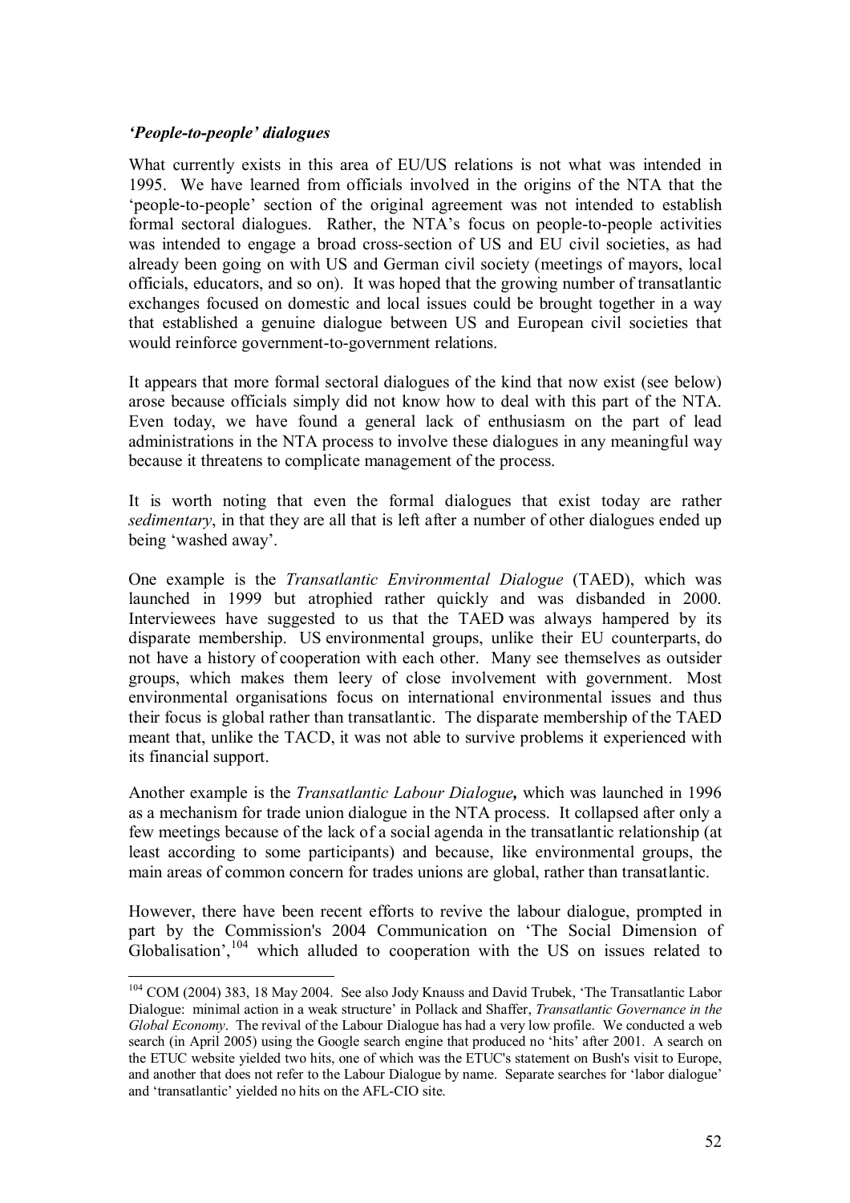*‘People-to-people’ dialogues*

What currently exists in this area of EU/US relations is not what was intended in 1995. We have learned from officials involved in the origins of the NTA that the ‘people-to-people’ section of the original agreement was not intended to establish formal sectoral dialogues. Rather, the NTA’s focus on people-to-people activities was intended to engage a broad cross-section of US and EU civil societies, as had already been going on with US and German civil society (meetings of mayors, local officials, educators, and so on). It was hoped that the growing number of transatlantic exchanges focused on domestic and local issues could be brought together in a way that established a genuine dialogue between US and European civil societies that would reinforce government-to-government relations.

It appears that more formal sectoral dialogues of the kind that now exist (see below) arose because officials simply did not know how to deal with this part of the NTA. Even today, we have found a general lack of enthusiasm on the part of lead administrations in the NTA process to involve these dialogues in any meaningful way because it threatens to complicate management of the process.

It is worth noting that even the formal dialogues that exist today are rather *sedimentary*, in that they are all that is left after a number of other dialogues ended up being ‘washed away’.

One example is the *Transatlantic Environmental Dialogue* (TAED), which was launched in 1999 but atrophied rather quickly and was disbanded in 2000. Interviewees have suggested to us that the TAED was always hampered by its disparate membership. US environmental groups, unlike their EU counterparts, do not have a history of cooperation with each other. Many see themselves as outsider groups, which makes them leery of close involvement with government. Most environmental organisations focus on international environmental issues and thus their focus is global rather than transatlantic. The disparate membership of the TAED meant that, unlike the TACD, it was not able to survive problems it experienced with its financial support.

Another example is the ***Transatlantic Labour Dialogue***, which was launched in 1996 as a mechanism for trade union dialogue in the NTA process. It collapsed after only a few meetings because of the lack of a social agenda in the transatlantic relationship (at least according to some participants) and because, like environmental groups, the main areas of common concern for trades unions are global, rather than transatlantic.

However, there have been recent efforts to revive the labour dialogue, prompted in part by the Commission's 2004 Communication on ‘The Social Dimension of Globalisation’,[104] which alluded to cooperation with the US on issues related to

---

[104] COM (2004) 383, 18 May 2004. See also Jody Knauss and David Trubek, ‘The Transatlantic Labor Dialogue: minimal action in a weak structure’ in Pollack and Shaffer, *Transatlantic Governance in the Global Economy*. The revival of the Labour Dialogue has had a very low profile. We conducted a web search (in April 2005) using the Google search engine that produced no ‘hits’ after 2001. A search on the ETUC website yielded two hits, one of which was the ETUC's statement on Bush's visit to Europe, and another that does not refer to the Labour Dialogue by name. Separate searches for ‘labor dialogue’ and ‘transatlantic’ yielded no hits on the AFL-CIO site.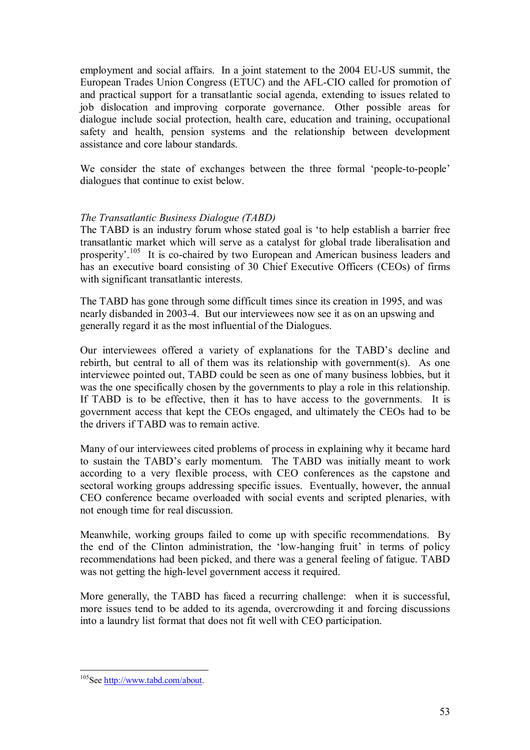employment and social affairs. In a joint statement to the 2004 EU-US summit, the European Trades Union Congress (ETUC) and the AFL-CIO called for promotion of and practical support for a transatlantic social agenda, extending to issues related to job dislocation and improving corporate governance. Other possible areas for dialogue include social protection, health care, education and training, occupational safety and health, pension systems and the relationship between development assistance and core labour standards.

We consider the state of exchanges between the three formal 'people-to-people' dialogues that continue to exist below.

*The Transatlantic Business Dialogue (TABD)*

The TABD is an industry forum whose stated goal is 'to help establish a barrier free transatlantic market which will serve as a catalyst for global trade liberalisation and prosperity'.[105] It is co-chaired by two European and American business leaders and has an executive board consisting of 30 Chief Executive Officers (CEOs) of firms with significant transatlantic interests.

The TABD has gone through some difficult times since its creation in 1995, and was nearly disbanded in 2003-4. But our interviewees now see it as on an upswing and generally regard it as the most influential of the Dialogues.

Our interviewees offered a variety of explanations for the TABD's decline and rebirth, but central to all of them was its relationship with government(s). As one interviewee pointed out, TABD could be seen as one of many business lobbies, but it was the one specifically chosen by the governments to play a role in this relationship. If TABD is to be effective, then it has to have access to the governments. It is government access that kept the CEOs engaged, and ultimately the CEOs had to be the drivers if TABD was to remain active.

Many of our interviewees cited problems of process in explaining why it became hard to sustain the TABD's early momentum. The TABD was initially meant to work according to a very flexible process, with CEO conferences as the capstone and sectoral working groups addressing specific issues. Eventually, however, the annual CEO conference became overloaded with social events and scripted plenaries, with not enough time for real discussion.

Meanwhile, working groups failed to come up with specific recommendations. By the end of the Clinton administration, the 'low-hanging fruit' in terms of policy recommendations had been picked, and there was a general feeling of fatigue. TABD was not getting the high-level government access it required.

More generally, the TABD has faced a recurring challenge: when it is successful, more issues tend to be added to its agenda, overcrowding it and forcing discussions into a laundry list format that does not fit well with CEO participation.

---

[105] See http://www.tabd.com/about.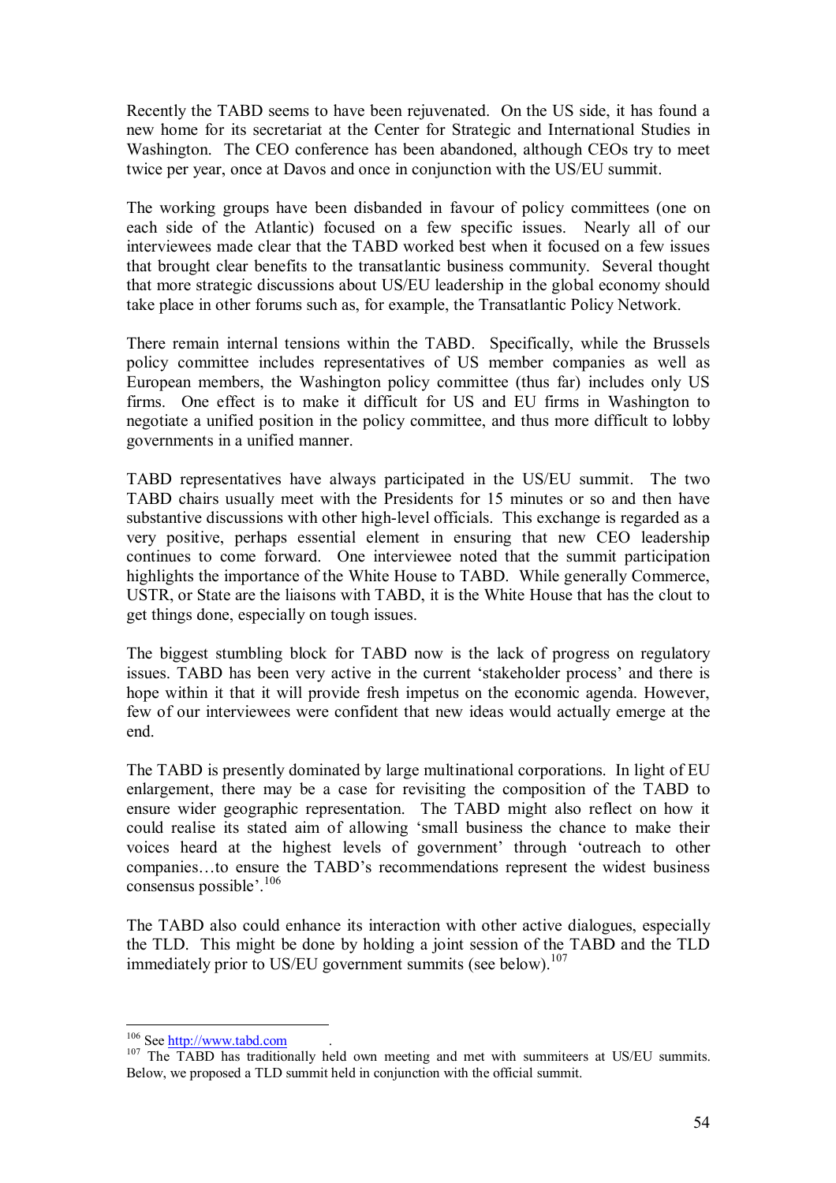Recently the TABD seems to have been rejuvenated. On the US side, it has found a new home for its secretariat at the Center for Strategic and International Studies in Washington. The CEO conference has been abandoned, although CEOs try to meet twice per year, once at Davos and once in conjunction with the US/EU summit.

The working groups have been disbanded in favour of policy committees (one on each side of the Atlantic) focused on a few specific issues. Nearly all of our interviewees made clear that the TABD worked best when it focused on a few issues that brought clear benefits to the transatlantic business community. Several thought that more strategic discussions about US/EU leadership in the global economy should take place in other forums such as, for example, the Transatlantic Policy Network.

There remain internal tensions within the TABD. Specifically, while the Brussels policy committee includes representatives of US member companies as well as European members, the Washington policy committee (thus far) includes only US firms. One effect is to make it difficult for US and EU firms in Washington to negotiate a unified position in the policy committee, and thus more difficult to lobby governments in a unified manner.

TABD representatives have always participated in the US/EU summit. The two TABD chairs usually meet with the Presidents for 15 minutes or so and then have substantive discussions with other high-level officials. This exchange is regarded as a very positive, perhaps essential element in ensuring that new CEO leadership continues to come forward. One interviewee noted that the summit participation highlights the importance of the White House to TABD. While generally Commerce, USTR, or State are the liaisons with TABD, it is the White House that has the clout to get things done, especially on tough issues.

The biggest stumbling block for TABD now is the lack of progress on regulatory issues. TABD has been very active in the current 'stakeholder process' and there is hope within it that it will provide fresh impetus on the economic agenda. However, few of our interviewees were confident that new ideas would actually emerge at the end.

The TABD is presently dominated by large multinational corporations. In light of EU enlargement, there may be a case for revisiting the composition of the TABD to ensure wider geographic representation. The TABD might also reflect on how it could realise its stated aim of allowing 'small business the chance to make their voices heard at the highest levels of government' through 'outreach to other companies…to ensure the TABD's recommendations represent the widest business consensus possible'.[106]

The TABD also could enhance its interaction with other active dialogues, especially the TLD. This might be done by holding a joint session of the TABD and the TLD immediately prior to US/EU government summits (see below).[107]

---

[106] See http://www.tabd.com .

[107] The TABD has traditionally held own meeting and met with summiteers at US/EU summits. Below, we proposed a TLD summit held in conjunction with the official summit.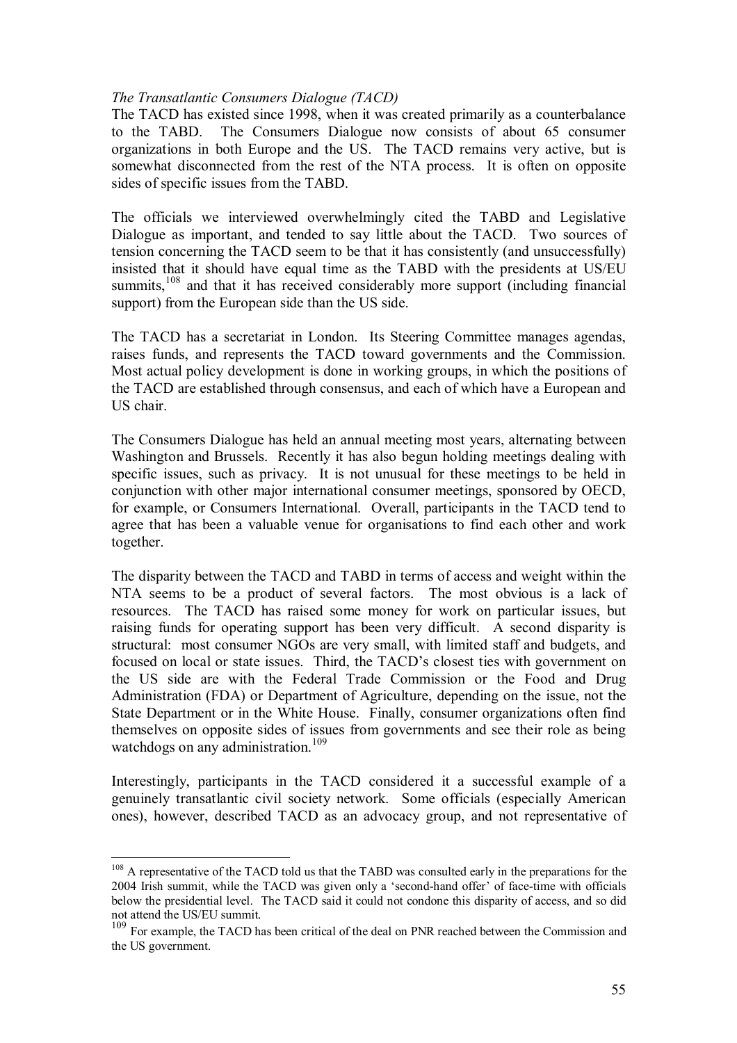*The Transatlantic Consumers Dialogue (TACD)*

The TACD has existed since 1998, when it was created primarily as a counterbalance to the TABD. The Consumers Dialogue now consists of about 65 consumer organizations in both Europe and the US. The TACD remains very active, but is somewhat disconnected from the rest of the NTA process. It is often on opposite sides of specific issues from the TABD.

The officials we interviewed overwhelmingly cited the TABD and Legislative Dialogue as important, and tended to say little about the TACD. Two sources of tension concerning the TACD seem to be that it has consistently (and unsuccessfully) insisted that it should have equal time as the TABD with the presidents at US/EU summits,[108] and that it has received considerably more support (including financial support) from the European side than the US side.

The TACD has a secretariat in London. Its Steering Committee manages agendas, raises funds, and represents the TACD toward governments and the Commission. Most actual policy development is done in working groups, in which the positions of the TACD are established through consensus, and each of which have a European and US chair.

The Consumers Dialogue has held an annual meeting most years, alternating between Washington and Brussels. Recently it has also begun holding meetings dealing with specific issues, such as privacy. It is not unusual for these meetings to be held in conjunction with other major international consumer meetings, sponsored by OECD, for example, or Consumers International. Overall, participants in the TACD tend to agree that has been a valuable venue for organisations to find each other and work together.

The disparity between the TACD and TABD in terms of access and weight within the NTA seems to be a product of several factors. The most obvious is a lack of resources. The TACD has raised some money for work on particular issues, but raising funds for operating support has been very difficult. A second disparity is structural: most consumer NGOs are very small, with limited staff and budgets, and focused on local or state issues. Third, the TACD's closest ties with government on the US side are with the Federal Trade Commission or the Food and Drug Administration (FDA) or Department of Agriculture, depending on the issue, not the State Department or in the White House. Finally, consumer organizations often find themselves on opposite sides of issues from governments and see their role as being watchdogs on any administration.[109]

Interestingly, participants in the TACD considered it a successful example of a genuinely transatlantic civil society network. Some officials (especially American ones), however, described TACD as an advocacy group, and not representative of

---

[108] A representative of the TACD told us that the TABD was consulted early in the preparations for the 2004 Irish summit, while the TACD was given only a 'second-hand offer' of face-time with officials below the presidential level. The TACD said it could not condone this disparity of access, and so did not attend the US/EU summit.

[109] For example, the TACD has been critical of the deal on PNR reached between the Commission and the US government.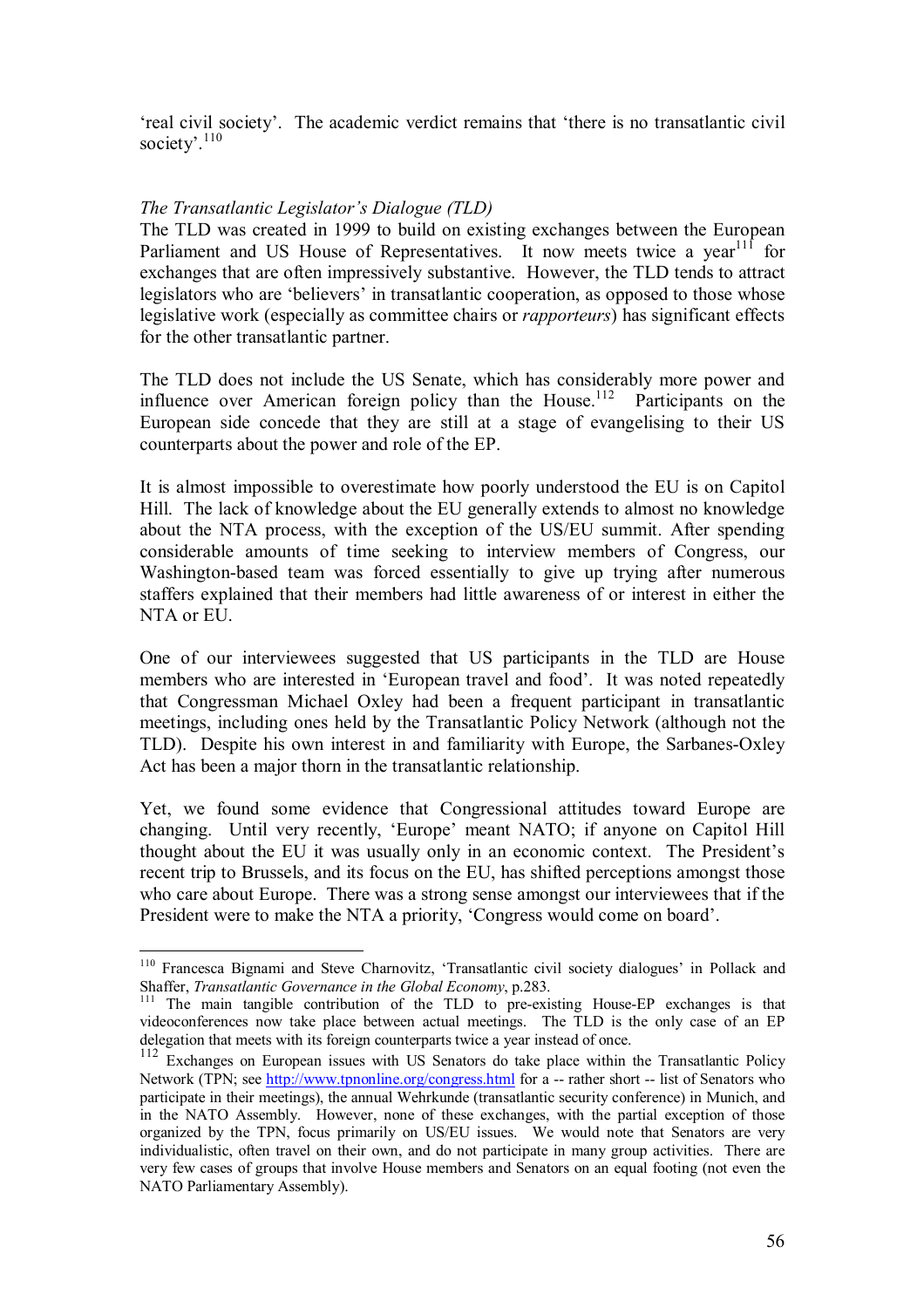'real civil society'. The academic verdict remains that 'there is no transatlantic civil society'.[110]

*The Transatlantic Legislator's Dialogue (TLD)*

The TLD was created in 1999 to build on existing exchanges between the European Parliament and US House of Representatives. It now meets twice a year[111] for exchanges that are often impressively substantive. However, the TLD tends to attract legislators who are 'believers' in transatlantic cooperation, as opposed to those whose legislative work (especially as committee chairs or *rapporteurs*) has significant effects for the other transatlantic partner.

The TLD does not include the US Senate, which has considerably more power and influence over American foreign policy than the House.[112] Participants on the European side concede that they are still at a stage of evangelising to their US counterparts about the power and role of the EP.

It is almost impossible to overestimate how poorly understood the EU is on Capitol Hill. The lack of knowledge about the EU generally extends to almost no knowledge about the NTA process, with the exception of the US/EU summit. After spending considerable amounts of time seeking to interview members of Congress, our Washington-based team was forced essentially to give up trying after numerous staffers explained that their members had little awareness of or interest in either the NTA or EU.

One of our interviewees suggested that US participants in the TLD are House members who are interested in 'European travel and food'. It was noted repeatedly that Congressman Michael Oxley had been a frequent participant in transatlantic meetings, including ones held by the Transatlantic Policy Network (although not the TLD). Despite his own interest in and familiarity with Europe, the Sarbanes-Oxley Act has been a major thorn in the transatlantic relationship.

Yet, we found some evidence that Congressional attitudes toward Europe are changing. Until very recently, 'Europe' meant NATO; if anyone on Capitol Hill thought about the EU it was usually only in an economic context. The President's recent trip to Brussels, and its focus on the EU, has shifted perceptions amongst those who care about Europe. There was a strong sense amongst our interviewees that if the President were to make the NTA a priority, 'Congress would come on board'.

---

[110] Francesca Bignami and Steve Charnovitz, 'Transatlantic civil society dialogues' in Pollack and Shaffer, *Transatlantic Governance in the Global Economy*, p.283.

[111] The main tangible contribution of the TLD to pre-existing House-EP exchanges is that videoconferences now take place between actual meetings. The TLD is the only case of an EP delegation that meets with its foreign counterparts twice a year instead of once.

[112] Exchanges on European issues with US Senators do take place within the Transatlantic Policy Network (TPN; see http://www.tpnonline.org/congress.html for a -- rather short -- list of Senators who participate in their meetings), the annual Wehrkunde (transatlantic security conference) in Munich, and in the NATO Assembly. However, none of these exchanges, with the partial exception of those organized by the TPN, focus primarily on US/EU issues. We would note that Senators are very individualistic, often travel on their own, and do not participate in many group activities. There are very few cases of groups that involve House members and Senators on an equal footing (not even the NATO Parliamentary Assembly).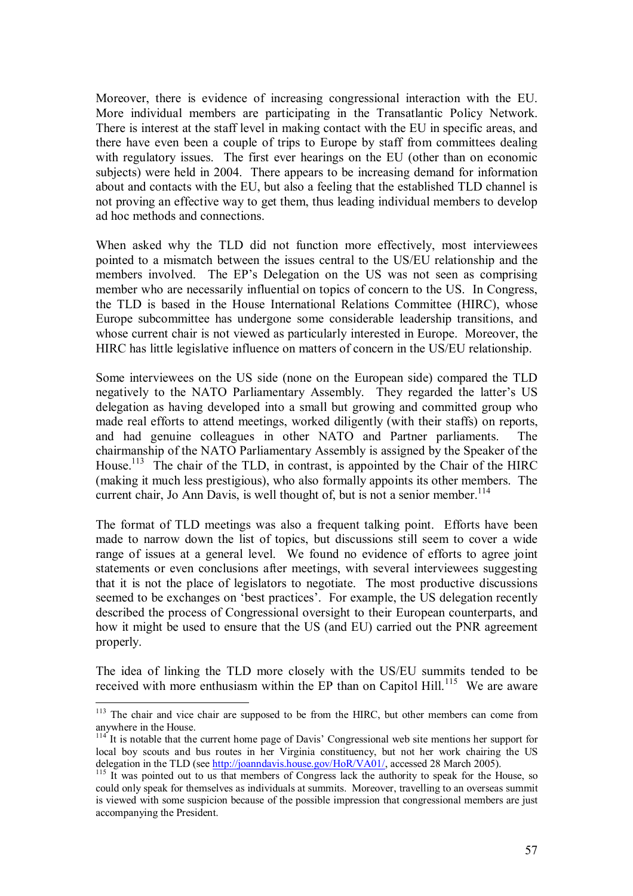Moreover, there is evidence of increasing congressional interaction with the EU. More individual members are participating in the Transatlantic Policy Network. There is interest at the staff level in making contact with the EU in specific areas, and there have even been a couple of trips to Europe by staff from committees dealing with regulatory issues. The first ever hearings on the EU (other than on economic subjects) were held in 2004. There appears to be increasing demand for information about and contacts with the EU, but also a feeling that the established TLD channel is not proving an effective way to get them, thus leading individual members to develop ad hoc methods and connections.

When asked why the TLD did not function more effectively, most interviewees pointed to a mismatch between the issues central to the US/EU relationship and the members involved. The EP's Delegation on the US was not seen as comprising member who are necessarily influential on topics of concern to the US. In Congress, the TLD is based in the House International Relations Committee (HIRC), whose Europe subcommittee has undergone some considerable leadership transitions, and whose current chair is not viewed as particularly interested in Europe. Moreover, the HIRC has little legislative influence on matters of concern in the US/EU relationship.

Some interviewees on the US side (none on the European side) compared the TLD negatively to the NATO Parliamentary Assembly. They regarded the latter's US delegation as having developed into a small but growing and committed group who made real efforts to attend meetings, worked diligently (with their staffs) on reports, and had genuine colleagues in other NATO and Partner parliaments. The chairmanship of the NATO Parliamentary Assembly is assigned by the Speaker of the House.[113] The chair of the TLD, in contrast, is appointed by the Chair of the HIRC (making it much less prestigious), who also formally appoints its other members. The current chair, Jo Ann Davis, is well thought of, but is not a senior member.[114]

The format of TLD meetings was also a frequent talking point. Efforts have been made to narrow down the list of topics, but discussions still seem to cover a wide range of issues at a general level. We found no evidence of efforts to agree joint statements or even conclusions after meetings, with several interviewees suggesting that it is not the place of legislators to negotiate. The most productive discussions seemed to be exchanges on 'best practices'. For example, the US delegation recently described the process of Congressional oversight to their European counterparts, and how it might be used to ensure that the US (and EU) carried out the PNR agreement properly.

The idea of linking the TLD more closely with the US/EU summits tended to be received with more enthusiasm within the EP than on Capitol Hill.[115] We are aware

---

[113] The chair and vice chair are supposed to be from the HIRC, but other members can come from anywhere in the House.

[114] It is notable that the current home page of Davis' Congressional web site mentions her support for local boy scouts and bus routes in her Virginia constituency, but not her work chairing the US delegation in the TLD (see http://joanndavis.house.gov/HoR/VA01/, accessed 28 March 2005).

[115] It was pointed out to us that members of Congress lack the authority to speak for the House, so could only speak for themselves as individuals at summits. Moreover, travelling to an overseas summit is viewed with some suspicion because of the possible impression that congressional members are just accompanying the President.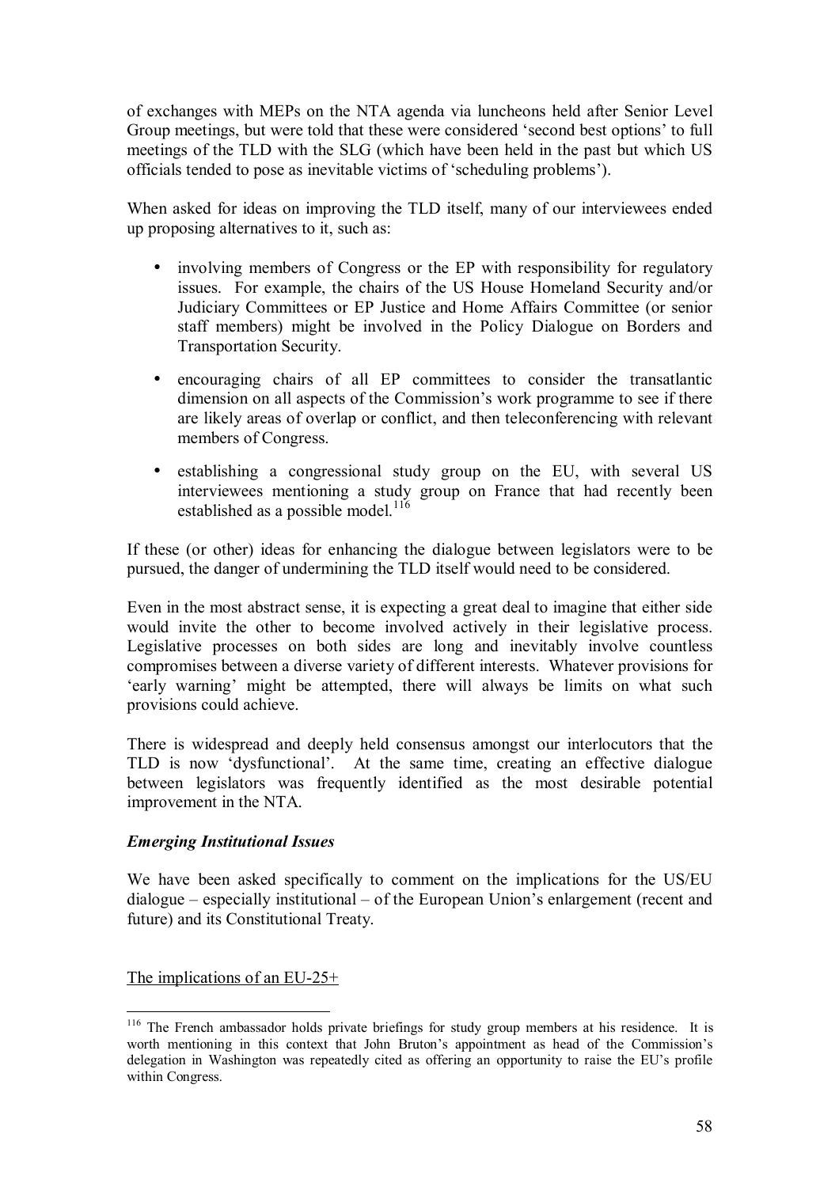of exchanges with MEPs on the NTA agenda via luncheons held after Senior Level Group meetings, but were told that these were considered 'second best options' to full meetings of the TLD with the SLG (which have been held in the past but which US officials tended to pose as inevitable victims of 'scheduling problems').

When asked for ideas on improving the TLD itself, many of our interviewees ended up proposing alternatives to it, such as:

- involving members of Congress or the EP with responsibility for regulatory issues. For example, the chairs of the US House Homeland Security and/or Judiciary Committees or EP Justice and Home Affairs Committee (or senior staff members) might be involved in the Policy Dialogue on Borders and Transportation Security.
- encouraging chairs of all EP committees to consider the transatlantic dimension on all aspects of the Commission's work programme to see if there are likely areas of overlap or conflict, and then teleconferencing with relevant members of Congress.
- establishing a congressional study group on the EU, with several US interviewees mentioning a study group on France that had recently been established as a possible model.[116]

If these (or other) ideas for enhancing the dialogue between legislators were to be pursued, the danger of undermining the TLD itself would need to be considered.

Even in the most abstract sense, it is expecting a great deal to imagine that either side would invite the other to become involved actively in their legislative process. Legislative processes on both sides are long and inevitably involve countless compromises between a diverse variety of different interests. Whatever provisions for 'early warning' might be attempted, there will always be limits on what such provisions could achieve.

There is widespread and deeply held consensus amongst our interlocutors that the TLD is now 'dysfunctional'. At the same time, creating an effective dialogue between legislators was frequently identified as the most desirable potential improvement in the NTA.

### *Emerging Institutional Issues*

We have been asked specifically to comment on the implications for the US/EU dialogue – especially institutional – of the European Union's enlargement (recent and future) and its Constitutional Treaty.

The implications of an EU-25+

---

[116] The French ambassador holds private briefings for study group members at his residence. It is worth mentioning in this context that John Bruton's appointment as head of the Commission's delegation in Washington was repeatedly cited as offering an opportunity to raise the EU's profile within Congress.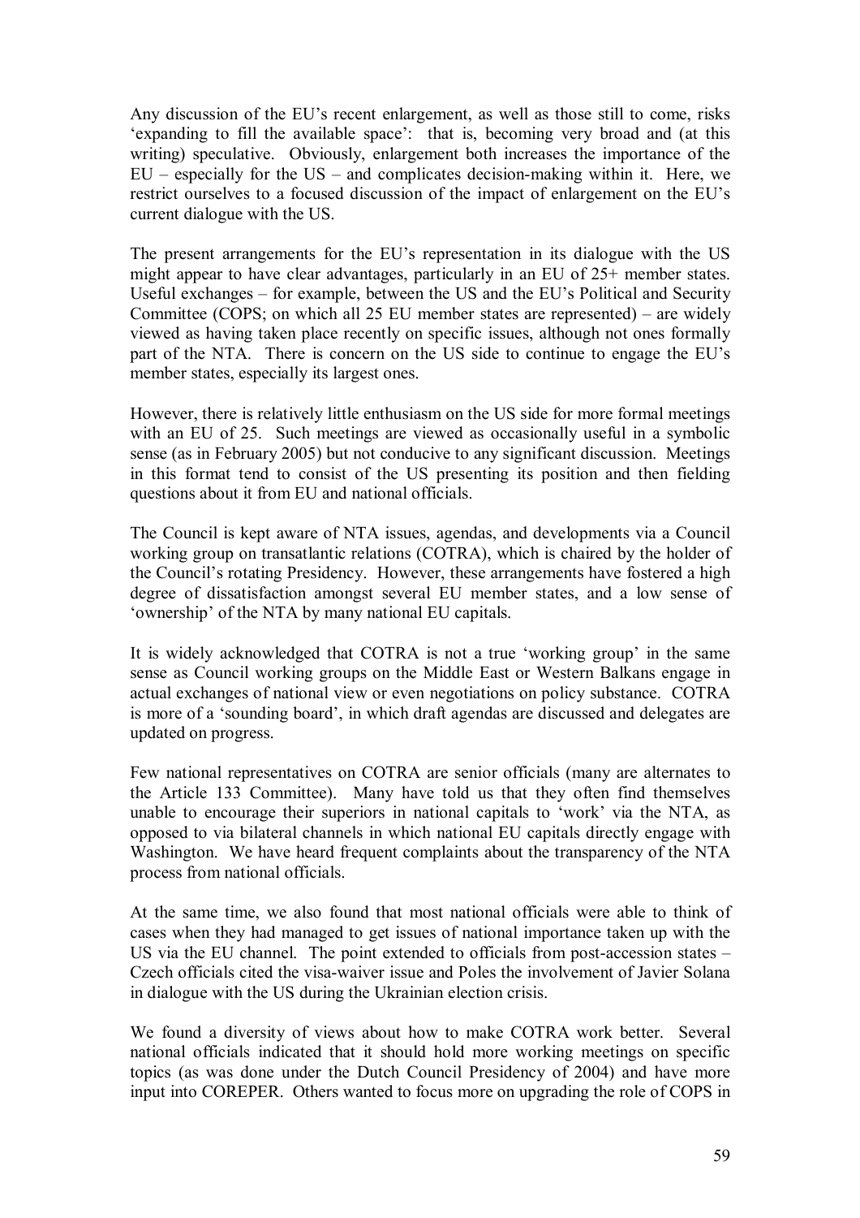Any discussion of the EU's recent enlargement, as well as those still to come, risks 'expanding to fill the available space': that is, becoming very broad and (at this writing) speculative. Obviously, enlargement both increases the importance of the EU – especially for the US – and complicates decision-making within it. Here, we restrict ourselves to a focused discussion of the impact of enlargement on the EU's current dialogue with the US.

The present arrangements for the EU's representation in its dialogue with the US might appear to have clear advantages, particularly in an EU of 25+ member states. Useful exchanges – for example, between the US and the EU's Political and Security Committee (COPS; on which all 25 EU member states are represented) – are widely viewed as having taken place recently on specific issues, although not ones formally part of the NTA. There is concern on the US side to continue to engage the EU's member states, especially its largest ones.

However, there is relatively little enthusiasm on the US side for more formal meetings with an EU of 25. Such meetings are viewed as occasionally useful in a symbolic sense (as in February 2005) but not conducive to any significant discussion. Meetings in this format tend to consist of the US presenting its position and then fielding questions about it from EU and national officials.

The Council is kept aware of NTA issues, agendas, and developments via a Council working group on transatlantic relations (COTRA), which is chaired by the holder of the Council's rotating Presidency. However, these arrangements have fostered a high degree of dissatisfaction amongst several EU member states, and a low sense of 'ownership' of the NTA by many national EU capitals.

It is widely acknowledged that COTRA is not a true 'working group' in the same sense as Council working groups on the Middle East or Western Balkans engage in actual exchanges of national view or even negotiations on policy substance. COTRA is more of a 'sounding board', in which draft agendas are discussed and delegates are updated on progress.

Few national representatives on COTRA are senior officials (many are alternates to the Article 133 Committee). Many have told us that they often find themselves unable to encourage their superiors in national capitals to 'work' via the NTA, as opposed to via bilateral channels in which national EU capitals directly engage with Washington. We have heard frequent complaints about the transparency of the NTA process from national officials.

At the same time, we also found that most national officials were able to think of cases when they had managed to get issues of national importance taken up with the US via the EU channel. The point extended to officials from post-accession states – Czech officials cited the visa-waiver issue and Poles the involvement of Javier Solana in dialogue with the US during the Ukrainian election crisis.

We found a diversity of views about how to make COTRA work better. Several national officials indicated that it should hold more working meetings on specific topics (as was done under the Dutch Council Presidency of 2004) and have more input into COREPER. Others wanted to focus more on upgrading the role of COPS in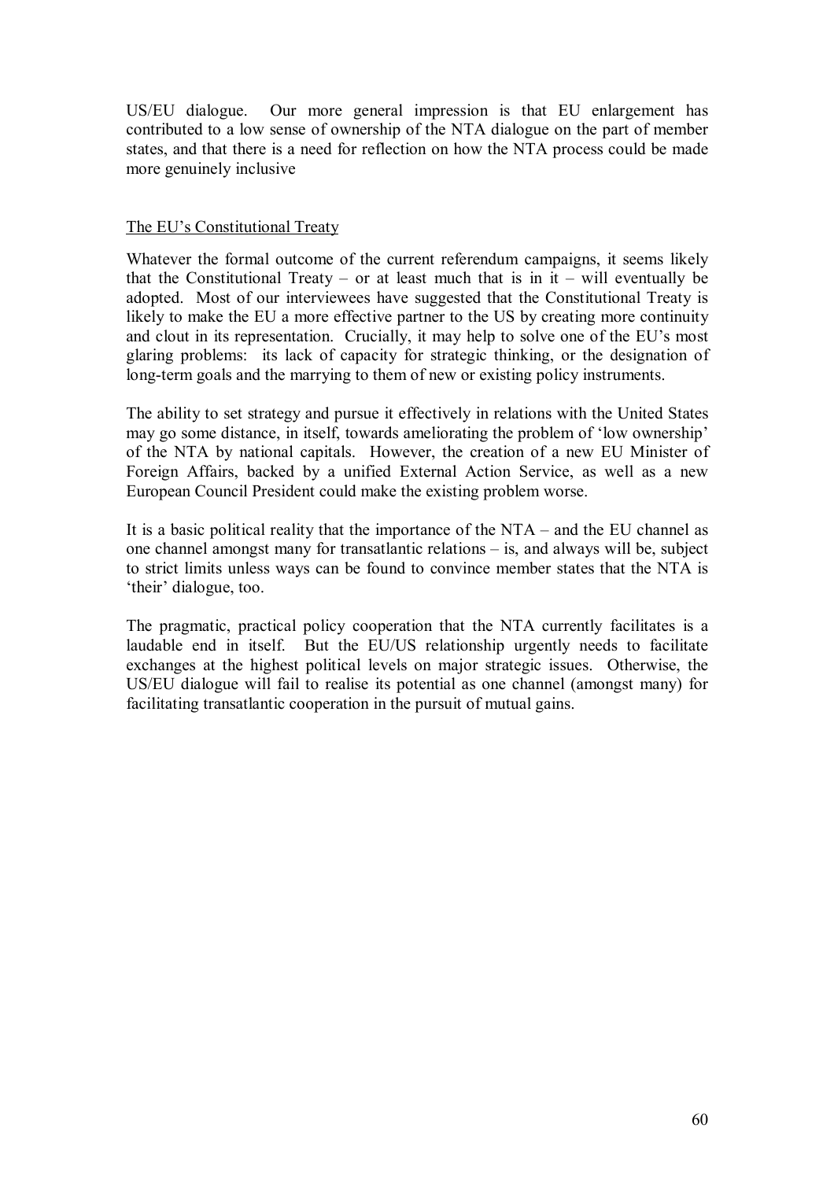US/EU dialogue. Our more general impression is that EU enlargement has contributed to a low sense of ownership of the NTA dialogue on the part of member states, and that there is a need for reflection on how the NTA process could be made more genuinely inclusive

### The EU's Constitutional Treaty

Whatever the formal outcome of the current referendum campaigns, it seems likely that the Constitutional Treaty – or at least much that is in it – will eventually be adopted. Most of our interviewees have suggested that the Constitutional Treaty is likely to make the EU a more effective partner to the US by creating more continuity and clout in its representation. Crucially, it may help to solve one of the EU's most glaring problems: its lack of capacity for strategic thinking, or the designation of long-term goals and the marrying to them of new or existing policy instruments.

The ability to set strategy and pursue it effectively in relations with the United States may go some distance, in itself, towards ameliorating the problem of 'low ownership' of the NTA by national capitals. However, the creation of a new EU Minister of Foreign Affairs, backed by a unified External Action Service, as well as a new European Council President could make the existing problem worse.

It is a basic political reality that the importance of the NTA – and the EU channel as one channel amongst many for transatlantic relations – is, and always will be, subject to strict limits unless ways can be found to convince member states that the NTA is 'their' dialogue, too.

The pragmatic, practical policy cooperation that the NTA currently facilitates is a laudable end in itself. But the EU/US relationship urgently needs to facilitate exchanges at the highest political levels on major strategic issues. Otherwise, the US/EU dialogue will fail to realise its potential as one channel (amongst many) for facilitating transatlantic cooperation in the pursuit of mutual gains.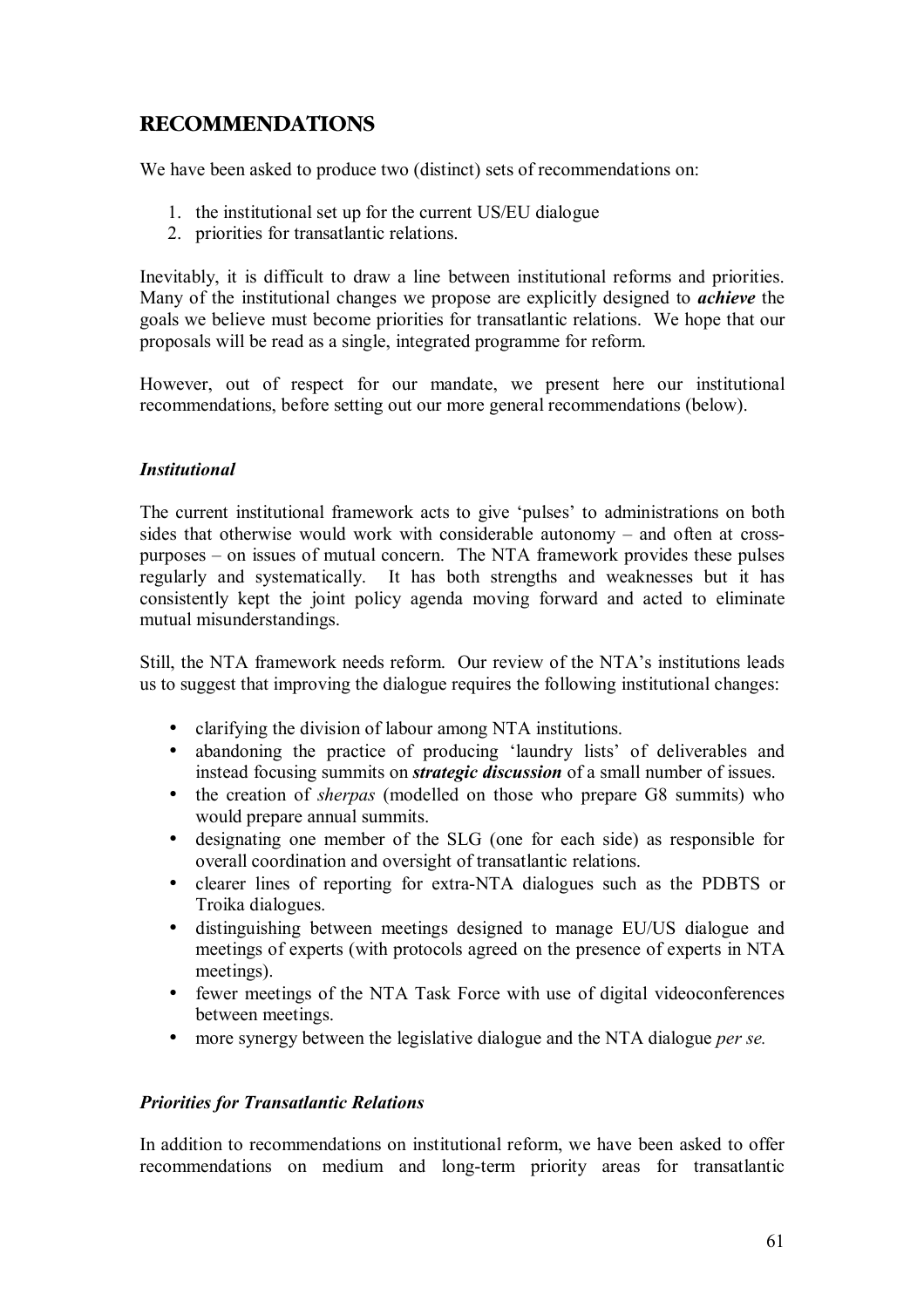## RECOMMENDATIONS

We have been asked to produce two (distinct) sets of recommendations on:

1. the institutional set up for the current US/EU dialogue
2. priorities for transatlantic relations.

Inevitably, it is difficult to draw a line between institutional reforms and priorities. Many of the institutional changes we propose are explicitly designed to ***achieve*** the goals we believe must become priorities for transatlantic relations. We hope that our proposals will be read as a single, integrated programme for reform.

However, out of respect for our mandate, we present here our institutional recommendations, before setting out our more general recommendations (below).

### *Institutional*

The current institutional framework acts to give 'pulses' to administrations on both sides that otherwise would work with considerable autonomy – and often at cross-purposes – on issues of mutual concern. The NTA framework provides these pulses regularly and systematically. It has both strengths and weaknesses but it has consistently kept the joint policy agenda moving forward and acted to eliminate mutual misunderstandings.

Still, the NTA framework needs reform. Our review of the NTA's institutions leads us to suggest that improving the dialogue requires the following institutional changes:

- clarifying the division of labour among NTA institutions.
- abandoning the practice of producing 'laundry lists' of deliverables and instead focusing summits on ***strategic discussion*** of a small number of issues.
- the creation of *sherpas* (modelled on those who prepare G8 summits) who would prepare annual summits.
- designating one member of the SLG (one for each side) as responsible for overall coordination and oversight of transatlantic relations.
- clearer lines of reporting for extra-NTA dialogues such as the PDBTS or Troika dialogues.
- distinguishing between meetings designed to manage EU/US dialogue and meetings of experts (with protocols agreed on the presence of experts in NTA meetings).
- fewer meetings of the NTA Task Force with use of digital videoconferences between meetings.
- more synergy between the legislative dialogue and the NTA dialogue *per se.*

### *Priorities for Transatlantic Relations*

In addition to recommendations on institutional reform, we have been asked to offer recommendations on medium and long-term priority areas for transatlantic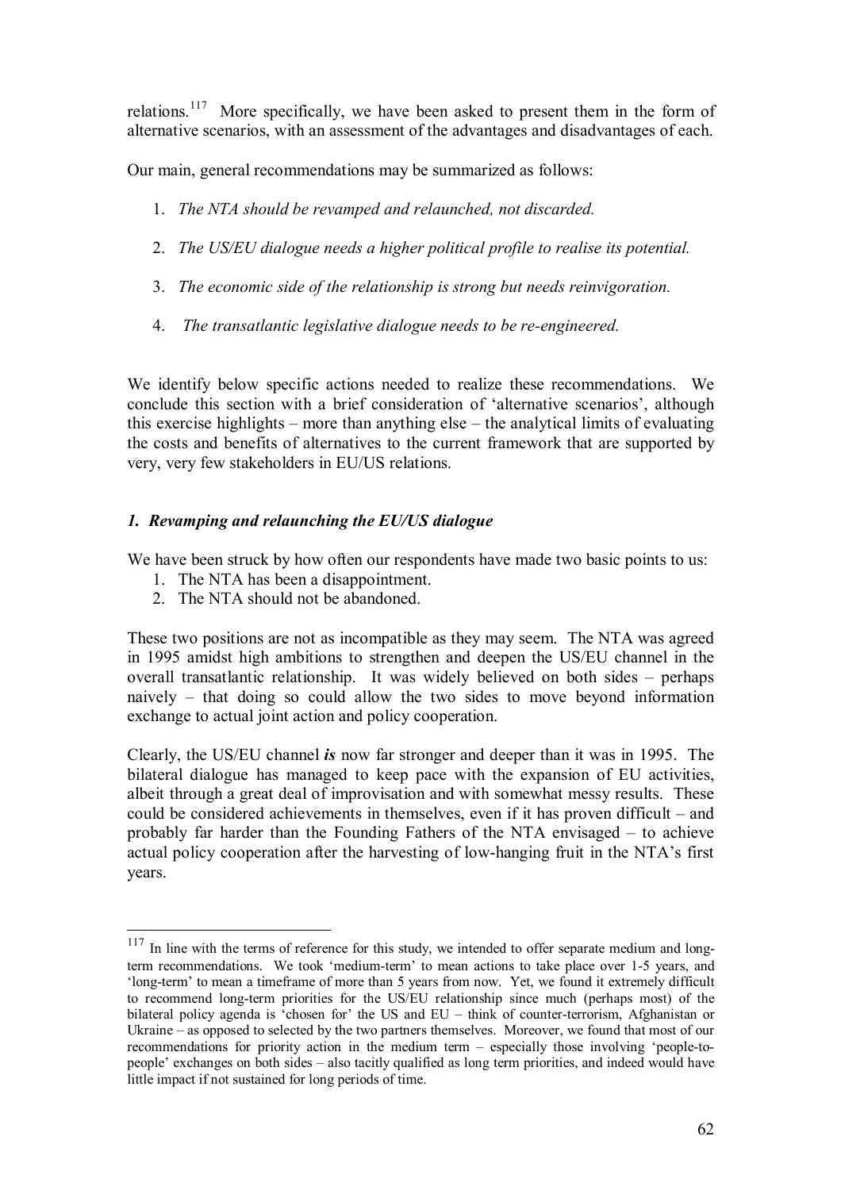relations.[117] More specifically, we have been asked to present them in the form of alternative scenarios, with an assessment of the advantages and disadvantages of each.

Our main, general recommendations may be summarized as follows:

1. *The NTA should be revamped and relaunched, not discarded.*

2. *The US/EU dialogue needs a higher political profile to realise its potential.*

3. *The economic side of the relationship is strong but needs reinvigoration.*

4. *The transatlantic legislative dialogue needs to be re-engineered.*

We identify below specific actions needed to realize these recommendations. We conclude this section with a brief consideration of 'alternative scenarios', although this exercise highlights – more than anything else – the analytical limits of evaluating the costs and benefits of alternatives to the current framework that are supported by very, very few stakeholders in EU/US relations.

### *1. Revamping and relaunching the EU/US dialogue*

We have been struck by how often our respondents have made two basic points to us:

1. The NTA has been a disappointment.
2. The NTA should not be abandoned.

These two positions are not as incompatible as they may seem. The NTA was agreed in 1995 amidst high ambitions to strengthen and deepen the US/EU channel in the overall transatlantic relationship. It was widely believed on both sides – perhaps naively – that doing so could allow the two sides to move beyond information exchange to actual joint action and policy cooperation.

Clearly, the US/EU channel ***is*** now far stronger and deeper than it was in 1995. The bilateral dialogue has managed to keep pace with the expansion of EU activities, albeit through a great deal of improvisation and with somewhat messy results. These could be considered achievements in themselves, even if it has proven difficult – and probably far harder than the Founding Fathers of the NTA envisaged – to achieve actual policy cooperation after the harvesting of low-hanging fruit in the NTA's first years.

---

[117] In line with the terms of reference for this study, we intended to offer separate medium and long-term recommendations. We took 'medium-term' to mean actions to take place over 1-5 years, and 'long-term' to mean a timeframe of more than 5 years from now. Yet, we found it extremely difficult to recommend long-term priorities for the US/EU relationship since much (perhaps most) of the bilateral policy agenda is 'chosen for' the US and EU – think of counter-terrorism, Afghanistan or Ukraine – as opposed to selected by the two partners themselves. Moreover, we found that most of our recommendations for priority action in the medium term – especially those involving 'people-to-people' exchanges on both sides – also tacitly qualified as long term priorities, and indeed would have little impact if not sustained for long periods of time.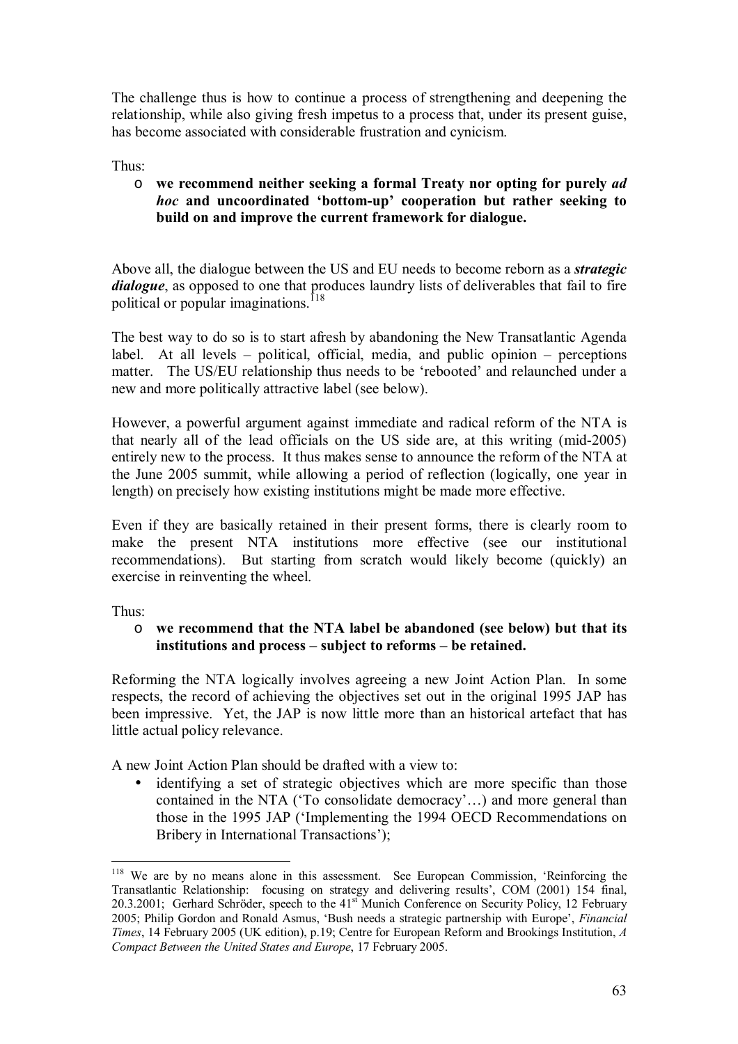The challenge thus is how to continue a process of strengthening and deepening the relationship, while also giving fresh impetus to a process that, under its present guise, has become associated with considerable frustration and cynicism.

Thus:

- **we recommend neither seeking a formal Treaty nor opting for purely *ad hoc* and uncoordinated 'bottom-up' cooperation but rather seeking to build on and improve the current framework for dialogue.**

Above all, the dialogue between the US and EU needs to become reborn as a ***strategic dialogue***, as opposed to one that produces laundry lists of deliverables that fail to fire political or popular imaginations.[118]

The best way to do so is to start afresh by abandoning the New Transatlantic Agenda label. At all levels – political, official, media, and public opinion – perceptions matter. The US/EU relationship thus needs to be 'rebooted' and relaunched under a new and more politically attractive label (see below).

However, a powerful argument against immediate and radical reform of the NTA is that nearly all of the lead officials on the US side are, at this writing (mid-2005) entirely new to the process. It thus makes sense to announce the reform of the NTA at the June 2005 summit, while allowing a period of reflection (logically, one year in length) on precisely how existing institutions might be made more effective.

Even if they are basically retained in their present forms, there is clearly room to make the present NTA institutions more effective (see our institutional recommendations). But starting from scratch would likely become (quickly) an exercise in reinventing the wheel.

Thus:

- **we recommend that the NTA label be abandoned (see below) but that its institutions and process – subject to reforms – be retained.**

Reforming the NTA logically involves agreeing a new Joint Action Plan. In some respects, the record of achieving the objectives set out in the original 1995 JAP has been impressive. Yet, the JAP is now little more than an historical artefact that has little actual policy relevance.

A new Joint Action Plan should be drafted with a view to:

- identifying a set of strategic objectives which are more specific than those contained in the NTA ('To consolidate democracy'…) and more general than those in the 1995 JAP ('Implementing the 1994 OECD Recommendations on Bribery in International Transactions');

---

[118] We are by no means alone in this assessment. See European Commission, 'Reinforcing the Transatlantic Relationship: focusing on strategy and delivering results', COM (2001) 154 final, 20.3.2001; Gerhard Schröder, speech to the 41st Munich Conference on Security Policy, 12 February 2005; Philip Gordon and Ronald Asmus, 'Bush needs a strategic partnership with Europe', *Financial Times*, 14 February 2005 (UK edition), p.19; Centre for European Reform and Brookings Institution, *A Compact Between the United States and Europe*, 17 February 2005.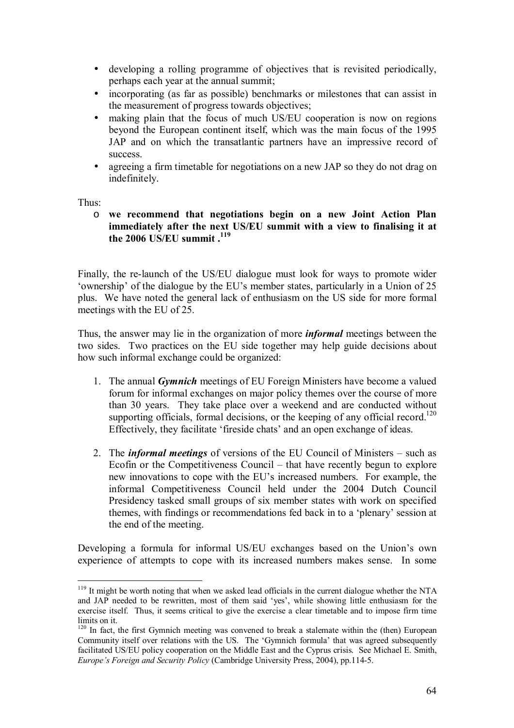- developing a rolling programme of objectives that is revisited periodically, perhaps each year at the annual summit;
- incorporating (as far as possible) benchmarks or milestones that can assist in the measurement of progress towards objectives;
- making plain that the focus of much US/EU cooperation is now on regions beyond the European continent itself, which was the main focus of the 1995 JAP and on which the transatlantic partners have an impressive record of success.
- agreeing a firm timetable for negotiations on a new JAP so they do not drag on indefinitely.

Thus:

- **we recommend that negotiations begin on a new Joint Action Plan immediately after the next US/EU summit with a view to finalising it at the 2006 US/EU summit .[119]**

Finally, the re-launch of the US/EU dialogue must look for ways to promote wider 'ownership' of the dialogue by the EU's member states, particularly in a Union of 25 plus. We have noted the general lack of enthusiasm on the US side for more formal meetings with the EU of 25.

Thus, the answer may lie in the organization of more ***informal*** meetings between the two sides. Two practices on the EU side together may help guide decisions about how such informal exchange could be organized:

1. The annual ***Gymnich*** meetings of EU Foreign Ministers have become a valued forum for informal exchanges on major policy themes over the course of more than 30 years. They take place over a weekend and are conducted without supporting officials, formal decisions, or the keeping of any official record.[120] Effectively, they facilitate 'fireside chats' and an open exchange of ideas.

2. The ***informal meetings*** of versions of the EU Council of Ministers – such as Ecofin or the Competitiveness Council – that have recently begun to explore new innovations to cope with the EU's increased numbers. For example, the informal Competitiveness Council held under the 2004 Dutch Council Presidency tasked small groups of six member states with work on specified themes, with findings or recommendations fed back in to a 'plenary' session at the end of the meeting.

Developing a formula for informal US/EU exchanges based on the Union's own experience of attempts to cope with its increased numbers makes sense. In some

---

[119] It might be worth noting that when we asked lead officials in the current dialogue whether the NTA and JAP needed to be rewritten, most of them said 'yes', while showing little enthusiasm for the exercise itself. Thus, it seems critical to give the exercise a clear timetable and to impose firm time limits on it.

[120] In fact, the first Gymnich meeting was convened to break a stalemate within the (then) European Community itself over relations with the US. The 'Gymnich formula' that was agreed subsequently facilitated US/EU policy cooperation on the Middle East and the Cyprus crisis. See Michael E. Smith, *Europe's Foreign and Security Policy* (Cambridge University Press, 2004), pp.114-5.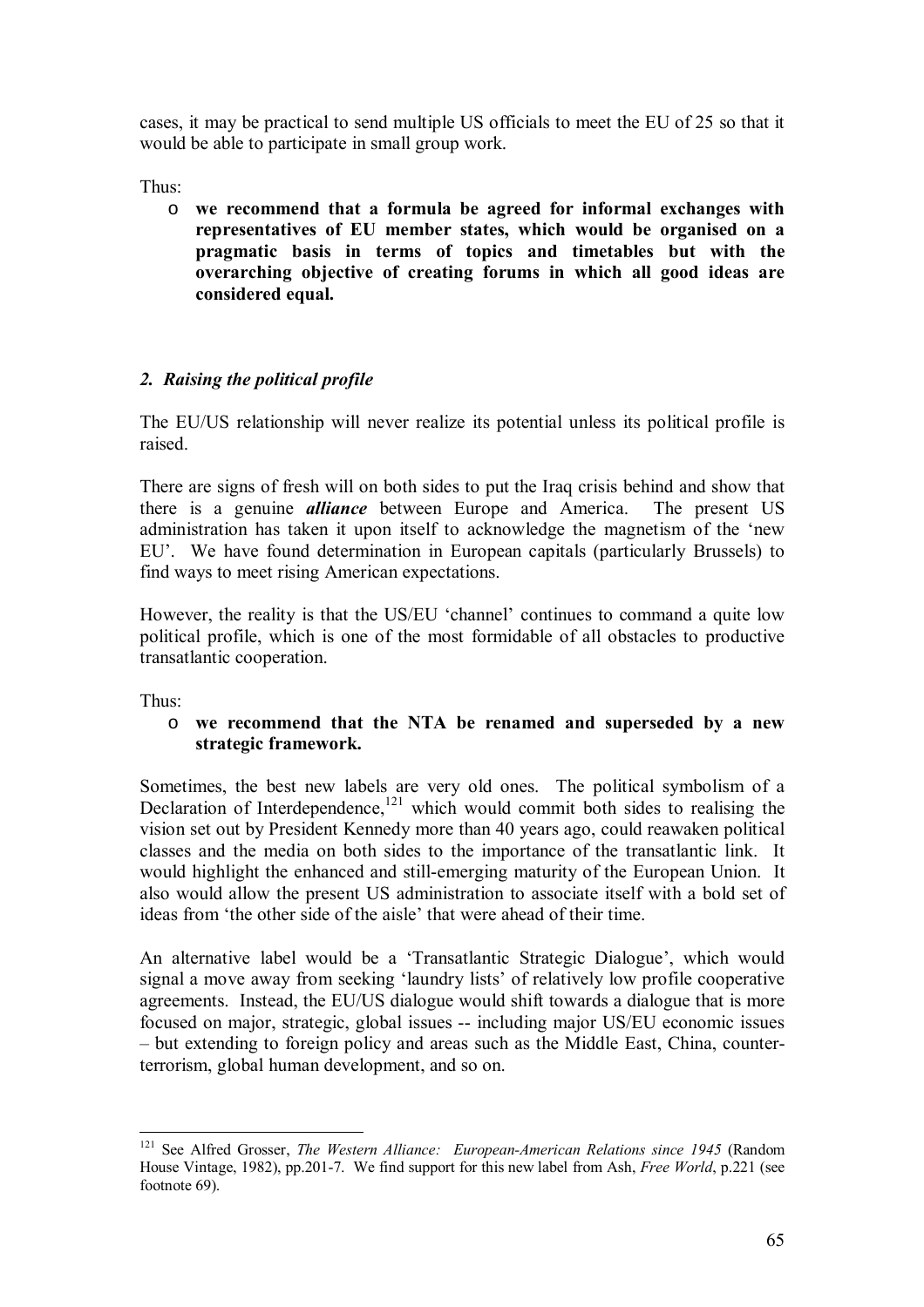cases, it may be practical to send multiple US officials to meet the EU of 25 so that it would be able to participate in small group work.

Thus:

- **we recommend that a formula be agreed for informal exchanges with representatives of EU member states, which would be organised on a pragmatic basis in terms of topics and timetables but with the overarching objective of creating forums in which all good ideas are considered equal.**

### *2. Raising the political profile*

The EU/US relationship will never realize its potential unless its political profile is raised.

There are signs of fresh will on both sides to put the Iraq crisis behind and show that there is a genuine ***alliance*** between Europe and America. The present US administration has taken it upon itself to acknowledge the magnetism of the 'new EU'. We have found determination in European capitals (particularly Brussels) to find ways to meet rising American expectations.

However, the reality is that the US/EU 'channel' continues to command a quite low political profile, which is one of the most formidable of all obstacles to productive transatlantic cooperation.

Thus:

- **we recommend that the NTA be renamed and superseded by a new strategic framework.**

Sometimes, the best new labels are very old ones. The political symbolism of a Declaration of Interdependence,[121] which would commit both sides to realising the vision set out by President Kennedy more than 40 years ago, could reawaken political classes and the media on both sides to the importance of the transatlantic link. It would highlight the enhanced and still-emerging maturity of the European Union. It also would allow the present US administration to associate itself with a bold set of ideas from 'the other side of the aisle' that were ahead of their time.

An alternative label would be a 'Transatlantic Strategic Dialogue', which would signal a move away from seeking 'laundry lists' of relatively low profile cooperative agreements. Instead, the EU/US dialogue would shift towards a dialogue that is more focused on major, strategic, global issues -- including major US/EU economic issues – but extending to foreign policy and areas such as the Middle East, China, counter-terrorism, global human development, and so on.

---

[121] See Alfred Grosser, *The Western Alliance: European-American Relations since 1945* (Random House Vintage, 1982), pp.201-7. We find support for this new label from Ash, *Free World*, p.221 (see footnote 69).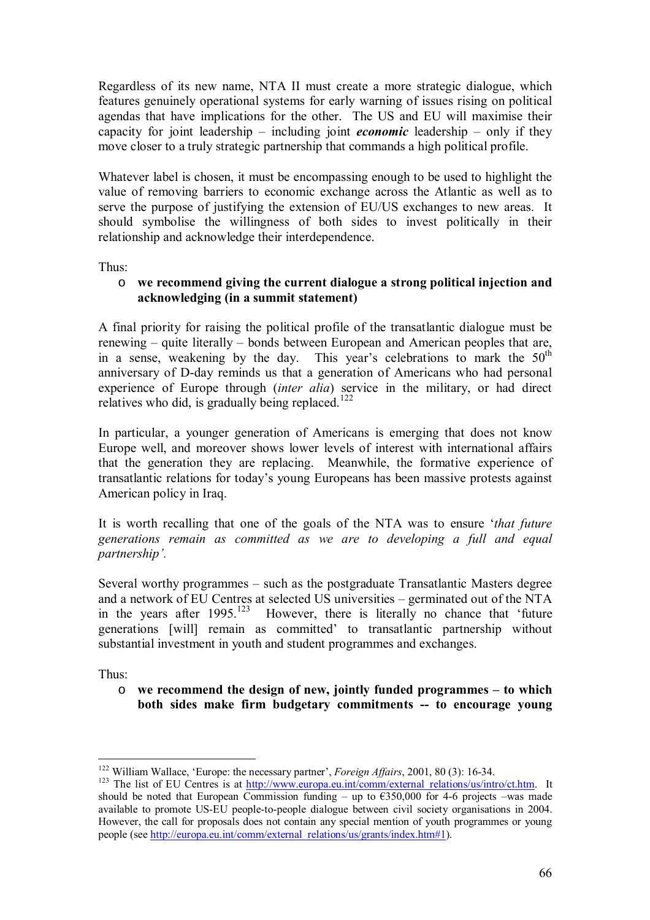Regardless of its new name, NTA II must create a more strategic dialogue, which features genuinely operational systems for early warning of issues rising on political agendas that have implications for the other. The US and EU will maximise their capacity for joint leadership – including joint ***economic*** leadership – only if they move closer to a truly strategic partnership that commands a high political profile.

Whatever label is chosen, it must be encompassing enough to be used to highlight the value of removing barriers to economic exchange across the Atlantic as well as to serve the purpose of justifying the extension of EU/US exchanges to new areas. It should symbolise the willingness of both sides to invest politically in their relationship and acknowledge their interdependence.

Thus:

- **we recommend giving the current dialogue a strong political injection and acknowledging (in a summit statement)**

A final priority for raising the political profile of the transatlantic dialogue must be renewing – quite literally – bonds between European and American peoples that are, in a sense, weakening by the day. This year's celebrations to mark the 50th anniversary of D-day reminds us that a generation of Americans who had personal experience of Europe through (*inter alia*) service in the military, or had direct relatives who did, is gradually being replaced.[122]

In particular, a younger generation of Americans is emerging that does not know Europe well, and moreover shows lower levels of interest with international affairs that the generation they are replacing. Meanwhile, the formative experience of transatlantic relations for today's young Europeans has been massive protests against American policy in Iraq.

It is worth recalling that one of the goals of the NTA was to ensure '*that future generations remain as committed as we are to developing a full and equal partnership'.*

Several worthy programmes – such as the postgraduate Transatlantic Masters degree and a network of EU Centres at selected US universities – germinated out of the NTA in the years after 1995.[123] However, there is literally no chance that 'future generations [will] remain as committed' to transatlantic partnership without substantial investment in youth and student programmes and exchanges.

Thus:

- **we recommend the design of new, jointly funded programmes – to which both sides make firm budgetary commitments -- to encourage young**

---

[122] William Wallace, 'Europe: the necessary partner', *Foreign Affairs*, 2001, 80 (3): 16-34.

[123] The list of EU Centres is at http://www.europa.eu.int/comm/external_relations/us/intro/ct.htm. It should be noted that European Commission funding – up to €350,000 for 4-6 projects –was made available to promote US-EU people-to-people dialogue between civil society organisations in 2004. However, the call for proposals does not contain any special mention of youth programmes or young people (see http://europa.eu.int/comm/external_relations/us/grants/index.htm#1).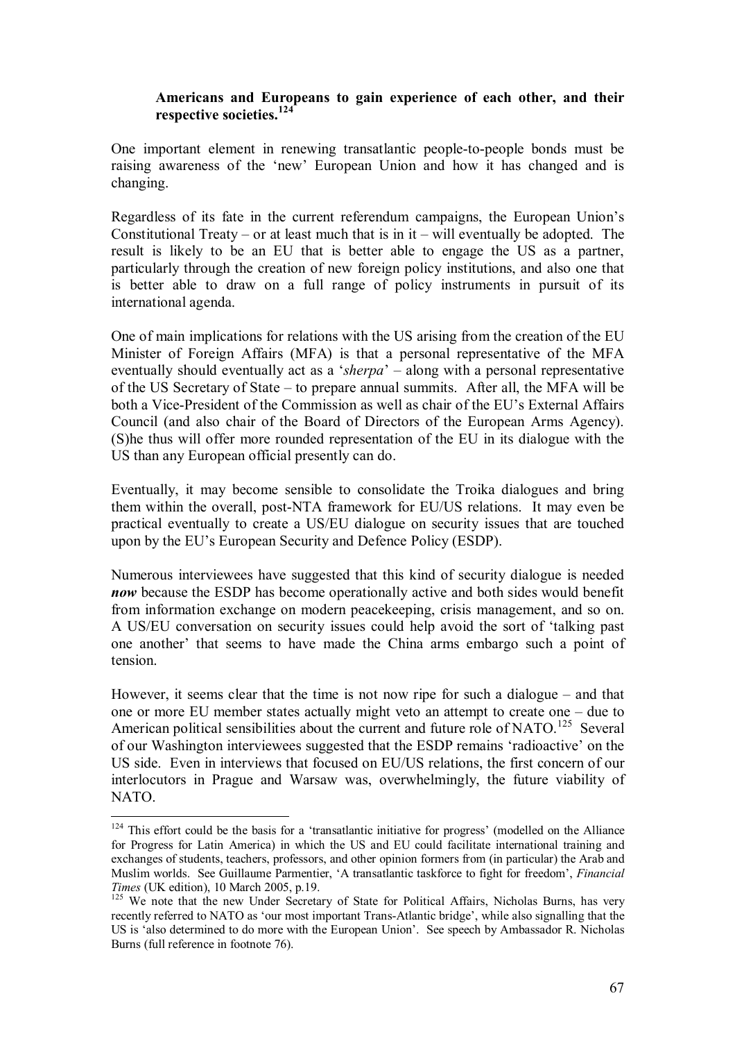**Americans and Europeans to gain experience of each other, and their respective societies.**[124]

One important element in renewing transatlantic people-to-people bonds must be raising awareness of the 'new' European Union and how it has changed and is changing.

Regardless of its fate in the current referendum campaigns, the European Union's Constitutional Treaty – or at least much that is in it – will eventually be adopted. The result is likely to be an EU that is better able to engage the US as a partner, particularly through the creation of new foreign policy institutions, and also one that is better able to draw on a full range of policy instruments in pursuit of its international agenda.

One of main implications for relations with the US arising from the creation of the EU Minister of Foreign Affairs (MFA) is that a personal representative of the MFA eventually should eventually act as a '*sherpa*' – along with a personal representative of the US Secretary of State – to prepare annual summits. After all, the MFA will be both a Vice-President of the Commission as well as chair of the EU's External Affairs Council (and also chair of the Board of Directors of the European Arms Agency). (S)he thus will offer more rounded representation of the EU in its dialogue with the US than any European official presently can do.

Eventually, it may become sensible to consolidate the Troika dialogues and bring them within the overall, post-NTA framework for EU/US relations. It may even be practical eventually to create a US/EU dialogue on security issues that are touched upon by the EU's European Security and Defence Policy (ESDP).

Numerous interviewees have suggested that this kind of security dialogue is needed ***now*** because the ESDP has become operationally active and both sides would benefit from information exchange on modern peacekeeping, crisis management, and so on. A US/EU conversation on security issues could help avoid the sort of 'talking past one another' that seems to have made the China arms embargo such a point of tension.

However, it seems clear that the time is not now ripe for such a dialogue – and that one or more EU member states actually might veto an attempt to create one – due to American political sensibilities about the current and future role of NATO.[125] Several of our Washington interviewees suggested that the ESDP remains 'radioactive' on the US side. Even in interviews that focused on EU/US relations, the first concern of our interlocutors in Prague and Warsaw was, overwhelmingly, the future viability of NATO.

---

[124] This effort could be the basis for a 'transatlantic initiative for progress' (modelled on the Alliance for Progress for Latin America) in which the US and EU could facilitate international training and exchanges of students, teachers, professors, and other opinion formers from (in particular) the Arab and Muslim worlds. See Guillaume Parmentier, 'A transatlantic taskforce to fight for freedom', *Financial Times* (UK edition), 10 March 2005, p.19.

[125] We note that the new Under Secretary of State for Political Affairs, Nicholas Burns, has very recently referred to NATO as 'our most important Trans-Atlantic bridge', while also signalling that the US is 'also determined to do more with the European Union'. See speech by Ambassador R. Nicholas Burns (full reference in footnote 76).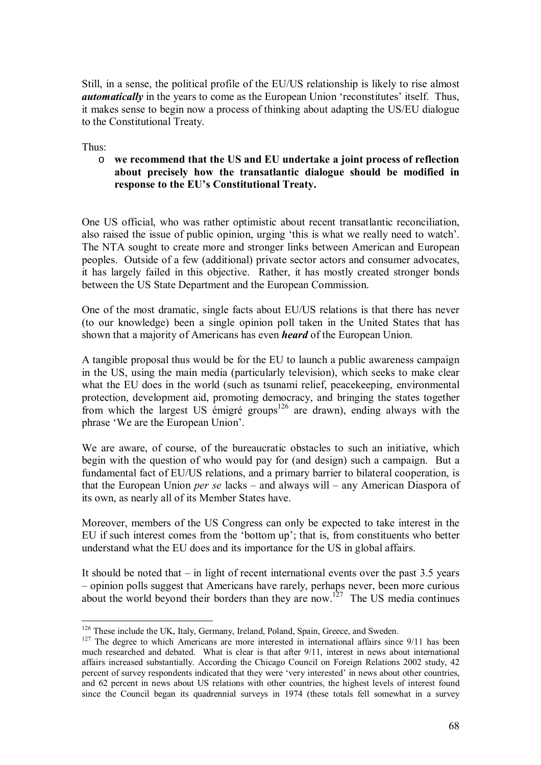Still, in a sense, the political profile of the EU/US relationship is likely to rise almost ***automatically*** in the years to come as the European Union 'reconstitutes' itself. Thus, it makes sense to begin now a process of thinking about adapting the US/EU dialogue to the Constitutional Treaty.

Thus:

- **we recommend that the US and EU undertake a joint process of reflection about precisely how the transatlantic dialogue should be modified in response to the EU's Constitutional Treaty.**

One US official, who was rather optimistic about recent transatlantic reconciliation, also raised the issue of public opinion, urging 'this is what we really need to watch'. The NTA sought to create more and stronger links between American and European peoples. Outside of a few (additional) private sector actors and consumer advocates, it has largely failed in this objective. Rather, it has mostly created stronger bonds between the US State Department and the European Commission.

One of the most dramatic, single facts about EU/US relations is that there has never (to our knowledge) been a single opinion poll taken in the United States that has shown that a majority of Americans has even ***heard*** of the European Union.

A tangible proposal thus would be for the EU to launch a public awareness campaign in the US, using the main media (particularly television), which seeks to make clear what the EU does in the world (such as tsunami relief, peacekeeping, environmental protection, development aid, promoting democracy, and bringing the states together from which the largest US émigré groups[126] are drawn), ending always with the phrase 'We are the European Union'.

We are aware, of course, of the bureaucratic obstacles to such an initiative, which begin with the question of who would pay for (and design) such a campaign. But a fundamental fact of EU/US relations, and a primary barrier to bilateral cooperation, is that the European Union *per se* lacks – and always will – any American Diaspora of its own, as nearly all of its Member States have.

Moreover, members of the US Congress can only be expected to take interest in the EU if such interest comes from the 'bottom up'; that is, from constituents who better understand what the EU does and its importance for the US in global affairs.

It should be noted that – in light of recent international events over the past 3.5 years – opinion polls suggest that Americans have rarely, perhaps never, been more curious about the world beyond their borders than they are now.[127] The US media continues

---

[126] These include the UK, Italy, Germany, Ireland, Poland, Spain, Greece, and Sweden.

[127] The degree to which Americans are more interested in international affairs since 9/11 has been much researched and debated. What is clear is that after 9/11, interest in news about international affairs increased substantially. According the Chicago Council on Foreign Relations 2002 study, 42 percent of survey respondents indicated that they were 'very interested' in news about other countries, and 62 percent in news about US relations with other countries, the highest levels of interest found since the Council began its quadrennial surveys in 1974 (these totals fell somewhat in a survey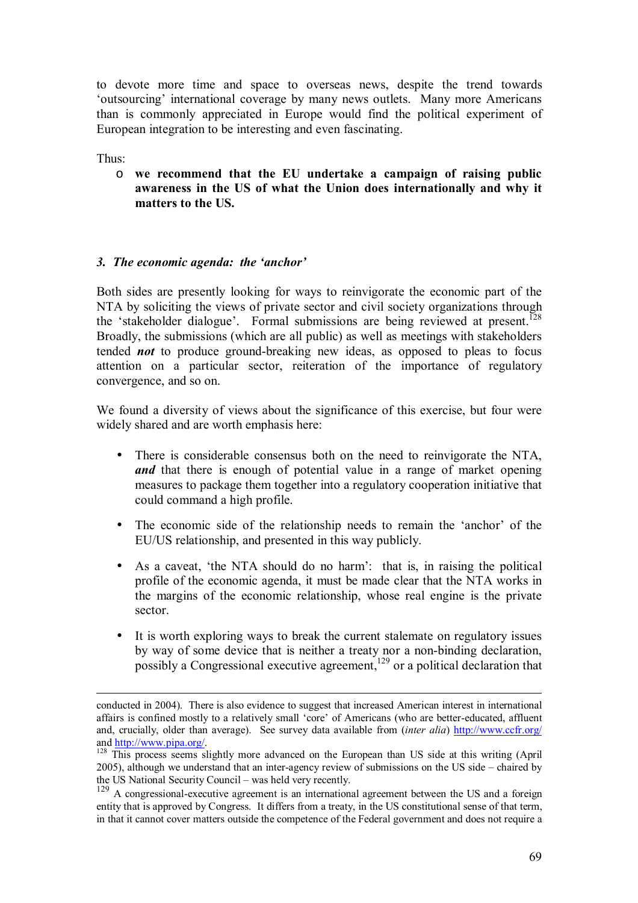to devote more time and space to overseas news, despite the trend towards 'outsourcing' international coverage by many news outlets. Many more Americans than is commonly appreciated in Europe would find the political experiment of European integration to be interesting and even fascinating.

Thus:

- **we recommend that the EU undertake a campaign of raising public awareness in the US of what the Union does internationally and why it matters to the US.**

### *3. The economic agenda: the 'anchor'*

Both sides are presently looking for ways to reinvigorate the economic part of the NTA by soliciting the views of private sector and civil society organizations through the 'stakeholder dialogue'. Formal submissions are being reviewed at present.[128] Broadly, the submissions (which are all public) as well as meetings with stakeholders tended ***not*** to produce ground-breaking new ideas, as opposed to pleas to focus attention on a particular sector, reiteration of the importance of regulatory convergence, and so on.

We found a diversity of views about the significance of this exercise, but four were widely shared and are worth emphasis here:

- There is considerable consensus both on the need to reinvigorate the NTA, ***and*** that there is enough of potential value in a range of market opening measures to package them together into a regulatory cooperation initiative that could command a high profile.
- The economic side of the relationship needs to remain the 'anchor' of the EU/US relationship, and presented in this way publicly.
- As a caveat, 'the NTA should do no harm': that is, in raising the political profile of the economic agenda, it must be made clear that the NTA works in the margins of the economic relationship, whose real engine is the private sector.
- It is worth exploring ways to break the current stalemate on regulatory issues by way of some device that is neither a treaty nor a non-binding declaration, possibly a Congressional executive agreement,[129] or a political declaration that

---

conducted in 2004). There is also evidence to suggest that increased American interest in international affairs is confined mostly to a relatively small 'core' of Americans (who are better-educated, affluent and, crucially, older than average). See survey data available from (*inter alia*) http://www.ccfr.org/ and http://www.pipa.org/.

[128] This process seems slightly more advanced on the European than US side at this writing (April 2005), although we understand that an inter-agency review of submissions on the US side – chaired by the US National Security Council – was held very recently.

[129] A congressional-executive agreement is an international agreement between the US and a foreign entity that is approved by Congress. It differs from a treaty, in the US constitutional sense of that term, in that it cannot cover matters outside the competence of the Federal government and does not require a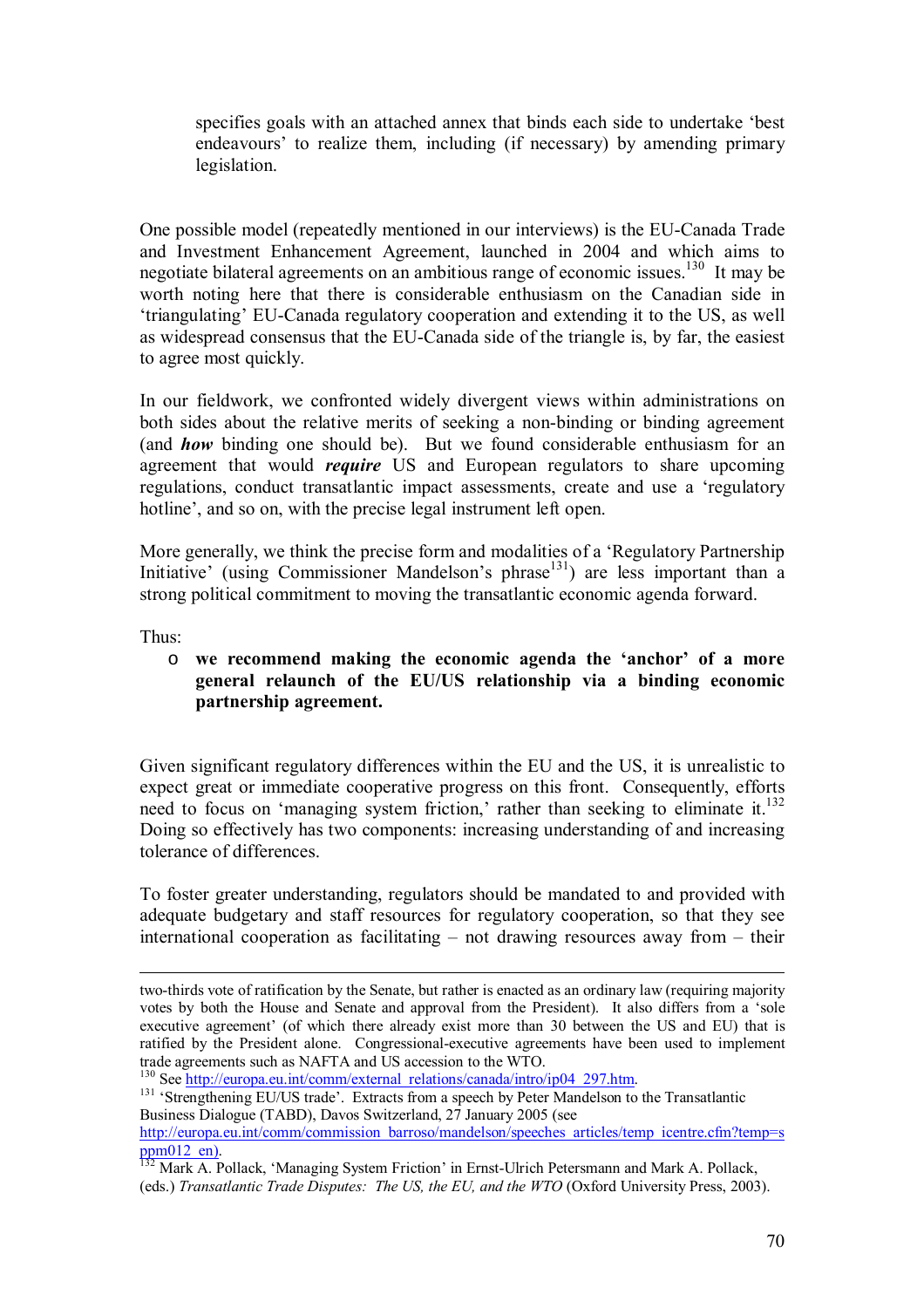specifies goals with an attached annex that binds each side to undertake 'best endeavours' to realize them, including (if necessary) by amending primary legislation.

One possible model (repeatedly mentioned in our interviews) is the EU-Canada Trade and Investment Enhancement Agreement, launched in 2004 and which aims to negotiate bilateral agreements on an ambitious range of economic issues.[130] It may be worth noting here that there is considerable enthusiasm on the Canadian side in 'triangulating' EU-Canada regulatory cooperation and extending it to the US, as well as widespread consensus that the EU-Canada side of the triangle is, by far, the easiest to agree most quickly.

In our fieldwork, we confronted widely divergent views within administrations on both sides about the relative merits of seeking a non-binding or binding agreement (and ***how*** binding one should be). But we found considerable enthusiasm for an agreement that would ***require*** US and European regulators to share upcoming regulations, conduct transatlantic impact assessments, create and use a 'regulatory hotline', and so on, with the precise legal instrument left open.

More generally, we think the precise form and modalities of a 'Regulatory Partnership Initiative' (using Commissioner Mandelson's phrase[131]) are less important than a strong political commitment to moving the transatlantic economic agenda forward.

Thus:

- **we recommend making the economic agenda the 'anchor' of a more general relaunch of the EU/US relationship via a binding economic partnership agreement.**

Given significant regulatory differences within the EU and the US, it is unrealistic to expect great or immediate cooperative progress on this front. Consequently, efforts need to focus on 'managing system friction,' rather than seeking to eliminate it.[132] Doing so effectively has two components: increasing understanding of and increasing tolerance of differences.

To foster greater understanding, regulators should be mandated to and provided with adequate budgetary and staff resources for regulatory cooperation, so that they see international cooperation as facilitating – not drawing resources away from – their

---

two-thirds vote of ratification by the Senate, but rather is enacted as an ordinary law (requiring majority votes by both the House and Senate and approval from the President). It also differs from a 'sole executive agreement' (of which there already exist more than 30 between the US and EU) that is ratified by the President alone. Congressional-executive agreements have been used to implement trade agreements such as NAFTA and US accession to the WTO.

[130] See http://europa.eu.int/comm/external_relations/canada/intro/ip04_297.htm.

[131] 'Strengthening EU/US trade'. Extracts from a speech by Peter Mandelson to the Transatlantic Business Dialogue (TABD), Davos Switzerland, 27 January 2005 (see http://europa.eu.int/comm/commission_barroso/mandelson/speeches_articles/temp_icentre.cfm?temp=sppm012_en).

[132] Mark A. Pollack, 'Managing System Friction' in Ernst-Ulrich Petersmann and Mark A. Pollack, (eds.) *Transatlantic Trade Disputes: The US, the EU, and the WTO* (Oxford University Press, 2003).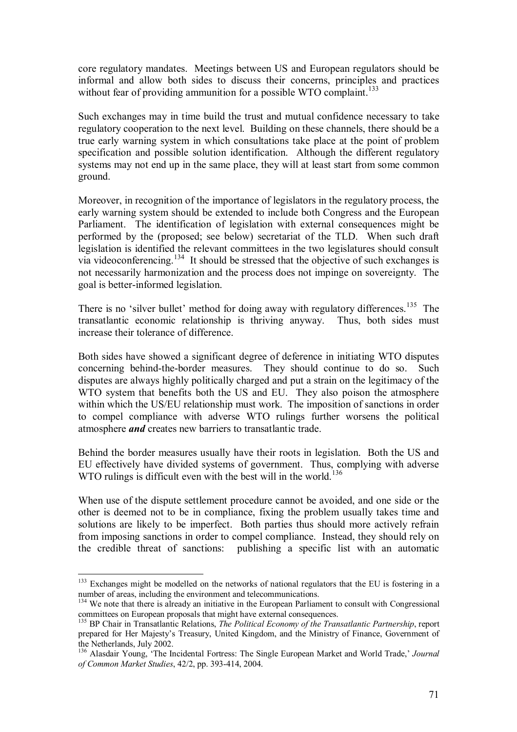core regulatory mandates. Meetings between US and European regulators should be informal and allow both sides to discuss their concerns, principles and practices without fear of providing ammunition for a possible WTO complaint.[133]

Such exchanges may in time build the trust and mutual confidence necessary to take regulatory cooperation to the next level. Building on these channels, there should be a true early warning system in which consultations take place at the point of problem specification and possible solution identification. Although the different regulatory systems may not end up in the same place, they will at least start from some common ground.

Moreover, in recognition of the importance of legislators in the regulatory process, the early warning system should be extended to include both Congress and the European Parliament. The identification of legislation with external consequences might be performed by the (proposed; see below) secretariat of the TLD. When such draft legislation is identified the relevant committees in the two legislatures should consult via videoconferencing.[134] It should be stressed that the objective of such exchanges is not necessarily harmonization and the process does not impinge on sovereignty. The goal is better-informed legislation.

There is no 'silver bullet' method for doing away with regulatory differences.[135] The transatlantic economic relationship is thriving anyway. Thus, both sides must increase their tolerance of difference.

Both sides have showed a significant degree of deference in initiating WTO disputes concerning behind-the-border measures. They should continue to do so. Such disputes are always highly politically charged and put a strain on the legitimacy of the WTO system that benefits both the US and EU. They also poison the atmosphere within which the US/EU relationship must work. The imposition of sanctions in order to compel compliance with adverse WTO rulings further worsens the political atmosphere ***and*** creates new barriers to transatlantic trade.

Behind the border measures usually have their roots in legislation. Both the US and EU effectively have divided systems of government. Thus, complying with adverse WTO rulings is difficult even with the best will in the world.[136]

When use of the dispute settlement procedure cannot be avoided, and one side or the other is deemed not to be in compliance, fixing the problem usually takes time and solutions are likely to be imperfect. Both parties thus should more actively refrain from imposing sanctions in order to compel compliance. Instead, they should rely on the credible threat of sanctions: publishing a specific list with an automatic

---

[133] Exchanges might be modelled on the networks of national regulators that the EU is fostering in a number of areas, including the environment and telecommunications.

[134] We note that there is already an initiative in the European Parliament to consult with Congressional committees on European proposals that might have external consequences.

[135] BP Chair in Transatlantic Relations, *The Political Economy of the Transatlantic Partnership*, report prepared for Her Majesty's Treasury, United Kingdom, and the Ministry of Finance, Government of the Netherlands, July 2002.

[136] Alasdair Young, 'The Incidental Fortress: The Single European Market and World Trade,' *Journal of Common Market Studies*, 42/2, pp. 393-414, 2004.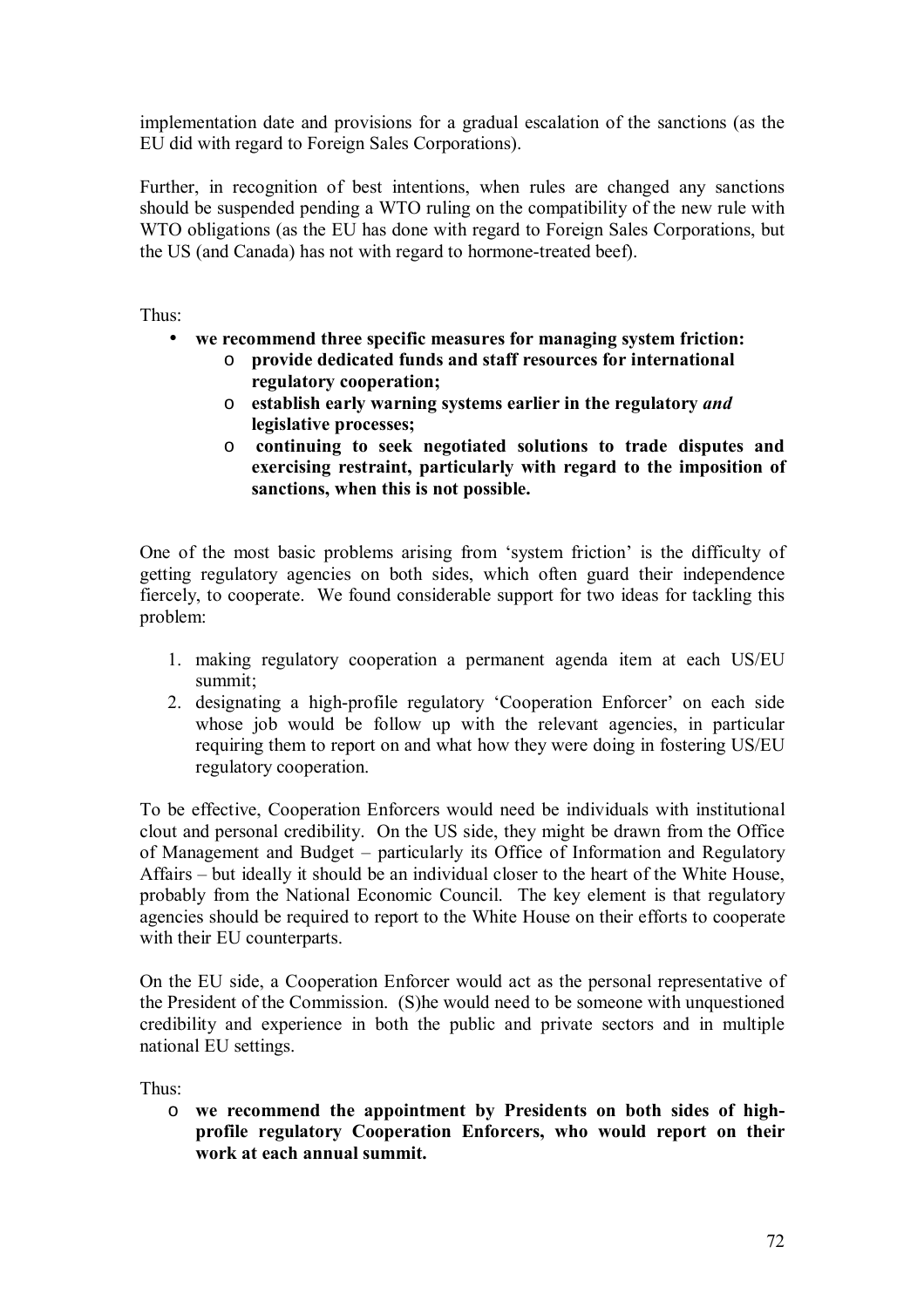implementation date and provisions for a gradual escalation of the sanctions (as the EU did with regard to Foreign Sales Corporations).

Further, in recognition of best intentions, when rules are changed any sanctions should be suspended pending a WTO ruling on the compatibility of the new rule with WTO obligations (as the EU has done with regard to Foreign Sales Corporations, but the US (and Canada) has not with regard to hormone-treated beef).

Thus:

- **we recommend three specific measures for managing system friction:**
    - **provide dedicated funds and staff resources for international regulatory cooperation;**
    - **establish early warning systems earlier in the regulatory *and* legislative processes;**
    - **continuing to seek negotiated solutions to trade disputes and exercising restraint, particularly with regard to the imposition of sanctions, when this is not possible.**

One of the most basic problems arising from 'system friction' is the difficulty of getting regulatory agencies on both sides, which often guard their independence fiercely, to cooperate. We found considerable support for two ideas for tackling this problem:

1. making regulatory cooperation a permanent agenda item at each US/EU summit;
2. designating a high-profile regulatory 'Cooperation Enforcer' on each side whose job would be follow up with the relevant agencies, in particular requiring them to report on and what how they were doing in fostering US/EU regulatory cooperation.

To be effective, Cooperation Enforcers would need be individuals with institutional clout and personal credibility. On the US side, they might be drawn from the Office of Management and Budget – particularly its Office of Information and Regulatory Affairs – but ideally it should be an individual closer to the heart of the White House, probably from the National Economic Council. The key element is that regulatory agencies should be required to report to the White House on their efforts to cooperate with their EU counterparts.

On the EU side, a Cooperation Enforcer would act as the personal representative of the President of the Commission. (S)he would need to be someone with unquestioned credibility and experience in both the public and private sectors and in multiple national EU settings.

Thus:

- **we recommend the appointment by Presidents on both sides of high-profile regulatory Cooperation Enforcers, who would report on their work at each annual summit.**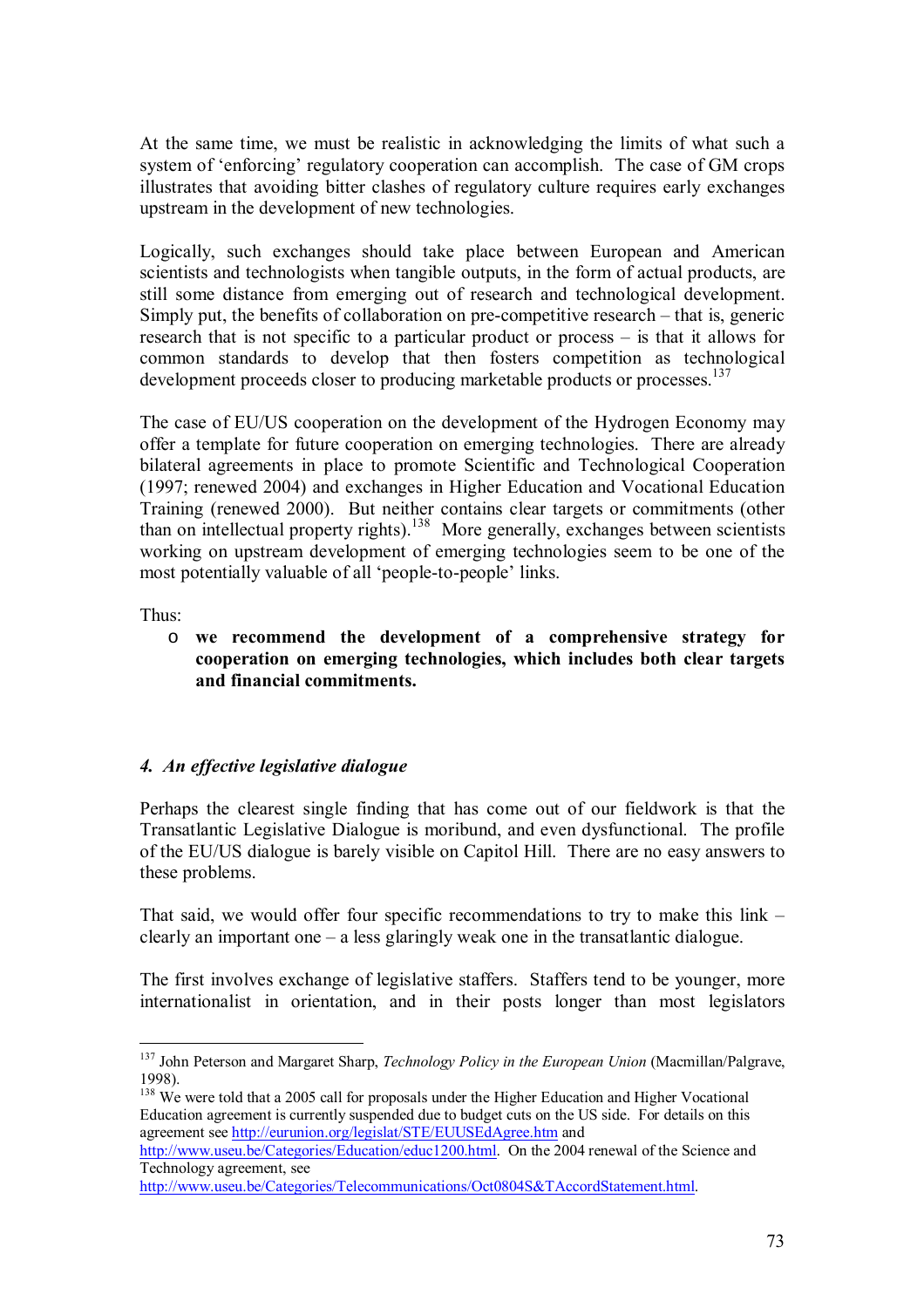At the same time, we must be realistic in acknowledging the limits of what such a system of 'enforcing' regulatory cooperation can accomplish. The case of GM crops illustrates that avoiding bitter clashes of regulatory culture requires early exchanges upstream in the development of new technologies.

Logically, such exchanges should take place between European and American scientists and technologists when tangible outputs, in the form of actual products, are still some distance from emerging out of research and technological development. Simply put, the benefits of collaboration on pre-competitive research – that is, generic research that is not specific to a particular product or process – is that it allows for common standards to develop that then fosters competition as technological development proceeds closer to producing marketable products or processes.[137]

The case of EU/US cooperation on the development of the Hydrogen Economy may offer a template for future cooperation on emerging technologies. There are already bilateral agreements in place to promote Scientific and Technological Cooperation (1997; renewed 2004) and exchanges in Higher Education and Vocational Education Training (renewed 2000). But neither contains clear targets or commitments (other than on intellectual property rights).[138] More generally, exchanges between scientists working on upstream development of emerging technologies seem to be one of the most potentially valuable of all 'people-to-people' links.

Thus:

- **we recommend the development of a comprehensive strategy for cooperation on emerging technologies, which includes both clear targets and financial commitments.**

### *4. An effective legislative dialogue*

Perhaps the clearest single finding that has come out of our fieldwork is that the Transatlantic Legislative Dialogue is moribund, and even dysfunctional. The profile of the EU/US dialogue is barely visible on Capitol Hill. There are no easy answers to these problems.

That said, we would offer four specific recommendations to try to make this link – clearly an important one – a less glaringly weak one in the transatlantic dialogue.

The first involves exchange of legislative staffers. Staffers tend to be younger, more internationalist in orientation, and in their posts longer than most legislators

---

[137] John Peterson and Margaret Sharp, *Technology Policy in the European Union* (Macmillan/Palgrave, 1998).

[138] We were told that a 2005 call for proposals under the Higher Education and Higher Vocational Education agreement is currently suspended due to budget cuts on the US side. For details on this agreement see http://eurunion.org/legislat/STE/EUUSEdAgree.htm and http://www.useu.be/Categories/Education/educ1200.html. On the 2004 renewal of the Science and Technology agreement, see http://www.useu.be/Categories/Telecommunications/Oct0804S&TAccordStatement.html.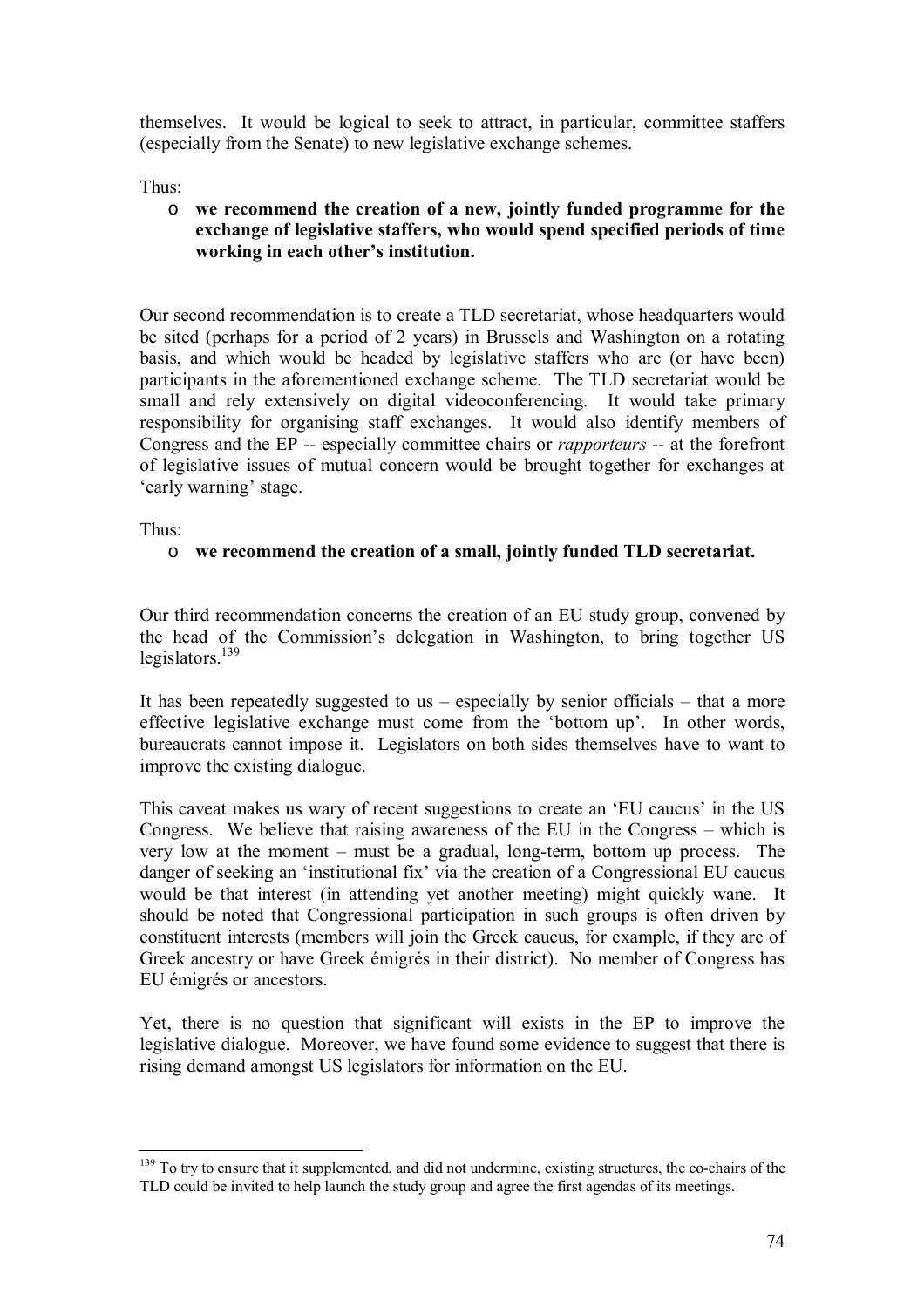themselves. It would be logical to seek to attract, in particular, committee staffers (especially from the Senate) to new legislative exchange schemes.

Thus:

- **we recommend the creation of a new, jointly funded programme for the exchange of legislative staffers, who would spend specified periods of time working in each other's institution.**

Our second recommendation is to create a TLD secretariat, whose headquarters would be sited (perhaps for a period of 2 years) in Brussels and Washington on a rotating basis, and which would be headed by legislative staffers who are (or have been) participants in the aforementioned exchange scheme. The TLD secretariat would be small and rely extensively on digital videoconferencing. It would take primary responsibility for organising staff exchanges. It would also identify members of Congress and the EP -- especially committee chairs or *rapporteurs* -- at the forefront of legislative issues of mutual concern would be brought together for exchanges at 'early warning' stage.

Thus:

- **we recommend the creation of a small, jointly funded TLD secretariat.**

Our third recommendation concerns the creation of an EU study group, convened by the head of the Commission's delegation in Washington, to bring together US legislators.[139]

It has been repeatedly suggested to us – especially by senior officials – that a more effective legislative exchange must come from the 'bottom up'. In other words, bureaucrats cannot impose it. Legislators on both sides themselves have to want to improve the existing dialogue.

This caveat makes us wary of recent suggestions to create an 'EU caucus' in the US Congress. We believe that raising awareness of the EU in the Congress – which is very low at the moment – must be a gradual, long-term, bottom up process. The danger of seeking an 'institutional fix' via the creation of a Congressional EU caucus would be that interest (in attending yet another meeting) might quickly wane. It should be noted that Congressional participation in such groups is often driven by constituent interests (members will join the Greek caucus, for example, if they are of Greek ancestry or have Greek émigrés in their district). No member of Congress has EU émigrés or ancestors.

Yet, there is no question that significant will exists in the EP to improve the legislative dialogue. Moreover, we have found some evidence to suggest that there is rising demand amongst US legislators for information on the EU.

---

[139] To try to ensure that it supplemented, and did not undermine, existing structures, the co-chairs of the TLD could be invited to help launch the study group and agree the first agendas of its meetings.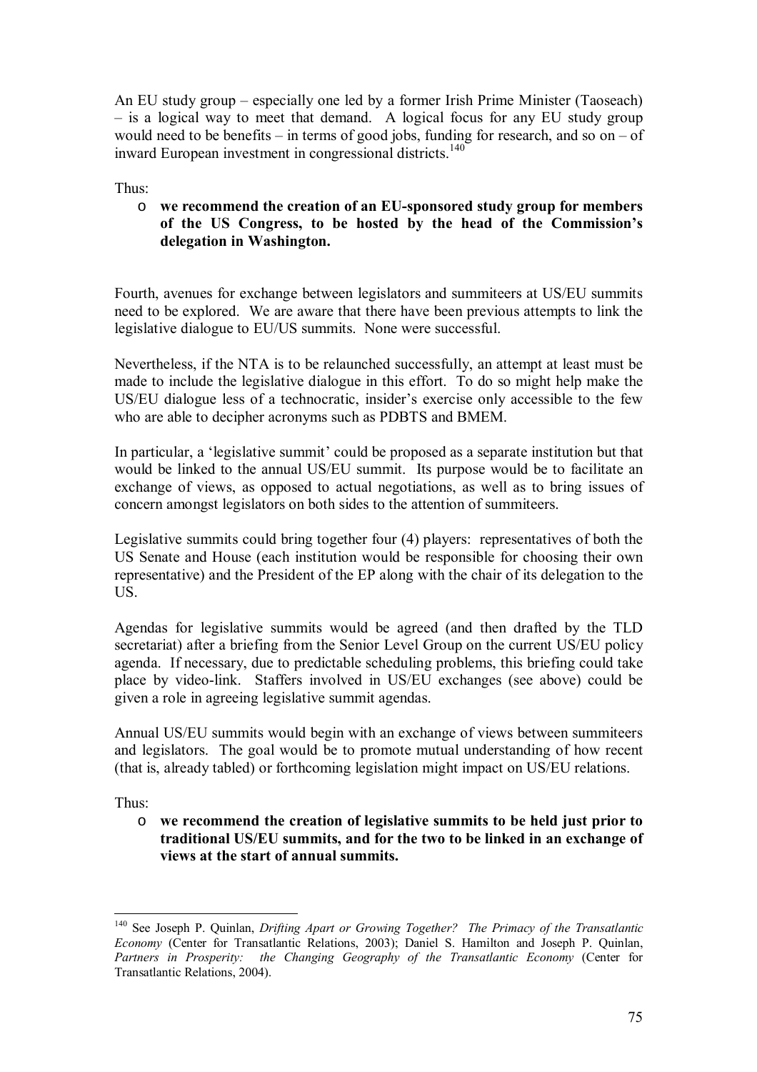An EU study group – especially one led by a former Irish Prime Minister (Taoseach) – is a logical way to meet that demand. A logical focus for any EU study group would need to be benefits – in terms of good jobs, funding for research, and so on – of inward European investment in congressional districts.[140]

Thus:

- **we recommend the creation of an EU-sponsored study group for members of the US Congress, to be hosted by the head of the Commission's delegation in Washington.**

Fourth, avenues for exchange between legislators and summiteers at US/EU summits need to be explored. We are aware that there have been previous attempts to link the legislative dialogue to EU/US summits. None were successful.

Nevertheless, if the NTA is to be relaunched successfully, an attempt at least must be made to include the legislative dialogue in this effort. To do so might help make the US/EU dialogue less of a technocratic, insider's exercise only accessible to the few who are able to decipher acronyms such as PDBTS and BMEM.

In particular, a 'legislative summit' could be proposed as a separate institution but that would be linked to the annual US/EU summit. Its purpose would be to facilitate an exchange of views, as opposed to actual negotiations, as well as to bring issues of concern amongst legislators on both sides to the attention of summiteers.

Legislative summits could bring together four (4) players: representatives of both the US Senate and House (each institution would be responsible for choosing their own representative) and the President of the EP along with the chair of its delegation to the US.

Agendas for legislative summits would be agreed (and then drafted by the TLD secretariat) after a briefing from the Senior Level Group on the current US/EU policy agenda. If necessary, due to predictable scheduling problems, this briefing could take place by video-link. Staffers involved in US/EU exchanges (see above) could be given a role in agreeing legislative summit agendas.

Annual US/EU summits would begin with an exchange of views between summiteers and legislators. The goal would be to promote mutual understanding of how recent (that is, already tabled) or forthcoming legislation might impact on US/EU relations.

Thus:

- **we recommend the creation of legislative summits to be held just prior to traditional US/EU summits, and for the two to be linked in an exchange of views at the start of annual summits.**

---

[140] See Joseph P. Quinlan, *Drifting Apart or Growing Together? The Primacy of the Transatlantic Economy* (Center for Transatlantic Relations, 2003); Daniel S. Hamilton and Joseph P. Quinlan, *Partners in Prosperity: the Changing Geography of the Transatlantic Economy* (Center for Transatlantic Relations, 2004).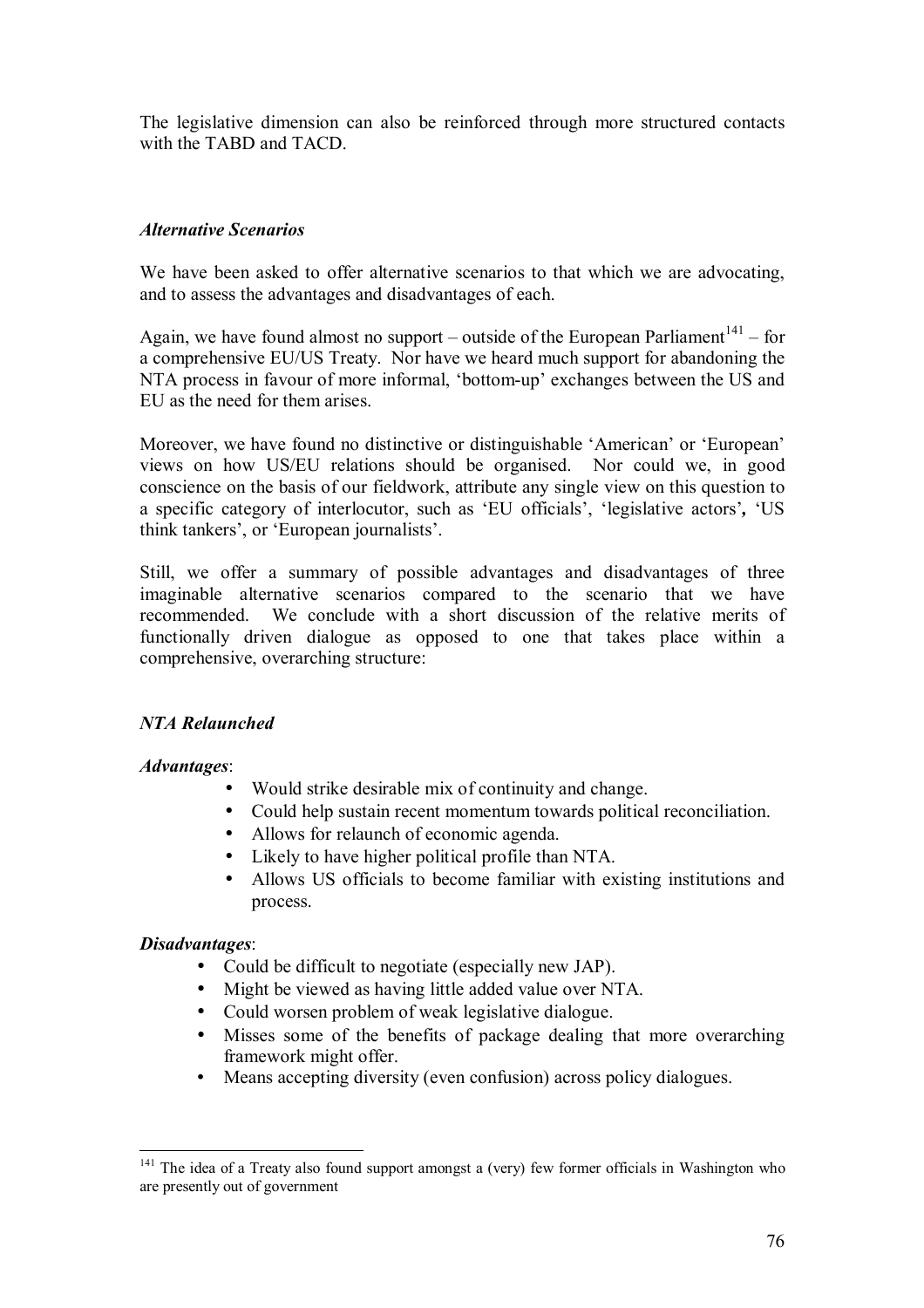The legislative dimension can also be reinforced through more structured contacts with the TABD and TACD.

### *Alternative Scenarios*

We have been asked to offer alternative scenarios to that which we are advocating, and to assess the advantages and disadvantages of each.

Again, we have found almost no support – outside of the European Parliament[141] – for a comprehensive EU/US Treaty. Nor have we heard much support for abandoning the NTA process in favour of more informal, 'bottom-up' exchanges between the US and EU as the need for them arises.

Moreover, we have found no distinctive or distinguishable 'American' or 'European' views on how US/EU relations should be organised. Nor could we, in good conscience on the basis of our fieldwork, attribute any single view on this question to a specific category of interlocutor, such as 'EU officials', 'legislative actors', 'US think tankers', or 'European journalists'.

Still, we offer a summary of possible advantages and disadvantages of three imaginable alternative scenarios compared to the scenario that we have recommended. We conclude with a short discussion of the relative merits of functionally driven dialogue as opposed to one that takes place within a comprehensive, overarching structure:

### *NTA Relaunched*

***Advantages***:

- Would strike desirable mix of continuity and change.
- Could help sustain recent momentum towards political reconciliation.
- Allows for relaunch of economic agenda.
- Likely to have higher political profile than NTA.
- Allows US officials to become familiar with existing institutions and process.

***Disadvantages***:

- Could be difficult to negotiate (especially new JAP).
- Might be viewed as having little added value over NTA.
- Could worsen problem of weak legislative dialogue.
- Misses some of the benefits of package dealing that more overarching framework might offer.
- Means accepting diversity (even confusion) across policy dialogues.

---

[141] The idea of a Treaty also found support amongst a (very) few former officials in Washington who are presently out of government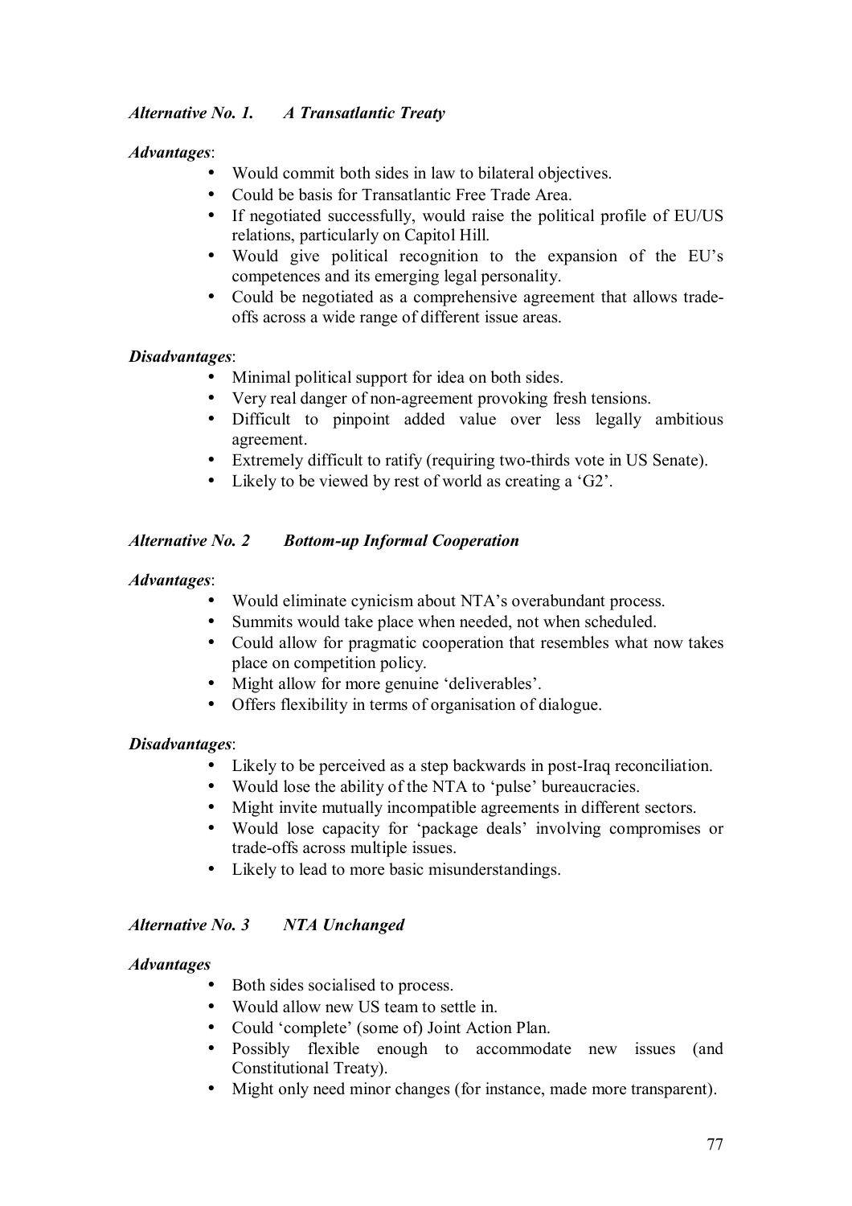*Alternative No. 1. A Transatlantic Treaty*

***Advantages***:

- Would commit both sides in law to bilateral objectives.
- Could be basis for Transatlantic Free Trade Area.
- If negotiated successfully, would raise the political profile of EU/US relations, particularly on Capitol Hill.
- Would give political recognition to the expansion of the EU's competences and its emerging legal personality.
- Could be negotiated as a comprehensive agreement that allows trade-offs across a wide range of different issue areas.

***Disadvantages***:

- Minimal political support for idea on both sides.
- Very real danger of non-agreement provoking fresh tensions.
- Difficult to pinpoint added value over less legally ambitious agreement.
- Extremely difficult to ratify (requiring two-thirds vote in US Senate).
- Likely to be viewed by rest of world as creating a 'G2'.

*Alternative No. 2 Bottom-up Informal Cooperation*

***Advantages***:

- Would eliminate cynicism about NTA's overabundant process.
- Summits would take place when needed, not when scheduled.
- Could allow for pragmatic cooperation that resembles what now takes place on competition policy.
- Might allow for more genuine 'deliverables'.
- Offers flexibility in terms of organisation of dialogue.

***Disadvantages***:

- Likely to be perceived as a step backwards in post-Iraq reconciliation.
- Would lose the ability of the NTA to 'pulse' bureaucracies.
- Might invite mutually incompatible agreements in different sectors.
- Would lose capacity for 'package deals' involving compromises or trade-offs across multiple issues.
- Likely to lead to more basic misunderstandings.

*Alternative No. 3 NTA Unchanged*

***Advantages***

- Both sides socialised to process.
- Would allow new US team to settle in.
- Could 'complete' (some of) Joint Action Plan.
- Possibly flexible enough to accommodate new issues (and Constitutional Treaty).
- Might only need minor changes (for instance, made more transparent).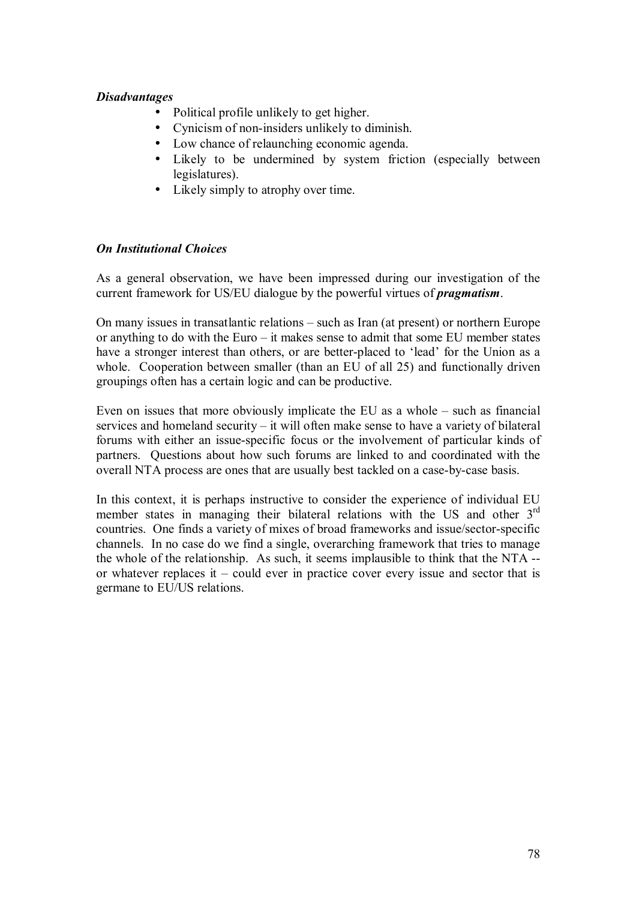***Disadvantages***

- Political profile unlikely to get higher.
- Cynicism of non-insiders unlikely to diminish.
- Low chance of relaunching economic agenda.
- Likely to be undermined by system friction (especially between legislatures).
- Likely simply to atrophy over time.

***On Institutional Choices***

As a general observation, we have been impressed during our investigation of the current framework for US/EU dialogue by the powerful virtues of ***pragmatism***.

On many issues in transatlantic relations – such as Iran (at present) or northern Europe or anything to do with the Euro – it makes sense to admit that some EU member states have a stronger interest than others, or are better-placed to 'lead' for the Union as a whole. Cooperation between smaller (than an EU of all 25) and functionally driven groupings often has a certain logic and can be productive.

Even on issues that more obviously implicate the EU as a whole – such as financial services and homeland security – it will often make sense to have a variety of bilateral forums with either an issue-specific focus or the involvement of particular kinds of partners. Questions about how such forums are linked to and coordinated with the overall NTA process are ones that are usually best tackled on a case-by-case basis.

In this context, it is perhaps instructive to consider the experience of individual EU member states in managing their bilateral relations with the US and other 3rd countries. One finds a variety of mixes of broad frameworks and issue/sector-specific channels. In no case do we find a single, overarching framework that tries to manage the whole of the relationship. As such, it seems implausible to think that the NTA -- or whatever replaces it – could ever in practice cover every issue and sector that is germane to EU/US relations.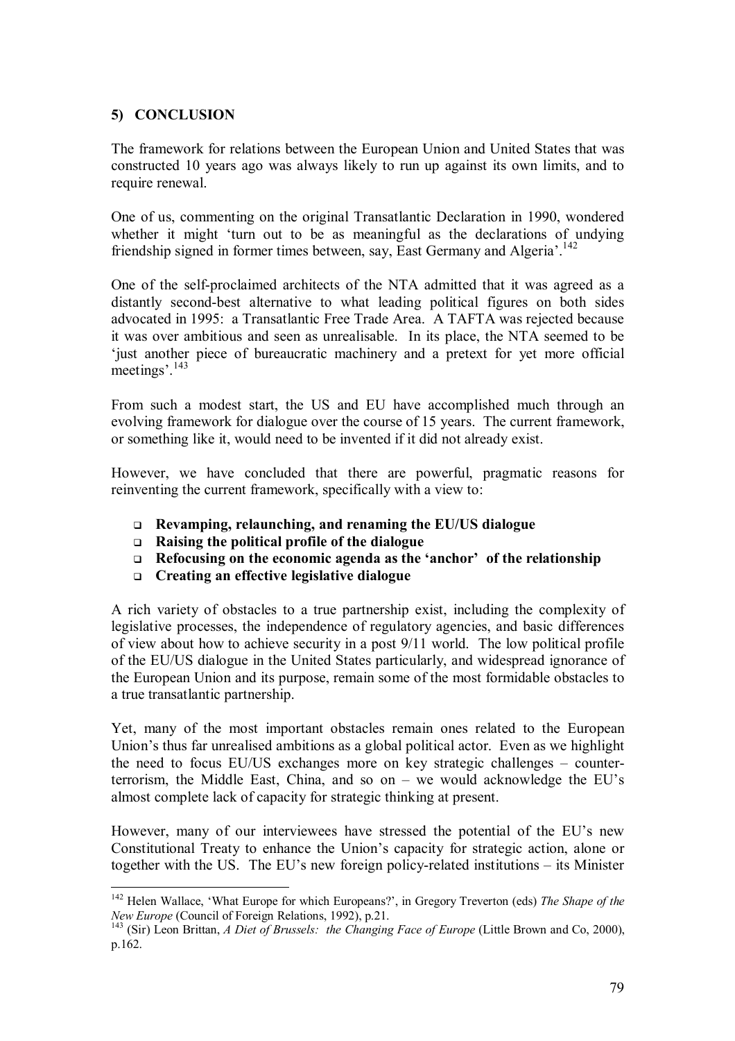## 5) CONCLUSION

The framework for relations between the European Union and United States that was constructed 10 years ago was always likely to run up against its own limits, and to require renewal.

One of us, commenting on the original Transatlantic Declaration in 1990, wondered whether it might 'turn out to be as meaningful as the declarations of undying friendship signed in former times between, say, East Germany and Algeria'.[142]

One of the self-proclaimed architects of the NTA admitted that it was agreed as a distantly second-best alternative to what leading political figures on both sides advocated in 1995: a Transatlantic Free Trade Area. A TAFTA was rejected because it was over ambitious and seen as unrealisable. In its place, the NTA seemed to be 'just another piece of bureaucratic machinery and a pretext for yet more official meetings'.[143]

From such a modest start, the US and EU have accomplished much through an evolving framework for dialogue over the course of 15 years. The current framework, or something like it, would need to be invented if it did not already exist.

However, we have concluded that there are powerful, pragmatic reasons for reinventing the current framework, specifically with a view to:

- **Revamping, relaunching, and renaming the EU/US dialogue**
- **Raising the political profile of the dialogue**
- **Refocusing on the economic agenda as the 'anchor' of the relationship**
- **Creating an effective legislative dialogue**

A rich variety of obstacles to a true partnership exist, including the complexity of legislative processes, the independence of regulatory agencies, and basic differences of view about how to achieve security in a post 9/11 world. The low political profile of the EU/US dialogue in the United States particularly, and widespread ignorance of the European Union and its purpose, remain some of the most formidable obstacles to a true transatlantic partnership.

Yet, many of the most important obstacles remain ones related to the European Union's thus far unrealised ambitions as a global political actor. Even as we highlight the need to focus EU/US exchanges more on key strategic challenges – counter-terrorism, the Middle East, China, and so on – we would acknowledge the EU's almost complete lack of capacity for strategic thinking at present.

However, many of our interviewees have stressed the potential of the EU's new Constitutional Treaty to enhance the Union's capacity for strategic action, alone or together with the US. The EU's new foreign policy-related institutions – its Minister

---

[142] Helen Wallace, 'What Europe for which Europeans?', in Gregory Treverton (eds) *The Shape of the New Europe* (Council of Foreign Relations, 1992), p.21.

[143] (Sir) Leon Brittan, *A Diet of Brussels: the Changing Face of Europe* (Little Brown and Co, 2000), p.162.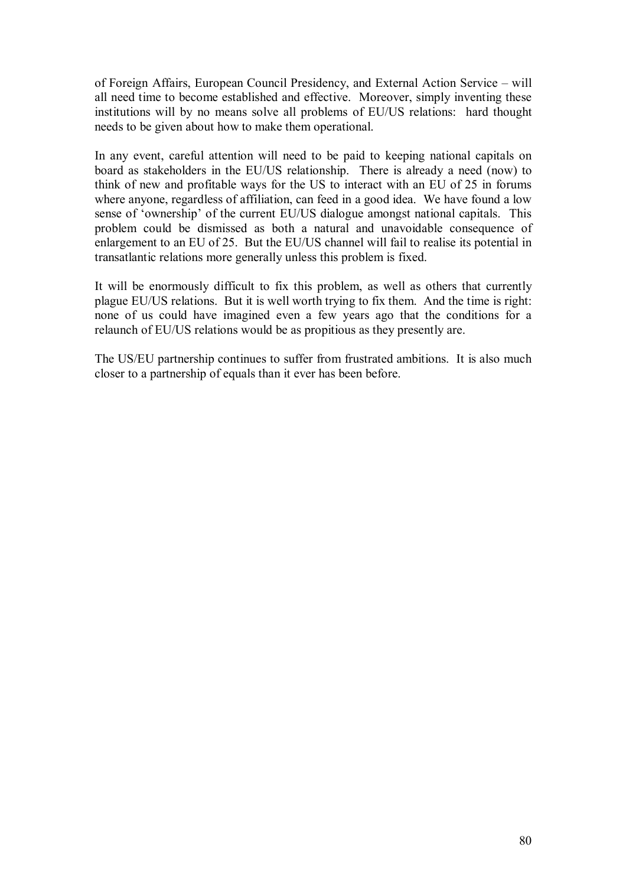of Foreign Affairs, European Council Presidency, and External Action Service – will all need time to become established and effective. Moreover, simply inventing these institutions will by no means solve all problems of EU/US relations: hard thought needs to be given about how to make them operational.

In any event, careful attention will need to be paid to keeping national capitals on board as stakeholders in the EU/US relationship. There is already a need (now) to think of new and profitable ways for the US to interact with an EU of 25 in forums where anyone, regardless of affiliation, can feed in a good idea. We have found a low sense of 'ownership' of the current EU/US dialogue amongst national capitals. This problem could be dismissed as both a natural and unavoidable consequence of enlargement to an EU of 25. But the EU/US channel will fail to realise its potential in transatlantic relations more generally unless this problem is fixed.

It will be enormously difficult to fix this problem, as well as others that currently plague EU/US relations. But it is well worth trying to fix them. And the time is right: none of us could have imagined even a few years ago that the conditions for a relaunch of EU/US relations would be as propitious as they presently are.

The US/EU partnership continues to suffer from frustrated ambitions. It is also much closer to a partnership of equals than it ever has been before.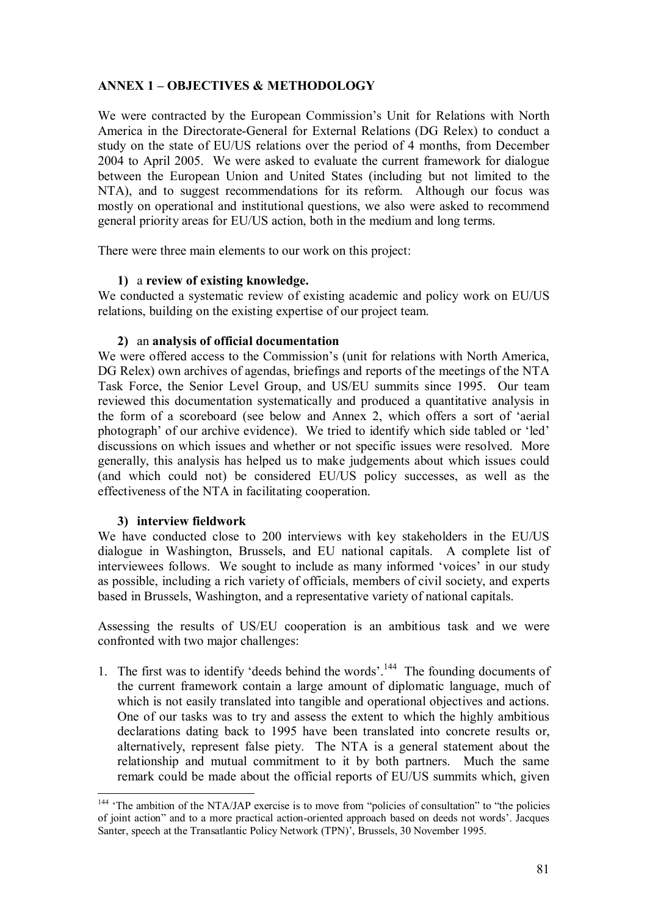## ANNEX 1 – OBJECTIVES & METHODOLOGY

We were contracted by the European Commission's Unit for Relations with North America in the Directorate-General for External Relations (DG Relex) to conduct a study on the state of EU/US relations over the period of 4 months, from December 2004 to April 2005. We were asked to evaluate the current framework for dialogue between the European Union and United States (including but not limited to the NTA), and to suggest recommendations for its reform. Although our focus was mostly on operational and institutional questions, we also were asked to recommend general priority areas for EU/US action, both in the medium and long terms.

There were three main elements to our work on this project:

**1)** a **review of existing knowledge.**

We conducted a systematic review of existing academic and policy work on EU/US relations, building on the existing expertise of our project team.

**2)** an **analysis of official documentation**

We were offered access to the Commission's (unit for relations with North America, DG Relex) own archives of agendas, briefings and reports of the meetings of the NTA Task Force, the Senior Level Group, and US/EU summits since 1995. Our team reviewed this documentation systematically and produced a quantitative analysis in the form of a scoreboard (see below and Annex 2, which offers a sort of 'aerial photograph' of our archive evidence). We tried to identify which side tabled or 'led' discussions on which issues and whether or not specific issues were resolved. More generally, this analysis has helped us to make judgements about which issues could (and which could not) be considered EU/US policy successes, as well as the effectiveness of the NTA in facilitating cooperation.

**3) interview fieldwork**

We have conducted close to 200 interviews with key stakeholders in the EU/US dialogue in Washington, Brussels, and EU national capitals. A complete list of interviewees follows. We sought to include as many informed 'voices' in our study as possible, including a rich variety of officials, members of civil society, and experts based in Brussels, Washington, and a representative variety of national capitals.

Assessing the results of US/EU cooperation is an ambitious task and we were confronted with two major challenges:

1. The first was to identify 'deeds behind the words'.[144] The founding documents of the current framework contain a large amount of diplomatic language, much of which is not easily translated into tangible and operational objectives and actions. One of our tasks was to try and assess the extent to which the highly ambitious declarations dating back to 1995 have been translated into concrete results or, alternatively, represent false piety. The NTA is a general statement about the relationship and mutual commitment to it by both partners. Much the same remark could be made about the official reports of EU/US summits which, given

---

[144] 'The ambition of the NTA/JAP exercise is to move from "policies of consultation" to "the policies of joint action" and to a more practical action-oriented approach based on deeds not words'. Jacques Santer, speech at the Transatlantic Policy Network (TPN)', Brussels, 30 November 1995.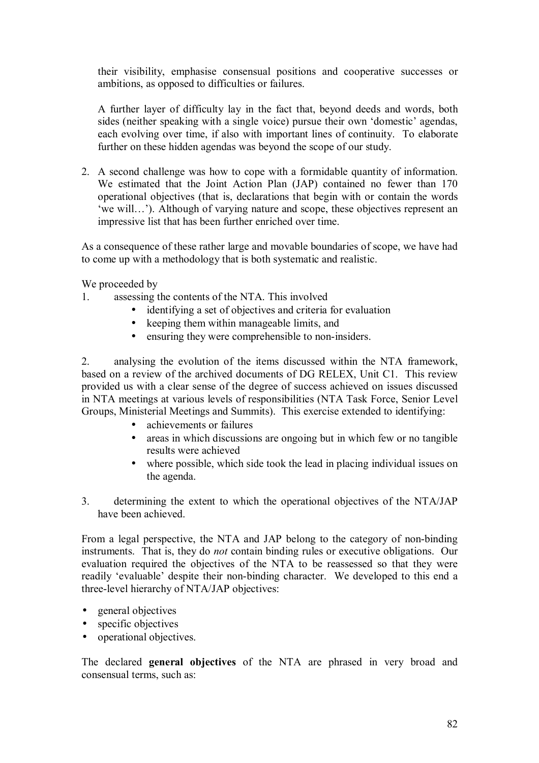their visibility, emphasise consensual positions and cooperative successes or ambitions, as opposed to difficulties or failures.

A further layer of difficulty lay in the fact that, beyond deeds and words, both sides (neither speaking with a single voice) pursue their own 'domestic' agendas, each evolving over time, if also with important lines of continuity. To elaborate further on these hidden agendas was beyond the scope of our study.

2. A second challenge was how to cope with a formidable quantity of information. We estimated that the Joint Action Plan (JAP) contained no fewer than 170 operational objectives (that is, declarations that begin with or contain the words 'we will…'). Although of varying nature and scope, these objectives represent an impressive list that has been further enriched over time.

As a consequence of these rather large and movable boundaries of scope, we have had to come up with a methodology that is both systematic and realistic.

We proceeded by

1. assessing the contents of the NTA. This involved
   - identifying a set of objectives and criteria for evaluation
   - keeping them within manageable limits, and
   - ensuring they were comprehensible to non-insiders.

2. analysing the evolution of the items discussed within the NTA framework, based on a review of the archived documents of DG RELEX, Unit C1. This review provided us with a clear sense of the degree of success achieved on issues discussed in NTA meetings at various levels of responsibilities (NTA Task Force, Senior Level Groups, Ministerial Meetings and Summits). This exercise extended to identifying:
   - achievements or failures
   - areas in which discussions are ongoing but in which few or no tangible results were achieved
   - where possible, which side took the lead in placing individual issues on the agenda.

3. determining the extent to which the operational objectives of the NTA/JAP have been achieved.

From a legal perspective, the NTA and JAP belong to the category of non-binding instruments. That is, they do *not* contain binding rules or executive obligations. Our evaluation required the objectives of the NTA to be reassessed so that they were readily 'evaluable' despite their non-binding character. We developed to this end a three-level hierarchy of NTA/JAP objectives:

- general objectives
- specific objectives
- operational objectives.

The declared **general objectives** of the NTA are phrased in very broad and consensual terms, such as: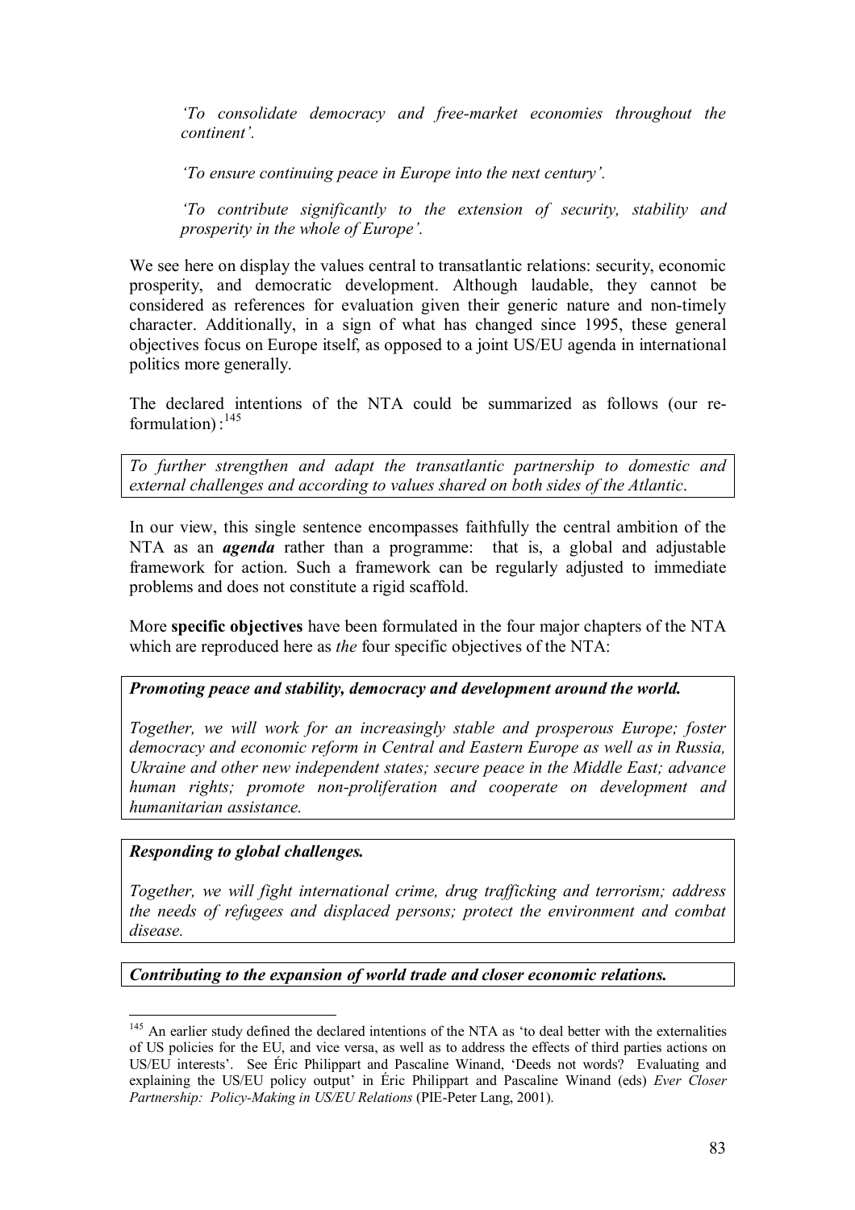*'To consolidate democracy and free-market economies throughout the continent'.*

*'To ensure continuing peace in Europe into the next century'.*

*'To contribute significantly to the extension of security, stability and prosperity in the whole of Europe'.*

We see here on display the values central to transatlantic relations: security, economic prosperity, and democratic development. Although laudable, they cannot be considered as references for evaluation given their generic nature and non-timely character. Additionally, in a sign of what has changed since 1995, these general objectives focus on Europe itself, as opposed to a joint US/EU agenda in international politics more generally.

The declared intentions of the NTA could be summarized as follows (our re-formulation):[145]

*To further strengthen and adapt the transatlantic partnership to domestic and external challenges and according to values shared on both sides of the Atlantic.*

In our view, this single sentence encompasses faithfully the central ambition of the NTA as an ***agenda*** rather than a programme: that is, a global and adjustable framework for action. Such a framework can be regularly adjusted to immediate problems and does not constitute a rigid scaffold.

More **specific objectives** have been formulated in the four major chapters of the NTA which are reproduced here as *the* four specific objectives of the NTA:

***Promoting peace and stability, democracy and development around the world.***

*Together, we will work for an increasingly stable and prosperous Europe; foster democracy and economic reform in Central and Eastern Europe as well as in Russia, Ukraine and other new independent states; secure peace in the Middle East; advance human rights; promote non-proliferation and cooperate on development and humanitarian assistance.*

***Responding to global challenges.***

*Together, we will fight international crime, drug trafficking and terrorism; address the needs of refugees and displaced persons; protect the environment and combat disease.*

***Contributing to the expansion of world trade and closer economic relations.***

---

[145] An earlier study defined the declared intentions of the NTA as 'to deal better with the externalities of US policies for the EU, and vice versa, as well as to address the effects of third parties actions on US/EU interests'. See Éric Philippart and Pascaline Winand, 'Deeds not words? Evaluating and explaining the US/EU policy output' in Éric Philippart and Pascaline Winand (eds) *Ever Closer Partnership: Policy-Making in US/EU Relations* (PIE-Peter Lang, 2001).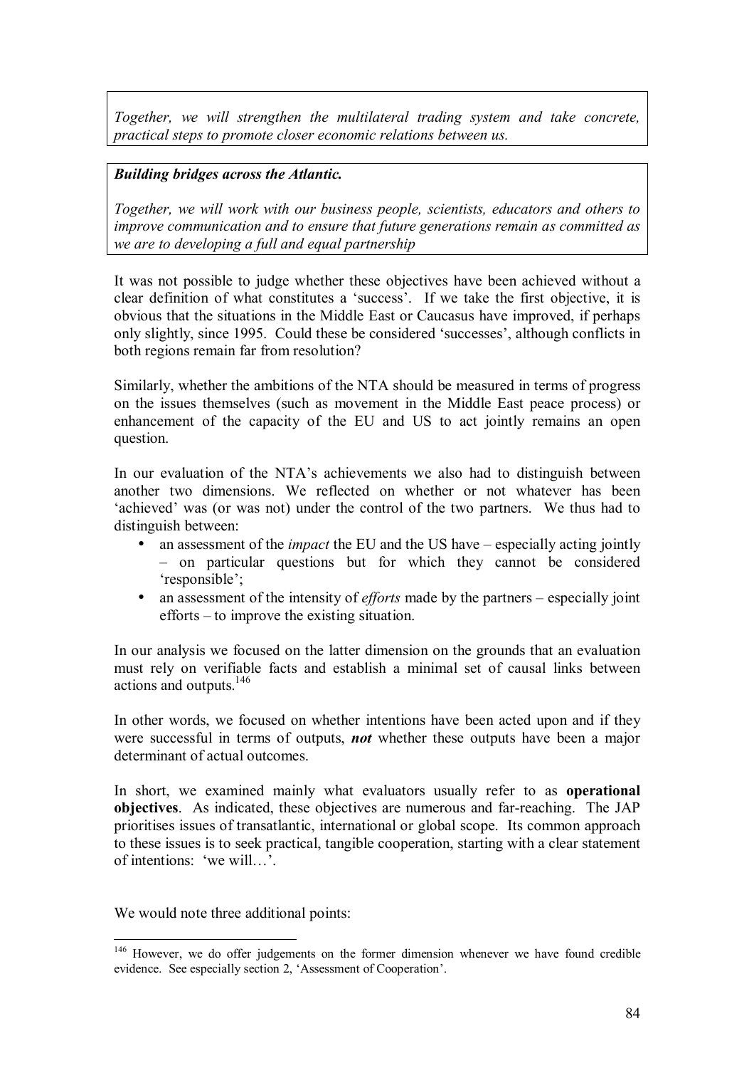*Together, we will strengthen the multilateral trading system and take concrete, practical steps to promote closer economic relations between us.*

***Building bridges across the Atlantic.***

*Together, we will work with our business people, scientists, educators and others to improve communication and to ensure that future generations remain as committed as we are to developing a full and equal partnership*

It was not possible to judge whether these objectives have been achieved without a clear definition of what constitutes a 'success'. If we take the first objective, it is obvious that the situations in the Middle East or Caucasus have improved, if perhaps only slightly, since 1995. Could these be considered 'successes', although conflicts in both regions remain far from resolution?

Similarly, whether the ambitions of the NTA should be measured in terms of progress on the issues themselves (such as movement in the Middle East peace process) or enhancement of the capacity of the EU and US to act jointly remains an open question.

In our evaluation of the NTA's achievements we also had to distinguish between another two dimensions. We reflected on whether or not whatever has been 'achieved' was (or was not) under the control of the two partners. We thus had to distinguish between:

- an assessment of the *impact* the EU and the US have – especially acting jointly – on particular questions but for which they cannot be considered 'responsible';
- an assessment of the intensity of *efforts* made by the partners – especially joint efforts – to improve the existing situation.

In our analysis we focused on the latter dimension on the grounds that an evaluation must rely on verifiable facts and establish a minimal set of causal links between actions and outputs.[146]

In other words, we focused on whether intentions have been acted upon and if they were successful in terms of outputs, ***not*** whether these outputs have been a major determinant of actual outcomes.

In short, we examined mainly what evaluators usually refer to as **operational objectives**. As indicated, these objectives are numerous and far-reaching. The JAP prioritises issues of transatlantic, international or global scope. Its common approach to these issues is to seek practical, tangible cooperation, starting with a clear statement of intentions: 'we will…'.

We would note three additional points:

[146] However, we do offer judgements on the former dimension whenever we have found credible evidence. See especially section 2, 'Assessment of Cooperation'.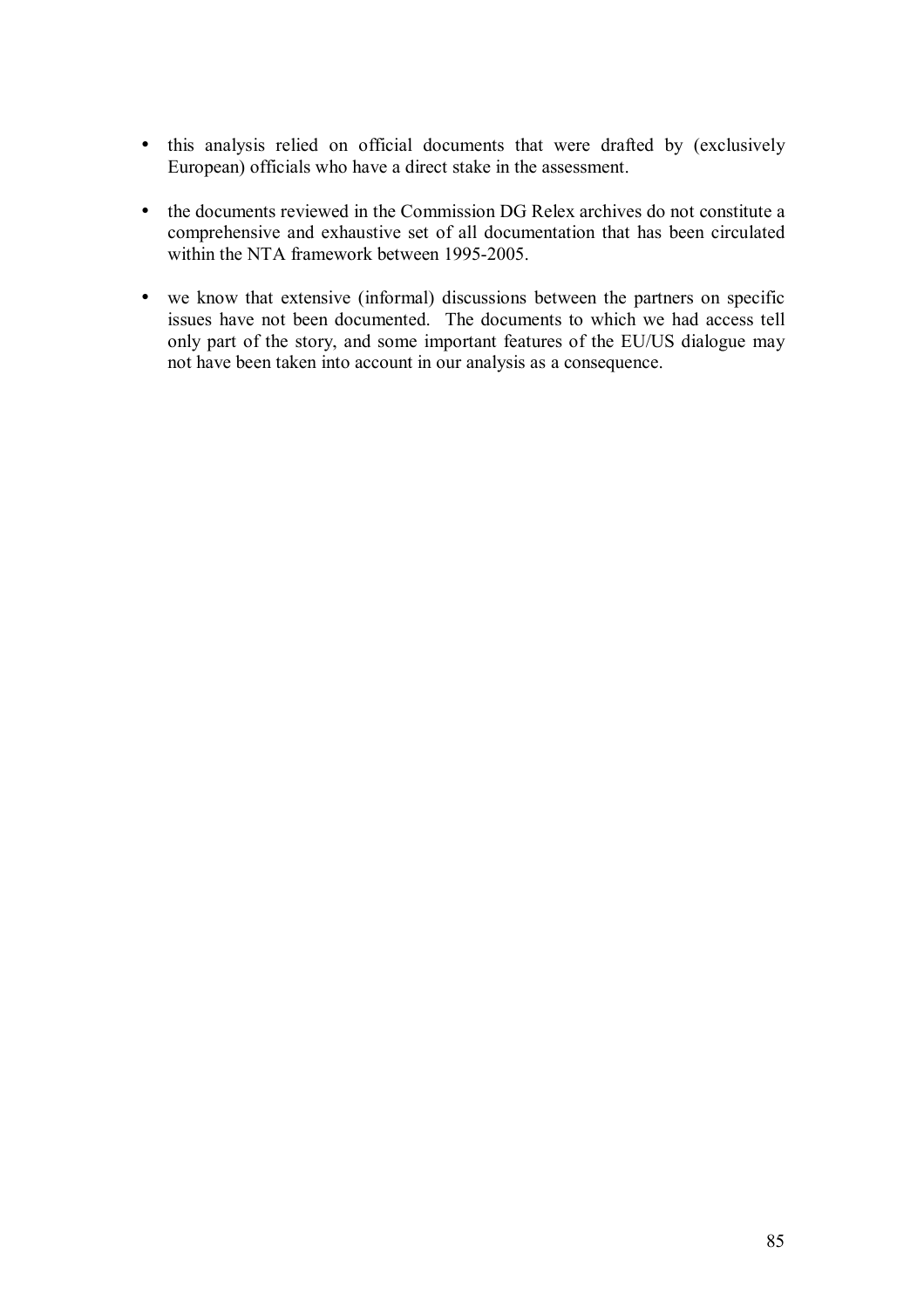- this analysis relied on official documents that were drafted by (exclusively European) officials who have a direct stake in the assessment.

- the documents reviewed in the Commission DG Relex archives do not constitute a comprehensive and exhaustive set of all documentation that has been circulated within the NTA framework between 1995-2005.

- we know that extensive (informal) discussions between the partners on specific issues have not been documented. The documents to which we had access tell only part of the story, and some important features of the EU/US dialogue may not have been taken into account in our analysis as a consequence.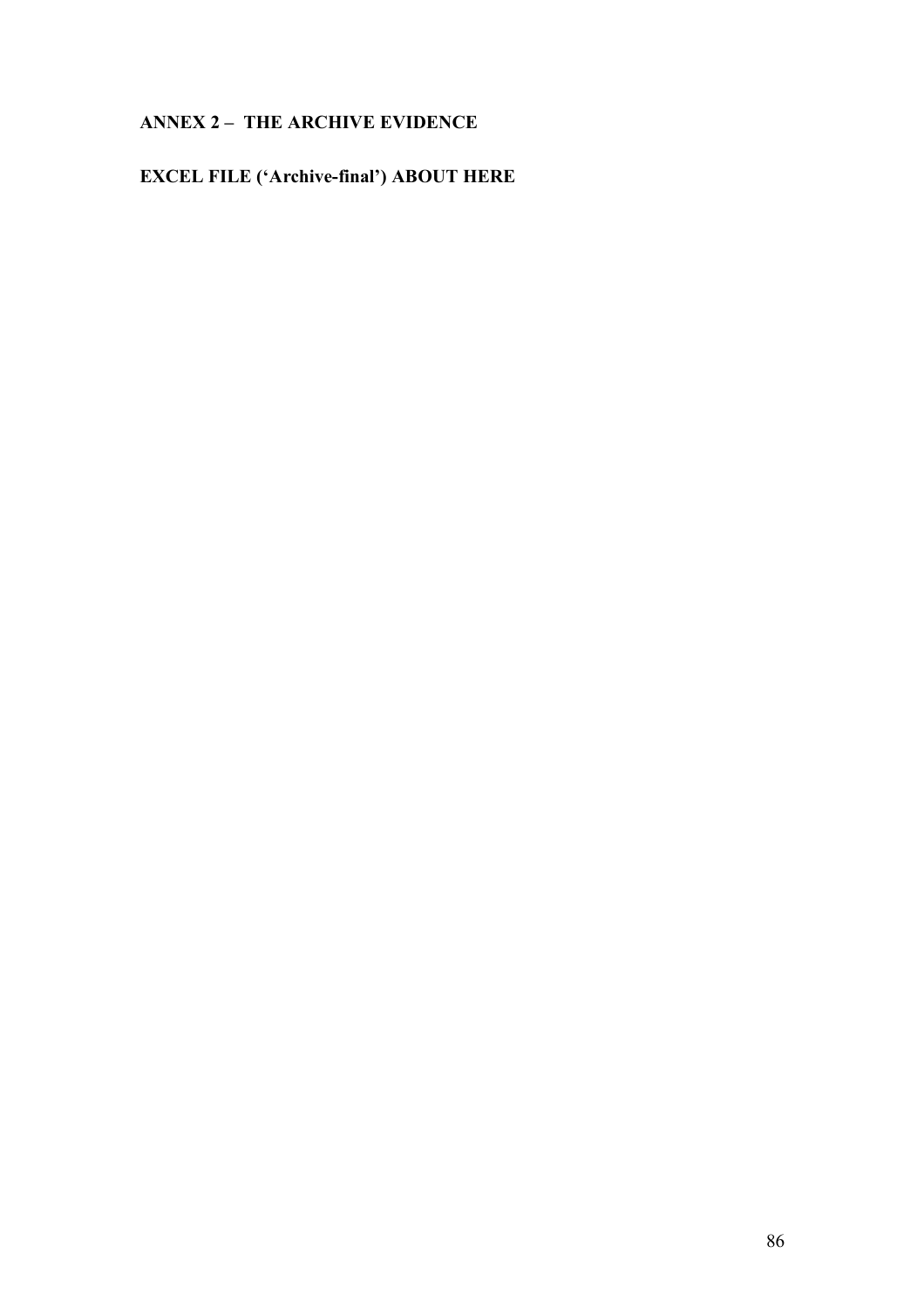## ANNEX 2 – THE ARCHIVE EVIDENCE

**EXCEL FILE ('Archive-final') ABOUT HERE**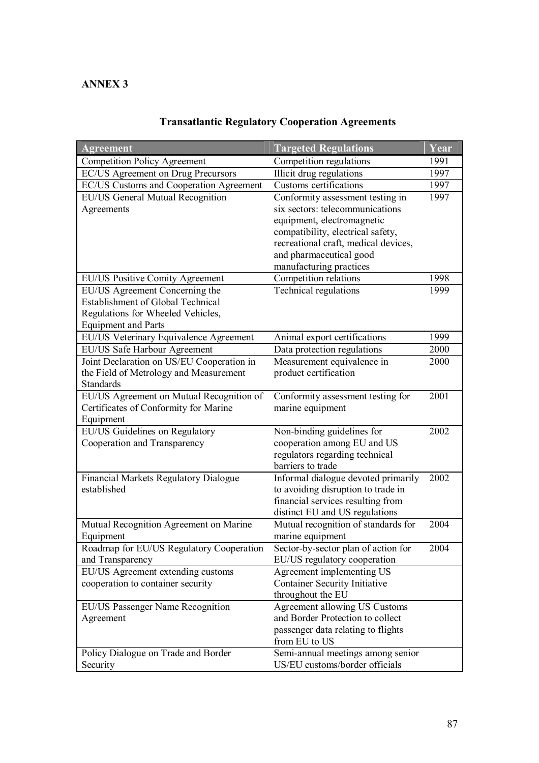**ANNEX 3**

## Transatlantic Regulatory Cooperation Agreements

| Agreement | Targeted Regulations | Year |
|---|---|---|
| Competition Policy Agreement | Competition regulations | 1991 |
| EC/US Agreement on Drug Precursors | Illicit drug regulations | 1997 |
| EC/US Customs and Cooperation Agreement | Customs certifications | 1997 |
| EU/US General Mutual Recognition Agreements | Conformity assessment testing in six sectors: telecommunications equipment, electromagnetic compatibility, electrical safety, recreational craft, medical devices, and pharmaceutical good manufacturing practices | 1997 |
| EU/US Positive Comity Agreement | Competition relations | 1998 |
| EU/US Agreement Concerning the Establishment of Global Technical Regulations for Wheeled Vehicles, Equipment and Parts | Technical regulations | 1999 |
| EU/US Veterinary Equivalence Agreement | Animal export certifications | 1999 |
| EU/US Safe Harbour Agreement | Data protection regulations | 2000 |
| Joint Declaration on US/EU Cooperation in the Field of Metrology and Measurement Standards | Measurement equivalence in product certification | 2000 |
| EU/US Agreement on Mutual Recognition of Certificates of Conformity for Marine Equipment | Conformity assessment testing for marine equipment | 2001 |
| EU/US Guidelines on Regulatory Cooperation and Transparency | Non-binding guidelines for cooperation among EU and US regulators regarding technical barriers to trade | 2002 |
| Financial Markets Regulatory Dialogue established | Informal dialogue devoted primarily to avoiding disruption to trade in financial services resulting from distinct EU and US regulations | 2002 |
| Mutual Recognition Agreement on Marine Equipment | Mutual recognition of standards for marine equipment | 2004 |
| Roadmap for EU/US Regulatory Cooperation and Transparency | Sector-by-sector plan of action for EU/US regulatory cooperation | 2004 |
| EU/US Agreement extending customs cooperation to container security | Agreement implementing US Container Security Initiative throughout the EU | |
| EU/US Passenger Name Recognition Agreement | Agreement allowing US Customs and Border Protection to collect passenger data relating to flights from EU to US | |
| Policy Dialogue on Trade and Border Security | Semi-annual meetings among senior US/EU customs/border officials | |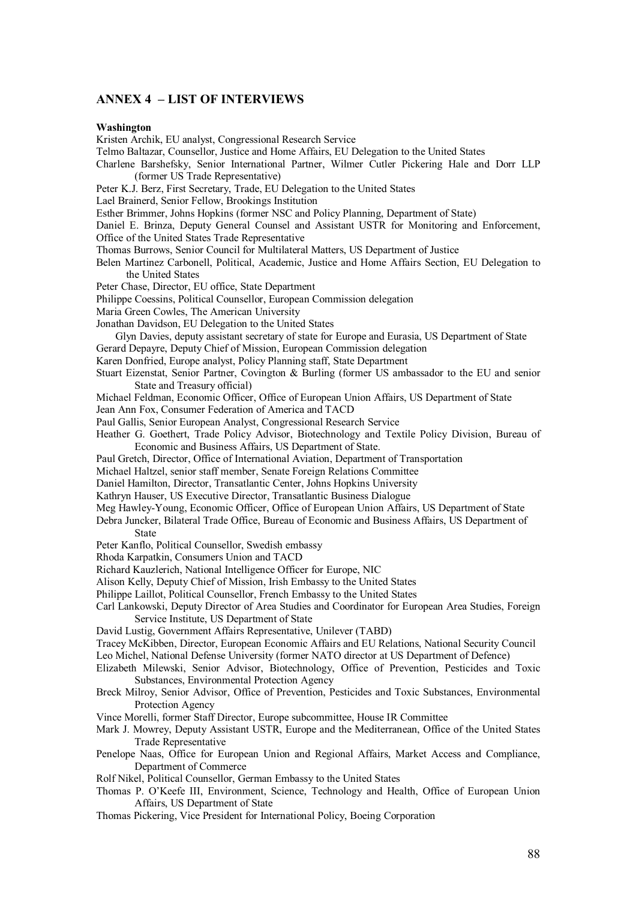## ANNEX 4 – LIST OF INTERVIEWS

**Washington**

Kristen Archik, EU analyst, Congressional Research Service

Telmo Baltazar, Counsellor, Justice and Home Affairs, EU Delegation to the United States

Charlene Barshefsky, Senior International Partner, Wilmer Cutler Pickering Hale and Dorr LLP (former US Trade Representative)

Peter K.J. Berz, First Secretary, Trade, EU Delegation to the United States

Lael Brainerd, Senior Fellow, Brookings Institution

Esther Brimmer, Johns Hopkins (former NSC and Policy Planning, Department of State)

Daniel E. Brinza, Deputy General Counsel and Assistant USTR for Monitoring and Enforcement, Office of the United States Trade Representative

Thomas Burrows, Senior Council for Multilateral Matters, US Department of Justice

Belen Martinez Carbonell, Political, Academic, Justice and Home Affairs Section, EU Delegation to the United States

Peter Chase, Director, EU office, State Department

Philippe Coessins, Political Counsellor, European Commission delegation

Maria Green Cowles, The American University

Jonathan Davidson, EU Delegation to the United States

Glyn Davies, deputy assistant secretary of state for Europe and Eurasia, US Department of State

Gerard Depayre, Deputy Chief of Mission, European Commission delegation

Karen Donfried, Europe analyst, Policy Planning staff, State Department

Stuart Eizenstat, Senior Partner, Covington & Burling (former US ambassador to the EU and senior State and Treasury official)

Michael Feldman, Economic Officer, Office of European Union Affairs, US Department of State

Jean Ann Fox, Consumer Federation of America and TACD

Paul Gallis, Senior European Analyst, Congressional Research Service

Heather G. Goethert, Trade Policy Advisor, Biotechnology and Textile Policy Division, Bureau of Economic and Business Affairs, US Department of State.

Paul Gretch, Director, Office of International Aviation, Department of Transportation

Michael Haltzel, senior staff member, Senate Foreign Relations Committee

Daniel Hamilton, Director, Transatlantic Center, Johns Hopkins University

Kathryn Hauser, US Executive Director, Transatlantic Business Dialogue

Meg Hawley-Young, Economic Officer, Office of European Union Affairs, US Department of State

Debra Juncker, Bilateral Trade Office, Bureau of Economic and Business Affairs, US Department of State

Peter Kanflo, Political Counsellor, Swedish embassy

Rhoda Karpatkin, Consumers Union and TACD

Richard Kauzlerich, National Intelligence Officer for Europe, NIC

Alison Kelly, Deputy Chief of Mission, Irish Embassy to the United States

Philippe Laillot, Political Counsellor, French Embassy to the United States

Carl Lankowski, Deputy Director of Area Studies and Coordinator for European Area Studies, Foreign Service Institute, US Department of State

David Lustig, Government Affairs Representative, Unilever (TABD)

Tracey McKibben, Director, European Economic Affairs and EU Relations, National Security Council

Leo Michel, National Defense University (former NATO director at US Department of Defence)

Elizabeth Milewski, Senior Advisor, Biotechnology, Office of Prevention, Pesticides and Toxic Substances, Environmental Protection Agency

Breck Milroy, Senior Advisor, Office of Prevention, Pesticides and Toxic Substances, Environmental Protection Agency

Vince Morelli, former Staff Director, Europe subcommittee, House IR Committee

Mark J. Mowrey, Deputy Assistant USTR, Europe and the Mediterranean, Office of the United States Trade Representative

Penelope Naas, Office for European Union and Regional Affairs, Market Access and Compliance, Department of Commerce

Rolf Nikel, Political Counsellor, German Embassy to the United States

Thomas P. O'Keefe III, Environment, Science, Technology and Health, Office of European Union Affairs, US Department of State

Thomas Pickering, Vice President for International Policy, Boeing Corporation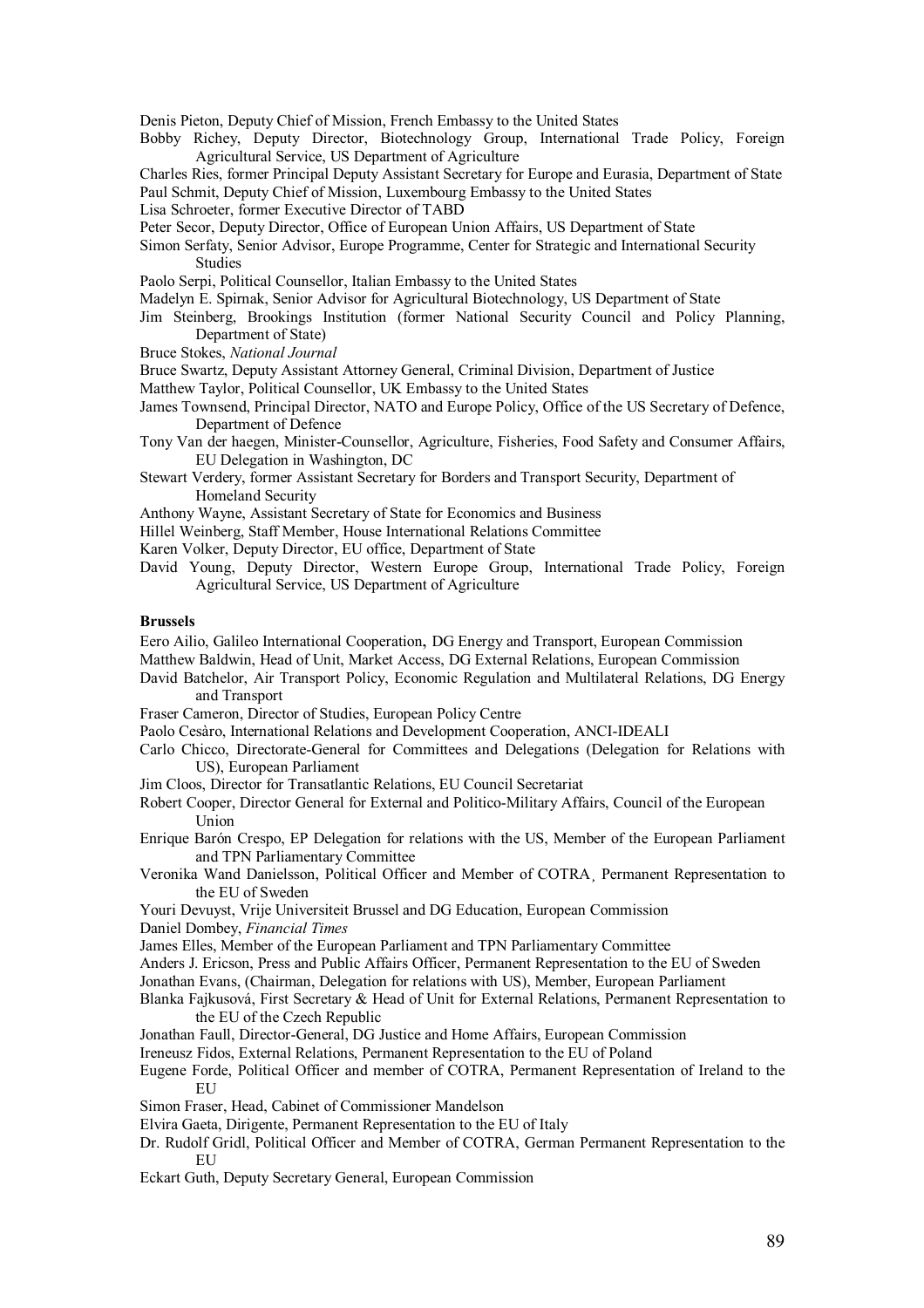Denis Pieton, Deputy Chief of Mission, French Embassy to the United States

Bobby Richey, Deputy Director, Biotechnology Group, International Trade Policy, Foreign Agricultural Service, US Department of Agriculture

Charles Ries, former Principal Deputy Assistant Secretary for Europe and Eurasia, Department of State

Paul Schmit, Deputy Chief of Mission, Luxembourg Embassy to the United States

Lisa Schroeter, former Executive Director of TABD

Peter Secor, Deputy Director, Office of European Union Affairs, US Department of State

Simon Serfaty, Senior Advisor, Europe Programme, Center for Strategic and International Security Studies

Paolo Serpi, Political Counsellor, Italian Embassy to the United States

Madelyn E. Spirnak, Senior Advisor for Agricultural Biotechnology, US Department of State

Jim Steinberg, Brookings Institution (former National Security Council and Policy Planning, Department of State)

Bruce Stokes, *National Journal*

Bruce Swartz, Deputy Assistant Attorney General, Criminal Division, Department of Justice

Matthew Taylor, Political Counsellor, UK Embassy to the United States

James Townsend, Principal Director, NATO and Europe Policy, Office of the US Secretary of Defence, Department of Defence

Tony Van der haegen, Minister-Counsellor, Agriculture, Fisheries, Food Safety and Consumer Affairs, EU Delegation in Washington, DC

Stewart Verdery, former Assistant Secretary for Borders and Transport Security, Department of Homeland Security

Anthony Wayne, Assistant Secretary of State for Economics and Business

Hillel Weinberg, Staff Member, House International Relations Committee

Karen Volker, Deputy Director, EU office, Department of State

David Young, Deputy Director, Western Europe Group, International Trade Policy, Foreign Agricultural Service, US Department of Agriculture

**Brussels**

Eero Ailio, Galileo International Cooperation, DG Energy and Transport, European Commission

Matthew Baldwin, Head of Unit, Market Access, DG External Relations, European Commission

David Batchelor, Air Transport Policy, Economic Regulation and Multilateral Relations, DG Energy and Transport

Fraser Cameron, Director of Studies, European Policy Centre

Paolo Cesàro, International Relations and Development Cooperation, ANCI-IDEALI

Carlo Chicco, Directorate-General for Committees and Delegations (Delegation for Relations with US), European Parliament

Jim Cloos, Director for Transatlantic Relations, EU Council Secretariat

Robert Cooper, Director General for External and Politico-Military Affairs, Council of the European Union

Enrique Barón Crespo, EP Delegation for relations with the US, Member of the European Parliament and TPN Parliamentary Committee

Veronika Wand Danielsson, Political Officer and Member of COTRA¸ Permanent Representation to the EU of Sweden

Youri Devuyst, Vrije Universiteit Brussel and DG Education, European Commission

Daniel Dombey, *Financial Times*

James Elles, Member of the European Parliament and TPN Parliamentary Committee

Anders J. Ericson, Press and Public Affairs Officer, Permanent Representation to the EU of Sweden

Jonathan Evans, (Chairman, Delegation for relations with US), Member, European Parliament

Blanka Fajkusová, First Secretary & Head of Unit for External Relations, Permanent Representation to the EU of the Czech Republic

Jonathan Faull, Director-General, DG Justice and Home Affairs, European Commission

Ireneusz Fidos, External Relations, Permanent Representation to the EU of Poland

Eugene Forde, Political Officer and member of COTRA, Permanent Representation of Ireland to the EU

Simon Fraser, Head, Cabinet of Commissioner Mandelson

Elvira Gaeta, Dirigente, Permanent Representation to the EU of Italy

Dr. Rudolf Gridl, Political Officer and Member of COTRA, German Permanent Representation to the EU

Eckart Guth, Deputy Secretary General, European Commission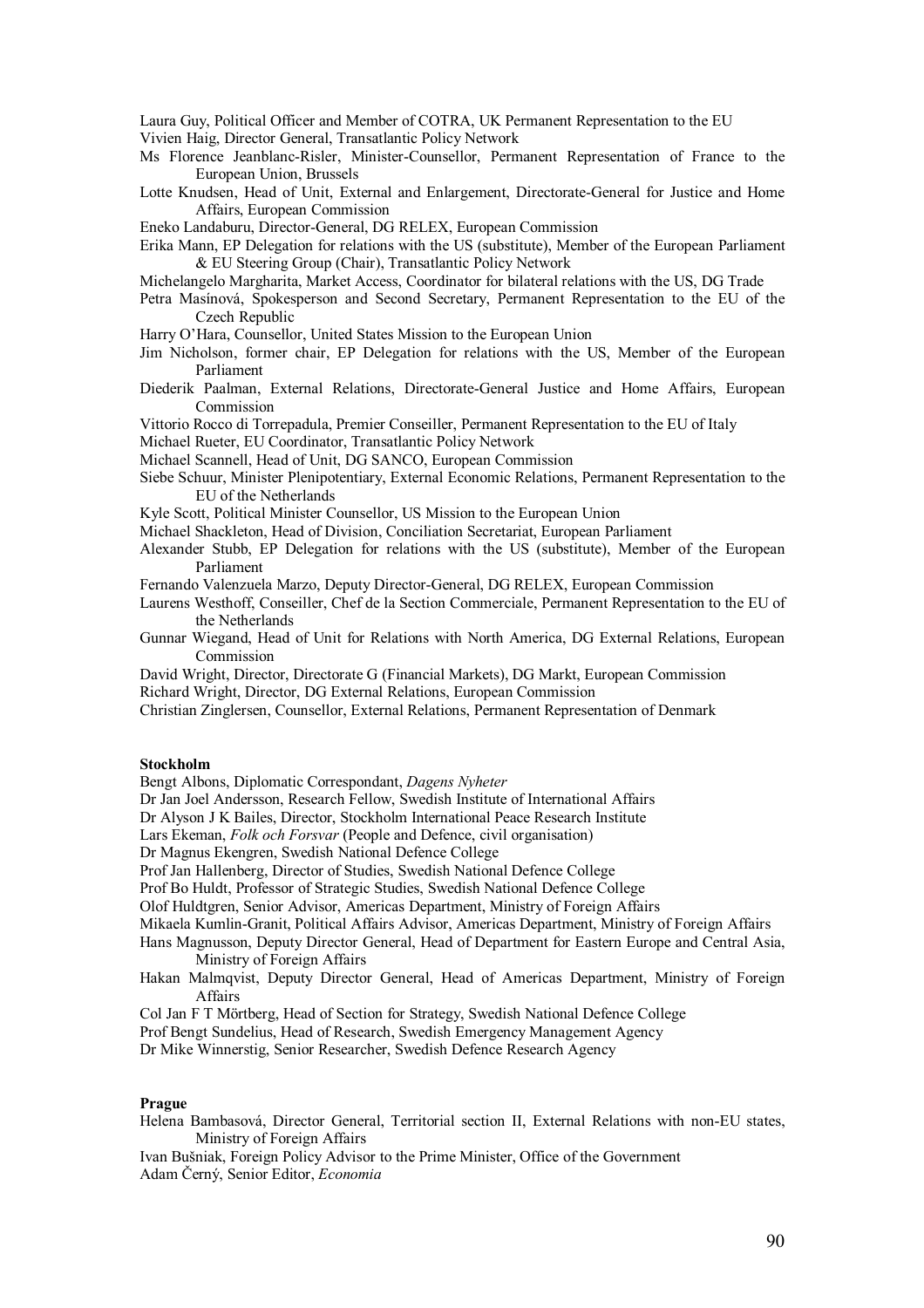Laura Guy, Political Officer and Member of COTRA, UK Permanent Representation to the EU

Vivien Haig, Director General, Transatlantic Policy Network

Ms Florence Jeanblanc-Risler, Minister-Counsellor, Permanent Representation of France to the European Union, Brussels

Lotte Knudsen, Head of Unit, External and Enlargement, Directorate-General for Justice and Home Affairs, European Commission

Eneko Landaburu, Director-General, DG RELEX, European Commission

Erika Mann, EP Delegation for relations with the US (substitute), Member of the European Parliament & EU Steering Group (Chair), Transatlantic Policy Network

Michelangelo Margharita, Market Access, Coordinator for bilateral relations with the US, DG Trade

Petra Masínová, Spokesperson and Second Secretary, Permanent Representation to the EU of the Czech Republic

Harry O'Hara, Counsellor, United States Mission to the European Union

Jim Nicholson, former chair, EP Delegation for relations with the US, Member of the European Parliament

Diederik Paalman, External Relations, Directorate-General Justice and Home Affairs, European Commission

Vittorio Rocco di Torrepadula, Premier Conseiller, Permanent Representation to the EU of Italy

Michael Rueter, EU Coordinator, Transatlantic Policy Network

Michael Scannell, Head of Unit, DG SANCO, European Commission

Siebe Schuur, Minister Plenipotentiary, External Economic Relations, Permanent Representation to the EU of the Netherlands

Kyle Scott, Political Minister Counsellor, US Mission to the European Union

Michael Shackleton, Head of Division, Conciliation Secretariat, European Parliament

Alexander Stubb, EP Delegation for relations with the US (substitute), Member of the European Parliament

Fernando Valenzuela Marzo, Deputy Director-General, DG RELEX, European Commission

Laurens Westhoff, Conseiller, Chef de la Section Commerciale, Permanent Representation to the EU of the Netherlands

Gunnar Wiegand, Head of Unit for Relations with North America, DG External Relations, European Commission

David Wright, Director, Directorate G (Financial Markets), DG Markt, European Commission

Richard Wright, Director, DG External Relations, European Commission

Christian Zinglersen, Counsellor, External Relations, Permanent Representation of Denmark

**Stockholm**

Bengt Albons, Diplomatic Correspondant, *Dagens Nyheter*

Dr Jan Joel Andersson, Research Fellow, Swedish Institute of International Affairs

Dr Alyson J K Bailes, Director, Stockholm International Peace Research Institute

Lars Ekeman, *Folk och Forsvar* (People and Defence, civil organisation)

Dr Magnus Ekengren, Swedish National Defence College

Prof Jan Hallenberg, Director of Studies, Swedish National Defence College

Prof Bo Huldt, Professor of Strategic Studies, Swedish National Defence College

Olof Huldtgren, Senior Advisor, Americas Department, Ministry of Foreign Affairs

Mikaela Kumlin-Granit, Political Affairs Advisor, Americas Department, Ministry of Foreign Affairs

Hans Magnusson, Deputy Director General, Head of Department for Eastern Europe and Central Asia, Ministry of Foreign Affairs

Hakan Malmqvist, Deputy Director General, Head of Americas Department, Ministry of Foreign Affairs

Col Jan F T Mörtberg, Head of Section for Strategy, Swedish National Defence College

Prof Bengt Sundelius, Head of Research, Swedish Emergency Management Agency

Dr Mike Winnerstig, Senior Researcher, Swedish Defence Research Agency

**Prague**

Helena Bambasová, Director General, Territorial section II, External Relations with non-EU states, Ministry of Foreign Affairs

Ivan Bušniak, Foreign Policy Advisor to the Prime Minister, Office of the Government

Adam Černý, Senior Editor, *Economia*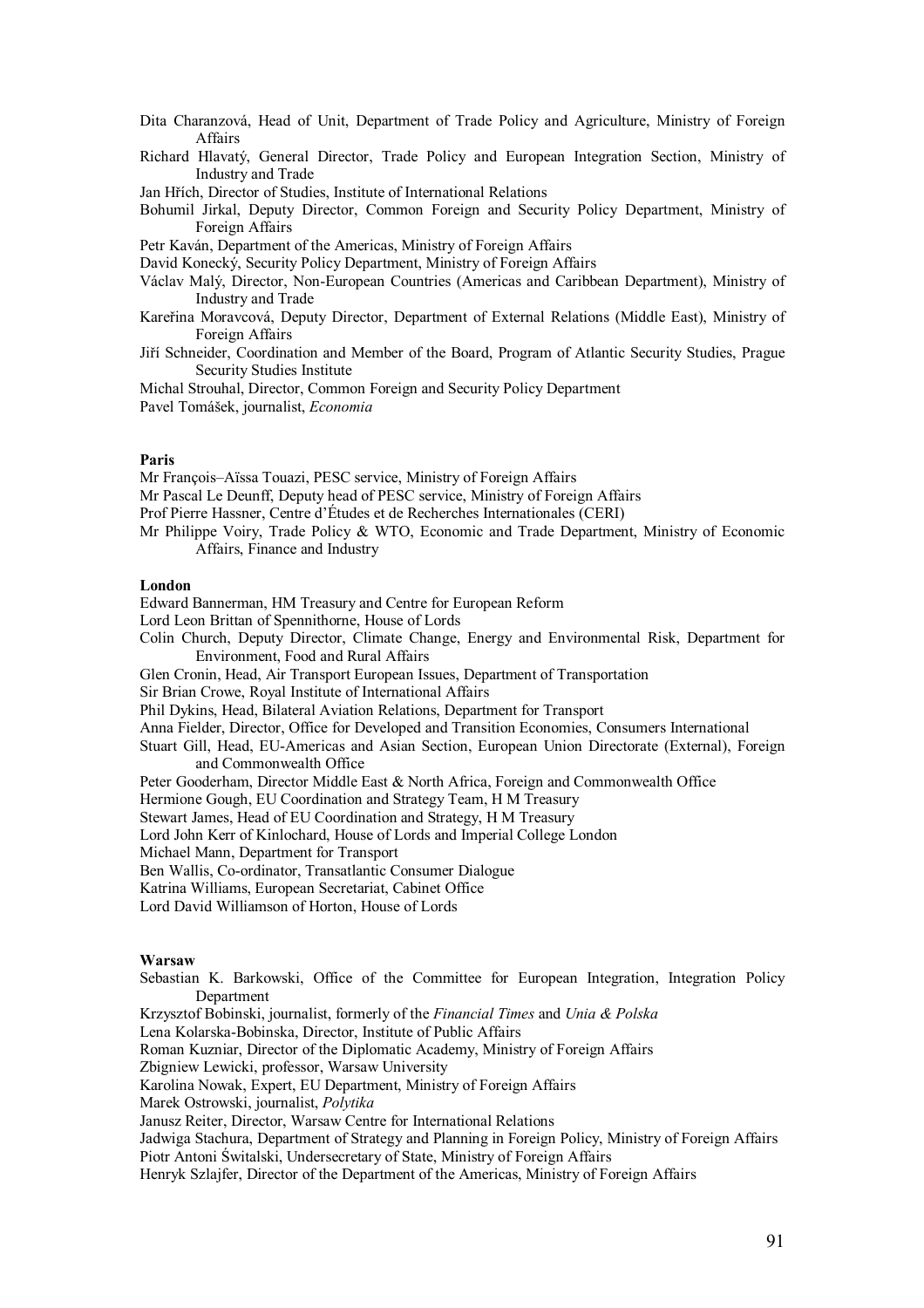Dita Charanzová, Head of Unit, Department of Trade Policy and Agriculture, Ministry of Foreign Affairs

Richard Hlavatý, General Director, Trade Policy and European Integration Section, Ministry of Industry and Trade

Jan Hřích, Director of Studies, Institute of International Relations

Bohumil Jirkal, Deputy Director, Common Foreign and Security Policy Department, Ministry of Foreign Affairs

Petr Kaván, Department of the Americas, Ministry of Foreign Affairs

David Konecký, Security Policy Department, Ministry of Foreign Affairs

Václav Malý, Director, Non-European Countries (Americas and Caribbean Department), Ministry of Industry and Trade

Kareřina Moravcová, Deputy Director, Department of External Relations (Middle East), Ministry of Foreign Affairs

Jiří Schneider, Coordination and Member of the Board, Program of Atlantic Security Studies, Prague Security Studies Institute

Michal Strouhal, Director, Common Foreign and Security Policy Department

Pavel Tomášek, journalist, *Economia*

**Paris**

Mr François–Aïssa Touazi, PESC service, Ministry of Foreign Affairs

Mr Pascal Le Deunff, Deputy head of PESC service, Ministry of Foreign Affairs

Prof Pierre Hassner, Centre d'Études et de Recherches Internationales (CERI)

Mr Philippe Voiry, Trade Policy & WTO, Economic and Trade Department, Ministry of Economic Affairs, Finance and Industry

**London**

Edward Bannerman, HM Treasury and Centre for European Reform

Lord Leon Brittan of Spennithorne, House of Lords

Colin Church, Deputy Director, Climate Change, Energy and Environmental Risk, Department for Environment, Food and Rural Affairs

Glen Cronin, Head, Air Transport European Issues, Department of Transportation

Sir Brian Crowe, Royal Institute of International Affairs

Phil Dykins, Head, Bilateral Aviation Relations, Department for Transport

Anna Fielder, Director, Office for Developed and Transition Economies, Consumers International

Stuart Gill, Head, EU-Americas and Asian Section, European Union Directorate (External), Foreign and Commonwealth Office

Peter Gooderham, Director Middle East & North Africa, Foreign and Commonwealth Office

Hermione Gough, EU Coordination and Strategy Team, H M Treasury

Stewart James, Head of EU Coordination and Strategy, H M Treasury

Lord John Kerr of Kinlochard, House of Lords and Imperial College London

Michael Mann, Department for Transport

Ben Wallis, Co-ordinator, Transatlantic Consumer Dialogue

Katrina Williams, European Secretariat, Cabinet Office

Lord David Williamson of Horton, House of Lords

**Warsaw**

Sebastian K. Barkowski, Office of the Committee for European Integration, Integration Policy Department

Krzysztof Bobinski, journalist, formerly of the *Financial Times* and *Unia & Polska*

Lena Kolarska-Bobinska, Director, Institute of Public Affairs

Roman Kuzniar, Director of the Diplomatic Academy, Ministry of Foreign Affairs

Zbigniew Lewicki, professor, Warsaw University

Karolina Nowak, Expert, EU Department, Ministry of Foreign Affairs

Marek Ostrowski, journalist, *Polytika*

Janusz Reiter, Director, Warsaw Centre for International Relations

Jadwiga Stachura, Department of Strategy and Planning in Foreign Policy, Ministry of Foreign Affairs

Piotr Antoni Świtalski, Undersecretary of State, Ministry of Foreign Affairs

Henryk Szlajfer, Director of the Department of the Americas, Ministry of Foreign Affairs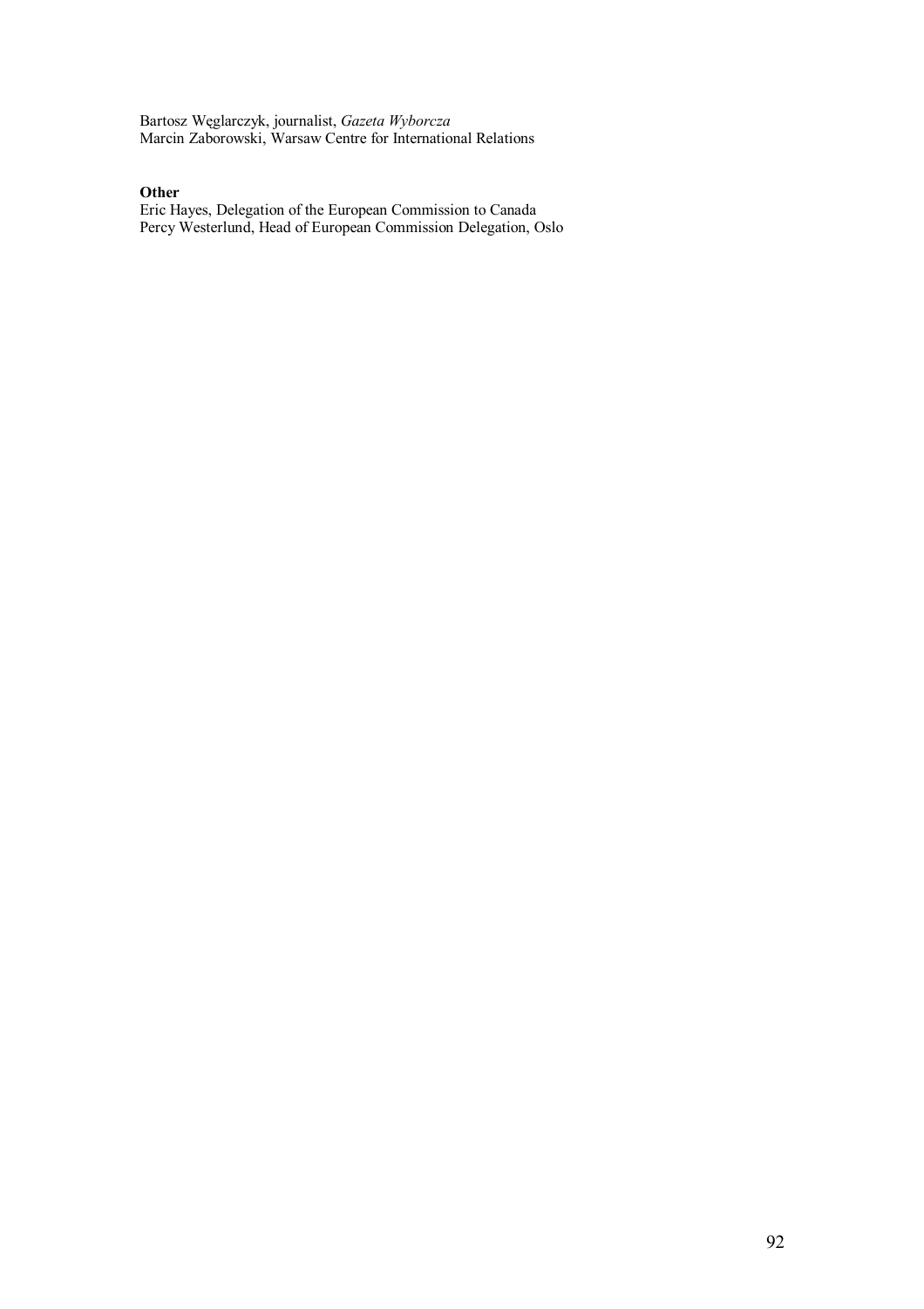Bartosz Węglarczyk, journalist, *Gazeta Wyborcza*
Marcin Zaborowski, Warsaw Centre for International Relations

**Other**
Eric Hayes, Delegation of the European Commission to Canada
Percy Westerlund, Head of European Commission Delegation, Oslo